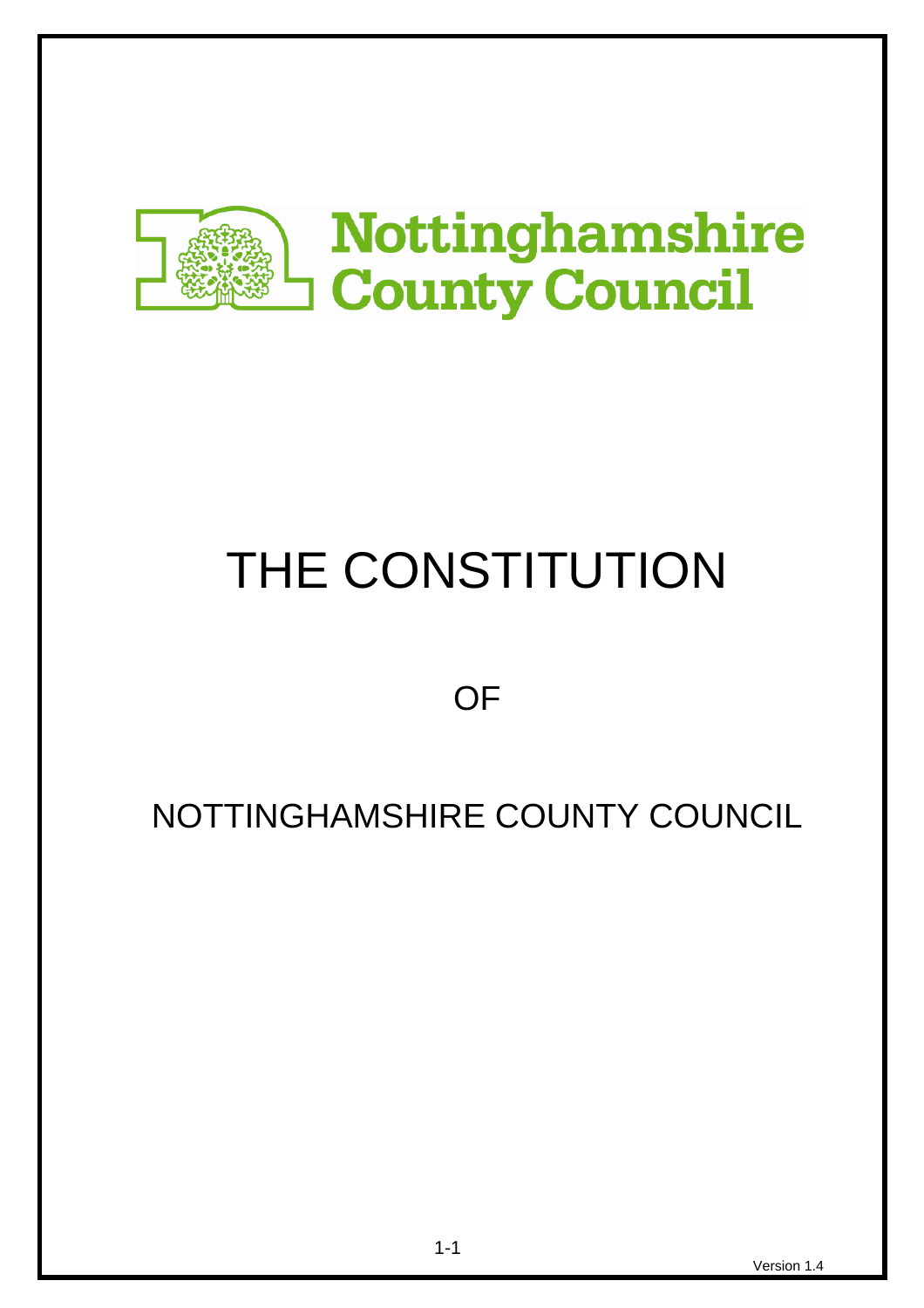Nottinghamshire County Council

# THE CONSTITUTION

OF

NOTTINGHAMSHIRE COUNTY COUNCIL

Version 1.4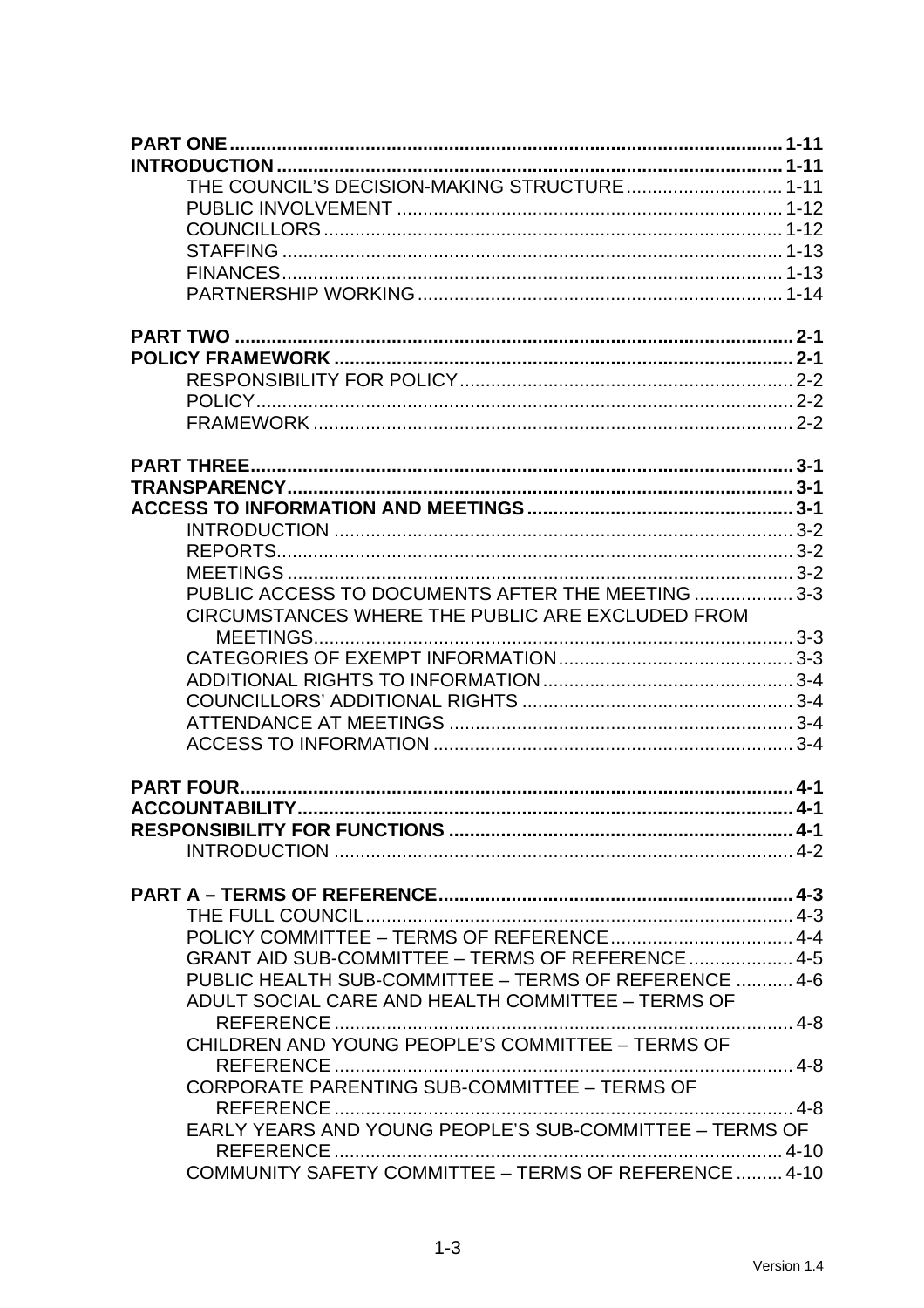**PART ONE** ......................................................................................................... **1-11**
**INTRODUCTION** ................................................................................................ **1-11**
- THE COUNCIL'S DECISION-MAKING STRUCTURE ............................. 1-11
- PUBLIC INVOLVEMENT ......................................................................... 1-12
- COUNCILLORS ....................................................................................... 1-12
- STAFFING ............................................................................................... 1-13
- FINANCES ............................................................................................... 1-13
- PARTNERSHIP WORKING ..................................................................... 1-14

**PART TWO** ........................................................................................................... **2-1**
**POLICY FRAMEWORK** ........................................................................................ **2-1**
- RESPONSIBILITY FOR POLICY ............................................................... 2-2
- POLICY ...................................................................................................... 2-2
- FRAMEWORK ........................................................................................... 2-2

**PART THREE** ......................................................................................................... **3-1**
**TRANSPARENCY** .................................................................................................. **3-1**
**ACCESS TO INFORMATION AND MEETINGS** .................................................... **3-1**
- INTRODUCTION ........................................................................................ 3-2
- REPORTS................................................................................................... 3-2
- MEETINGS ................................................................................................. 3-2
- PUBLIC ACCESS TO DOCUMENTS AFTER THE MEETING ................... 3-3
- CIRCUMSTANCES WHERE THE PUBLIC ARE EXCLUDED FROM MEETINGS........................................................................................... 3-3
- CATEGORIES OF EXEMPT INFORMATION ............................................. 3-3
- ADDITIONAL RIGHTS TO INFORMATION ................................................ 3-4
- COUNCILLORS' ADDITIONAL RIGHTS .................................................... 3-4
- ATTENDANCE AT MEETINGS .................................................................. 3-4
- ACCESS TO INFORMATION ..................................................................... 3-4

**PART FOUR** ........................................................................................................... **4-1**
**ACCOUNTABILITY** ................................................................................................ **4-1**
**RESPONSIBILITY FOR FUNCTIONS** .................................................................... **4-1**
- INTRODUCTION ........................................................................................ 4-2

**PART A – TERMS OF REFERENCE** ....................................................................... **4-3**
- THE FULL COUNCIL .................................................................................. 4-3
- POLICY COMMITTEE – TERMS OF REFERENCE ................................... 4-4
- GRANT AID SUB-COMMITTEE – TERMS OF REFERENCE .................... 4-5
- PUBLIC HEALTH SUB-COMMITTEE – TERMS OF REFERENCE ........... 4-6
- ADULT SOCIAL CARE AND HEALTH COMMITTEE – TERMS OF REFERENCE ........................................................................................ 4-8
- CHILDREN AND YOUNG PEOPLE'S COMMITTEE – TERMS OF REFERENCE ........................................................................................ 4-8
- CORPORATE PARENTING SUB-COMMITTEE – TERMS OF REFERENCE ........................................................................................ 4-8
- EARLY YEARS AND YOUNG PEOPLE'S SUB-COMMITTEE – TERMS OF REFERENCE ...................................................................................... 4-10
- COMMUNITY SAFETY COMMITTEE – TERMS OF REFERENCE ......... 4-10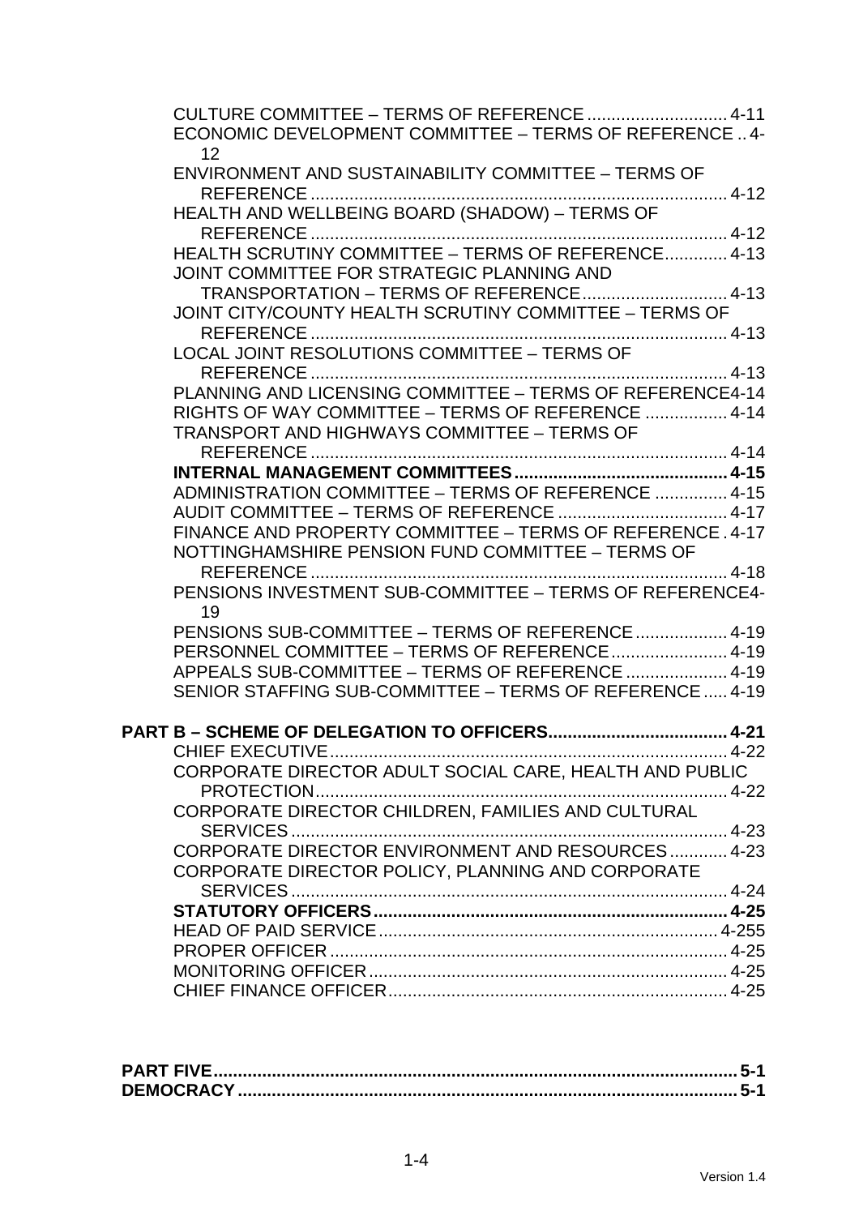CULTURE COMMITTEE – TERMS OF REFERENCE ............................ 4-11
ECONOMIC DEVELOPMENT COMMITTEE – TERMS OF REFERENCE .. 4-12
ENVIRONMENT AND SUSTAINABILITY COMMITTEE – TERMS OF REFERENCE ..................................................................................... 4-12
HEALTH AND WELLBEING BOARD (SHADOW) – TERMS OF REFERENCE ..................................................................................... 4-12
HEALTH SCRUTINY COMMITTEE – TERMS OF REFERENCE............ 4-13
JOINT COMMITTEE FOR STRATEGIC PLANNING AND TRANSPORTATION – TERMS OF REFERENCE............................. 4-13
JOINT CITY/COUNTY HEALTH SCRUTINY COMMITTEE – TERMS OF REFERENCE ..................................................................................... 4-13
LOCAL JOINT RESOLUTIONS COMMITTEE – TERMS OF REFERENCE ..................................................................................... 4-13
PLANNING AND LICENSING COMMITTEE – TERMS OF REFERENCE4-14
RIGHTS OF WAY COMMITTEE – TERMS OF REFERENCE ................ 4-14
TRANSPORT AND HIGHWAYS COMMITTEE – TERMS OF REFERENCE ..................................................................................... 4-14
**INTERNAL MANAGEMENT COMMITTEES............................................ 4-15**
ADMINISTRATION COMMITTEE – TERMS OF REFERENCE ............... 4-15
AUDIT COMMITTEE – TERMS OF REFERENCE ................................... 4-17
FINANCE AND PROPERTY COMMITTEE – TERMS OF REFERENCE . 4-17
NOTTINGHAMSHIRE PENSION FUND COMMITTEE – TERMS OF REFERENCE ..................................................................................... 4-18
PENSIONS INVESTMENT SUB-COMMITTEE – TERMS OF REFERENCE4-19
PENSIONS SUB-COMMITTEE – TERMS OF REFERENCE................... 4-19
PERSONNEL COMMITTEE – TERMS OF REFERENCE........................ 4-19
APPEALS SUB-COMMITTEE – TERMS OF REFERENCE ..................... 4-19
SENIOR STAFFING SUB-COMMITTEE – TERMS OF REFERENCE ..... 4-19

**PART B – SCHEME OF DELEGATION TO OFFICERS..................................... 4-21**
CHIEF EXECUTIVE.................................................................................. 4-22
CORPORATE DIRECTOR ADULT SOCIAL CARE, HEALTH AND PUBLIC PROTECTION..................................................................................... 4-22
CORPORATE DIRECTOR CHILDREN, FAMILIES AND CULTURAL SERVICES .......................................................................................... 4-23
CORPORATE DIRECTOR ENVIRONMENT AND RESOURCES............ 4-23
CORPORATE DIRECTOR POLICY, PLANNING AND CORPORATE SERVICES .......................................................................................... 4-24
**STATUTORY OFFICERS......................................................................... 4-25**
HEAD OF PAID SERVICE...................................................................... 4-255
PROPER OFFICER .................................................................................. 4-25
MONITORING OFFICER.......................................................................... 4-25
CHIEF FINANCE OFFICER...................................................................... 4-25

**PART FIVE............................................................................................................ 5-1**
**DEMOCRACY...................................................................................................... 5-1**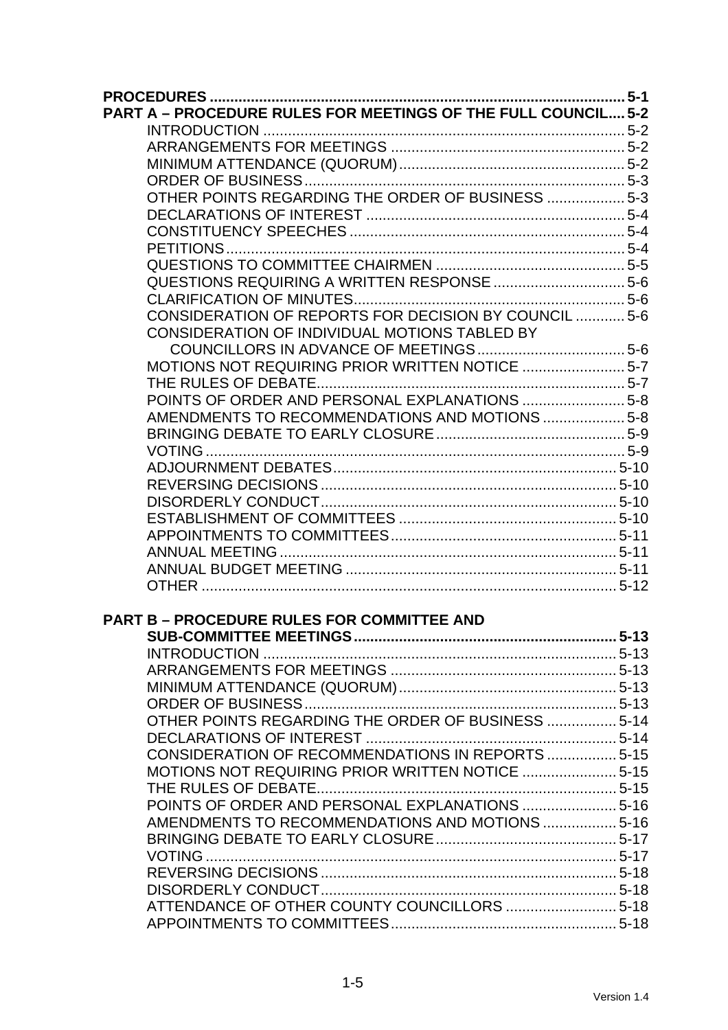**PROCEDURES** .................................................................................................... **5-1**

**PART A – PROCEDURE RULES FOR MEETINGS OF THE FULL COUNCIL.... 5-2**

- INTRODUCTION ........................................................................................ 5-2
- ARRANGEMENTS FOR MEETINGS ......................................................... 5-2
- MINIMUM ATTENDANCE (QUORUM)....................................................... 5-2
- ORDER OF BUSINESS.............................................................................. 5-3
- OTHER POINTS REGARDING THE ORDER OF BUSINESS ................... 5-3
- DECLARATIONS OF INTEREST ............................................................... 5-4
- CONSTITUENCY SPEECHES .................................................................. 5-4
- PETITIONS................................................................................................. 5-4
- QUESTIONS TO COMMITTEE CHAIRMEN .............................................. 5-5
- QUESTIONS REQUIRING A WRITTEN RESPONSE ................................ 5-6
- CLARIFICATION OF MINUTES.................................................................. 5-6
- CONSIDERATION OF REPORTS FOR DECISION BY COUNCIL ............ 5-6
- CONSIDERATION OF INDIVIDUAL MOTIONS TABLED BY COUNCILLORS IN ADVANCE OF MEETINGS .................................... 5-6
- MOTIONS NOT REQUIRING PRIOR WRITTEN NOTICE ......................... 5-7
- THE RULES OF DEBATE........................................................................... 5-7
- POINTS OF ORDER AND PERSONAL EXPLANATIONS ......................... 5-8
- AMENDMENTS TO RECOMMENDATIONS AND MOTIONS .................... 5-8
- BRINGING DEBATE TO EARLY CLOSURE............................................. 5-9
- VOTING ...................................................................................................... 5-9
- ADJOURNMENT DEBATES..................................................................... 5-10
- REVERSING DECISIONS ........................................................................ 5-10
- DISORDERLY CONDUCT........................................................................ 5-10
- ESTABLISHMENT OF COMMITTEES ..................................................... 5-10
- APPOINTMENTS TO COMMITTEES....................................................... 5-11
- ANNUAL MEETING .................................................................................. 5-11
- ANNUAL BUDGET MEETING .................................................................. 5-11
- OTHER ..................................................................................................... 5-12

**PART B – PROCEDURE RULES FOR COMMITTEE AND SUB-COMMITTEE MEETINGS................................................................ 5-13**

- INTRODUCTION ...................................................................................... 5-13
- ARRANGEMENTS FOR MEETINGS ....................................................... 5-13
- MINIMUM ATTENDANCE (QUORUM)..................................................... 5-13
- ORDER OF BUSINESS............................................................................ 5-13
- OTHER POINTS REGARDING THE ORDER OF BUSINESS ................. 5-14
- DECLARATIONS OF INTEREST ............................................................. 5-14
- CONSIDERATION OF RECOMMENDATIONS IN REPORTS ................. 5-15
- MOTIONS NOT REQUIRING PRIOR WRITTEN NOTICE ....................... 5-15
- THE RULES OF DEBATE......................................................................... 5-15
- POINTS OF ORDER AND PERSONAL EXPLANATIONS ....................... 5-16
- AMENDMENTS TO RECOMMENDATIONS AND MOTIONS .................. 5-16
- BRINGING DEBATE TO EARLY CLOSURE............................................ 5-17
- VOTING .................................................................................................... 5-17
- REVERSING DECISIONS ........................................................................ 5-18
- DISORDERLY CONDUCT........................................................................ 5-18
- ATTENDANCE OF OTHER COUNTY COUNCILLORS ........................... 5-18
- APPOINTMENTS TO COMMITTEES....................................................... 5-18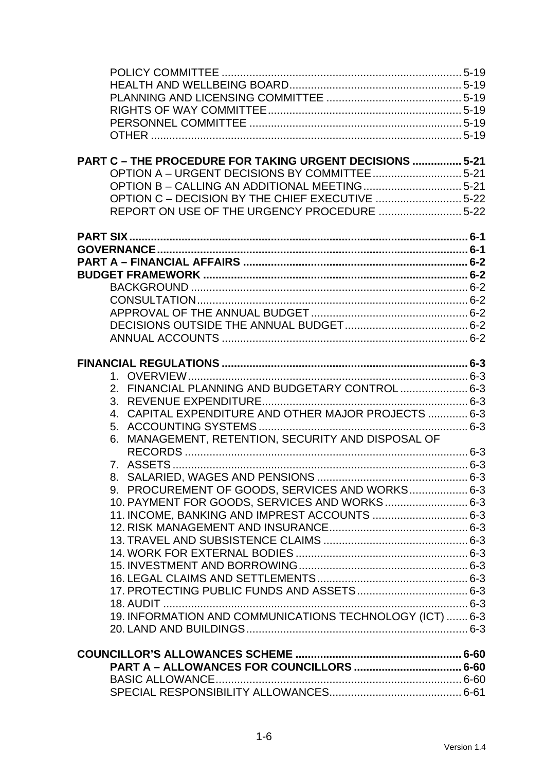POLICY COMMITTEE ............................................................................ 5-19
HEALTH AND WELLBEING BOARD....................................................... 5-19
PLANNING AND LICENSING COMMITTEE ........................................... 5-19
RIGHTS OF WAY COMMITTEE.............................................................. 5-19
PERSONNEL COMMITTEE .................................................................... 5-19
OTHER .................................................................................................... 5-19

**PART C – THE PROCEDURE FOR TAKING URGENT DECISIONS ................ 5-21**
OPTION A – URGENT DECISIONS BY COMMITTEE............................ 5-21
OPTION B – CALLING AN ADDITIONAL MEETING................................ 5-21
OPTION C – DECISION BY THE CHIEF EXECUTIVE ............................ 5-22
REPORT ON USE OF THE URGENCY PROCEDURE ........................... 5-22

**PART SIX............................................................................................................ 6-1**
**GOVERNANCE.................................................................................................... 6-1**
**PART A – FINANCIAL AFFAIRS ........................................................................ 6-2**
**BUDGET FRAMEWORK ...................................................................................... 6-2**
BACKGROUND ......................................................................................... 6-2
CONSULTATION........................................................................................ 6-2
APPROVAL OF THE ANNUAL BUDGET ................................................... 6-2
DECISIONS OUTSIDE THE ANNUAL BUDGET........................................ 6-2
ANNUAL ACCOUNTS ................................................................................ 6-2

**FINANCIAL REGULATIONS ................................................................................ 6-3**
1. OVERVIEW........................................................................................... 6-3
2. FINANCIAL PLANNING AND BUDGETARY CONTROL ...................... 6-3
3. REVENUE EXPENDITURE................................................................... 6-3
4. CAPITAL EXPENDITURE AND OTHER MAJOR PROJECTS ............. 6-3
5. ACCOUNTING SYSTEMS .................................................................... 6-3
6. MANAGEMENT, RETENTION, SECURITY AND DISPOSAL OF RECORDS ............................................................................................ 6-3
7. ASSETS ................................................................................................ 6-3
8. SALARIED, WAGES AND PENSIONS ................................................. 6-3
9. PROCUREMENT OF GOODS, SERVICES AND WORKS................... 6-3
10. PAYMENT FOR GOODS, SERVICES AND WORKS........................... 6-3
11. INCOME, BANKING AND IMPREST ACCOUNTS ............................... 6-3
12. RISK MANAGEMENT AND INSURANCE............................................. 6-3
13. TRAVEL AND SUBSISTENCE CLAIMS ............................................... 6-3
14. WORK FOR EXTERNAL BODIES ........................................................ 6-3
15. INVESTMENT AND BORROWING....................................................... 6-3
16. LEGAL CLAIMS AND SETTLEMENTS................................................. 6-3
17. PROTECTING PUBLIC FUNDS AND ASSETS.................................... 6-3
18. AUDIT .................................................................................................. 6-3
19. INFORMATION AND COMMUNICATIONS TECHNOLOGY (ICT) ....... 6-3
20. LAND AND BUILDINGS........................................................................ 6-3

**COUNCILLOR'S ALLOWANCES SCHEME ...................................................... 6-60**
**PART A – ALLOWANCES FOR COUNCILLORS ................................... 6-60**
BASIC ALLOWANCE................................................................................ 6-60
SPECIAL RESPONSIBILITY ALLOWANCES........................................... 6-61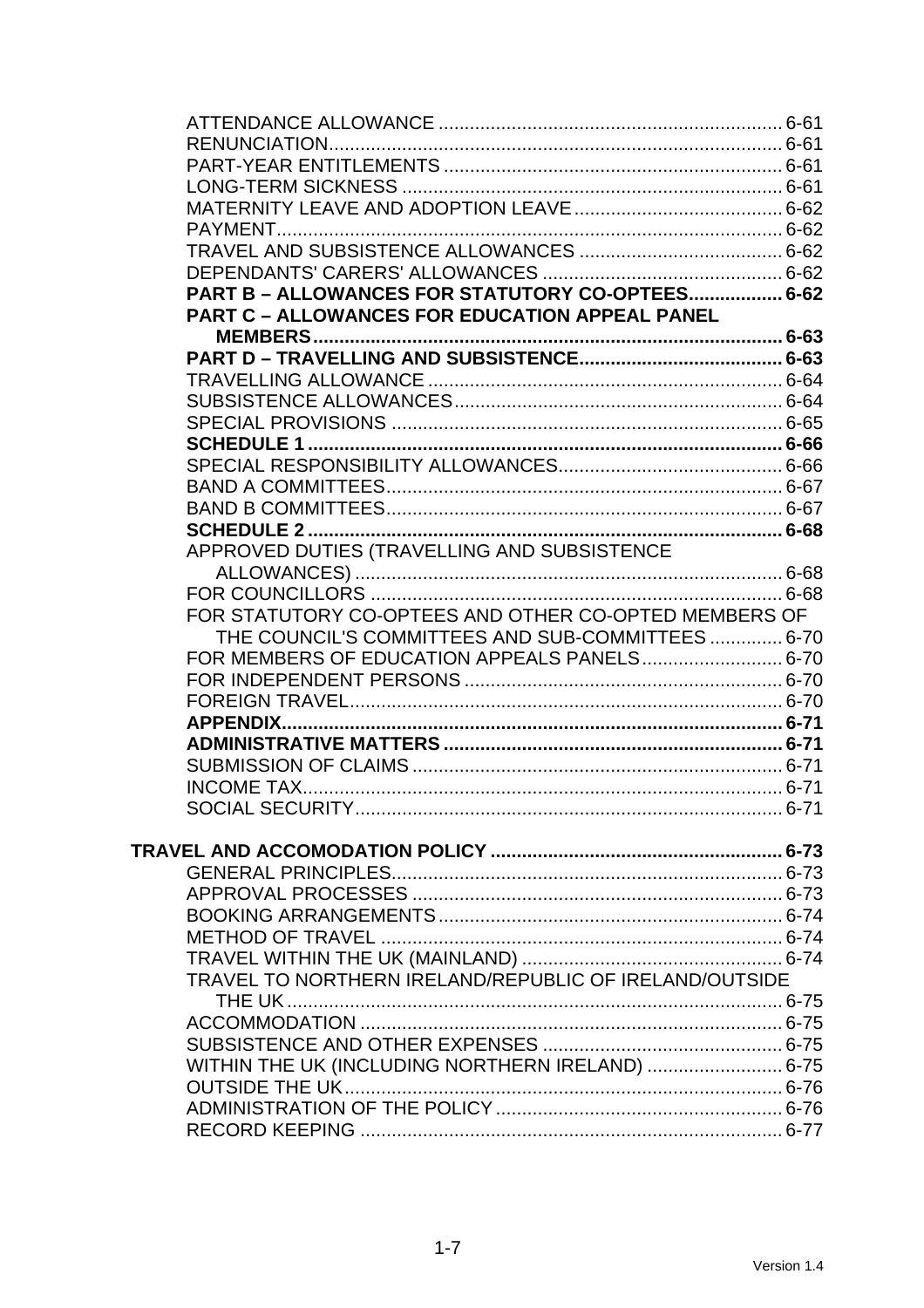ATTENDANCE ALLOWANCE .......... 6-61
RENUNCIATION .......... 6-61
PART-YEAR ENTITLEMENTS .......... 6-61
LONG-TERM SICKNESS .......... 6-61
MATERNITY LEAVE AND ADOPTION LEAVE .......... 6-62
PAYMENT .......... 6-62
TRAVEL AND SUBSISTENCE ALLOWANCES .......... 6-62
DEPENDANTS' CARERS' ALLOWANCES .......... 6-62
**PART B – ALLOWANCES FOR STATUTORY CO-OPTEES .......... 6-62**
**PART C – ALLOWANCES FOR EDUCATION APPEAL PANEL MEMBERS .......... 6-63**
**PART D – TRAVELLING AND SUBSISTENCE .......... 6-63**
TRAVELLING ALLOWANCE .......... 6-64
SUBSISTENCE ALLOWANCES .......... 6-64
SPECIAL PROVISIONS .......... 6-65
**SCHEDULE 1 .......... 6-66**
SPECIAL RESPONSIBILITY ALLOWANCES .......... 6-66
BAND A COMMITTEES .......... 6-67
BAND B COMMITTEES .......... 6-67
**SCHEDULE 2 .......... 6-68**
APPROVED DUTIES (TRAVELLING AND SUBSISTENCE ALLOWANCES) .......... 6-68
FOR COUNCILLORS .......... 6-68
FOR STATUTORY CO-OPTEES AND OTHER CO-OPTED MEMBERS OF THE COUNCIL'S COMMITTEES AND SUB-COMMITTEES .......... 6-70
FOR MEMBERS OF EDUCATION APPEALS PANELS .......... 6-70
FOR INDEPENDENT PERSONS .......... 6-70
FOREIGN TRAVEL .......... 6-70
**APPENDIX .......... 6-71**
**ADMINISTRATIVE MATTERS .......... 6-71**
SUBMISSION OF CLAIMS .......... 6-71
INCOME TAX .......... 6-71
SOCIAL SECURITY .......... 6-71

**TRAVEL AND ACCOMODATION POLICY .......... 6-73**
GENERAL PRINCIPLES .......... 6-73
APPROVAL PROCESSES .......... 6-73
BOOKING ARRANGEMENTS .......... 6-74
METHOD OF TRAVEL .......... 6-74
TRAVEL WITHIN THE UK (MAINLAND) .......... 6-74
TRAVEL TO NORTHERN IRELAND/REPUBLIC OF IRELAND/OUTSIDE THE UK .......... 6-75
ACCOMMODATION .......... 6-75
SUBSISTENCE AND OTHER EXPENSES .......... 6-75
WITHIN THE UK (INCLUDING NORTHERN IRELAND) .......... 6-75
OUTSIDE THE UK .......... 6-76
ADMINISTRATION OF THE POLICY .......... 6-76
RECORD KEEPING .......... 6-77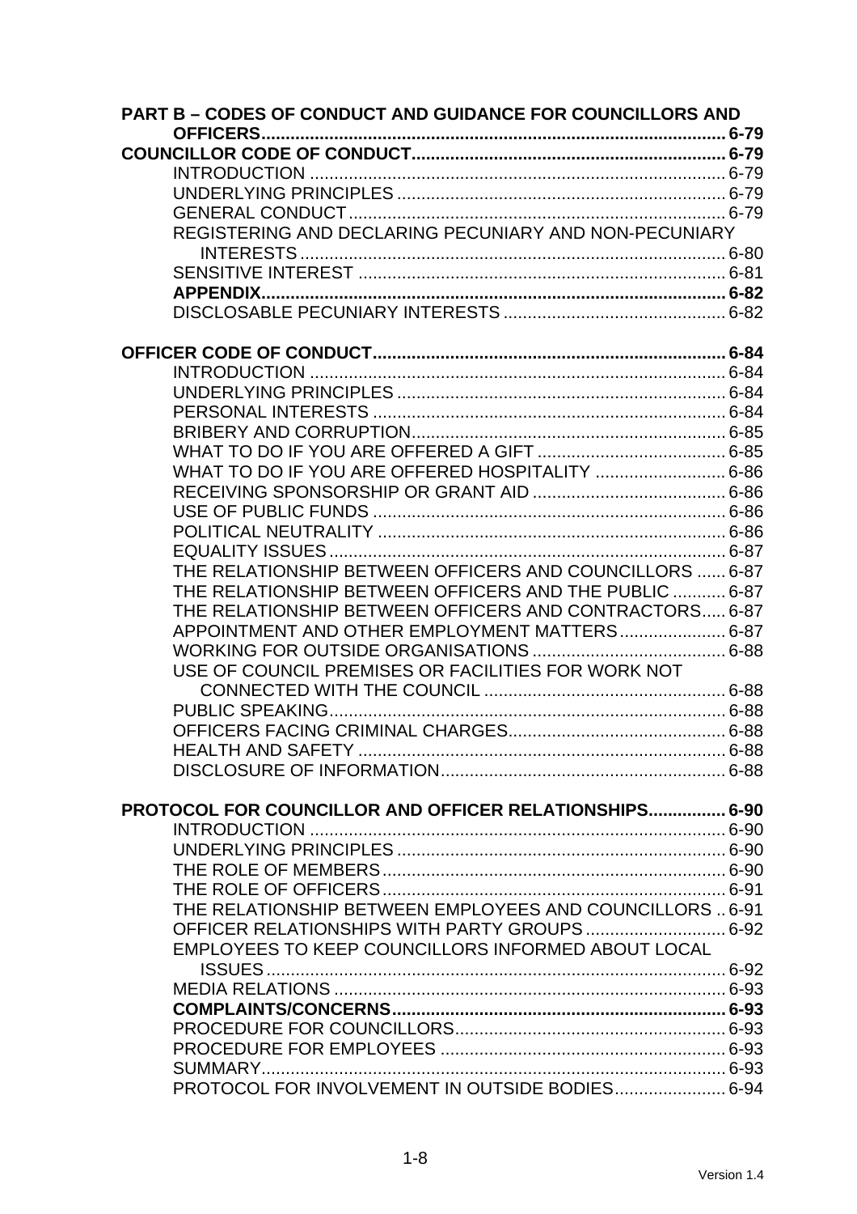**PART B – CODES OF CONDUCT AND GUIDANCE FOR COUNCILLORS AND OFFICERS ... 6-79**

**COUNCILLOR CODE OF CONDUCT ... 6-79**

- INTRODUCTION ... 6-79
- UNDERLYING PRINCIPLES ... 6-79
- GENERAL CONDUCT ... 6-79
- REGISTERING AND DECLARING PECUNIARY AND NON-PECUNIARY INTERESTS ... 6-80
- SENSITIVE INTEREST ... 6-81
- **APPENDIX ... 6-82**
- DISCLOSABLE PECUNIARY INTERESTS ... 6-82

**OFFICER CODE OF CONDUCT ... 6-84**

- INTRODUCTION ... 6-84
- UNDERLYING PRINCIPLES ... 6-84
- PERSONAL INTERESTS ... 6-84
- BRIBERY AND CORRUPTION ... 6-85
- WHAT TO DO IF YOU ARE OFFERED A GIFT ... 6-85
- WHAT TO DO IF YOU ARE OFFERED HOSPITALITY ... 6-86
- RECEIVING SPONSORSHIP OR GRANT AID ... 6-86
- USE OF PUBLIC FUNDS ... 6-86
- POLITICAL NEUTRALITY ... 6-86
- EQUALITY ISSUES ... 6-87
- THE RELATIONSHIP BETWEEN OFFICERS AND COUNCILLORS ... 6-87
- THE RELATIONSHIP BETWEEN OFFICERS AND THE PUBLIC ... 6-87
- THE RELATIONSHIP BETWEEN OFFICERS AND CONTRACTORS ... 6-87
- APPOINTMENT AND OTHER EMPLOYMENT MATTERS ... 6-87
- WORKING FOR OUTSIDE ORGANISATIONS ... 6-88
- USE OF COUNCIL PREMISES OR FACILITIES FOR WORK NOT CONNECTED WITH THE COUNCIL ... 6-88
- PUBLIC SPEAKING ... 6-88
- OFFICERS FACING CRIMINAL CHARGES ... 6-88
- HEALTH AND SAFETY ... 6-88
- DISCLOSURE OF INFORMATION ... 6-88

**PROTOCOL FOR COUNCILLOR AND OFFICER RELATIONSHIPS ... 6-90**

- INTRODUCTION ... 6-90
- UNDERLYING PRINCIPLES ... 6-90
- THE ROLE OF MEMBERS ... 6-90
- THE ROLE OF OFFICERS ... 6-91
- THE RELATIONSHIP BETWEEN EMPLOYEES AND COUNCILLORS ... 6-91
- OFFICER RELATIONSHIPS WITH PARTY GROUPS ... 6-92
- EMPLOYEES TO KEEP COUNCILLORS INFORMED ABOUT LOCAL ISSUES ... 6-92
- MEDIA RELATIONS ... 6-93
- **COMPLAINTS/CONCERNS ... 6-93**
- PROCEDURE FOR COUNCILLORS ... 6-93
- PROCEDURE FOR EMPLOYEES ... 6-93
- SUMMARY ... 6-93
- PROTOCOL FOR INVOLVEMENT IN OUTSIDE BODIES ... 6-94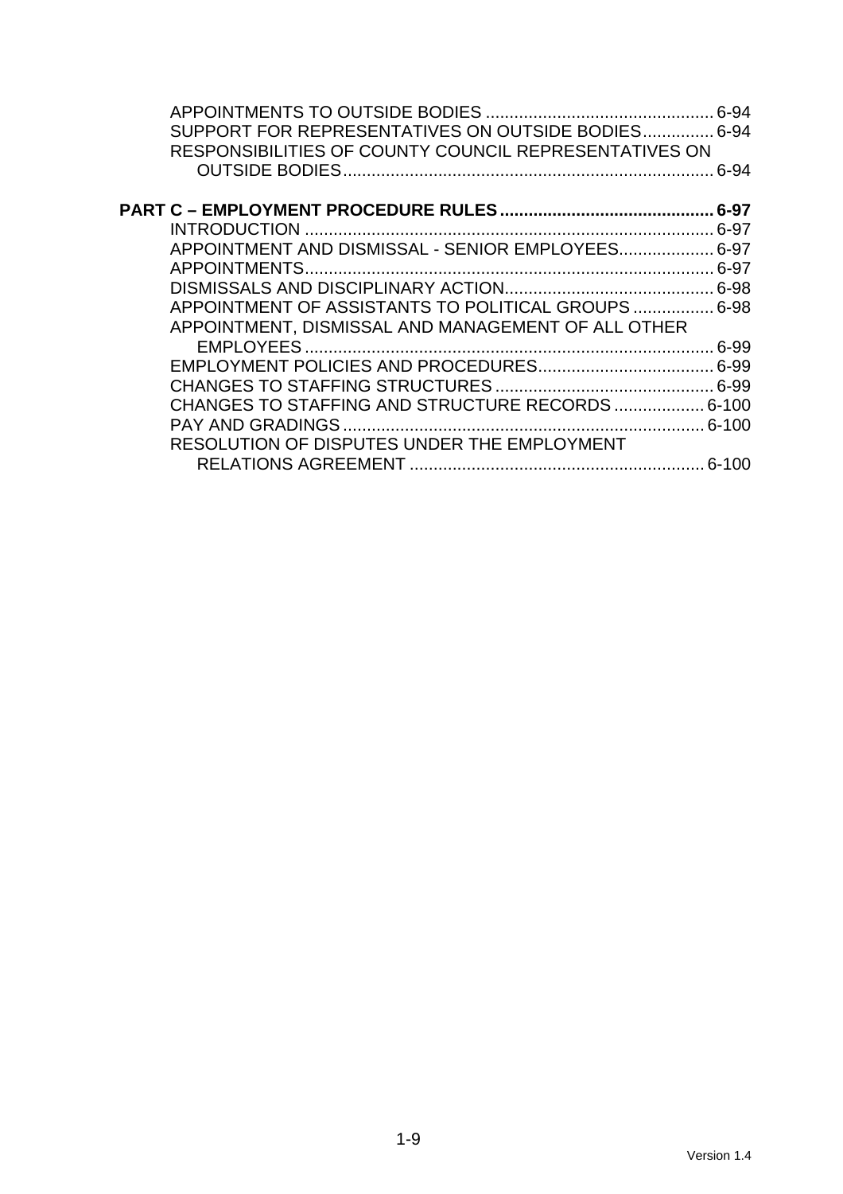APPOINTMENTS TO OUTSIDE BODIES ................................................ 6-94
SUPPORT FOR REPRESENTATIVES ON OUTSIDE BODIES............... 6-94
RESPONSIBILITIES OF COUNTY COUNCIL REPRESENTATIVES ON OUTSIDE BODIES.............................................................................. 6-94

**PART C – EMPLOYMENT PROCEDURE RULES ............................................ 6-97**

INTRODUCTION ...................................................................................... 6-97
APPOINTMENT AND DISMISSAL - SENIOR EMPLOYEES.................... 6-97
APPOINTMENTS...................................................................................... 6-97
DISMISSALS AND DISCIPLINARY ACTION............................................ 6-98
APPOINTMENT OF ASSISTANTS TO POLITICAL GROUPS ................. 6-98
APPOINTMENT, DISMISSAL AND MANAGEMENT OF ALL OTHER EMPLOYEES ...................................................................................... 6-99
EMPLOYMENT POLICIES AND PROCEDURES..................................... 6-99
CHANGES TO STAFFING STRUCTURES .............................................. 6-99
CHANGES TO STAFFING AND STRUCTURE RECORDS ................... 6-100
PAY AND GRADINGS ............................................................................ 6-100
RESOLUTION OF DISPUTES UNDER THE EMPLOYMENT RELATIONS AGREEMENT .............................................................. 6-100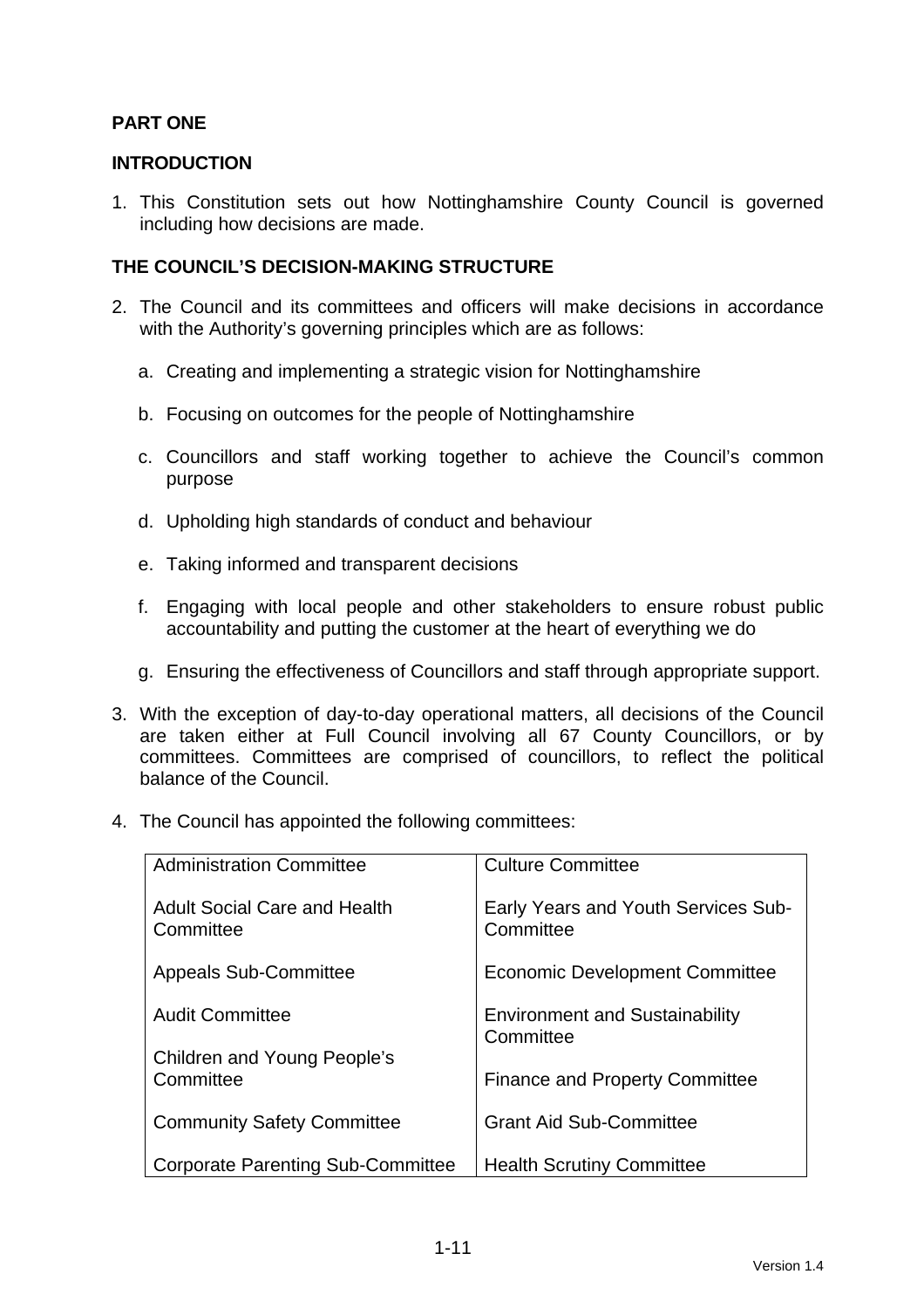## PART ONE

### INTRODUCTION

1. This Constitution sets out how Nottinghamshire County Council is governed including how decisions are made.

### THE COUNCIL'S DECISION-MAKING STRUCTURE

2. The Council and its committees and officers will make decisions in accordance with the Authority's governing principles which are as follows:

   a. Creating and implementing a strategic vision for Nottinghamshire

   b. Focusing on outcomes for the people of Nottinghamshire

   c. Councillors and staff working together to achieve the Council's common purpose

   d. Upholding high standards of conduct and behaviour

   e. Taking informed and transparent decisions

   f. Engaging with local people and other stakeholders to ensure robust public accountability and putting the customer at the heart of everything we do

   g. Ensuring the effectiveness of Councillors and staff through appropriate support.

3. With the exception of day-to-day operational matters, all decisions of the Council are taken either at Full Council involving all 67 County Councillors, or by committees. Committees are comprised of councillors, to reflect the political balance of the Council.

4. The Council has appointed the following committees:

| | |
|---|---|
| Administration Committee | Culture Committee |
| Adult Social Care and Health Committee | Early Years and Youth Services Sub-Committee |
| Appeals Sub-Committee | Economic Development Committee |
| Audit Committee | Environment and Sustainability Committee |
| Children and Young People's Committee | Finance and Property Committee |
| Community Safety Committee | Grant Aid Sub-Committee |
| Corporate Parenting Sub-Committee | Health Scrutiny Committee |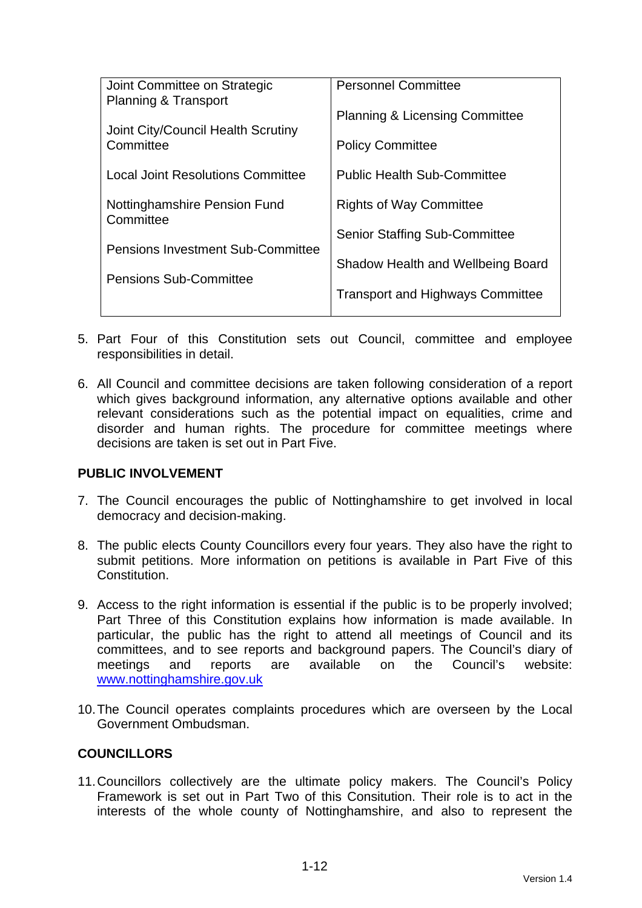| | |
|---|---|
| Joint Committee on Strategic Planning & Transport<br><br>Joint City/Council Health Scrutiny Committee<br><br>Local Joint Resolutions Committee<br><br>Nottinghamshire Pension Fund Committee<br><br>Pensions Investment Sub-Committee<br><br>Pensions Sub-Committee | Personnel Committee<br><br>Planning & Licensing Committee<br><br>Policy Committee<br><br>Public Health Sub-Committee<br><br>Rights of Way Committee<br><br>Senior Staffing Sub-Committee<br><br>Shadow Health and Wellbeing Board<br><br>Transport and Highways Committee |

5. Part Four of this Constitution sets out Council, committee and employee responsibilities in detail.

6. All Council and committee decisions are taken following consideration of a report which gives background information, any alternative options available and other relevant considerations such as the potential impact on equalities, crime and disorder and human rights. The procedure for committee meetings where decisions are taken is set out in Part Five.

## PUBLIC INVOLVEMENT

7. The Council encourages the public of Nottinghamshire to get involved in local democracy and decision-making.

8. The public elects County Councillors every four years. They also have the right to submit petitions. More information on petitions is available in Part Five of this Constitution.

9. Access to the right information is essential if the public is to be properly involved; Part Three of this Constitution explains how information is made available. In particular, the public has the right to attend all meetings of Council and its committees, and to see reports and background papers. The Council's diary of meetings and reports are available on the Council's website: www.nottinghamshire.gov.uk

10. The Council operates complaints procedures which are overseen by the Local Government Ombudsman.

## COUNCILLORS

11. Councillors collectively are the ultimate policy makers. The Council's Policy Framework is set out in Part Two of this Consitution. Their role is to act in the interests of the whole county of Nottinghamshire, and also to represent the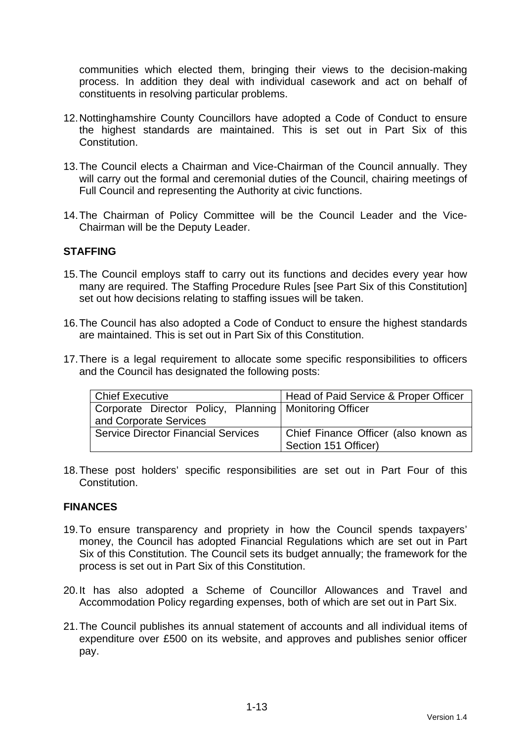communities which elected them, bringing their views to the decision-making process. In addition they deal with individual casework and act on behalf of constituents in resolving particular problems.

12. Nottinghamshire County Councillors have adopted a Code of Conduct to ensure the highest standards are maintained. This is set out in Part Six of this Constitution.

13. The Council elects a Chairman and Vice-Chairman of the Council annually. They will carry out the formal and ceremonial duties of the Council, chairing meetings of Full Council and representing the Authority at civic functions.

14. The Chairman of Policy Committee will be the Council Leader and the Vice-Chairman will be the Deputy Leader.

**STAFFING**

15. The Council employs staff to carry out its functions and decides every year how many are required. The Staffing Procedure Rules [see Part Six of this Constitution] set out how decisions relating to staffing issues will be taken.

16. The Council has also adopted a Code of Conduct to ensure the highest standards are maintained. This is set out in Part Six of this Constitution.

17. There is a legal requirement to allocate some specific responsibilities to officers and the Council has designated the following posts:

| Chief Executive | Head of Paid Service & Proper Officer |
|---|---|
| Corporate Director Policy, Planning and Corporate Services | Monitoring Officer |
| Service Director Financial Services | Chief Finance Officer (also known as Section 151 Officer) |

18. These post holders' specific responsibilities are set out in Part Four of this Constitution.

**FINANCES**

19. To ensure transparency and propriety in how the Council spends taxpayers' money, the Council has adopted Financial Regulations which are set out in Part Six of this Constitution. The Council sets its budget annually; the framework for the process is set out in Part Six of this Constitution.

20. It has also adopted a Scheme of Councillor Allowances and Travel and Accommodation Policy regarding expenses, both of which are set out in Part Six.

21. The Council publishes its annual statement of accounts and all individual items of expenditure over £500 on its website, and approves and publishes senior officer pay.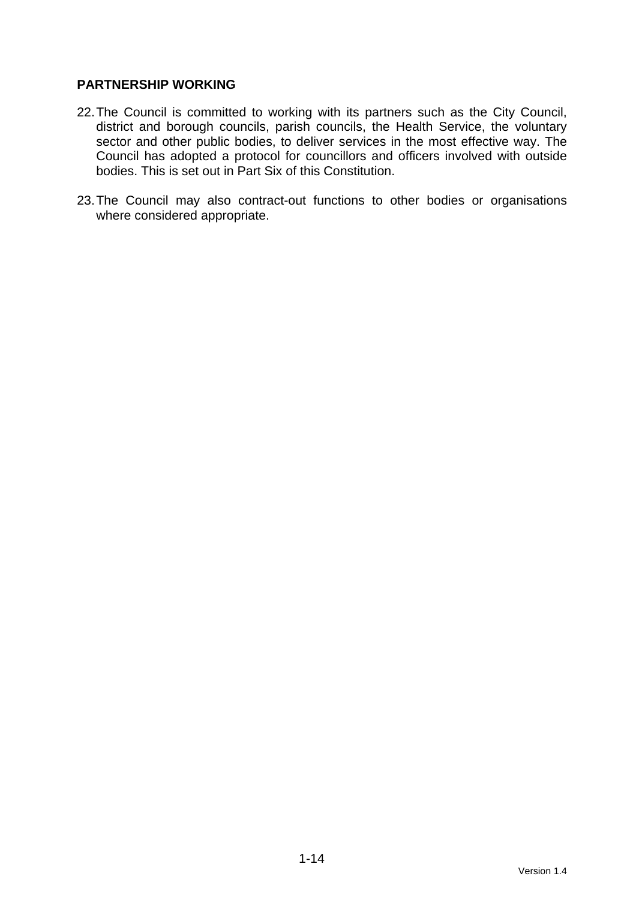**PARTNERSHIP WORKING**

22. The Council is committed to working with its partners such as the City Council, district and borough councils, parish councils, the Health Service, the voluntary sector and other public bodies, to deliver services in the most effective way. The Council has adopted a protocol for councillors and officers involved with outside bodies. This is set out in Part Six of this Constitution.

23. The Council may also contract-out functions to other bodies or organisations where considered appropriate.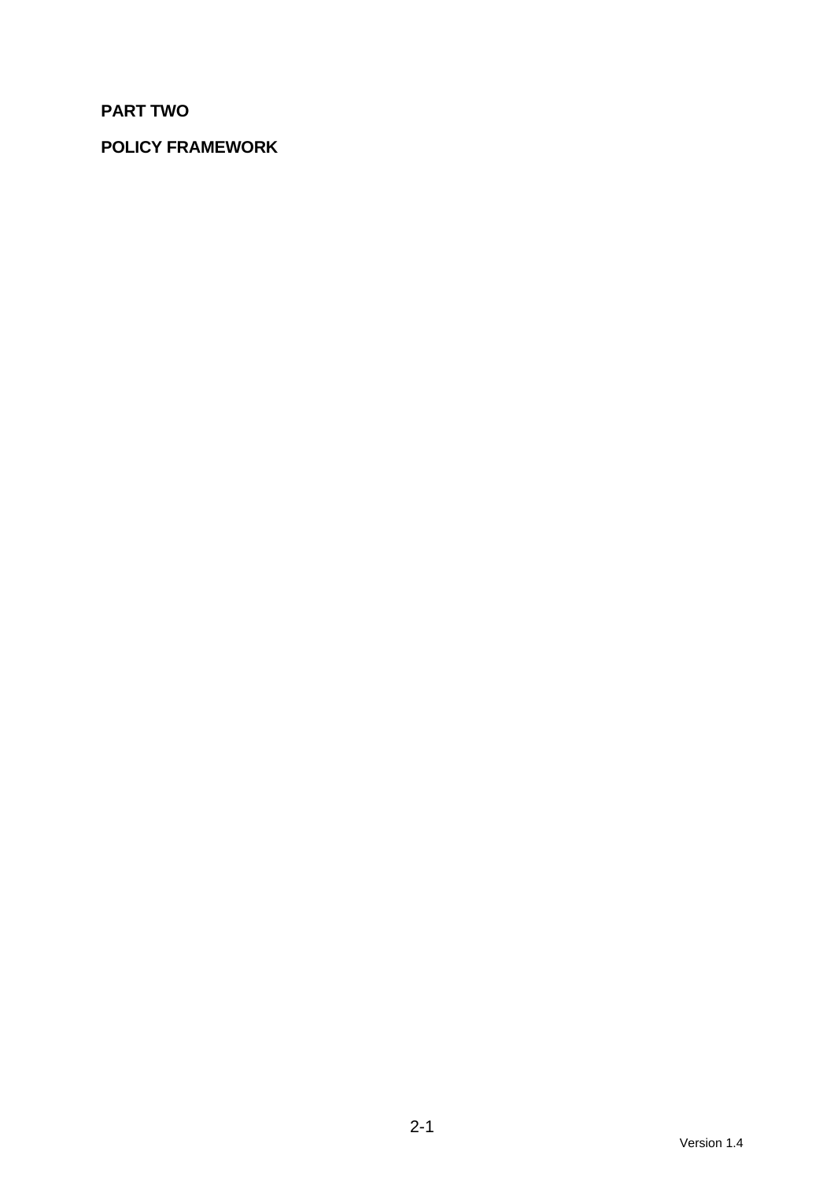# PART TWO

## POLICY FRAMEWORK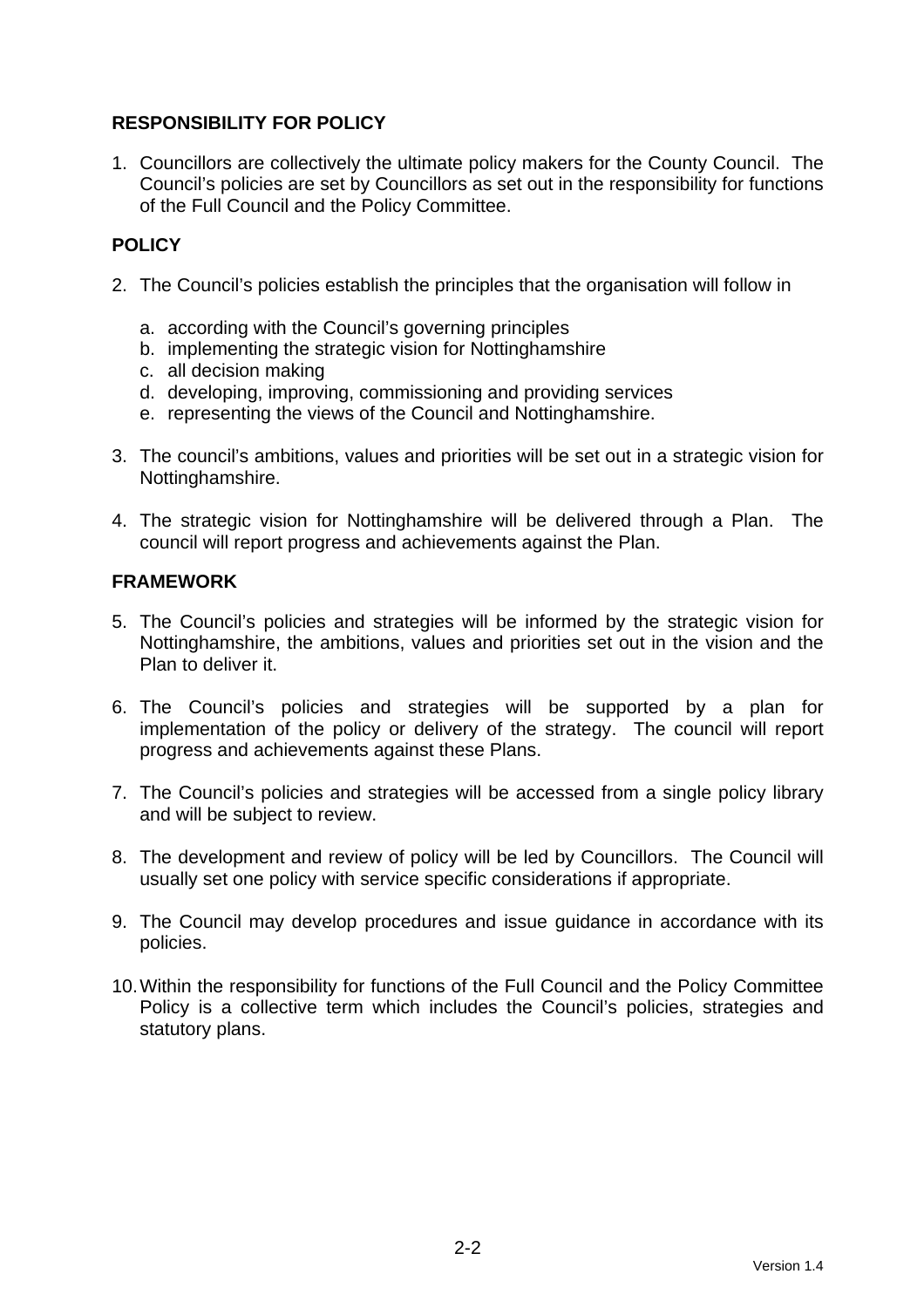## RESPONSIBILITY FOR POLICY

1. Councillors are collectively the ultimate policy makers for the County Council. The Council's policies are set by Councillors as set out in the responsibility for functions of the Full Council and the Policy Committee.

## POLICY

2. The Council's policies establish the principles that the organisation will follow in

   a. according with the Council's governing principles
   b. implementing the strategic vision for Nottinghamshire
   c. all decision making
   d. developing, improving, commissioning and providing services
   e. representing the views of the Council and Nottinghamshire.

3. The council's ambitions, values and priorities will be set out in a strategic vision for Nottinghamshire.

4. The strategic vision for Nottinghamshire will be delivered through a Plan. The council will report progress and achievements against the Plan.

## FRAMEWORK

5. The Council's policies and strategies will be informed by the strategic vision for Nottinghamshire, the ambitions, values and priorities set out in the vision and the Plan to deliver it.

6. The Council's policies and strategies will be supported by a plan for implementation of the policy or delivery of the strategy. The council will report progress and achievements against these Plans.

7. The Council's policies and strategies will be accessed from a single policy library and will be subject to review.

8. The development and review of policy will be led by Councillors. The Council will usually set one policy with service specific considerations if appropriate.

9. The Council may develop procedures and issue guidance in accordance with its policies.

10. Within the responsibility for functions of the Full Council and the Policy Committee Policy is a collective term which includes the Council's policies, strategies and statutory plans.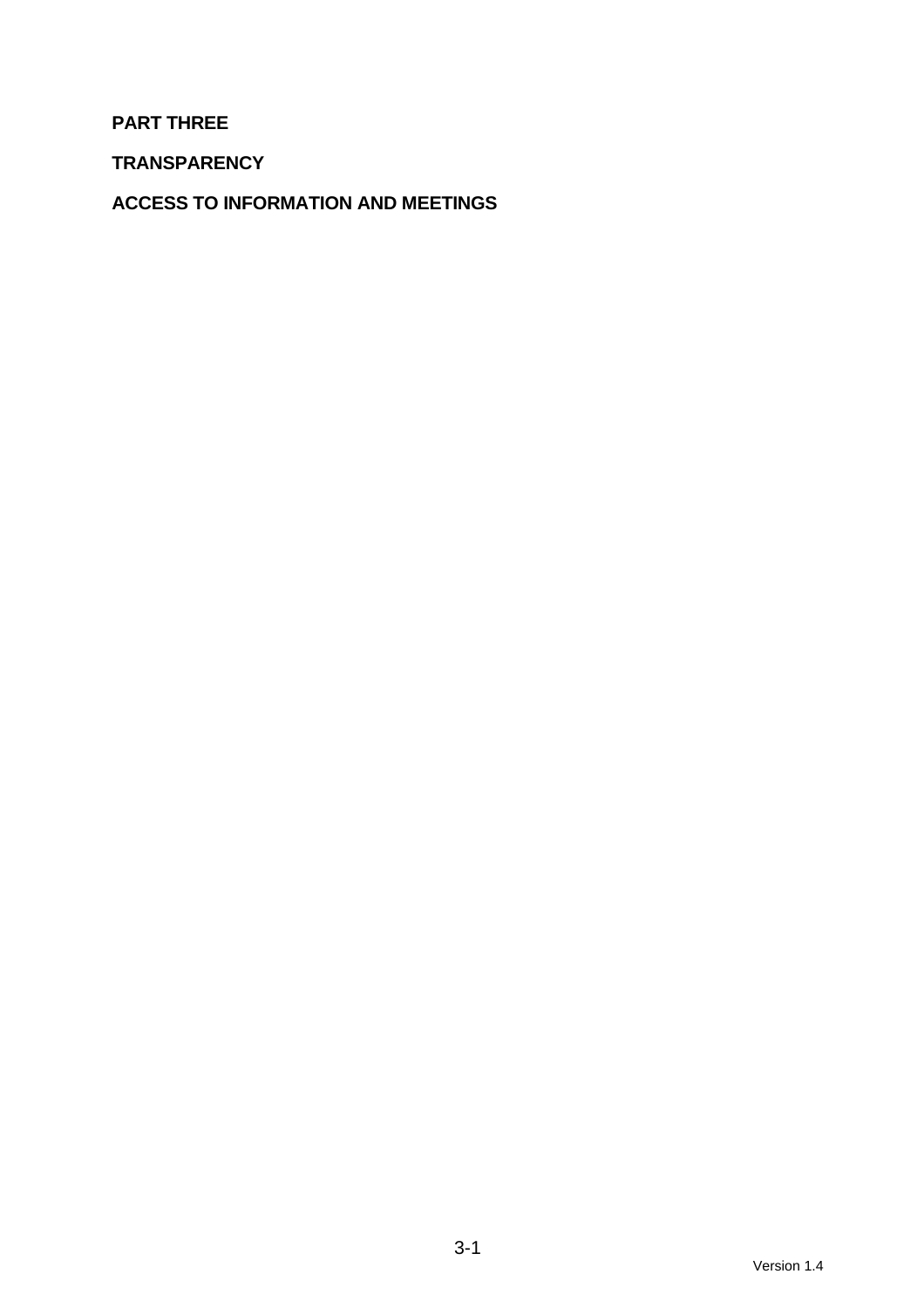**PART THREE**

**TRANSPARENCY**

**ACCESS TO INFORMATION AND MEETINGS**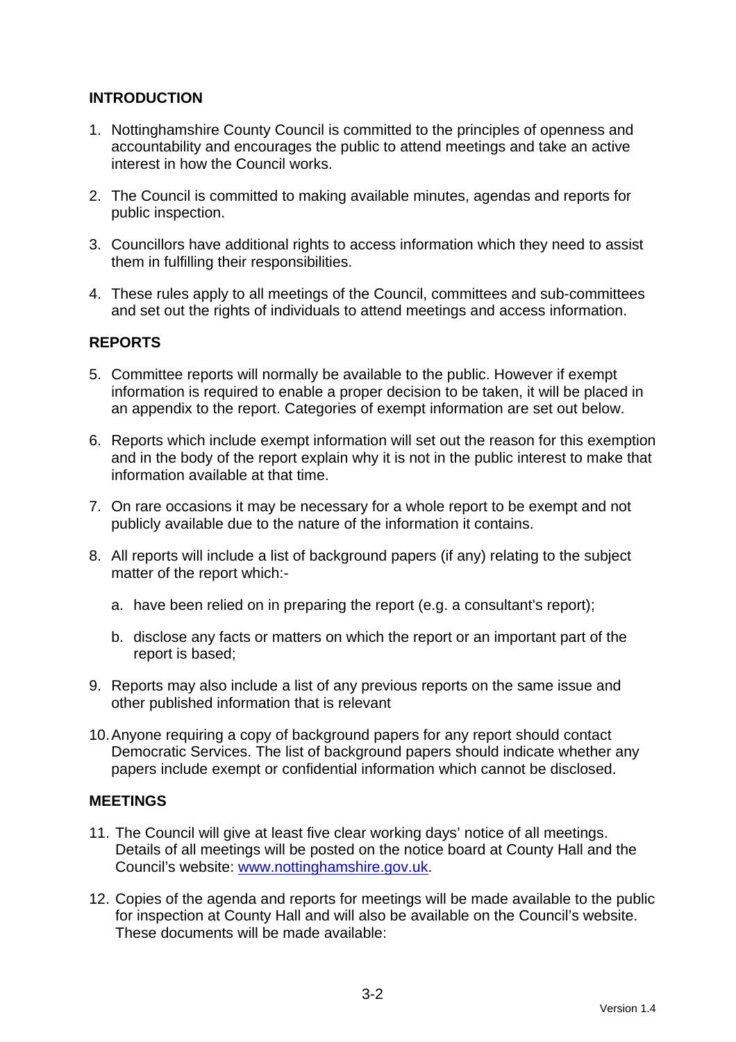## INTRODUCTION

1. Nottinghamshire County Council is committed to the principles of openness and accountability and encourages the public to attend meetings and take an active interest in how the Council works.

2. The Council is committed to making available minutes, agendas and reports for public inspection.

3. Councillors have additional rights to access information which they need to assist them in fulfilling their responsibilities.

4. These rules apply to all meetings of the Council, committees and sub-committees and set out the rights of individuals to attend meetings and access information.

## REPORTS

5. Committee reports will normally be available to the public. However if exempt information is required to enable a proper decision to be taken, it will be placed in an appendix to the report. Categories of exempt information are set out below.

6. Reports which include exempt information will set out the reason for this exemption and in the body of the report explain why it is not in the public interest to make that information available at that time.

7. On rare occasions it may be necessary for a whole report to be exempt and not publicly available due to the nature of the information it contains.

8. All reports will include a list of background papers (if any) relating to the subject matter of the report which:-

   a. have been relied on in preparing the report (e.g. a consultant's report);

   b. disclose any facts or matters on which the report or an important part of the report is based;

9. Reports may also include a list of any previous reports on the same issue and other published information that is relevant

10. Anyone requiring a copy of background papers for any report should contact Democratic Services. The list of background papers should indicate whether any papers include exempt or confidential information which cannot be disclosed.

## MEETINGS

11. The Council will give at least five clear working days' notice of all meetings. Details of all meetings will be posted on the notice board at County Hall and the Council's website: [www.nottinghamshire.gov.uk](http://www.nottinghamshire.gov.uk).

12. Copies of the agenda and reports for meetings will be made available to the public for inspection at County Hall and will also be available on the Council's website. These documents will be made available: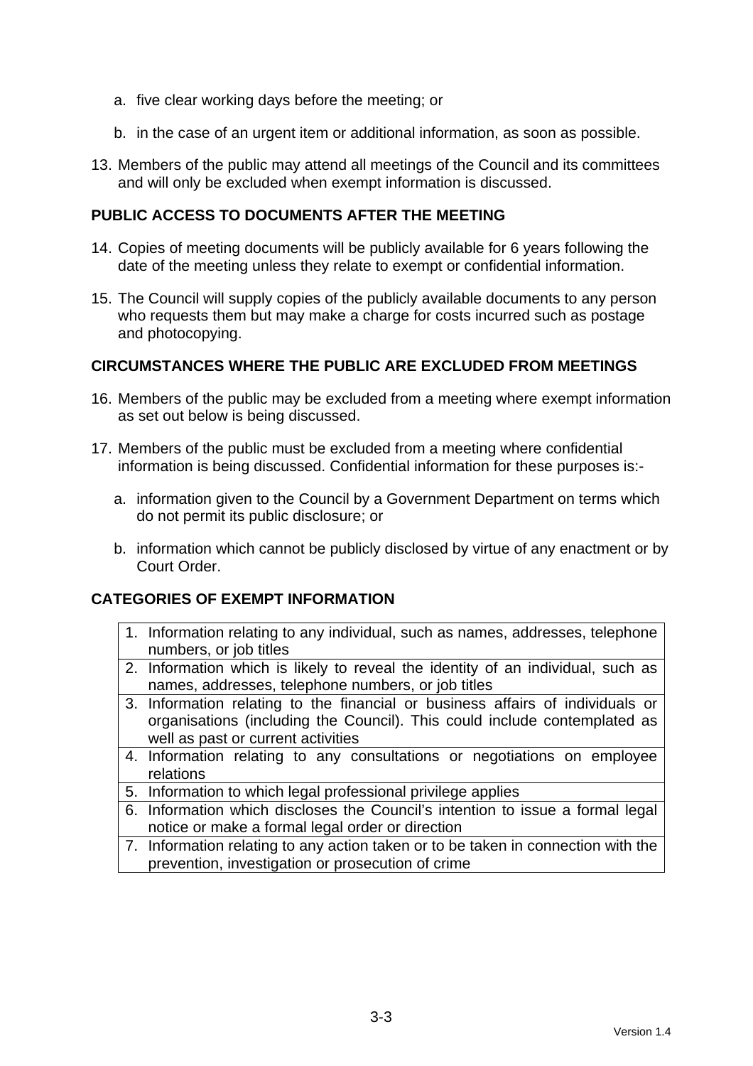a. five clear working days before the meeting; or

   b. in the case of an urgent item or additional information, as soon as possible.

13. Members of the public may attend all meetings of the Council and its committees and will only be excluded when exempt information is discussed.

## PUBLIC ACCESS TO DOCUMENTS AFTER THE MEETING

14. Copies of meeting documents will be publicly available for 6 years following the date of the meeting unless they relate to exempt or confidential information.

15. The Council will supply copies of the publicly available documents to any person who requests them but may make a charge for costs incurred such as postage and photocopying.

## CIRCUMSTANCES WHERE THE PUBLIC ARE EXCLUDED FROM MEETINGS

16. Members of the public may be excluded from a meeting where exempt information as set out below is being discussed.

17. Members of the public must be excluded from a meeting where confidential information is being discussed. Confidential information for these purposes is:-

   a. information given to the Council by a Government Department on terms which do not permit its public disclosure; or

   b. information which cannot be publicly disclosed by virtue of any enactment or by Court Order.

## CATEGORIES OF EXEMPT INFORMATION

| |
|---|
| 1. Information relating to any individual, such as names, addresses, telephone numbers, or job titles |
| 2. Information which is likely to reveal the identity of an individual, such as names, addresses, telephone numbers, or job titles |
| 3. Information relating to the financial or business affairs of individuals or organisations (including the Council). This could include contemplated as well as past or current activities |
| 4. Information relating to any consultations or negotiations on employee relations |
| 5. Information to which legal professional privilege applies |
| 6. Information which discloses the Council's intention to issue a formal legal notice or make a formal legal order or direction |
| 7. Information relating to any action taken or to be taken in connection with the prevention, investigation or prosecution of crime |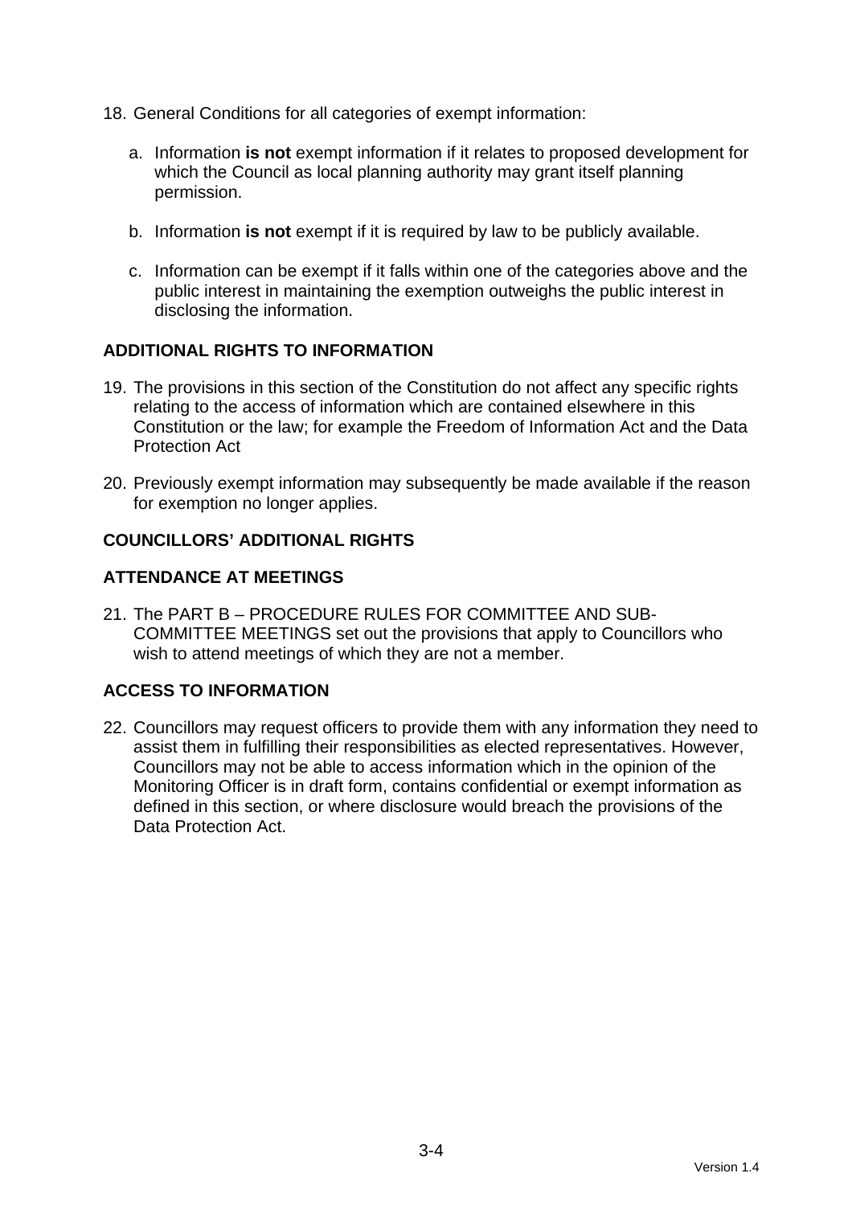18. General Conditions for all categories of exempt information:

    a. Information **is not** exempt information if it relates to proposed development for which the Council as local planning authority may grant itself planning permission.

    b. Information **is not** exempt if it is required by law to be publicly available.

    c. Information can be exempt if it falls within one of the categories above and the public interest in maintaining the exemption outweighs the public interest in disclosing the information.

## ADDITIONAL RIGHTS TO INFORMATION

19. The provisions in this section of the Constitution do not affect any specific rights relating to the access of information which are contained elsewhere in this Constitution or the law; for example the Freedom of Information Act and the Data Protection Act

20. Previously exempt information may subsequently be made available if the reason for exemption no longer applies.

## COUNCILLORS' ADDITIONAL RIGHTS

## ATTENDANCE AT MEETINGS

21. The PART B – PROCEDURE RULES FOR COMMITTEE AND SUB-COMMITTEE MEETINGS set out the provisions that apply to Councillors who wish to attend meetings of which they are not a member.

## ACCESS TO INFORMATION

22. Councillors may request officers to provide them with any information they need to assist them in fulfilling their responsibilities as elected representatives. However, Councillors may not be able to access information which in the opinion of the Monitoring Officer is in draft form, contains confidential or exempt information as defined in this section, or where disclosure would breach the provisions of the Data Protection Act.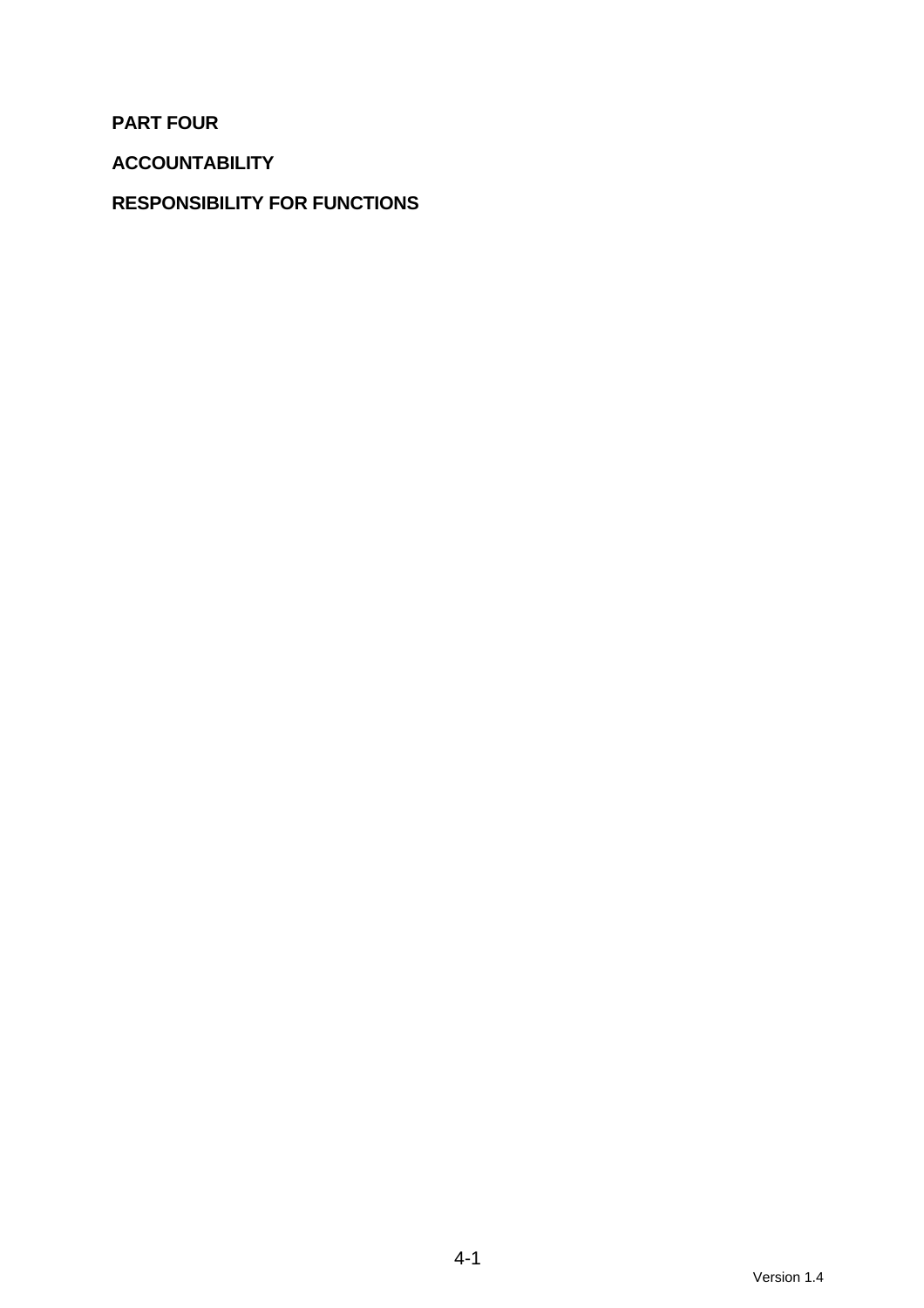# PART FOUR

## ACCOUNTABILITY

## RESPONSIBILITY FOR FUNCTIONS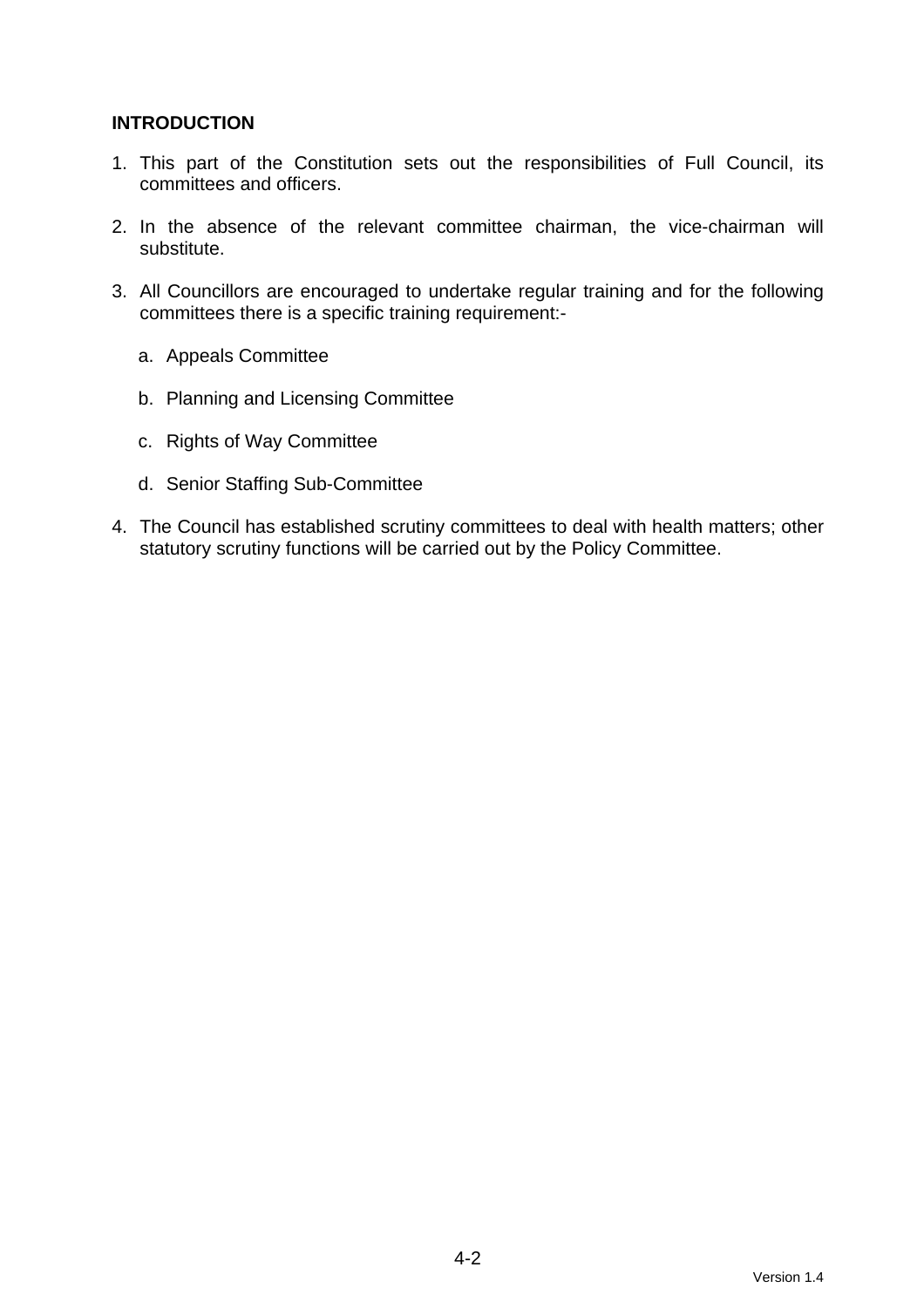## INTRODUCTION

1. This part of the Constitution sets out the responsibilities of Full Council, its committees and officers.

2. In the absence of the relevant committee chairman, the vice-chairman will substitute.

3. All Councillors are encouraged to undertake regular training and for the following committees there is a specific training requirement:-

   a. Appeals Committee

   b. Planning and Licensing Committee

   c. Rights of Way Committee

   d. Senior Staffing Sub-Committee

4. The Council has established scrutiny committees to deal with health matters; other statutory scrutiny functions will be carried out by the Policy Committee.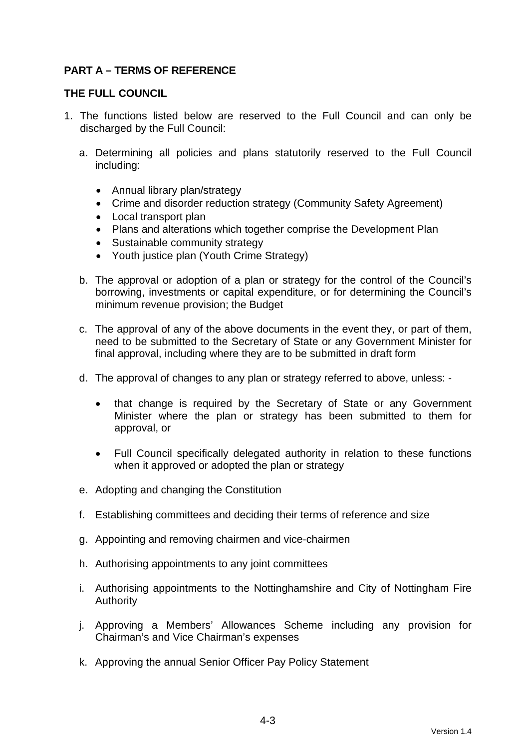## PART A – TERMS OF REFERENCE

### THE FULL COUNCIL

1. The functions listed below are reserved to the Full Council and can only be discharged by the Full Council:

   a. Determining all policies and plans statutorily reserved to the Full Council including:

      - Annual library plan/strategy
      - Crime and disorder reduction strategy (Community Safety Agreement)
      - Local transport plan
      - Plans and alterations which together comprise the Development Plan
      - Sustainable community strategy
      - Youth justice plan (Youth Crime Strategy)

   b. The approval or adoption of a plan or strategy for the control of the Council's borrowing, investments or capital expenditure, or for determining the Council's minimum revenue provision; the Budget

   c. The approval of any of the above documents in the event they, or part of them, need to be submitted to the Secretary of State or any Government Minister for final approval, including where they are to be submitted in draft form

   d. The approval of changes to any plan or strategy referred to above, unless: -

      - that change is required by the Secretary of State or any Government Minister where the plan or strategy has been submitted to them for approval, or

      - Full Council specifically delegated authority in relation to these functions when it approved or adopted the plan or strategy

   e. Adopting and changing the Constitution

   f. Establishing committees and deciding their terms of reference and size

   g. Appointing and removing chairmen and vice-chairmen

   h. Authorising appointments to any joint committees

   i. Authorising appointments to the Nottinghamshire and City of Nottingham Fire Authority

   j. Approving a Members' Allowances Scheme including any provision for Chairman's and Vice Chairman's expenses

   k. Approving the annual Senior Officer Pay Policy Statement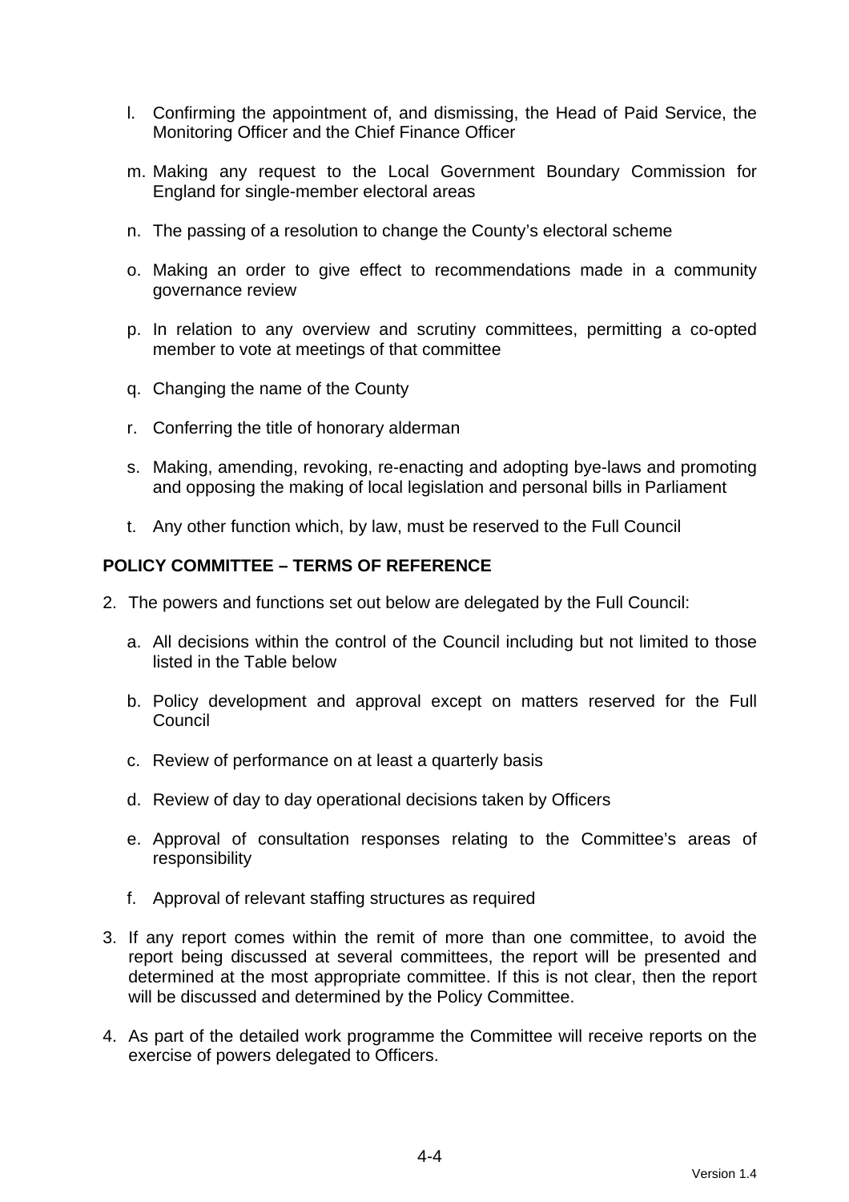l. Confirming the appointment of, and dismissing, the Head of Paid Service, the Monitoring Officer and the Chief Finance Officer

m. Making any request to the Local Government Boundary Commission for England for single-member electoral areas

n. The passing of a resolution to change the County's electoral scheme

o. Making an order to give effect to recommendations made in a community governance review

p. In relation to any overview and scrutiny committees, permitting a co-opted member to vote at meetings of that committee

q. Changing the name of the County

r. Conferring the title of honorary alderman

s. Making, amending, revoking, re-enacting and adopting bye-laws and promoting and opposing the making of local legislation and personal bills in Parliament

t. Any other function which, by law, must be reserved to the Full Council

**POLICY COMMITTEE – TERMS OF REFERENCE**

2. The powers and functions set out below are delegated by the Full Council:

   a. All decisions within the control of the Council including but not limited to those listed in the Table below

   b. Policy development and approval except on matters reserved for the Full Council

   c. Review of performance on at least a quarterly basis

   d. Review of day to day operational decisions taken by Officers

   e. Approval of consultation responses relating to the Committee's areas of responsibility

   f. Approval of relevant staffing structures as required

3. If any report comes within the remit of more than one committee, to avoid the report being discussed at several committees, the report will be presented and determined at the most appropriate committee. If this is not clear, then the report will be discussed and determined by the Policy Committee.

4. As part of the detailed work programme the Committee will receive reports on the exercise of powers delegated to Officers.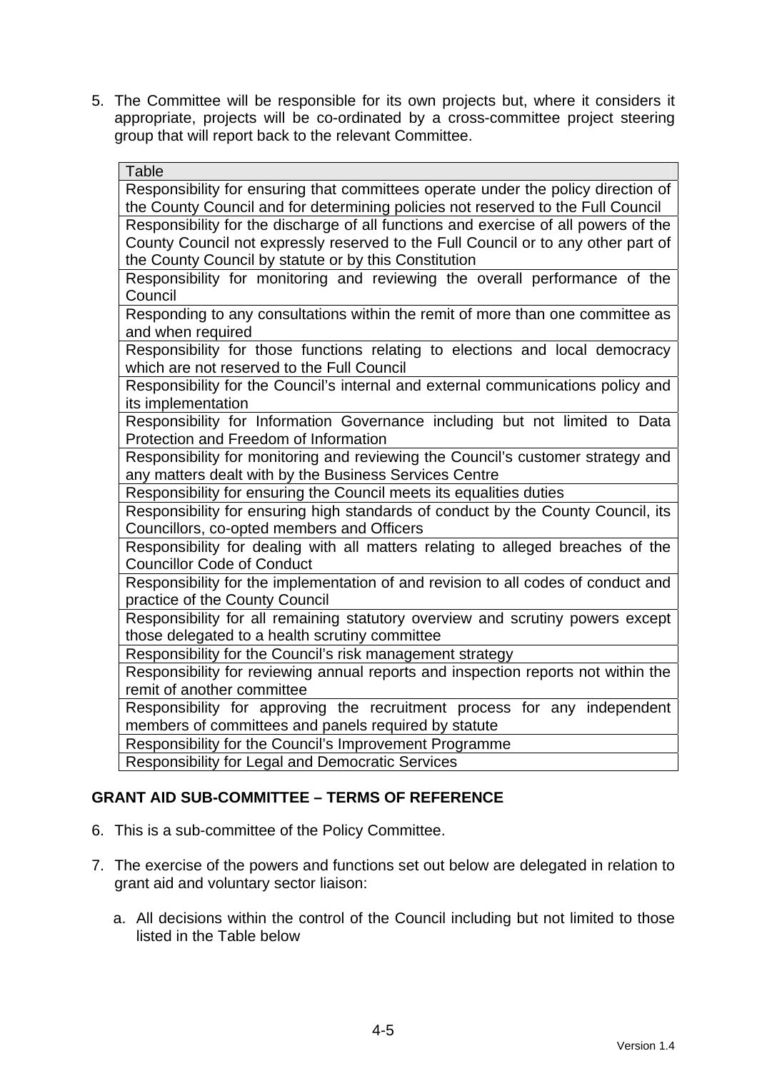5. The Committee will be responsible for its own projects but, where it considers it appropriate, projects will be co-ordinated by a cross-committee project steering group that will report back to the relevant Committee.

| Table |
|---|
| Responsibility for ensuring that committees operate under the policy direction of the County Council and for determining policies not reserved to the Full Council |
| Responsibility for the discharge of all functions and exercise of all powers of the County Council not expressly reserved to the Full Council or to any other part of the County Council by statute or by this Constitution |
| Responsibility for monitoring and reviewing the overall performance of the Council |
| Responding to any consultations within the remit of more than one committee as and when required |
| Responsibility for those functions relating to elections and local democracy which are not reserved to the Full Council |
| Responsibility for the Council's internal and external communications policy and its implementation |
| Responsibility for Information Governance including but not limited to Data Protection and Freedom of Information |
| Responsibility for monitoring and reviewing the Council's customer strategy and any matters dealt with by the Business Services Centre |
| Responsibility for ensuring the Council meets its equalities duties |
| Responsibility for ensuring high standards of conduct by the County Council, its Councillors, co-opted members and Officers |
| Responsibility for dealing with all matters relating to alleged breaches of the Councillor Code of Conduct |
| Responsibility for the implementation of and revision to all codes of conduct and practice of the County Council |
| Responsibility for all remaining statutory overview and scrutiny powers except those delegated to a health scrutiny committee |
| Responsibility for the Council's risk management strategy |
| Responsibility for reviewing annual reports and inspection reports not within the remit of another committee |
| Responsibility for approving the recruitment process for any independent members of committees and panels required by statute |
| Responsibility for the Council's Improvement Programme |
| Responsibility for Legal and Democratic Services |

## GRANT AID SUB-COMMITTEE – TERMS OF REFERENCE

6. This is a sub-committee of the Policy Committee.

7. The exercise of the powers and functions set out below are delegated in relation to grant aid and voluntary sector liaison:

   a. All decisions within the control of the Council including but not limited to those listed in the Table below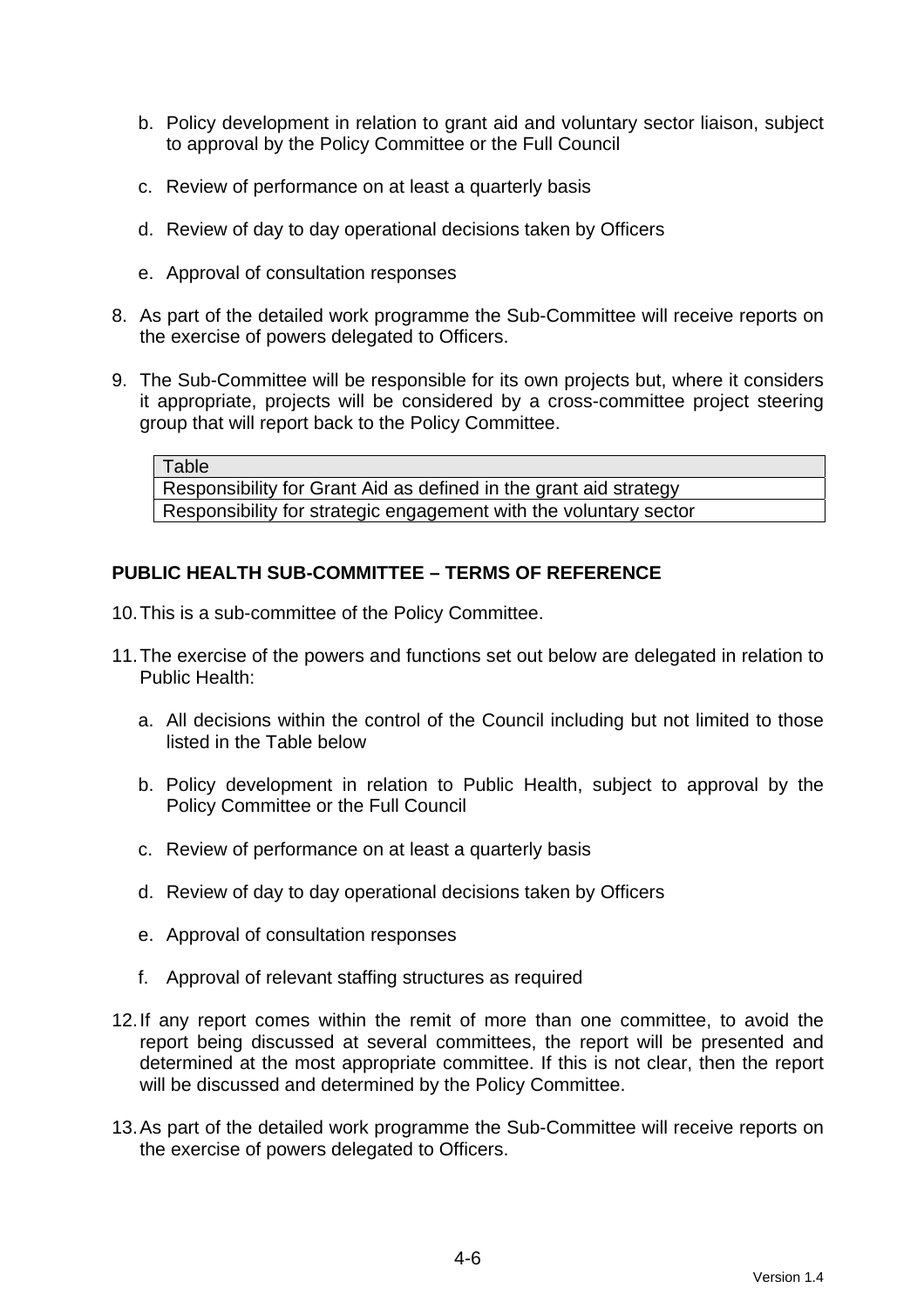b. Policy development in relation to grant aid and voluntary sector liaison, subject to approval by the Policy Committee or the Full Council

c. Review of performance on at least a quarterly basis

d. Review of day to day operational decisions taken by Officers

e. Approval of consultation responses

8. As part of the detailed work programme the Sub-Committee will receive reports on the exercise of powers delegated to Officers.

9. The Sub-Committee will be responsible for its own projects but, where it considers it appropriate, projects will be considered by a cross-committee project steering group that will report back to the Policy Committee.

| Table |
|---|
| Responsibility for Grant Aid as defined in the grant aid strategy |
| Responsibility for strategic engagement with the voluntary sector |

**PUBLIC HEALTH SUB-COMMITTEE – TERMS OF REFERENCE**

10. This is a sub-committee of the Policy Committee.

11. The exercise of the powers and functions set out below are delegated in relation to Public Health:

    a. All decisions within the control of the Council including but not limited to those listed in the Table below

    b. Policy development in relation to Public Health, subject to approval by the Policy Committee or the Full Council

    c. Review of performance on at least a quarterly basis

    d. Review of day to day operational decisions taken by Officers

    e. Approval of consultation responses

    f. Approval of relevant staffing structures as required

12. If any report comes within the remit of more than one committee, to avoid the report being discussed at several committees, the report will be presented and determined at the most appropriate committee. If this is not clear, then the report will be discussed and determined by the Policy Committee.

13. As part of the detailed work programme the Sub-Committee will receive reports on the exercise of powers delegated to Officers.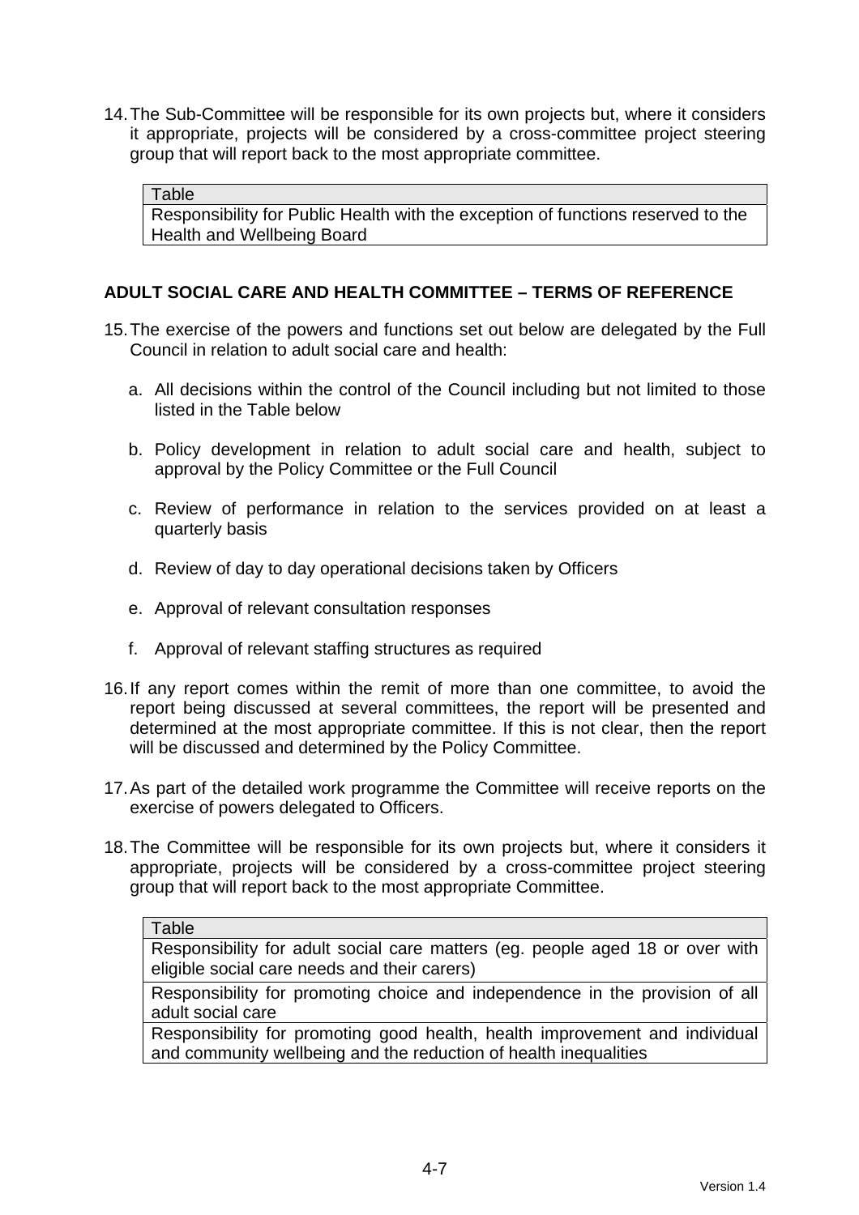14. The Sub-Committee will be responsible for its own projects but, where it considers it appropriate, projects will be considered by a cross-committee project steering group that will report back to the most appropriate committee.

| Table |
| --- |
| Responsibility for Public Health with the exception of functions reserved to the Health and Wellbeing Board |

**ADULT SOCIAL CARE AND HEALTH COMMITTEE – TERMS OF REFERENCE**

15. The exercise of the powers and functions set out below are delegated by the Full Council in relation to adult social care and health:

    a. All decisions within the control of the Council including but not limited to those listed in the Table below

    b. Policy development in relation to adult social care and health, subject to approval by the Policy Committee or the Full Council

    c. Review of performance in relation to the services provided on at least a quarterly basis

    d. Review of day to day operational decisions taken by Officers

    e. Approval of relevant consultation responses

    f. Approval of relevant staffing structures as required

16. If any report comes within the remit of more than one committee, to avoid the report being discussed at several committees, the report will be presented and determined at the most appropriate committee. If this is not clear, then the report will be discussed and determined by the Policy Committee.

17. As part of the detailed work programme the Committee will receive reports on the exercise of powers delegated to Officers.

18. The Committee will be responsible for its own projects but, where it considers it appropriate, projects will be considered by a cross-committee project steering group that will report back to the most appropriate Committee.

| Table |
| --- |
| Responsibility for adult social care matters (eg. people aged 18 or over with eligible social care needs and their carers) |
| Responsibility for promoting choice and independence in the provision of all adult social care |
| Responsibility for promoting good health, health improvement and individual and community wellbeing and the reduction of health inequalities |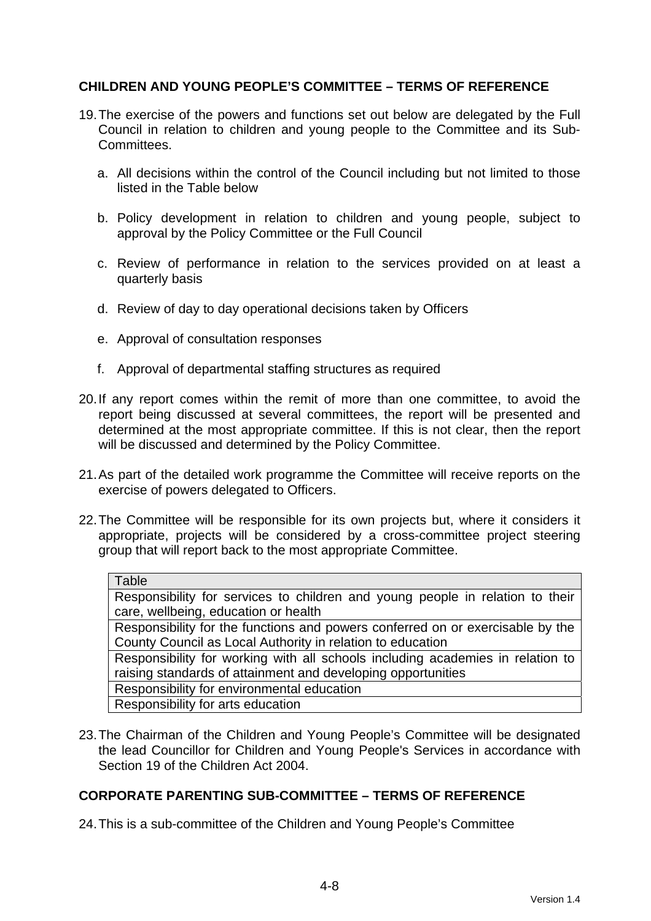## CHILDREN AND YOUNG PEOPLE'S COMMITTEE – TERMS OF REFERENCE

19. The exercise of the powers and functions set out below are delegated by the Full Council in relation to children and young people to the Committee and its Sub-Committees.

    a. All decisions within the control of the Council including but not limited to those listed in the Table below

    b. Policy development in relation to children and young people, subject to approval by the Policy Committee or the Full Council

    c. Review of performance in relation to the services provided on at least a quarterly basis

    d. Review of day to day operational decisions taken by Officers

    e. Approval of consultation responses

    f. Approval of departmental staffing structures as required

20. If any report comes within the remit of more than one committee, to avoid the report being discussed at several committees, the report will be presented and determined at the most appropriate committee. If this is not clear, then the report will be discussed and determined by the Policy Committee.

21. As part of the detailed work programme the Committee will receive reports on the exercise of powers delegated to Officers.

22. The Committee will be responsible for its own projects but, where it considers it appropriate, projects will be considered by a cross-committee project steering group that will report back to the most appropriate Committee.

| Table |
|---|
| Responsibility for services to children and young people in relation to their care, wellbeing, education or health |
| Responsibility for the functions and powers conferred on or exercisable by the County Council as Local Authority in relation to education |
| Responsibility for working with all schools including academies in relation to raising standards of attainment and developing opportunities |
| Responsibility for environmental education |
| Responsibility for arts education |

23. The Chairman of the Children and Young People's Committee will be designated the lead Councillor for Children and Young People's Services in accordance with Section 19 of the Children Act 2004.

## CORPORATE PARENTING SUB-COMMITTEE – TERMS OF REFERENCE

24. This is a sub-committee of the Children and Young People's Committee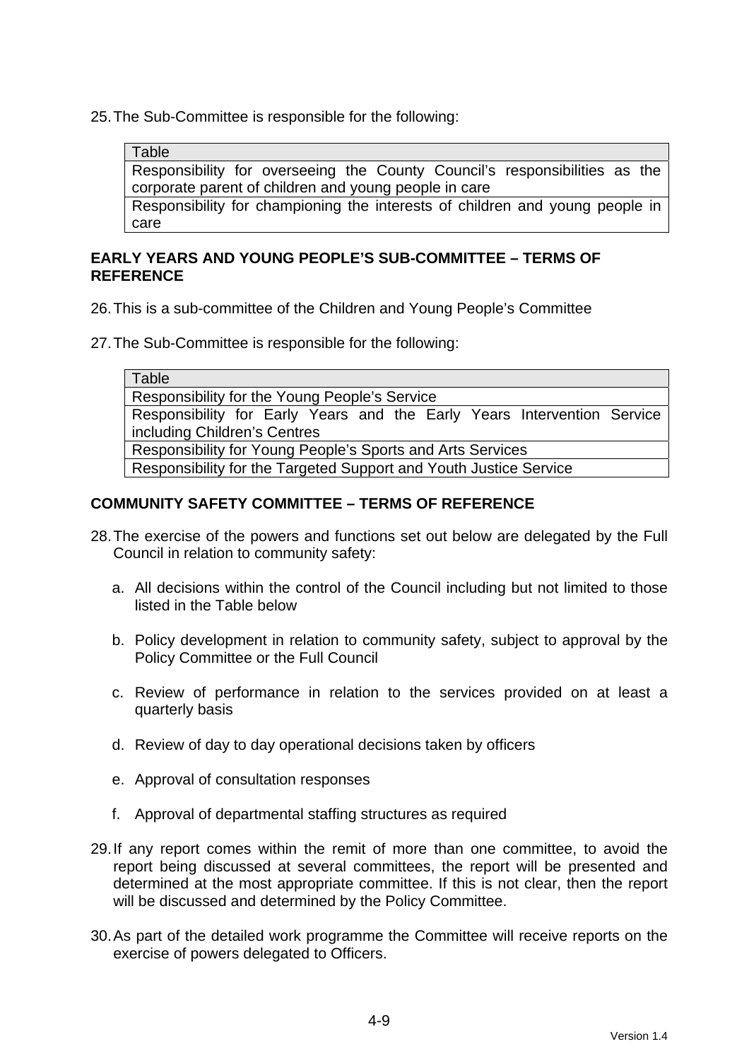25. The Sub-Committee is responsible for the following:

| Table |
| --- |
| Responsibility for overseeing the County Council's responsibilities as the corporate parent of children and young people in care |
| Responsibility for championing the interests of children and young people in care |

**EARLY YEARS AND YOUNG PEOPLE'S SUB-COMMITTEE – TERMS OF REFERENCE**

26. This is a sub-committee of the Children and Young People's Committee

27. The Sub-Committee is responsible for the following:

| Table |
| --- |
| Responsibility for the Young People's Service |
| Responsibility for Early Years and the Early Years Intervention Service including Children's Centres |
| Responsibility for Young People's Sports and Arts Services |
| Responsibility for the Targeted Support and Youth Justice Service |

**COMMUNITY SAFETY COMMITTEE – TERMS OF REFERENCE**

28. The exercise of the powers and functions set out below are delegated by the Full Council in relation to community safety:

    a. All decisions within the control of the Council including but not limited to those listed in the Table below

    b. Policy development in relation to community safety, subject to approval by the Policy Committee or the Full Council

    c. Review of performance in relation to the services provided on at least a quarterly basis

    d. Review of day to day operational decisions taken by officers

    e. Approval of consultation responses

    f. Approval of departmental staffing structures as required

29. If any report comes within the remit of more than one committee, to avoid the report being discussed at several committees, the report will be presented and determined at the most appropriate committee. If this is not clear, then the report will be discussed and determined by the Policy Committee.

30. As part of the detailed work programme the Committee will receive reports on the exercise of powers delegated to Officers.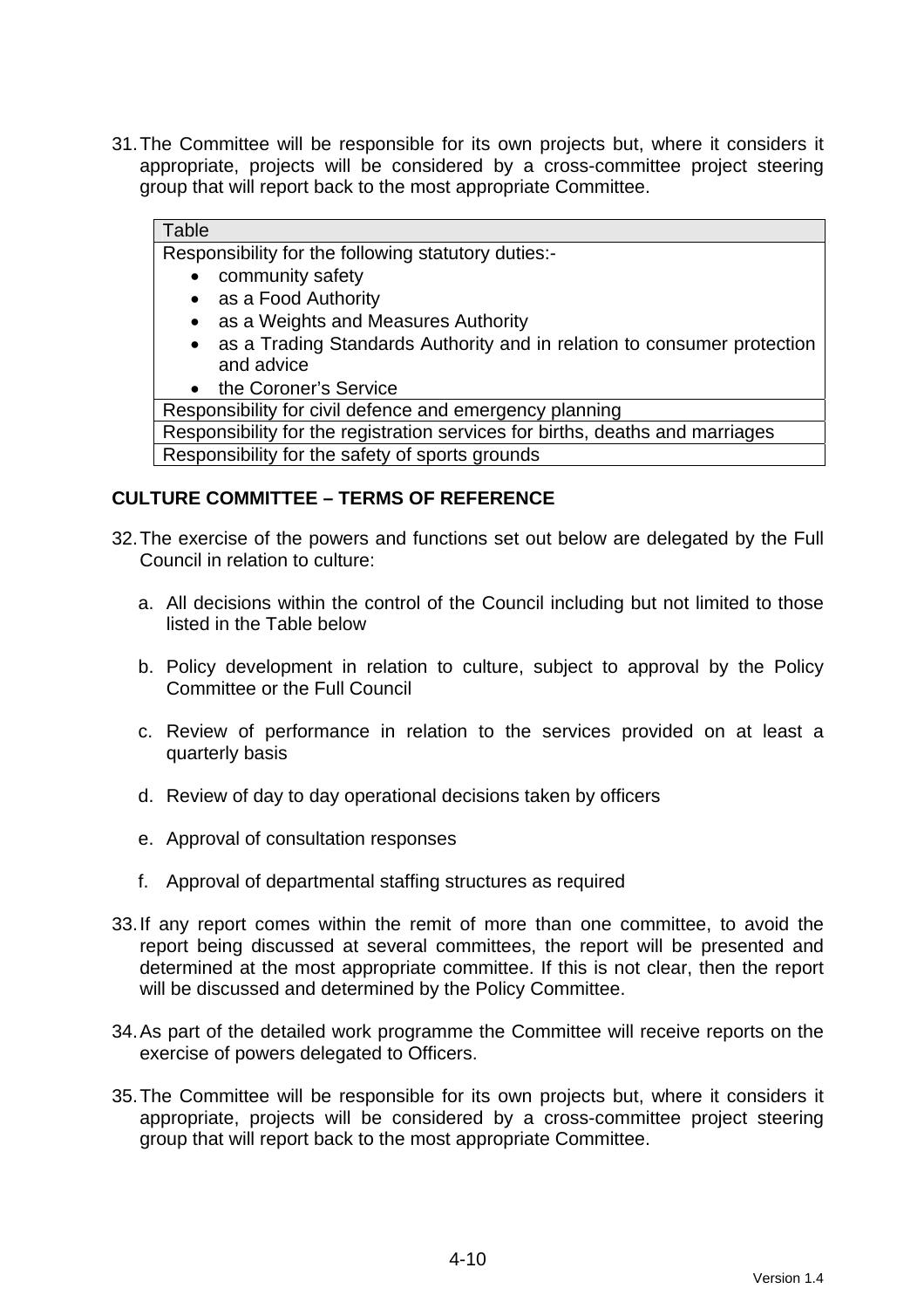31. The Committee will be responsible for its own projects but, where it considers it appropriate, projects will be considered by a cross-committee project steering group that will report back to the most appropriate Committee.

| Table |
| --- |
| Responsibility for the following statutory duties:-<br>• community safety<br>• as a Food Authority<br>• as a Weights and Measures Authority<br>• as a Trading Standards Authority and in relation to consumer protection and advice<br>• the Coroner's Service |
| Responsibility for civil defence and emergency planning |
| Responsibility for the registration services for births, deaths and marriages |
| Responsibility for the safety of sports grounds |

## CULTURE COMMITTEE – TERMS OF REFERENCE

32. The exercise of the powers and functions set out below are delegated by the Full Council in relation to culture:

    a. All decisions within the control of the Council including but not limited to those listed in the Table below

    b. Policy development in relation to culture, subject to approval by the Policy Committee or the Full Council

    c. Review of performance in relation to the services provided on at least a quarterly basis

    d. Review of day to day operational decisions taken by officers

    e. Approval of consultation responses

    f. Approval of departmental staffing structures as required

33. If any report comes within the remit of more than one committee, to avoid the report being discussed at several committees, the report will be presented and determined at the most appropriate committee. If this is not clear, then the report will be discussed and determined by the Policy Committee.

34. As part of the detailed work programme the Committee will receive reports on the exercise of powers delegated to Officers.

35. The Committee will be responsible for its own projects but, where it considers it appropriate, projects will be considered by a cross-committee project steering group that will report back to the most appropriate Committee.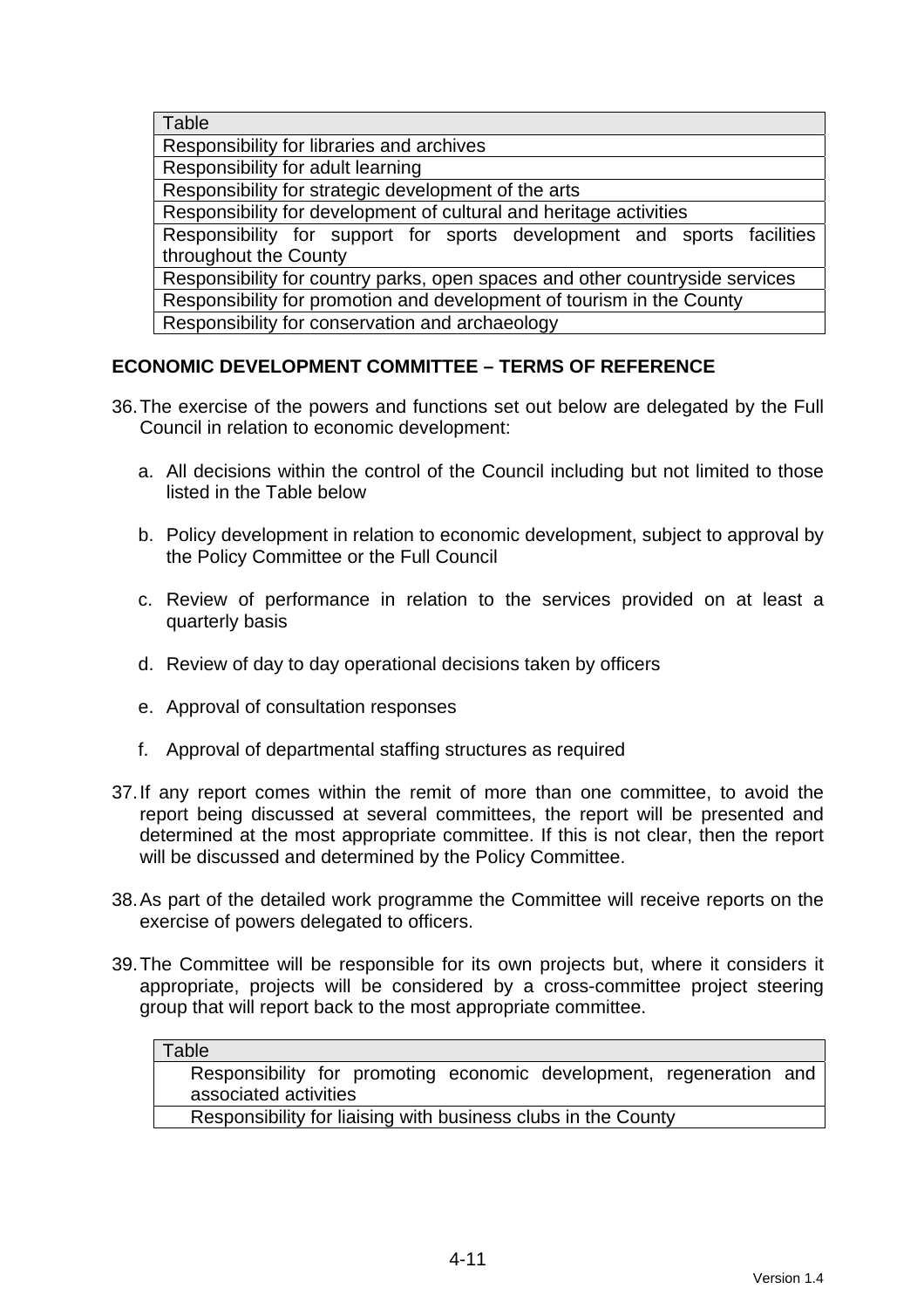| Table |
| --- |
| Responsibility for libraries and archives |
| Responsibility for adult learning |
| Responsibility for strategic development of the arts |
| Responsibility for development of cultural and heritage activities |
| Responsibility for support for sports development and sports facilities throughout the County |
| Responsibility for country parks, open spaces and other countryside services |
| Responsibility for promotion and development of tourism in the County |
| Responsibility for conservation and archaeology |

## ECONOMIC DEVELOPMENT COMMITTEE – TERMS OF REFERENCE

36. The exercise of the powers and functions set out below are delegated by the Full Council in relation to economic development:

    a. All decisions within the control of the Council including but not limited to those listed in the Table below

    b. Policy development in relation to economic development, subject to approval by the Policy Committee or the Full Council

    c. Review of performance in relation to the services provided on at least a quarterly basis

    d. Review of day to day operational decisions taken by officers

    e. Approval of consultation responses

    f. Approval of departmental staffing structures as required

37. If any report comes within the remit of more than one committee, to avoid the report being discussed at several committees, the report will be presented and determined at the most appropriate committee. If this is not clear, then the report will be discussed and determined by the Policy Committee.

38. As part of the detailed work programme the Committee will receive reports on the exercise of powers delegated to officers.

39. The Committee will be responsible for its own projects but, where it considers it appropriate, projects will be considered by a cross-committee project steering group that will report back to the most appropriate committee.

| Table |
| --- |
| Responsibility for promoting economic development, regeneration and associated activities |
| Responsibility for liaising with business clubs in the County |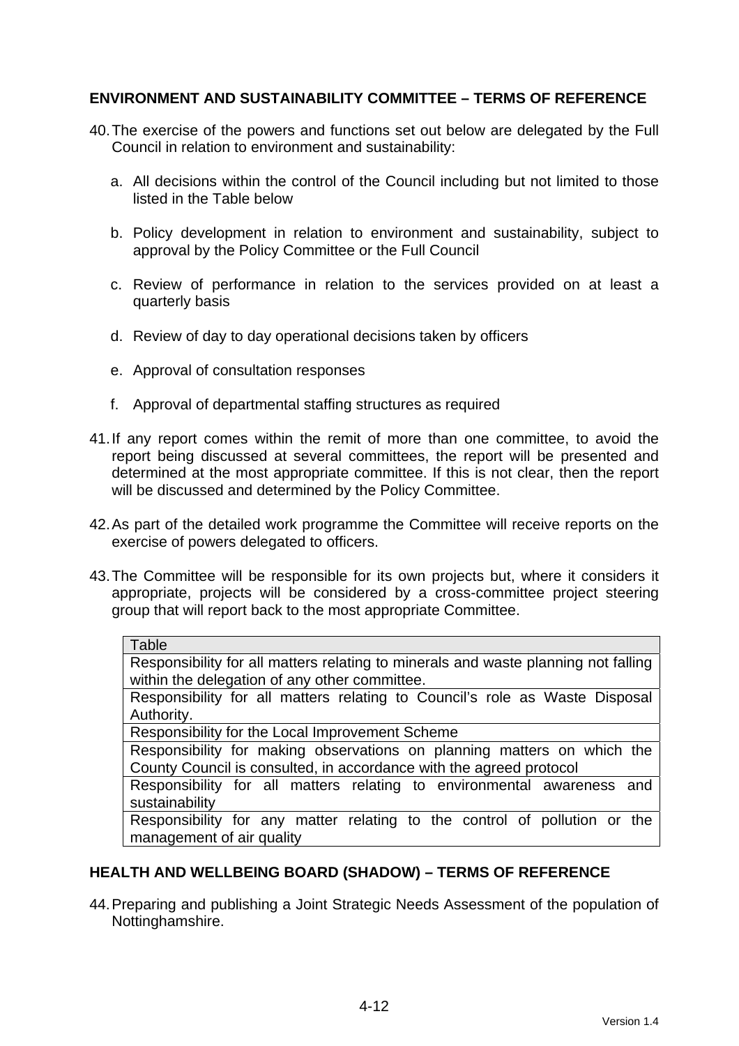## ENVIRONMENT AND SUSTAINABILITY COMMITTEE – TERMS OF REFERENCE

40. The exercise of the powers and functions set out below are delegated by the Full Council in relation to environment and sustainability:

    a. All decisions within the control of the Council including but not limited to those listed in the Table below

    b. Policy development in relation to environment and sustainability, subject to approval by the Policy Committee or the Full Council

    c. Review of performance in relation to the services provided on at least a quarterly basis

    d. Review of day to day operational decisions taken by officers

    e. Approval of consultation responses

    f. Approval of departmental staffing structures as required

41. If any report comes within the remit of more than one committee, to avoid the report being discussed at several committees, the report will be presented and determined at the most appropriate committee. If this is not clear, then the report will be discussed and determined by the Policy Committee.

42. As part of the detailed work programme the Committee will receive reports on the exercise of powers delegated to officers.

43. The Committee will be responsible for its own projects but, where it considers it appropriate, projects will be considered by a cross-committee project steering group that will report back to the most appropriate Committee.

| Table |
|---|
| Responsibility for all matters relating to minerals and waste planning not falling within the delegation of any other committee. |
| Responsibility for all matters relating to Council's role as Waste Disposal Authority. |
| Responsibility for the Local Improvement Scheme |
| Responsibility for making observations on planning matters on which the County Council is consulted, in accordance with the agreed protocol |
| Responsibility for all matters relating to environmental awareness and sustainability |
| Responsibility for any matter relating to the control of pollution or the management of air quality |

## HEALTH AND WELLBEING BOARD (SHADOW) – TERMS OF REFERENCE

44. Preparing and publishing a Joint Strategic Needs Assessment of the population of Nottinghamshire.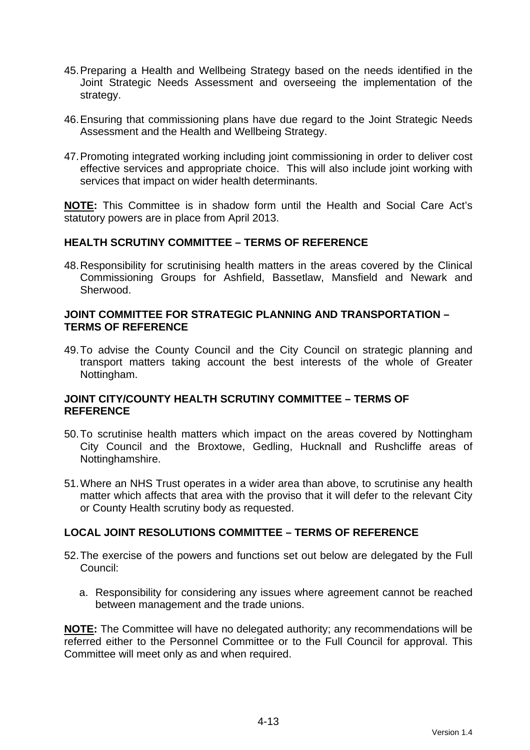45. Preparing a Health and Wellbeing Strategy based on the needs identified in the Joint Strategic Needs Assessment and overseeing the implementation of the strategy.

46. Ensuring that commissioning plans have due regard to the Joint Strategic Needs Assessment and the Health and Wellbeing Strategy.

47. Promoting integrated working including joint commissioning in order to deliver cost effective services and appropriate choice. This will also include joint working with services that impact on wider health determinants.

**NOTE:** This Committee is in shadow form until the Health and Social Care Act's statutory powers are in place from April 2013.

## HEALTH SCRUTINY COMMITTEE – TERMS OF REFERENCE

48. Responsibility for scrutinising health matters in the areas covered by the Clinical Commissioning Groups for Ashfield, Bassetlaw, Mansfield and Newark and Sherwood.

## JOINT COMMITTEE FOR STRATEGIC PLANNING AND TRANSPORTATION – TERMS OF REFERENCE

49. To advise the County Council and the City Council on strategic planning and transport matters taking account the best interests of the whole of Greater Nottingham.

## JOINT CITY/COUNTY HEALTH SCRUTINY COMMITTEE – TERMS OF REFERENCE

50. To scrutinise health matters which impact on the areas covered by Nottingham City Council and the Broxtowe, Gedling, Hucknall and Rushcliffe areas of Nottinghamshire.

51. Where an NHS Trust operates in a wider area than above, to scrutinise any health matter which affects that area with the proviso that it will defer to the relevant City or County Health scrutiny body as requested.

## LOCAL JOINT RESOLUTIONS COMMITTEE – TERMS OF REFERENCE

52. The exercise of the powers and functions set out below are delegated by the Full Council:

    a. Responsibility for considering any issues where agreement cannot be reached between management and the trade unions.

**NOTE:** The Committee will have no delegated authority; any recommendations will be referred either to the Personnel Committee or to the Full Council for approval. This Committee will meet only as and when required.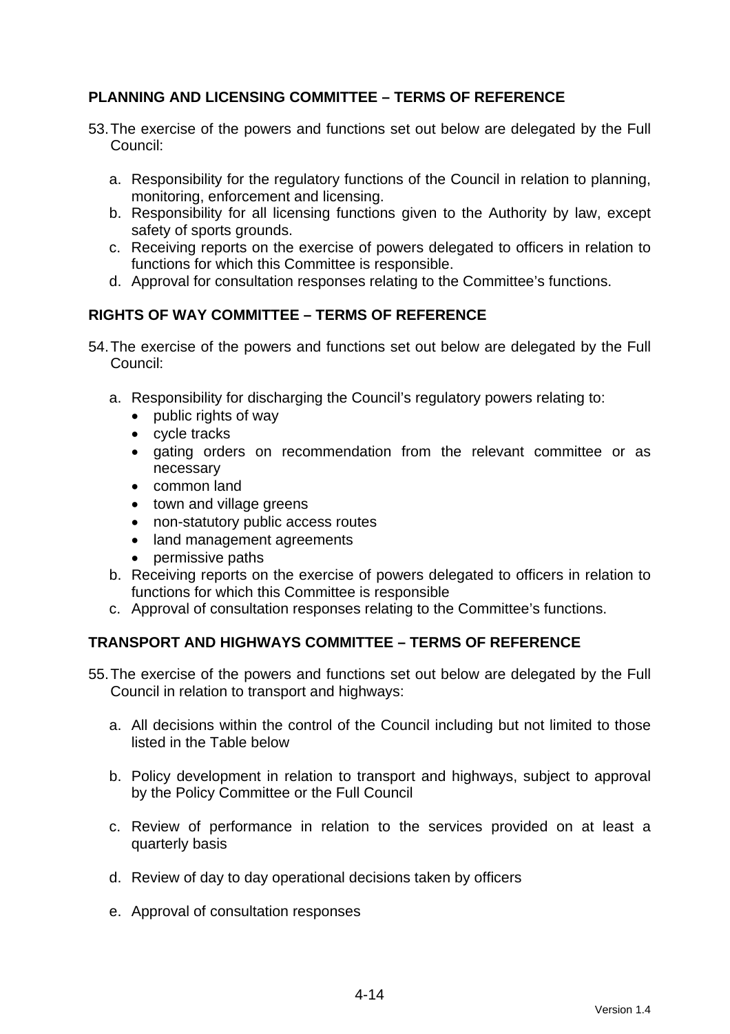## PLANNING AND LICENSING COMMITTEE – TERMS OF REFERENCE

53. The exercise of the powers and functions set out below are delegated by the Full Council:

    a. Responsibility for the regulatory functions of the Council in relation to planning, monitoring, enforcement and licensing.
    b. Responsibility for all licensing functions given to the Authority by law, except safety of sports grounds.
    c. Receiving reports on the exercise of powers delegated to officers in relation to functions for which this Committee is responsible.
    d. Approval for consultation responses relating to the Committee's functions.

## RIGHTS OF WAY COMMITTEE – TERMS OF REFERENCE

54. The exercise of the powers and functions set out below are delegated by the Full Council:

    a. Responsibility for discharging the Council's regulatory powers relating to:
        - public rights of way
        - cycle tracks
        - gating orders on recommendation from the relevant committee or as necessary
        - common land
        - town and village greens
        - non-statutory public access routes
        - land management agreements
        - permissive paths
    b. Receiving reports on the exercise of powers delegated to officers in relation to functions for which this Committee is responsible
    c. Approval of consultation responses relating to the Committee's functions.

## TRANSPORT AND HIGHWAYS COMMITTEE – TERMS OF REFERENCE

55. The exercise of the powers and functions set out below are delegated by the Full Council in relation to transport and highways:

    a. All decisions within the control of the Council including but not limited to those listed in the Table below

    b. Policy development in relation to transport and highways, subject to approval by the Policy Committee or the Full Council

    c. Review of performance in relation to the services provided on at least a quarterly basis

    d. Review of day to day operational decisions taken by officers

    e. Approval of consultation responses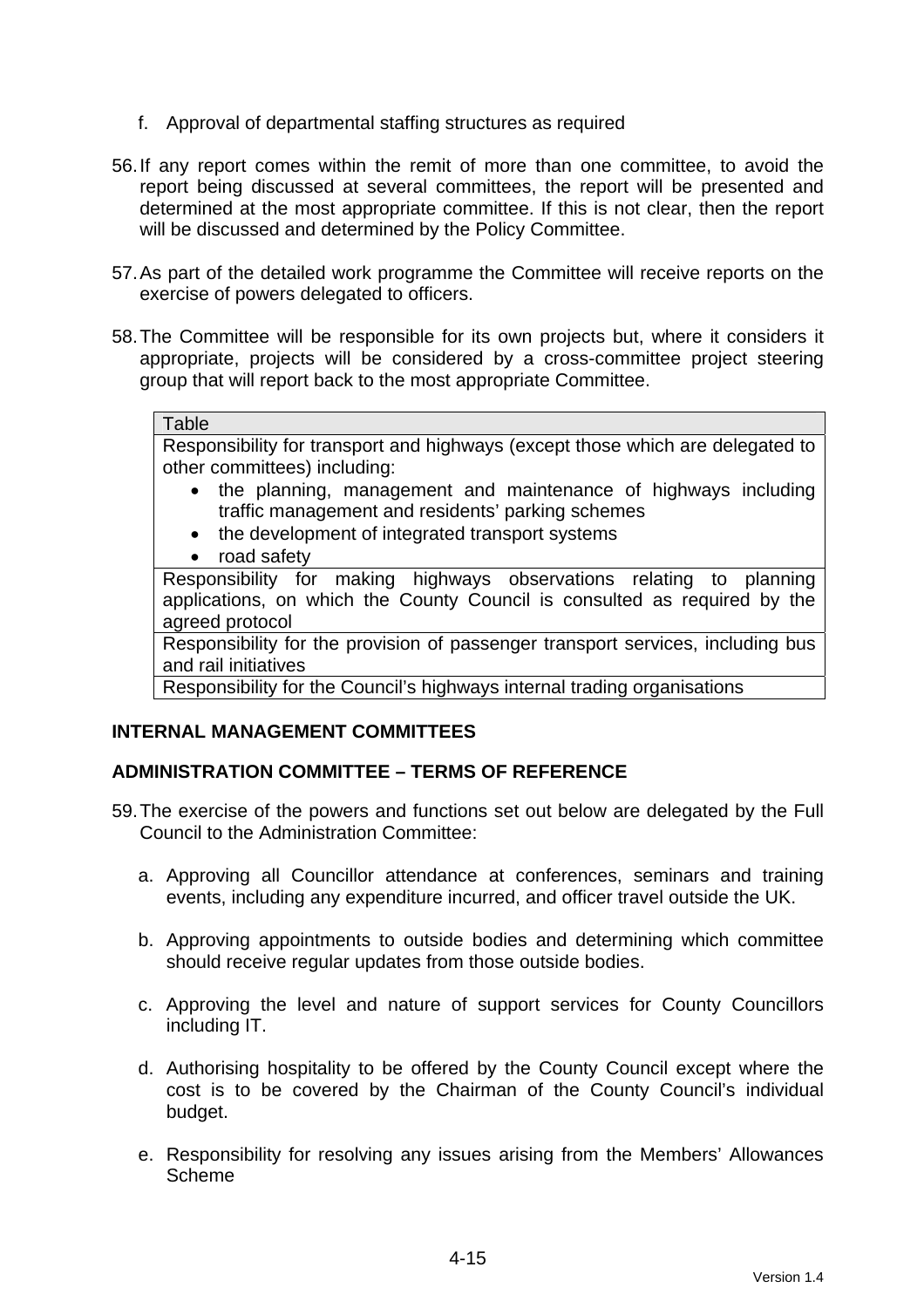f. Approval of departmental staffing structures as required

56. If any report comes within the remit of more than one committee, to avoid the report being discussed at several committees, the report will be presented and determined at the most appropriate committee. If this is not clear, then the report will be discussed and determined by the Policy Committee.

57. As part of the detailed work programme the Committee will receive reports on the exercise of powers delegated to officers.

58. The Committee will be responsible for its own projects but, where it considers it appropriate, projects will be considered by a cross-committee project steering group that will report back to the most appropriate Committee.

| Table |
|---|
| Responsibility for transport and highways (except those which are delegated to other committees) including:<br>• the planning, management and maintenance of highways including traffic management and residents' parking schemes<br>• the development of integrated transport systems<br>• road safety |
| Responsibility for making highways observations relating to planning applications, on which the County Council is consulted as required by the agreed protocol |
| Responsibility for the provision of passenger transport services, including bus and rail initiatives |
| Responsibility for the Council's highways internal trading organisations |

## INTERNAL MANAGEMENT COMMITTEES

## ADMINISTRATION COMMITTEE – TERMS OF REFERENCE

59. The exercise of the powers and functions set out below are delegated by the Full Council to the Administration Committee:

   a. Approving all Councillor attendance at conferences, seminars and training events, including any expenditure incurred, and officer travel outside the UK.

   b. Approving appointments to outside bodies and determining which committee should receive regular updates from those outside bodies.

   c. Approving the level and nature of support services for County Councillors including IT.

   d. Authorising hospitality to be offered by the County Council except where the cost is to be covered by the Chairman of the County Council's individual budget.

   e. Responsibility for resolving any issues arising from the Members' Allowances Scheme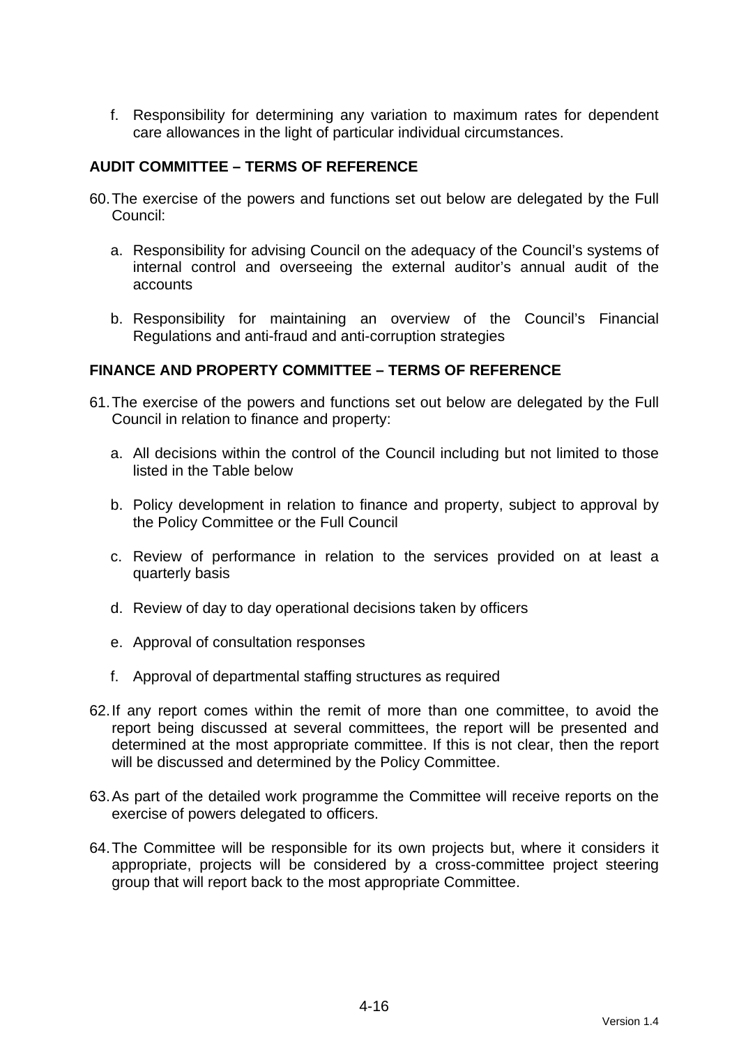f. Responsibility for determining any variation to maximum rates for dependent care allowances in the light of particular individual circumstances.

**AUDIT COMMITTEE – TERMS OF REFERENCE**

60. The exercise of the powers and functions set out below are delegated by the Full Council:

    a. Responsibility for advising Council on the adequacy of the Council's systems of internal control and overseeing the external auditor's annual audit of the accounts

    b. Responsibility for maintaining an overview of the Council's Financial Regulations and anti-fraud and anti-corruption strategies

**FINANCE AND PROPERTY COMMITTEE – TERMS OF REFERENCE**

61. The exercise of the powers and functions set out below are delegated by the Full Council in relation to finance and property:

    a. All decisions within the control of the Council including but not limited to those listed in the Table below

    b. Policy development in relation to finance and property, subject to approval by the Policy Committee or the Full Council

    c. Review of performance in relation to the services provided on at least a quarterly basis

    d. Review of day to day operational decisions taken by officers

    e. Approval of consultation responses

    f. Approval of departmental staffing structures as required

62. If any report comes within the remit of more than one committee, to avoid the report being discussed at several committees, the report will be presented and determined at the most appropriate committee. If this is not clear, then the report will be discussed and determined by the Policy Committee.

63. As part of the detailed work programme the Committee will receive reports on the exercise of powers delegated to officers.

64. The Committee will be responsible for its own projects but, where it considers it appropriate, projects will be considered by a cross-committee project steering group that will report back to the most appropriate Committee.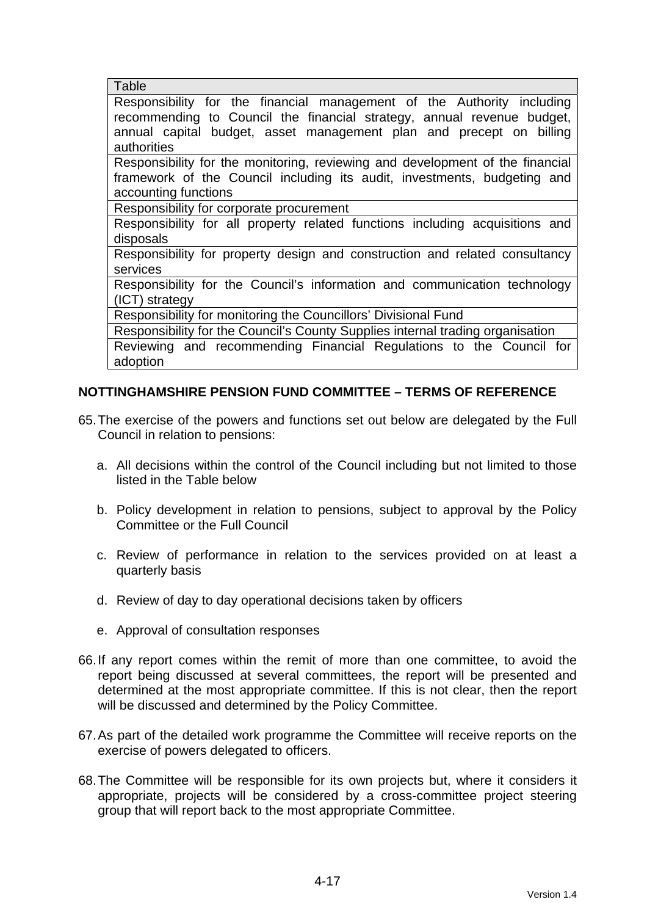| Table |
| --- |
| Responsibility for the financial management of the Authority including recommending to Council the financial strategy, annual revenue budget, annual capital budget, asset management plan and precept on billing authorities |
| Responsibility for the monitoring, reviewing and development of the financial framework of the Council including its audit, investments, budgeting and accounting functions |
| Responsibility for corporate procurement |
| Responsibility for all property related functions including acquisitions and disposals |
| Responsibility for property design and construction and related consultancy services |
| Responsibility for the Council's information and communication technology (ICT) strategy |
| Responsibility for monitoring the Councillors' Divisional Fund |
| Responsibility for the Council's County Supplies internal trading organisation |
| Reviewing and recommending Financial Regulations to the Council for adoption |

## NOTTINGHAMSHIRE PENSION FUND COMMITTEE – TERMS OF REFERENCE

65. The exercise of the powers and functions set out below are delegated by the Full Council in relation to pensions:

    a. All decisions within the control of the Council including but not limited to those listed in the Table below

    b. Policy development in relation to pensions, subject to approval by the Policy Committee or the Full Council

    c. Review of performance in relation to the services provided on at least a quarterly basis

    d. Review of day to day operational decisions taken by officers

    e. Approval of consultation responses

66. If any report comes within the remit of more than one committee, to avoid the report being discussed at several committees, the report will be presented and determined at the most appropriate committee. If this is not clear, then the report will be discussed and determined by the Policy Committee.

67. As part of the detailed work programme the Committee will receive reports on the exercise of powers delegated to officers.

68. The Committee will be responsible for its own projects but, where it considers it appropriate, projects will be considered by a cross-committee project steering group that will report back to the most appropriate Committee.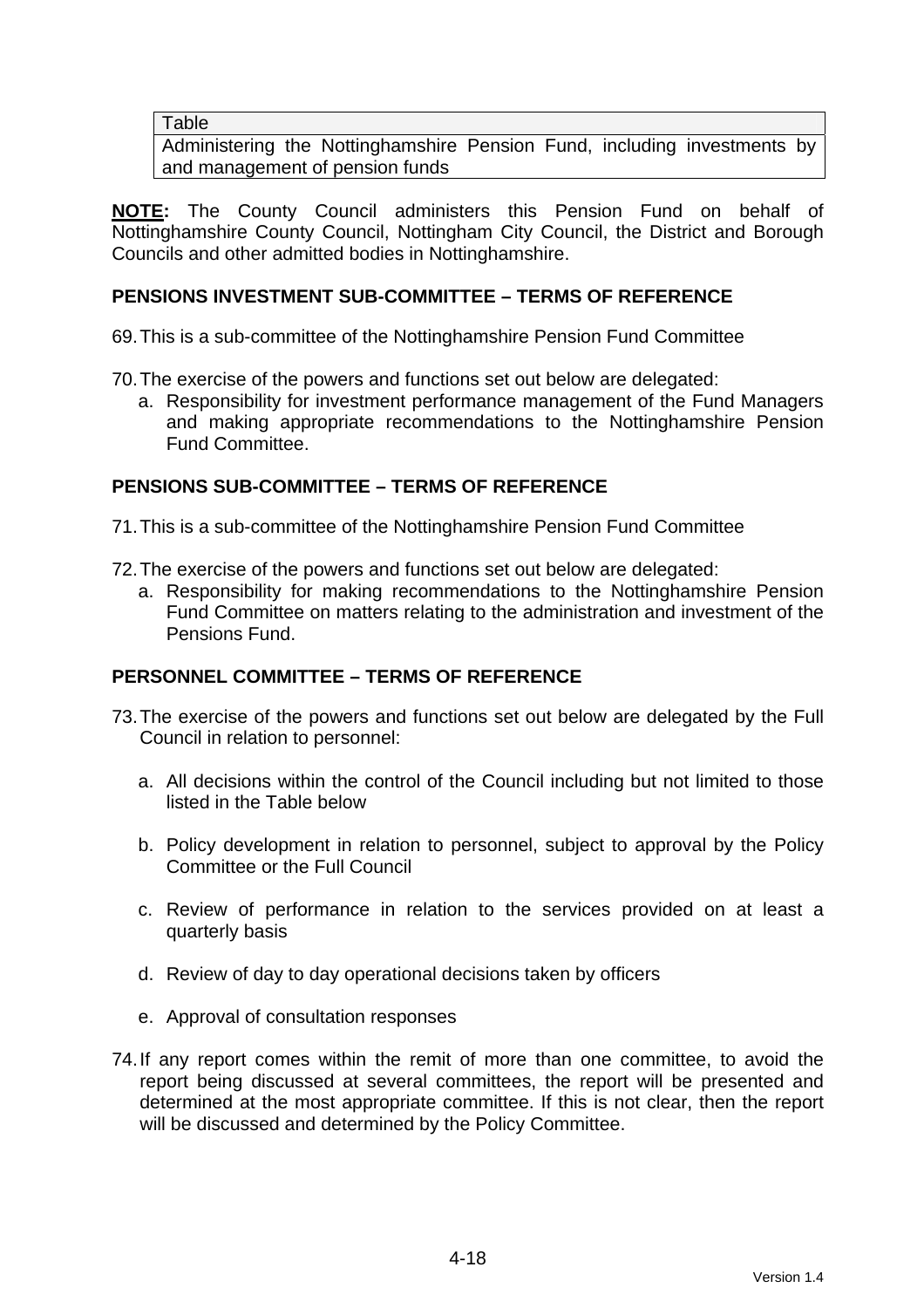| Table |
| --- |
| Administering the Nottinghamshire Pension Fund, including investments by and management of pension funds |

**NOTE:** The County Council administers this Pension Fund on behalf of Nottinghamshire County Council, Nottingham City Council, the District and Borough Councils and other admitted bodies in Nottinghamshire.

## PENSIONS INVESTMENT SUB-COMMITTEE – TERMS OF REFERENCE

69. This is a sub-committee of the Nottinghamshire Pension Fund Committee

70. The exercise of the powers and functions set out below are delegated:
    a. Responsibility for investment performance management of the Fund Managers and making appropriate recommendations to the Nottinghamshire Pension Fund Committee.

## PENSIONS SUB-COMMITTEE – TERMS OF REFERENCE

71. This is a sub-committee of the Nottinghamshire Pension Fund Committee

72. The exercise of the powers and functions set out below are delegated:
    a. Responsibility for making recommendations to the Nottinghamshire Pension Fund Committee on matters relating to the administration and investment of the Pensions Fund.

## PERSONNEL COMMITTEE – TERMS OF REFERENCE

73. The exercise of the powers and functions set out below are delegated by the Full Council in relation to personnel:

    a. All decisions within the control of the Council including but not limited to those listed in the Table below

    b. Policy development in relation to personnel, subject to approval by the Policy Committee or the Full Council

    c. Review of performance in relation to the services provided on at least a quarterly basis

    d. Review of day to day operational decisions taken by officers

    e. Approval of consultation responses

74. If any report comes within the remit of more than one committee, to avoid the report being discussed at several committees, the report will be presented and determined at the most appropriate committee. If this is not clear, then the report will be discussed and determined by the Policy Committee.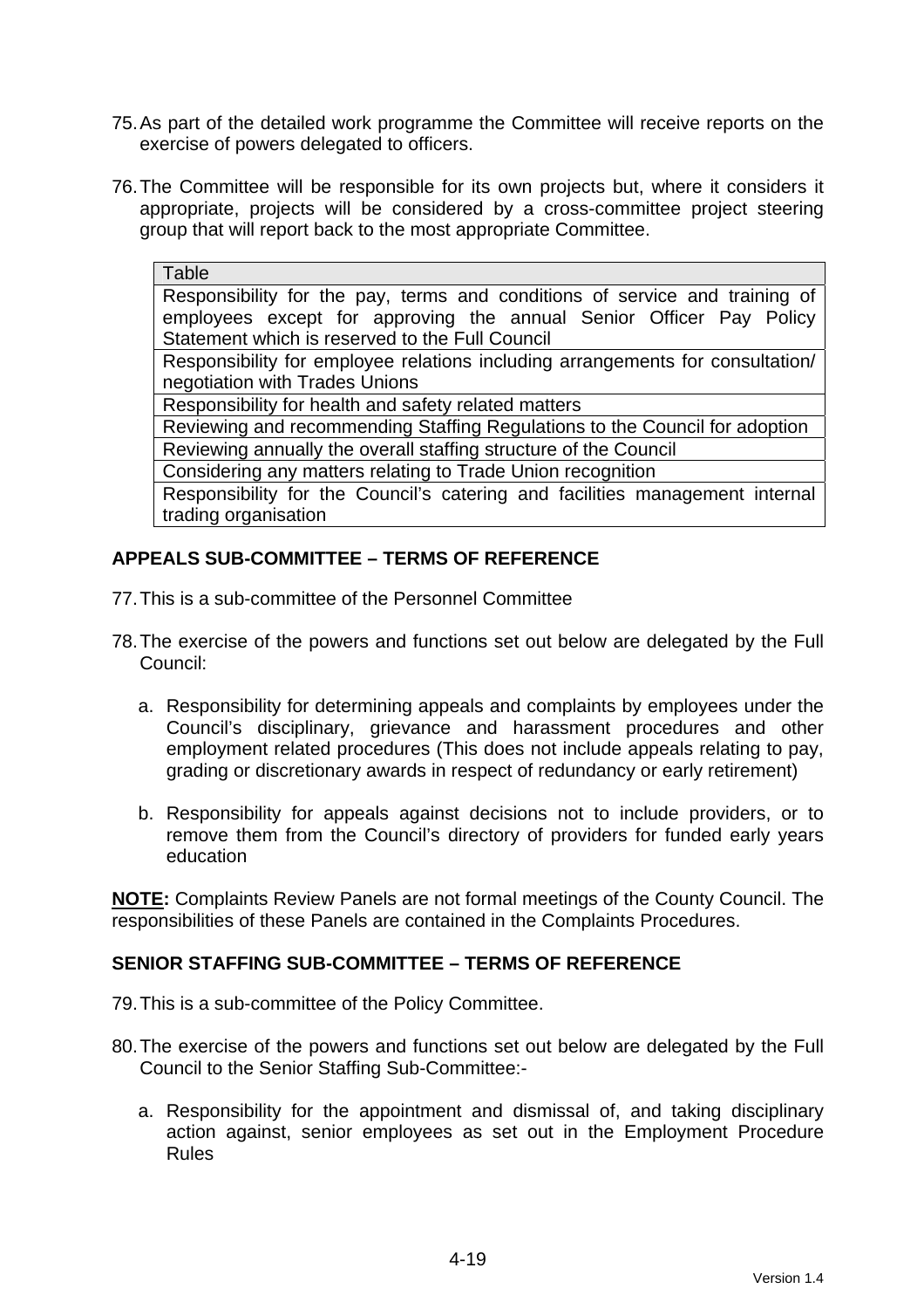75. As part of the detailed work programme the Committee will receive reports on the exercise of powers delegated to officers.

76. The Committee will be responsible for its own projects but, where it considers it appropriate, projects will be considered by a cross-committee project steering group that will report back to the most appropriate Committee.

| Table |
|---|
| Responsibility for the pay, terms and conditions of service and training of employees except for approving the annual Senior Officer Pay Policy Statement which is reserved to the Full Council |
| Responsibility for employee relations including arrangements for consultation/ negotiation with Trades Unions |
| Responsibility for health and safety related matters |
| Reviewing and recommending Staffing Regulations to the Council for adoption |
| Reviewing annually the overall staffing structure of the Council |
| Considering any matters relating to Trade Union recognition |
| Responsibility for the Council's catering and facilities management internal trading organisation |

**APPEALS SUB-COMMITTEE – TERMS OF REFERENCE**

77. This is a sub-committee of the Personnel Committee

78. The exercise of the powers and functions set out below are delegated by the Full Council:

    a. Responsibility for determining appeals and complaints by employees under the Council's disciplinary, grievance and harassment procedures and other employment related procedures (This does not include appeals relating to pay, grading or discretionary awards in respect of redundancy or early retirement)

    b. Responsibility for appeals against decisions not to include providers, or to remove them from the Council's directory of providers for funded early years education

**NOTE:** Complaints Review Panels are not formal meetings of the County Council. The responsibilities of these Panels are contained in the Complaints Procedures.

**SENIOR STAFFING SUB-COMMITTEE – TERMS OF REFERENCE**

79. This is a sub-committee of the Policy Committee.

80. The exercise of the powers and functions set out below are delegated by the Full Council to the Senior Staffing Sub-Committee:-

    a. Responsibility for the appointment and dismissal of, and taking disciplinary action against, senior employees as set out in the Employment Procedure Rules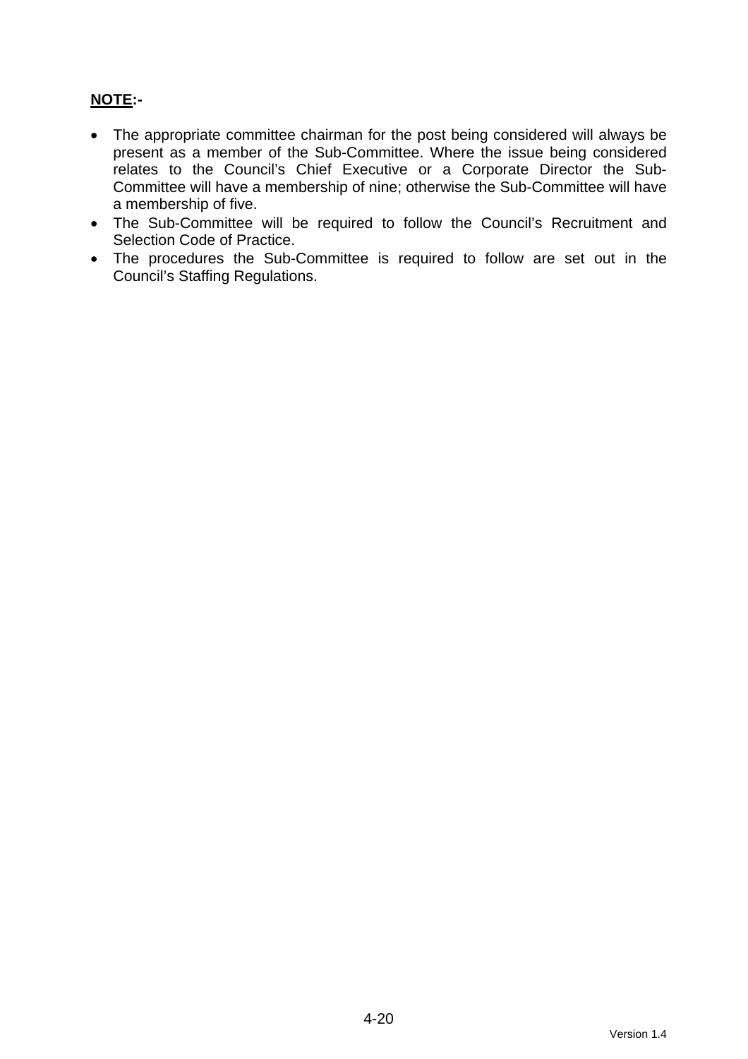**NOTE:-**

- The appropriate committee chairman for the post being considered will always be present as a member of the Sub-Committee. Where the issue being considered relates to the Council's Chief Executive or a Corporate Director the Sub-Committee will have a membership of nine; otherwise the Sub-Committee will have a membership of five.
- The Sub-Committee will be required to follow the Council's Recruitment and Selection Code of Practice.
- The procedures the Sub-Committee is required to follow are set out in the Council's Staffing Regulations.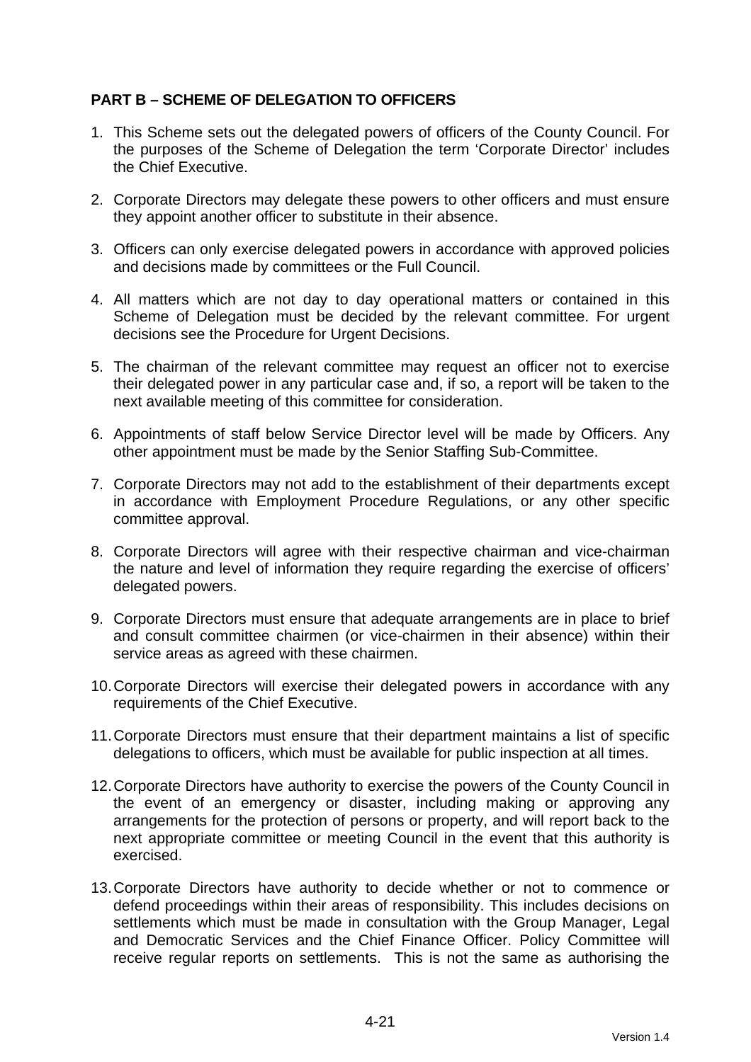**PART B – SCHEME OF DELEGATION TO OFFICERS**

1. This Scheme sets out the delegated powers of officers of the County Council. For the purposes of the Scheme of Delegation the term 'Corporate Director' includes the Chief Executive.

2. Corporate Directors may delegate these powers to other officers and must ensure they appoint another officer to substitute in their absence.

3. Officers can only exercise delegated powers in accordance with approved policies and decisions made by committees or the Full Council.

4. All matters which are not day to day operational matters or contained in this Scheme of Delegation must be decided by the relevant committee. For urgent decisions see the Procedure for Urgent Decisions.

5. The chairman of the relevant committee may request an officer not to exercise their delegated power in any particular case and, if so, a report will be taken to the next available meeting of this committee for consideration.

6. Appointments of staff below Service Director level will be made by Officers. Any other appointment must be made by the Senior Staffing Sub-Committee.

7. Corporate Directors may not add to the establishment of their departments except in accordance with Employment Procedure Regulations, or any other specific committee approval.

8. Corporate Directors will agree with their respective chairman and vice-chairman the nature and level of information they require regarding the exercise of officers' delegated powers.

9. Corporate Directors must ensure that adequate arrangements are in place to brief and consult committee chairmen (or vice-chairmen in their absence) within their service areas as agreed with these chairmen.

10. Corporate Directors will exercise their delegated powers in accordance with any requirements of the Chief Executive.

11. Corporate Directors must ensure that their department maintains a list of specific delegations to officers, which must be available for public inspection at all times.

12. Corporate Directors have authority to exercise the powers of the County Council in the event of an emergency or disaster, including making or approving any arrangements for the protection of persons or property, and will report back to the next appropriate committee or meeting Council in the event that this authority is exercised.

13. Corporate Directors have authority to decide whether or not to commence or defend proceedings within their areas of responsibility. This includes decisions on settlements which must be made in consultation with the Group Manager, Legal and Democratic Services and the Chief Finance Officer. Policy Committee will receive regular reports on settlements. This is not the same as authorising the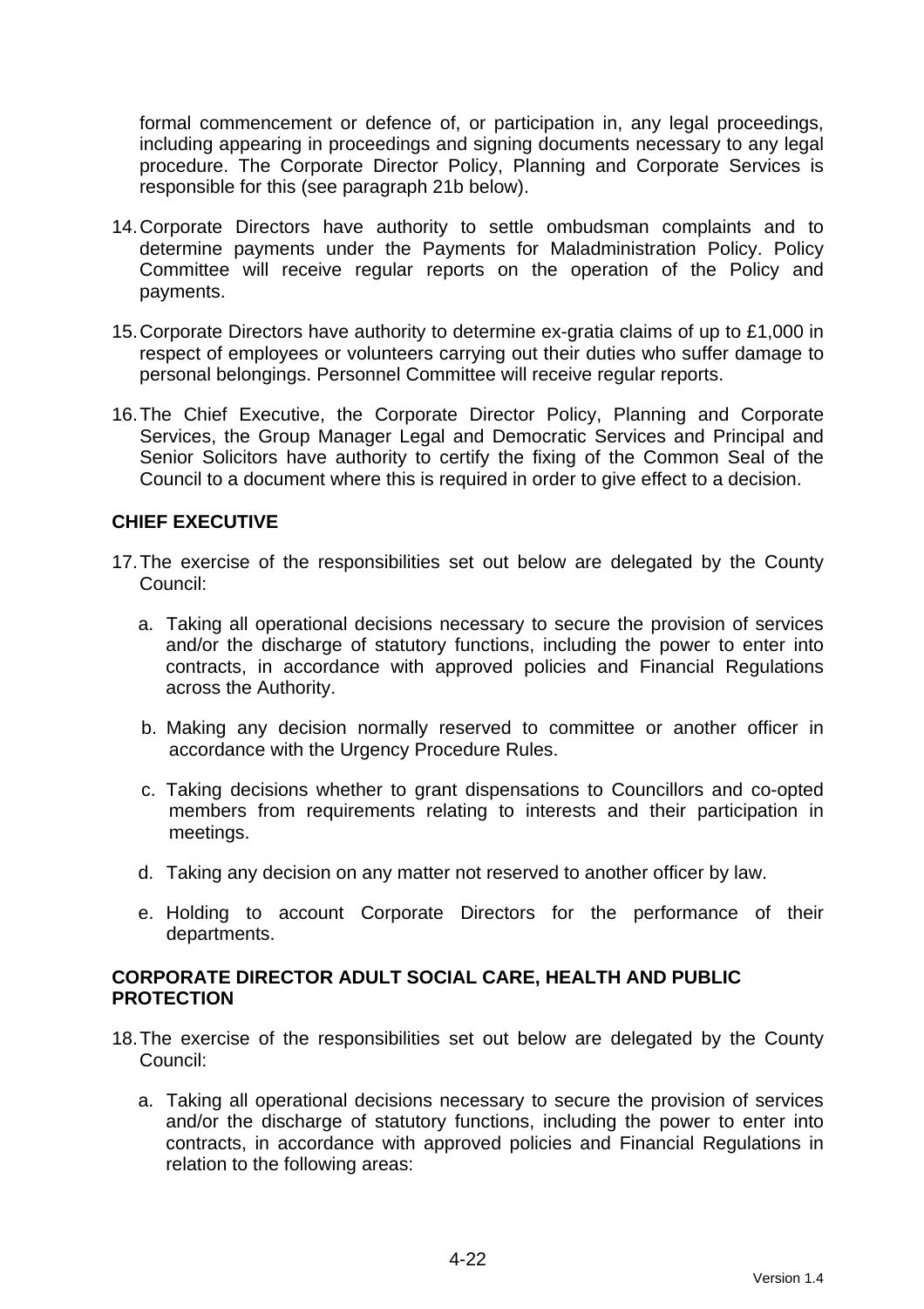formal commencement or defence of, or participation in, any legal proceedings, including appearing in proceedings and signing documents necessary to any legal procedure. The Corporate Director Policy, Planning and Corporate Services is responsible for this (see paragraph 21b below).

14. Corporate Directors have authority to settle ombudsman complaints and to determine payments under the Payments for Maladministration Policy. Policy Committee will receive regular reports on the operation of the Policy and payments.

15. Corporate Directors have authority to determine ex-gratia claims of up to £1,000 in respect of employees or volunteers carrying out their duties who suffer damage to personal belongings. Personnel Committee will receive regular reports.

16. The Chief Executive, the Corporate Director Policy, Planning and Corporate Services, the Group Manager Legal and Democratic Services and Principal and Senior Solicitors have authority to certify the fixing of the Common Seal of the Council to a document where this is required in order to give effect to a decision.

**CHIEF EXECUTIVE**

17. The exercise of the responsibilities set out below are delegated by the County Council:

    a. Taking all operational decisions necessary to secure the provision of services and/or the discharge of statutory functions, including the power to enter into contracts, in accordance with approved policies and Financial Regulations across the Authority.

    b. Making any decision normally reserved to committee or another officer in accordance with the Urgency Procedure Rules.

    c. Taking decisions whether to grant dispensations to Councillors and co-opted members from requirements relating to interests and their participation in meetings.

    d. Taking any decision on any matter not reserved to another officer by law.

    e. Holding to account Corporate Directors for the performance of their departments.

**CORPORATE DIRECTOR ADULT SOCIAL CARE, HEALTH AND PUBLIC PROTECTION**

18. The exercise of the responsibilities set out below are delegated by the County Council:

    a. Taking all operational decisions necessary to secure the provision of services and/or the discharge of statutory functions, including the power to enter into contracts, in accordance with approved policies and Financial Regulations in relation to the following areas: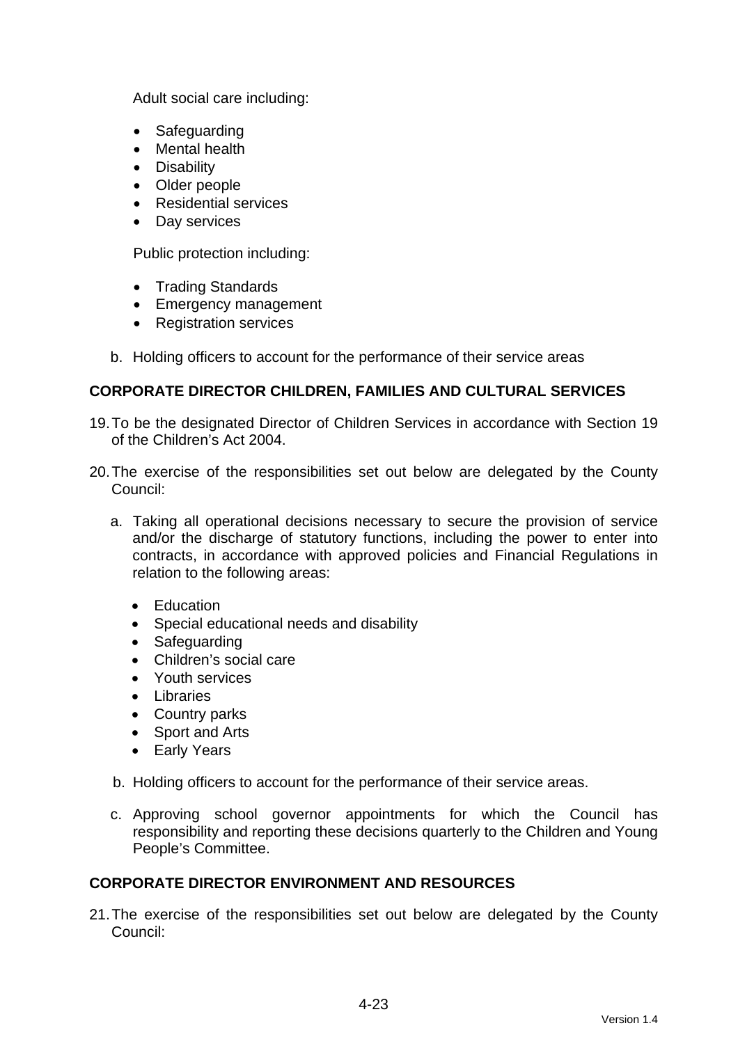Adult social care including:

- Safeguarding
- Mental health
- Disability
- Older people
- Residential services
- Day services

Public protection including:

- Trading Standards
- Emergency management
- Registration services

b. Holding officers to account for the performance of their service areas

## CORPORATE DIRECTOR CHILDREN, FAMILIES AND CULTURAL SERVICES

19. To be the designated Director of Children Services in accordance with Section 19 of the Children's Act 2004.

20. The exercise of the responsibilities set out below are delegated by the County Council:

    a. Taking all operational decisions necessary to secure the provision of service and/or the discharge of statutory functions, including the power to enter into contracts, in accordance with approved policies and Financial Regulations in relation to the following areas:

    - Education
    - Special educational needs and disability
    - Safeguarding
    - Children's social care
    - Youth services
    - Libraries
    - Country parks
    - Sport and Arts
    - Early Years

    b. Holding officers to account for the performance of their service areas.

    c. Approving school governor appointments for which the Council has responsibility and reporting these decisions quarterly to the Children and Young People's Committee.

## CORPORATE DIRECTOR ENVIRONMENT AND RESOURCES

21. The exercise of the responsibilities set out below are delegated by the County Council: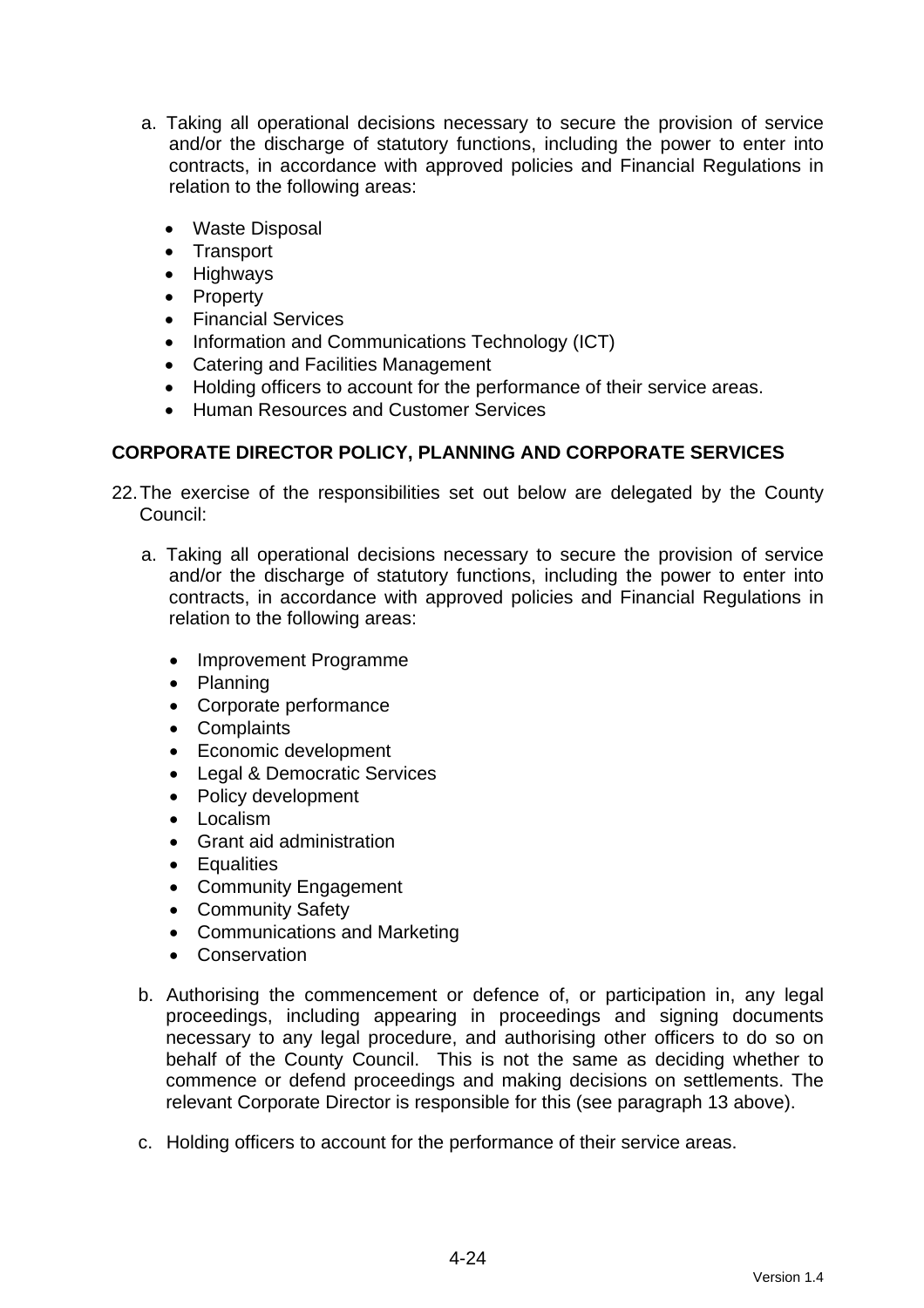a. Taking all operational decisions necessary to secure the provision of service and/or the discharge of statutory functions, including the power to enter into contracts, in accordance with approved policies and Financial Regulations in relation to the following areas:

- Waste Disposal
- Transport
- Highways
- Property
- Financial Services
- Information and Communications Technology (ICT)
- Catering and Facilities Management
- Holding officers to account for the performance of their service areas.
- Human Resources and Customer Services

## CORPORATE DIRECTOR POLICY, PLANNING AND CORPORATE SERVICES

22. The exercise of the responsibilities set out below are delegated by the County Council:

a. Taking all operational decisions necessary to secure the provision of service and/or the discharge of statutory functions, including the power to enter into contracts, in accordance with approved policies and Financial Regulations in relation to the following areas:

- Improvement Programme
- Planning
- Corporate performance
- Complaints
- Economic development
- Legal & Democratic Services
- Policy development
- Localism
- Grant aid administration
- Equalities
- Community Engagement
- Community Safety
- Communications and Marketing
- Conservation

b. Authorising the commencement or defence of, or participation in, any legal proceedings, including appearing in proceedings and signing documents necessary to any legal procedure, and authorising other officers to do so on behalf of the County Council. This is not the same as deciding whether to commence or defend proceedings and making decisions on settlements. The relevant Corporate Director is responsible for this (see paragraph 13 above).

c. Holding officers to account for the performance of their service areas.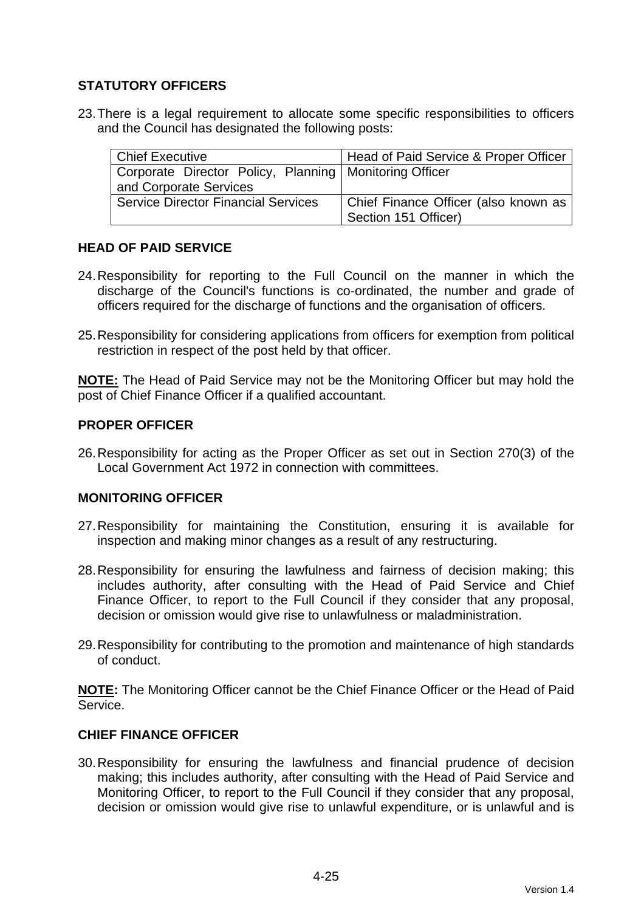## STATUTORY OFFICERS

23. There is a legal requirement to allocate some specific responsibilities to officers and the Council has designated the following posts:

| Chief Executive | Head of Paid Service & Proper Officer |
|---|---|
| Corporate Director Policy, Planning and Corporate Services | Monitoring Officer |
| Service Director Financial Services | Chief Finance Officer (also known as Section 151 Officer) |

## HEAD OF PAID SERVICE

24. Responsibility for reporting to the Full Council on the manner in which the discharge of the Council's functions is co-ordinated, the number and grade of officers required for the discharge of functions and the organisation of officers.

25. Responsibility for considering applications from officers for exemption from political restriction in respect of the post held by that officer.

**NOTE:** The Head of Paid Service may not be the Monitoring Officer but may hold the post of Chief Finance Officer if a qualified accountant.

## PROPER OFFICER

26. Responsibility for acting as the Proper Officer as set out in Section 270(3) of the Local Government Act 1972 in connection with committees.

## MONITORING OFFICER

27. Responsibility for maintaining the Constitution, ensuring it is available for inspection and making minor changes as a result of any restructuring.

28. Responsibility for ensuring the lawfulness and fairness of decision making; this includes authority, after consulting with the Head of Paid Service and Chief Finance Officer, to report to the Full Council if they consider that any proposal, decision or omission would give rise to unlawfulness or maladministration.

29. Responsibility for contributing to the promotion and maintenance of high standards of conduct.

**NOTE:** The Monitoring Officer cannot be the Chief Finance Officer or the Head of Paid Service.

## CHIEF FINANCE OFFICER

30. Responsibility for ensuring the lawfulness and financial prudence of decision making; this includes authority, after consulting with the Head of Paid Service and Monitoring Officer, to report to the Full Council if they consider that any proposal, decision or omission would give rise to unlawful expenditure, or is unlawful and is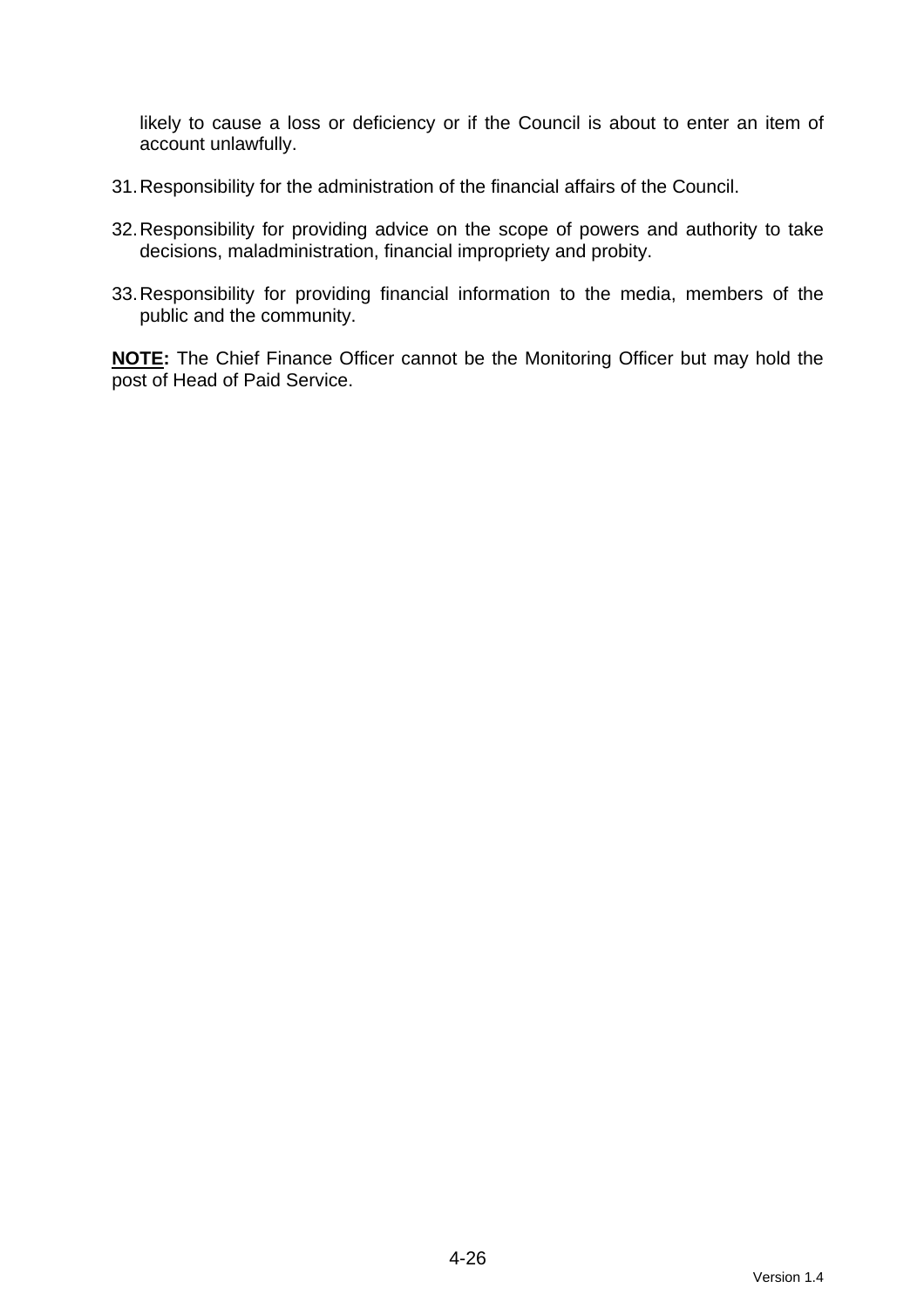likely to cause a loss or deficiency or if the Council is about to enter an item of account unlawfully.

31. Responsibility for the administration of the financial affairs of the Council.

32. Responsibility for providing advice on the scope of powers and authority to take decisions, maladministration, financial impropriety and probity.

33. Responsibility for providing financial information to the media, members of the public and the community.

**NOTE:** The Chief Finance Officer cannot be the Monitoring Officer but may hold the post of Head of Paid Service.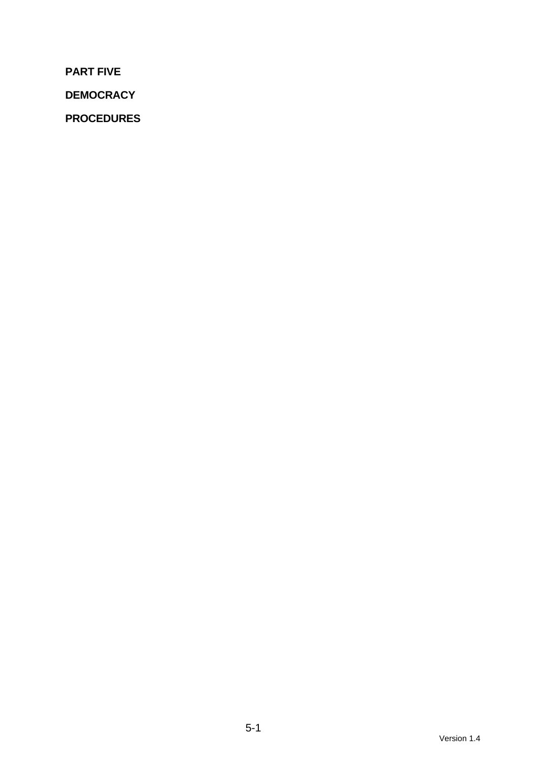**PART FIVE**

**DEMOCRACY**

**PROCEDURES**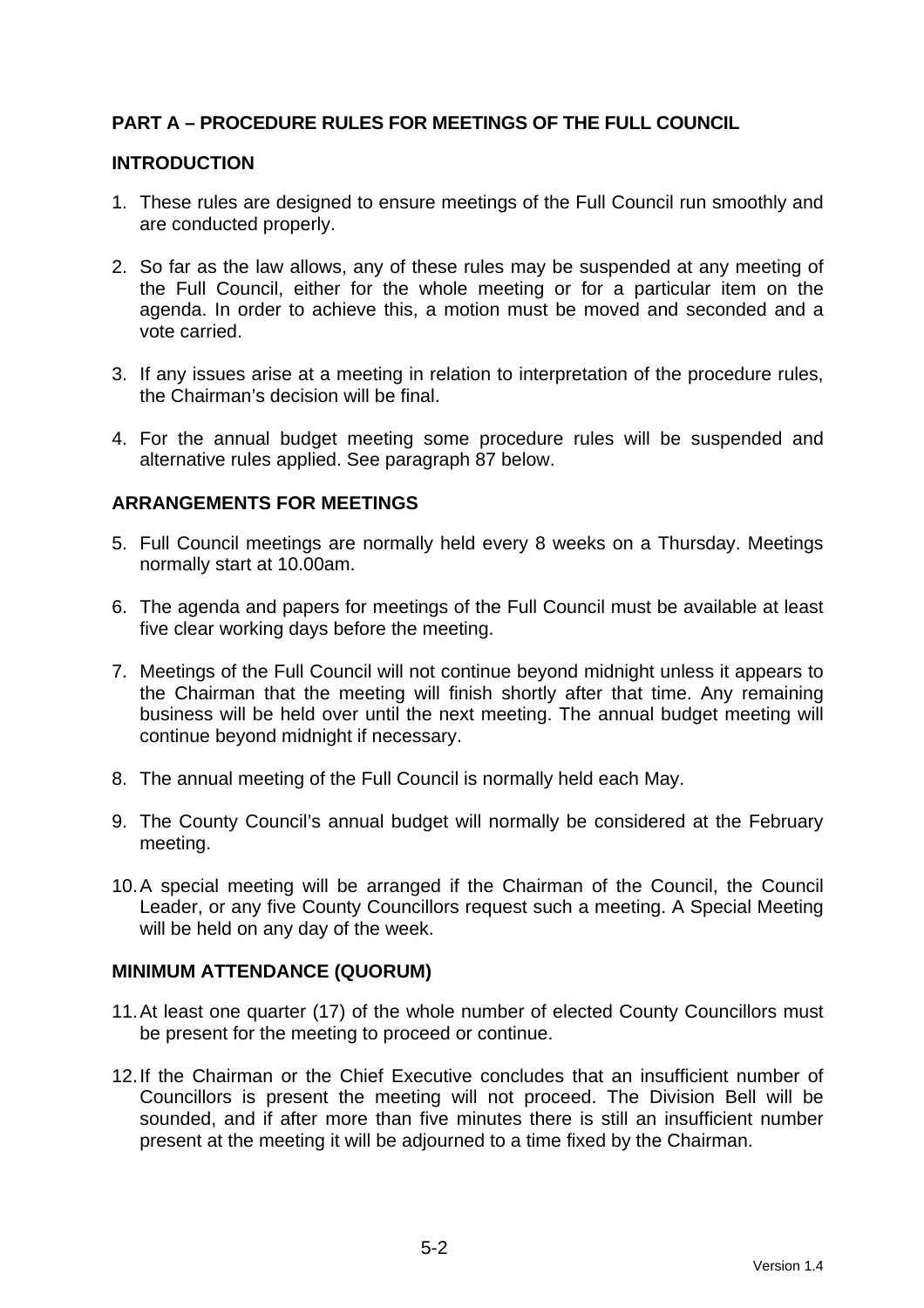## PART A – PROCEDURE RULES FOR MEETINGS OF THE FULL COUNCIL

### INTRODUCTION

1. These rules are designed to ensure meetings of the Full Council run smoothly and are conducted properly.

2. So far as the law allows, any of these rules may be suspended at any meeting of the Full Council, either for the whole meeting or for a particular item on the agenda. In order to achieve this, a motion must be moved and seconded and a vote carried.

3. If any issues arise at a meeting in relation to interpretation of the procedure rules, the Chairman's decision will be final.

4. For the annual budget meeting some procedure rules will be suspended and alternative rules applied. See paragraph 87 below.

### ARRANGEMENTS FOR MEETINGS

5. Full Council meetings are normally held every 8 weeks on a Thursday. Meetings normally start at 10.00am.

6. The agenda and papers for meetings of the Full Council must be available at least five clear working days before the meeting.

7. Meetings of the Full Council will not continue beyond midnight unless it appears to the Chairman that the meeting will finish shortly after that time. Any remaining business will be held over until the next meeting. The annual budget meeting will continue beyond midnight if necessary.

8. The annual meeting of the Full Council is normally held each May.

9. The County Council's annual budget will normally be considered at the February meeting.

10. A special meeting will be arranged if the Chairman of the Council, the Council Leader, or any five County Councillors request such a meeting. A Special Meeting will be held on any day of the week.

### MINIMUM ATTENDANCE (QUORUM)

11. At least one quarter (17) of the whole number of elected County Councillors must be present for the meeting to proceed or continue.

12. If the Chairman or the Chief Executive concludes that an insufficient number of Councillors is present the meeting will not proceed. The Division Bell will be sounded, and if after more than five minutes there is still an insufficient number present at the meeting it will be adjourned to a time fixed by the Chairman.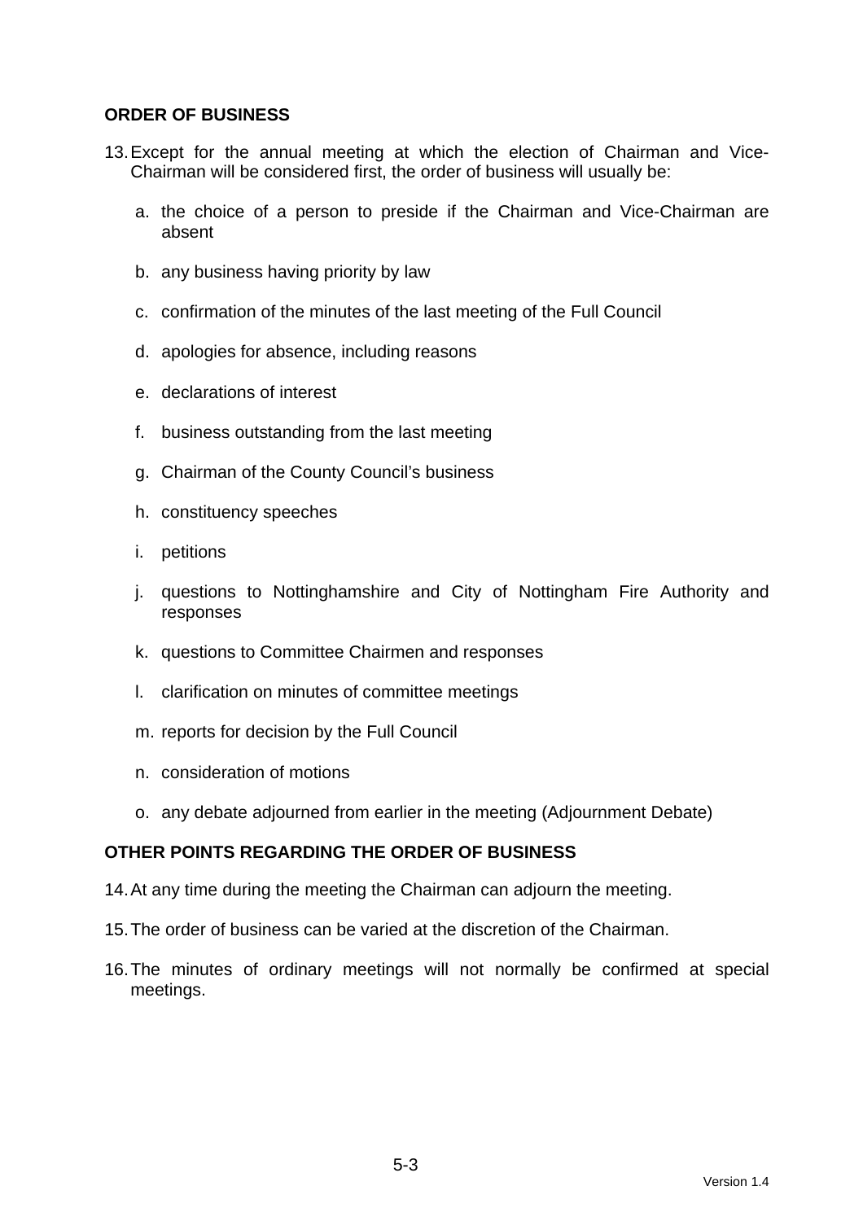## ORDER OF BUSINESS

13. Except for the annual meeting at which the election of Chairman and Vice-Chairman will be considered first, the order of business will usually be:

    a. the choice of a person to preside if the Chairman and Vice-Chairman are absent

    b. any business having priority by law

    c. confirmation of the minutes of the last meeting of the Full Council

    d. apologies for absence, including reasons

    e. declarations of interest

    f. business outstanding from the last meeting

    g. Chairman of the County Council's business

    h. constituency speeches

    i. petitions

    j. questions to Nottinghamshire and City of Nottingham Fire Authority and responses

    k. questions to Committee Chairmen and responses

    l. clarification on minutes of committee meetings

    m. reports for decision by the Full Council

    n. consideration of motions

    o. any debate adjourned from earlier in the meeting (Adjournment Debate)

## OTHER POINTS REGARDING THE ORDER OF BUSINESS

14. At any time during the meeting the Chairman can adjourn the meeting.

15. The order of business can be varied at the discretion of the Chairman.

16. The minutes of ordinary meetings will not normally be confirmed at special meetings.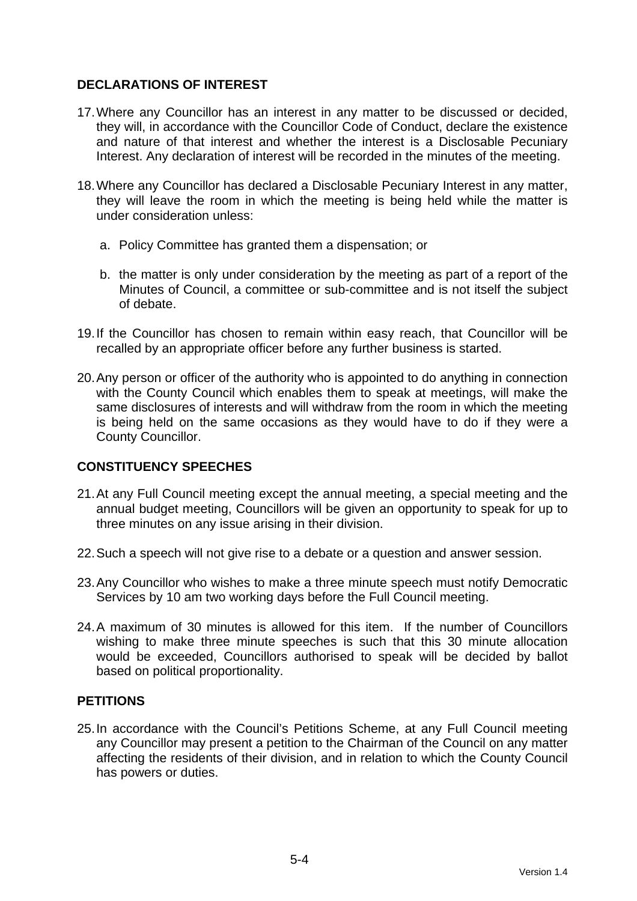## DECLARATIONS OF INTEREST

17. Where any Councillor has an interest in any matter to be discussed or decided, they will, in accordance with the Councillor Code of Conduct, declare the existence and nature of that interest and whether the interest is a Disclosable Pecuniary Interest. Any declaration of interest will be recorded in the minutes of the meeting.

18. Where any Councillor has declared a Disclosable Pecuniary Interest in any matter, they will leave the room in which the meeting is being held while the matter is under consideration unless:

    a. Policy Committee has granted them a dispensation; or

    b. the matter is only under consideration by the meeting as part of a report of the Minutes of Council, a committee or sub-committee and is not itself the subject of debate.

19. If the Councillor has chosen to remain within easy reach, that Councillor will be recalled by an appropriate officer before any further business is started.

20. Any person or officer of the authority who is appointed to do anything in connection with the County Council which enables them to speak at meetings, will make the same disclosures of interests and will withdraw from the room in which the meeting is being held on the same occasions as they would have to do if they were a County Councillor.

## CONSTITUENCY SPEECHES

21. At any Full Council meeting except the annual meeting, a special meeting and the annual budget meeting, Councillors will be given an opportunity to speak for up to three minutes on any issue arising in their division.

22. Such a speech will not give rise to a debate or a question and answer session.

23. Any Councillor who wishes to make a three minute speech must notify Democratic Services by 10 am two working days before the Full Council meeting.

24. A maximum of 30 minutes is allowed for this item. If the number of Councillors wishing to make three minute speeches is such that this 30 minute allocation would be exceeded, Councillors authorised to speak will be decided by ballot based on political proportionality.

## PETITIONS

25. In accordance with the Council's Petitions Scheme, at any Full Council meeting any Councillor may present a petition to the Chairman of the Council on any matter affecting the residents of their division, and in relation to which the County Council has powers or duties.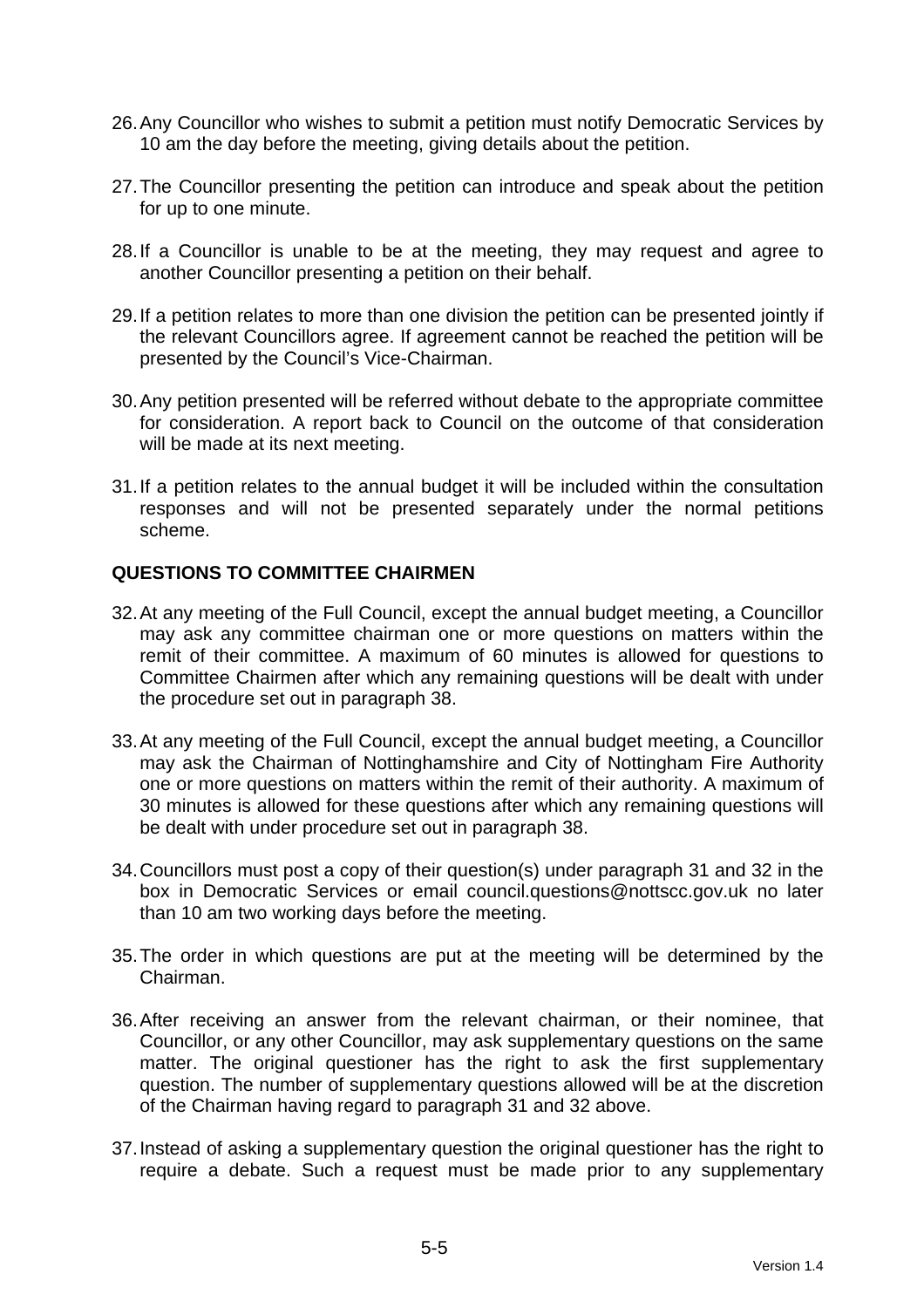26. Any Councillor who wishes to submit a petition must notify Democratic Services by 10 am the day before the meeting, giving details about the petition.

27. The Councillor presenting the petition can introduce and speak about the petition for up to one minute.

28. If a Councillor is unable to be at the meeting, they may request and agree to another Councillor presenting a petition on their behalf.

29. If a petition relates to more than one division the petition can be presented jointly if the relevant Councillors agree. If agreement cannot be reached the petition will be presented by the Council's Vice-Chairman.

30. Any petition presented will be referred without debate to the appropriate committee for consideration. A report back to Council on the outcome of that consideration will be made at its next meeting.

31. If a petition relates to the annual budget it will be included within the consultation responses and will not be presented separately under the normal petitions scheme.

**QUESTIONS TO COMMITTEE CHAIRMEN**

32. At any meeting of the Full Council, except the annual budget meeting, a Councillor may ask any committee chairman one or more questions on matters within the remit of their committee. A maximum of 60 minutes is allowed for questions to Committee Chairmen after which any remaining questions will be dealt with under the procedure set out in paragraph 38.

33. At any meeting of the Full Council, except the annual budget meeting, a Councillor may ask the Chairman of Nottinghamshire and City of Nottingham Fire Authority one or more questions on matters within the remit of their authority. A maximum of 30 minutes is allowed for these questions after which any remaining questions will be dealt with under procedure set out in paragraph 38.

34. Councillors must post a copy of their question(s) under paragraph 31 and 32 in the box in Democratic Services or email council.questions@nottscc.gov.uk no later than 10 am two working days before the meeting.

35. The order in which questions are put at the meeting will be determined by the Chairman.

36. After receiving an answer from the relevant chairman, or their nominee, that Councillor, or any other Councillor, may ask supplementary questions on the same matter. The original questioner has the right to ask the first supplementary question. The number of supplementary questions allowed will be at the discretion of the Chairman having regard to paragraph 31 and 32 above.

37. Instead of asking a supplementary question the original questioner has the right to require a debate. Such a request must be made prior to any supplementary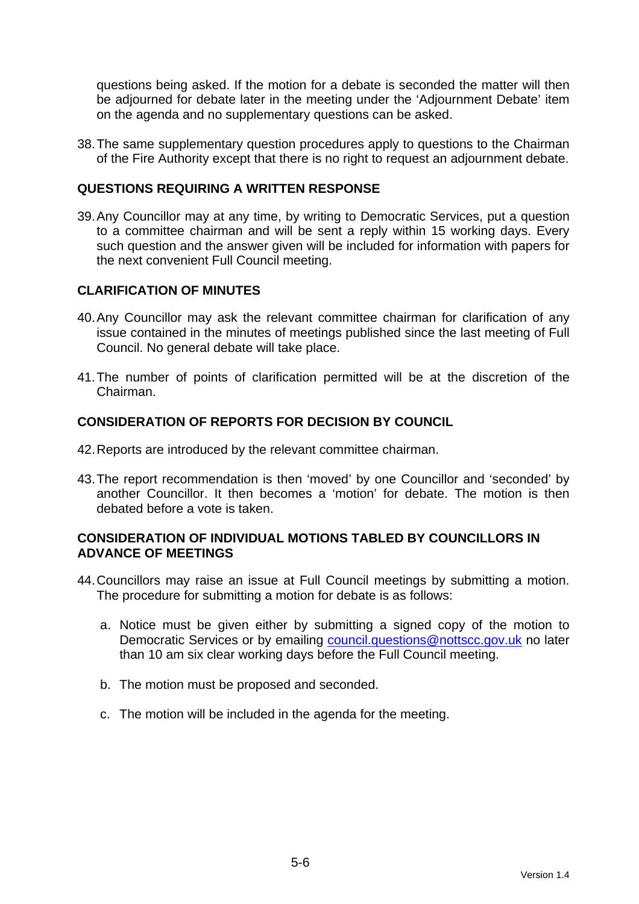questions being asked. If the motion for a debate is seconded the matter will then be adjourned for debate later in the meeting under the 'Adjournment Debate' item on the agenda and no supplementary questions can be asked.

38. The same supplementary question procedures apply to questions to the Chairman of the Fire Authority except that there is no right to request an adjournment debate.

## QUESTIONS REQUIRING A WRITTEN RESPONSE

39. Any Councillor may at any time, by writing to Democratic Services, put a question to a committee chairman and will be sent a reply within 15 working days. Every such question and the answer given will be included for information with papers for the next convenient Full Council meeting.

## CLARIFICATION OF MINUTES

40. Any Councillor may ask the relevant committee chairman for clarification of any issue contained in the minutes of meetings published since the last meeting of Full Council. No general debate will take place.

41. The number of points of clarification permitted will be at the discretion of the Chairman.

## CONSIDERATION OF REPORTS FOR DECISION BY COUNCIL

42. Reports are introduced by the relevant committee chairman.

43. The report recommendation is then 'moved' by one Councillor and 'seconded' by another Councillor. It then becomes a 'motion' for debate. The motion is then debated before a vote is taken.

## CONSIDERATION OF INDIVIDUAL MOTIONS TABLED BY COUNCILLORS IN ADVANCE OF MEETINGS

44. Councillors may raise an issue at Full Council meetings by submitting a motion. The procedure for submitting a motion for debate is as follows:

    a. Notice must be given either by submitting a signed copy of the motion to Democratic Services or by emailing council.questions@nottscc.gov.uk no later than 10 am six clear working days before the Full Council meeting.

    b. The motion must be proposed and seconded.

    c. The motion will be included in the agenda for the meeting.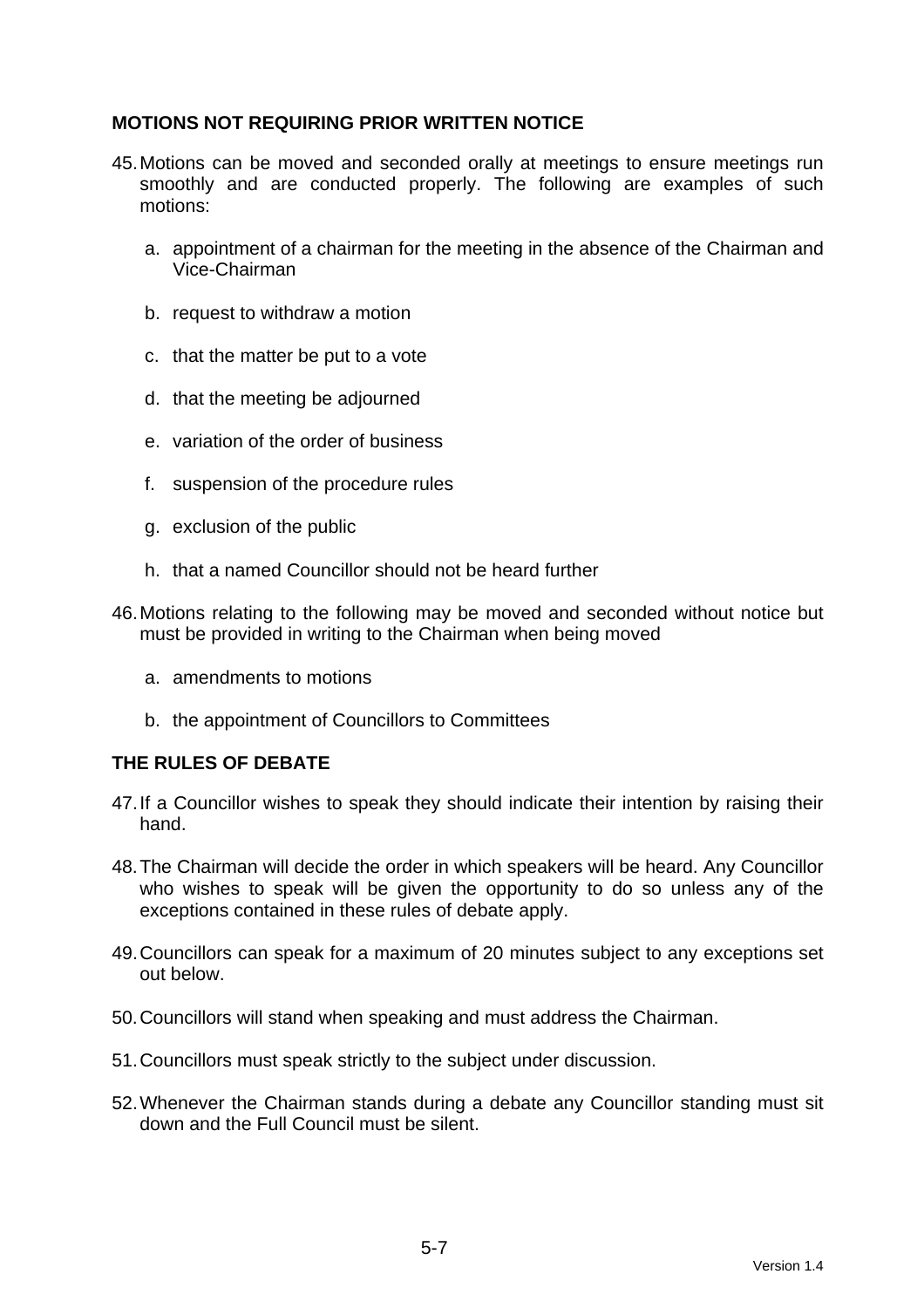## MOTIONS NOT REQUIRING PRIOR WRITTEN NOTICE

45. Motions can be moved and seconded orally at meetings to ensure meetings run smoothly and are conducted properly. The following are examples of such motions:

    a. appointment of a chairman for the meeting in the absence of the Chairman and Vice-Chairman

    b. request to withdraw a motion

    c. that the matter be put to a vote

    d. that the meeting be adjourned

    e. variation of the order of business

    f. suspension of the procedure rules

    g. exclusion of the public

    h. that a named Councillor should not be heard further

46. Motions relating to the following may be moved and seconded without notice but must be provided in writing to the Chairman when being moved

    a. amendments to motions

    b. the appointment of Councillors to Committees

## THE RULES OF DEBATE

47. If a Councillor wishes to speak they should indicate their intention by raising their hand.

48. The Chairman will decide the order in which speakers will be heard. Any Councillor who wishes to speak will be given the opportunity to do so unless any of the exceptions contained in these rules of debate apply.

49. Councillors can speak for a maximum of 20 minutes subject to any exceptions set out below.

50. Councillors will stand when speaking and must address the Chairman.

51. Councillors must speak strictly to the subject under discussion.

52. Whenever the Chairman stands during a debate any Councillor standing must sit down and the Full Council must be silent.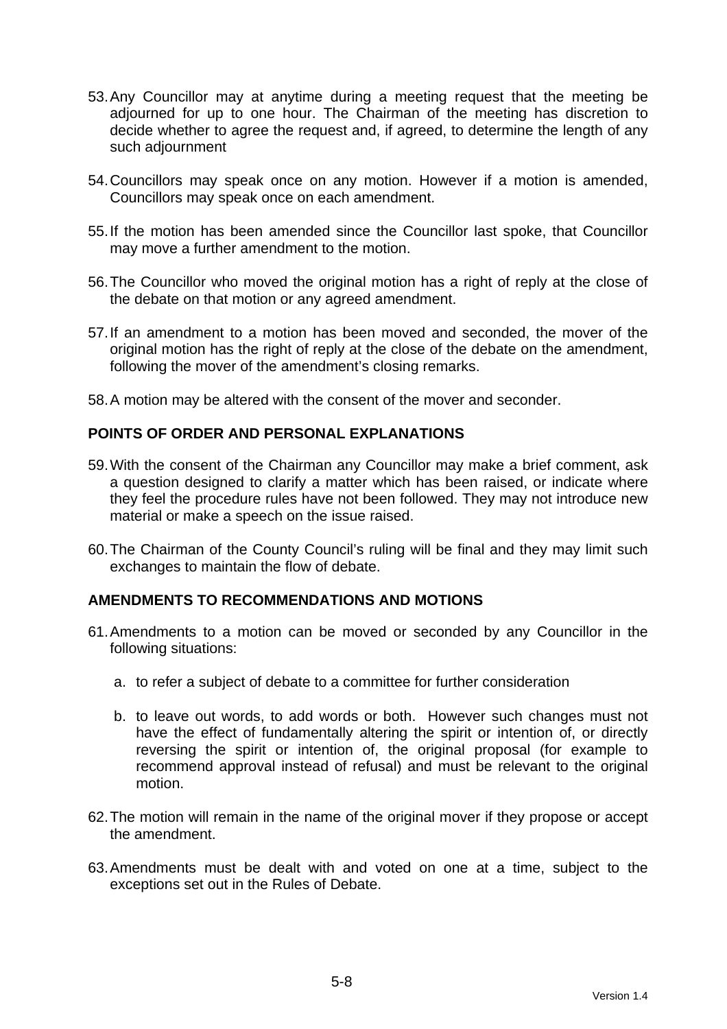53. Any Councillor may at anytime during a meeting request that the meeting be adjourned for up to one hour. The Chairman of the meeting has discretion to decide whether to agree the request and, if agreed, to determine the length of any such adjournment

54. Councillors may speak once on any motion. However if a motion is amended, Councillors may speak once on each amendment.

55. If the motion has been amended since the Councillor last spoke, that Councillor may move a further amendment to the motion.

56. The Councillor who moved the original motion has a right of reply at the close of the debate on that motion or any agreed amendment.

57. If an amendment to a motion has been moved and seconded, the mover of the original motion has the right of reply at the close of the debate on the amendment, following the mover of the amendment's closing remarks.

58. A motion may be altered with the consent of the mover and seconder.

**POINTS OF ORDER AND PERSONAL EXPLANATIONS**

59. With the consent of the Chairman any Councillor may make a brief comment, ask a question designed to clarify a matter which has been raised, or indicate where they feel the procedure rules have not been followed. They may not introduce new material or make a speech on the issue raised.

60. The Chairman of the County Council's ruling will be final and they may limit such exchanges to maintain the flow of debate.

**AMENDMENTS TO RECOMMENDATIONS AND MOTIONS**

61. Amendments to a motion can be moved or seconded by any Councillor in the following situations:

    a. to refer a subject of debate to a committee for further consideration

    b. to leave out words, to add words or both. However such changes must not have the effect of fundamentally altering the spirit or intention of, or directly reversing the spirit or intention of, the original proposal (for example to recommend approval instead of refusal) and must be relevant to the original motion.

62. The motion will remain in the name of the original mover if they propose or accept the amendment.

63. Amendments must be dealt with and voted on one at a time, subject to the exceptions set out in the Rules of Debate.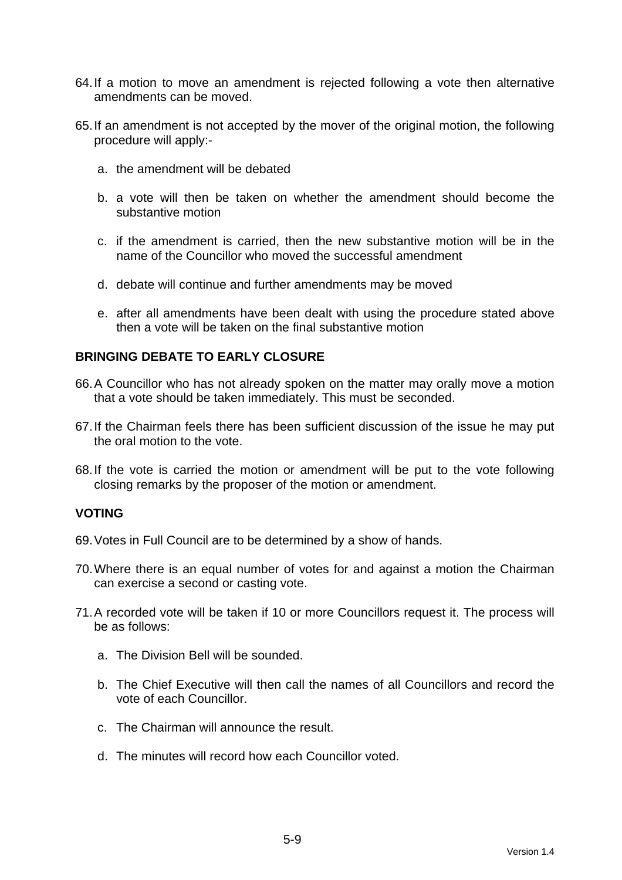64. If a motion to move an amendment is rejected following a vote then alternative amendments can be moved.

65. If an amendment is not accepted by the mover of the original motion, the following procedure will apply:-

    a. the amendment will be debated

    b. a vote will then be taken on whether the amendment should become the substantive motion

    c. if the amendment is carried, then the new substantive motion will be in the name of the Councillor who moved the successful amendment

    d. debate will continue and further amendments may be moved

    e. after all amendments have been dealt with using the procedure stated above then a vote will be taken on the final substantive motion

**BRINGING DEBATE TO EARLY CLOSURE**

66. A Councillor who has not already spoken on the matter may orally move a motion that a vote should be taken immediately. This must be seconded.

67. If the Chairman feels there has been sufficient discussion of the issue he may put the oral motion to the vote.

68. If the vote is carried the motion or amendment will be put to the vote following closing remarks by the proposer of the motion or amendment.

**VOTING**

69. Votes in Full Council are to be determined by a show of hands.

70. Where there is an equal number of votes for and against a motion the Chairman can exercise a second or casting vote.

71. A recorded vote will be taken if 10 or more Councillors request it. The process will be as follows:

    a. The Division Bell will be sounded.

    b. The Chief Executive will then call the names of all Councillors and record the vote of each Councillor.

    c. The Chairman will announce the result.

    d. The minutes will record how each Councillor voted.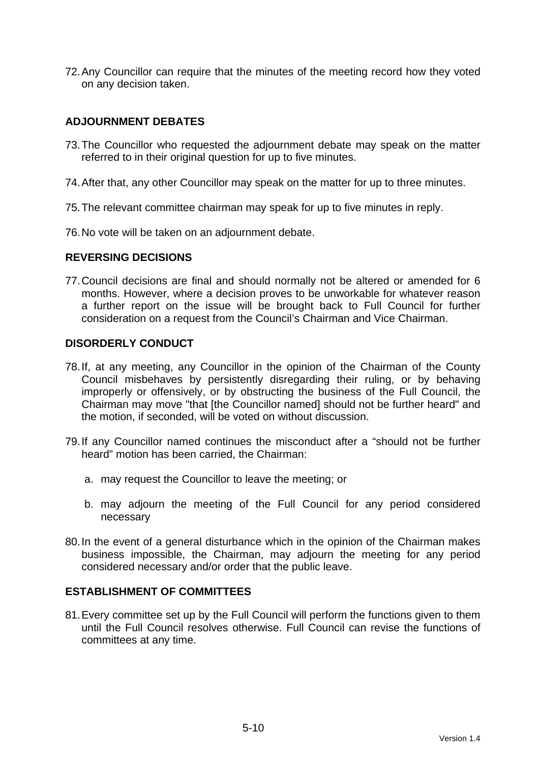72. Any Councillor can require that the minutes of the meeting record how they voted on any decision taken.

## ADJOURNMENT DEBATES

73. The Councillor who requested the adjournment debate may speak on the matter referred to in their original question for up to five minutes.

74. After that, any other Councillor may speak on the matter for up to three minutes.

75. The relevant committee chairman may speak for up to five minutes in reply.

76. No vote will be taken on an adjournment debate.

## REVERSING DECISIONS

77. Council decisions are final and should normally not be altered or amended for 6 months. However, where a decision proves to be unworkable for whatever reason a further report on the issue will be brought back to Full Council for further consideration on a request from the Council's Chairman and Vice Chairman.

## DISORDERLY CONDUCT

78. If, at any meeting, any Councillor in the opinion of the Chairman of the County Council misbehaves by persistently disregarding their ruling, or by behaving improperly or offensively, or by obstructing the business of the Full Council, the Chairman may move "that [the Councillor named] should not be further heard" and the motion, if seconded, will be voted on without discussion.

79. If any Councillor named continues the misconduct after a "should not be further heard" motion has been carried, the Chairman:

    a. may request the Councillor to leave the meeting; or

    b. may adjourn the meeting of the Full Council for any period considered necessary

80. In the event of a general disturbance which in the opinion of the Chairman makes business impossible, the Chairman, may adjourn the meeting for any period considered necessary and/or order that the public leave.

## ESTABLISHMENT OF COMMITTEES

81. Every committee set up by the Full Council will perform the functions given to them until the Full Council resolves otherwise. Full Council can revise the functions of committees at any time.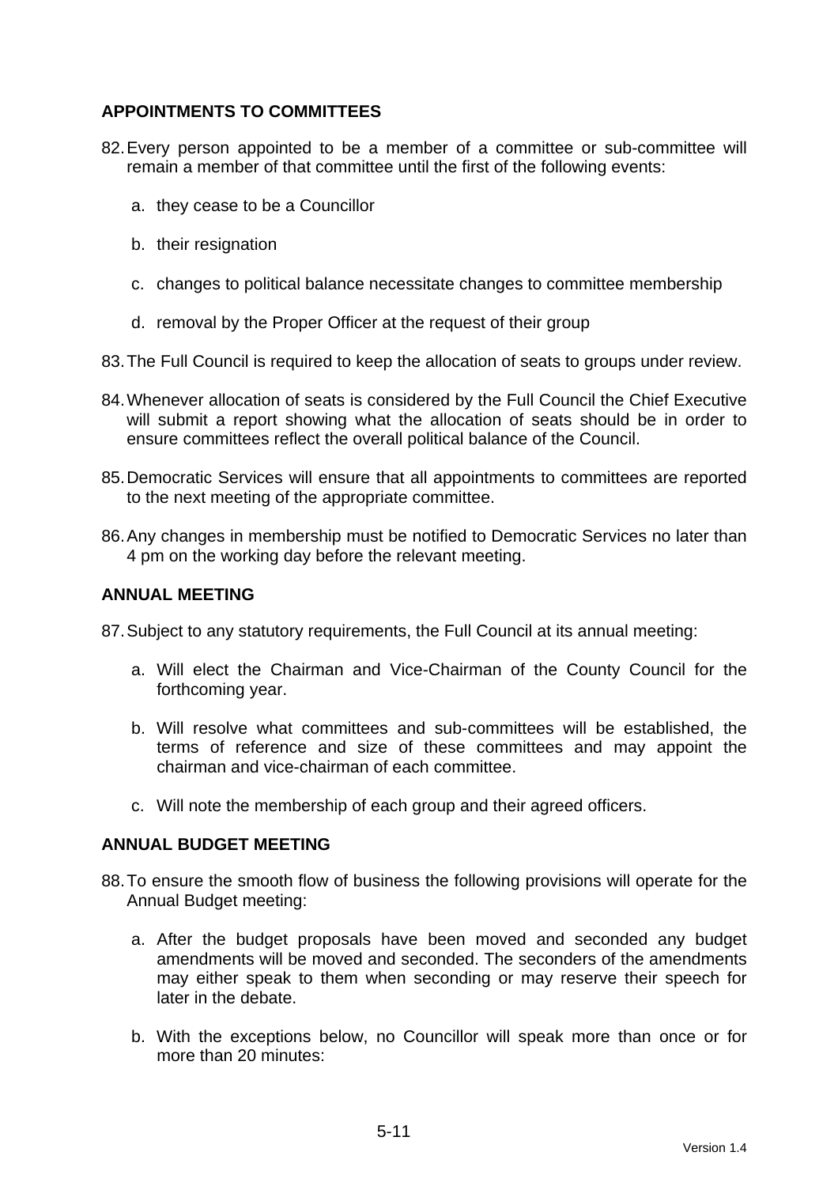## APPOINTMENTS TO COMMITTEES

82. Every person appointed to be a member of a committee or sub-committee will remain a member of that committee until the first of the following events:

    a. they cease to be a Councillor

    b. their resignation

    c. changes to political balance necessitate changes to committee membership

    d. removal by the Proper Officer at the request of their group

83. The Full Council is required to keep the allocation of seats to groups under review.

84. Whenever allocation of seats is considered by the Full Council the Chief Executive will submit a report showing what the allocation of seats should be in order to ensure committees reflect the overall political balance of the Council.

85. Democratic Services will ensure that all appointments to committees are reported to the next meeting of the appropriate committee.

86. Any changes in membership must be notified to Democratic Services no later than 4 pm on the working day before the relevant meeting.

## ANNUAL MEETING

87. Subject to any statutory requirements, the Full Council at its annual meeting:

    a. Will elect the Chairman and Vice-Chairman of the County Council for the forthcoming year.

    b. Will resolve what committees and sub-committees will be established, the terms of reference and size of these committees and may appoint the chairman and vice-chairman of each committee.

    c. Will note the membership of each group and their agreed officers.

## ANNUAL BUDGET MEETING

88. To ensure the smooth flow of business the following provisions will operate for the Annual Budget meeting:

    a. After the budget proposals have been moved and seconded any budget amendments will be moved and seconded. The seconders of the amendments may either speak to them when seconding or may reserve their speech for later in the debate.

    b. With the exceptions below, no Councillor will speak more than once or for more than 20 minutes: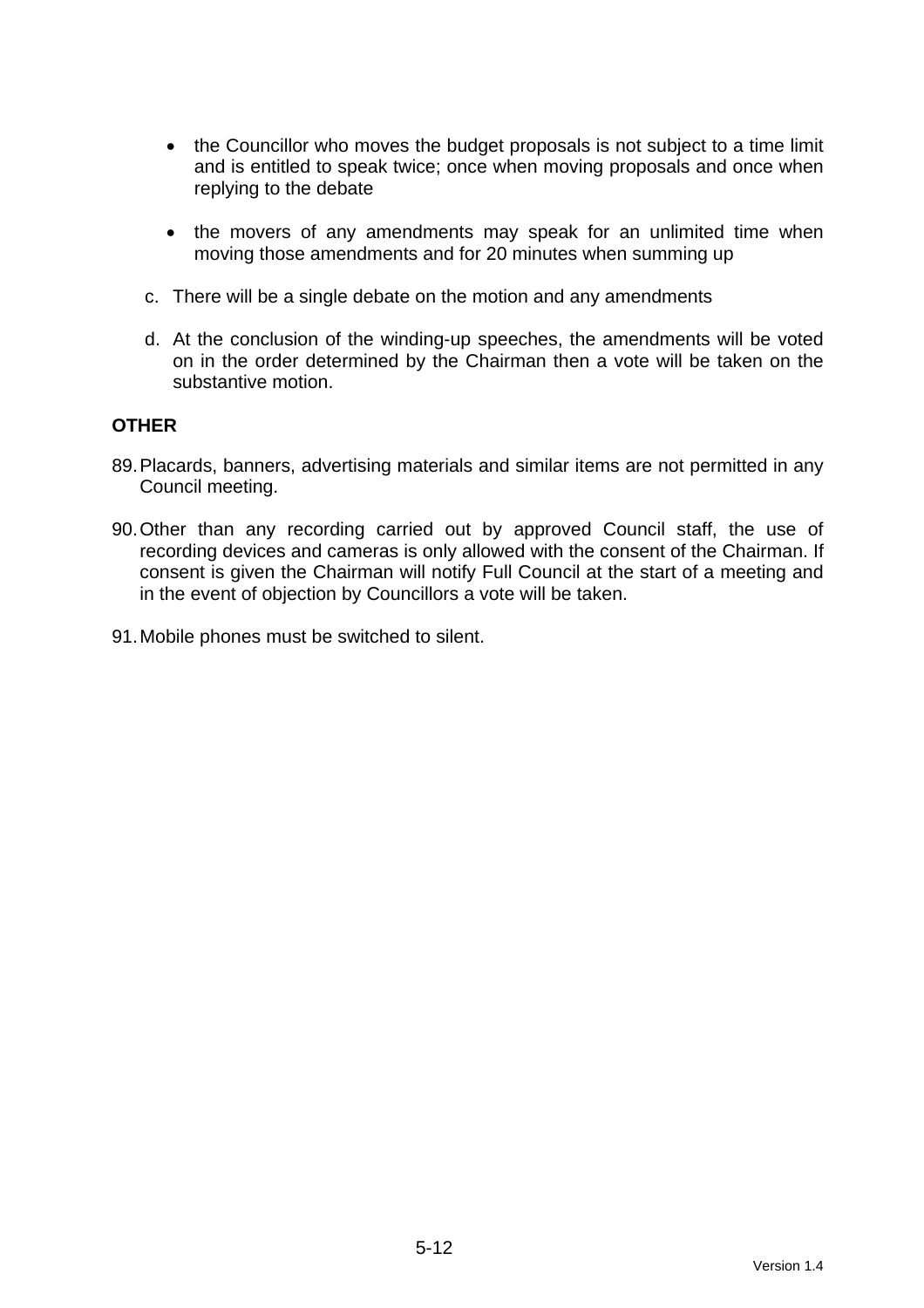- the Councillor who moves the budget proposals is not subject to a time limit and is entitled to speak twice; once when moving proposals and once when replying to the debate

- the movers of any amendments may speak for an unlimited time when moving those amendments and for 20 minutes when summing up

c. There will be a single debate on the motion and any amendments

d. At the conclusion of the winding-up speeches, the amendments will be voted on in the order determined by the Chairman then a vote will be taken on the substantive motion.

**OTHER**

89. Placards, banners, advertising materials and similar items are not permitted in any Council meeting.

90. Other than any recording carried out by approved Council staff, the use of recording devices and cameras is only allowed with the consent of the Chairman. If consent is given the Chairman will notify Full Council at the start of a meeting and in the event of objection by Councillors a vote will be taken.

91. Mobile phones must be switched to silent.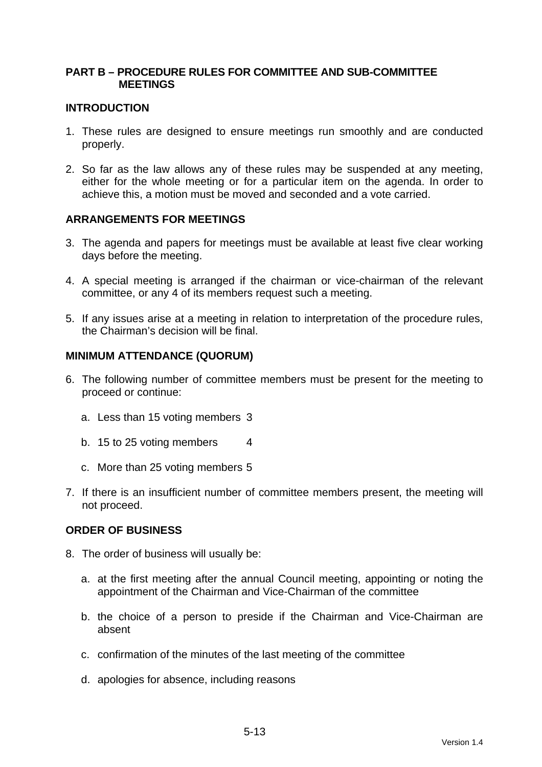## PART B – PROCEDURE RULES FOR COMMITTEE AND SUB-COMMITTEE MEETINGS

### INTRODUCTION

1. These rules are designed to ensure meetings run smoothly and are conducted properly.

2. So far as the law allows any of these rules may be suspended at any meeting, either for the whole meeting or for a particular item on the agenda. In order to achieve this, a motion must be moved and seconded and a vote carried.

### ARRANGEMENTS FOR MEETINGS

3. The agenda and papers for meetings must be available at least five clear working days before the meeting.

4. A special meeting is arranged if the chairman or vice-chairman of the relevant committee, or any 4 of its members request such a meeting.

5. If any issues arise at a meeting in relation to interpretation of the procedure rules, the Chairman's decision will be final.

### MINIMUM ATTENDANCE (QUORUM)

6. The following number of committee members must be present for the meeting to proceed or continue:

   a. Less than 15 voting members 3

   b. 15 to 25 voting members 4

   c. More than 25 voting members 5

7. If there is an insufficient number of committee members present, the meeting will not proceed.

### ORDER OF BUSINESS

8. The order of business will usually be:

   a. at the first meeting after the annual Council meeting, appointing or noting the appointment of the Chairman and Vice-Chairman of the committee

   b. the choice of a person to preside if the Chairman and Vice-Chairman are absent

   c. confirmation of the minutes of the last meeting of the committee

   d. apologies for absence, including reasons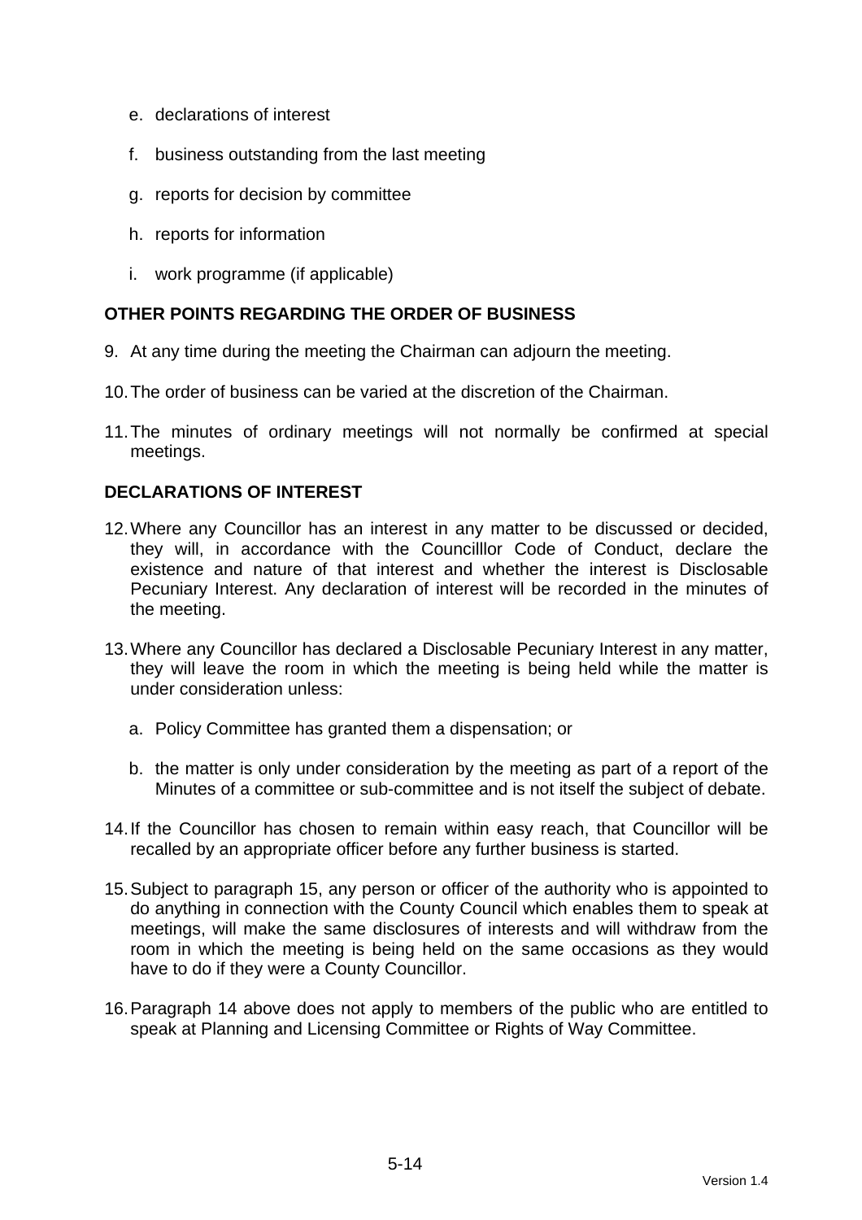e. declarations of interest

f. business outstanding from the last meeting

g. reports for decision by committee

h. reports for information

i. work programme (if applicable)

**OTHER POINTS REGARDING THE ORDER OF BUSINESS**

9. At any time during the meeting the Chairman can adjourn the meeting.

10. The order of business can be varied at the discretion of the Chairman.

11. The minutes of ordinary meetings will not normally be confirmed at special meetings.

**DECLARATIONS OF INTEREST**

12. Where any Councillor has an interest in any matter to be discussed or decided, they will, in accordance with the Councilllor Code of Conduct, declare the existence and nature of that interest and whether the interest is Disclosable Pecuniary Interest. Any declaration of interest will be recorded in the minutes of the meeting.

13. Where any Councillor has declared a Disclosable Pecuniary Interest in any matter, they will leave the room in which the meeting is being held while the matter is under consideration unless:

    a. Policy Committee has granted them a dispensation; or

    b. the matter is only under consideration by the meeting as part of a report of the Minutes of a committee or sub-committee and is not itself the subject of debate.

14. If the Councillor has chosen to remain within easy reach, that Councillor will be recalled by an appropriate officer before any further business is started.

15. Subject to paragraph 15, any person or officer of the authority who is appointed to do anything in connection with the County Council which enables them to speak at meetings, will make the same disclosures of interests and will withdraw from the room in which the meeting is being held on the same occasions as they would have to do if they were a County Councillor.

16. Paragraph 14 above does not apply to members of the public who are entitled to speak at Planning and Licensing Committee or Rights of Way Committee.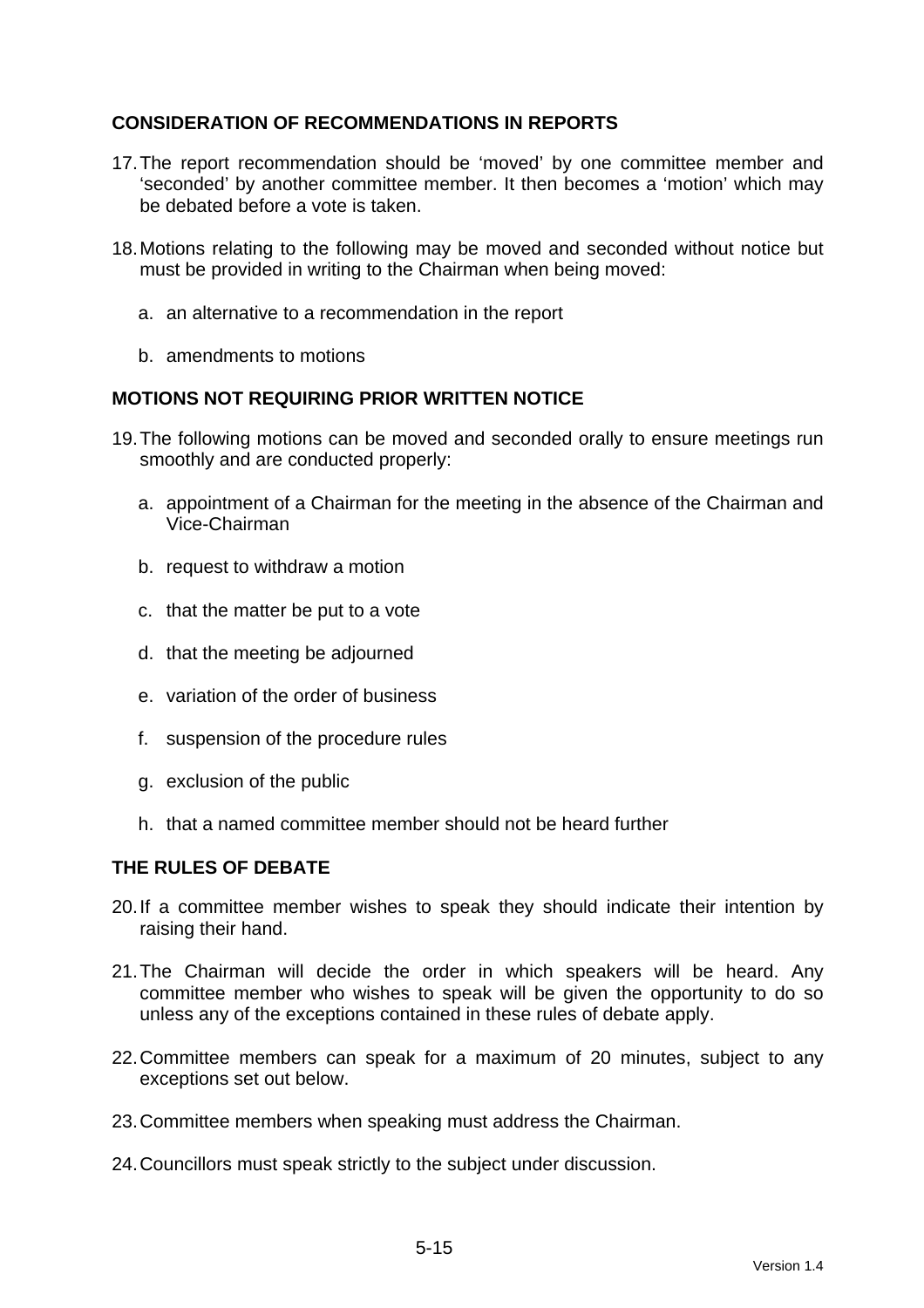## CONSIDERATION OF RECOMMENDATIONS IN REPORTS

17. The report recommendation should be 'moved' by one committee member and 'seconded' by another committee member. It then becomes a 'motion' which may be debated before a vote is taken.

18. Motions relating to the following may be moved and seconded without notice but must be provided in writing to the Chairman when being moved:

    a. an alternative to a recommendation in the report

    b. amendments to motions

## MOTIONS NOT REQUIRING PRIOR WRITTEN NOTICE

19. The following motions can be moved and seconded orally to ensure meetings run smoothly and are conducted properly:

    a. appointment of a Chairman for the meeting in the absence of the Chairman and Vice-Chairman

    b. request to withdraw a motion

    c. that the matter be put to a vote

    d. that the meeting be adjourned

    e. variation of the order of business

    f. suspension of the procedure rules

    g. exclusion of the public

    h. that a named committee member should not be heard further

## THE RULES OF DEBATE

20. If a committee member wishes to speak they should indicate their intention by raising their hand.

21. The Chairman will decide the order in which speakers will be heard. Any committee member who wishes to speak will be given the opportunity to do so unless any of the exceptions contained in these rules of debate apply.

22. Committee members can speak for a maximum of 20 minutes, subject to any exceptions set out below.

23. Committee members when speaking must address the Chairman.

24. Councillors must speak strictly to the subject under discussion.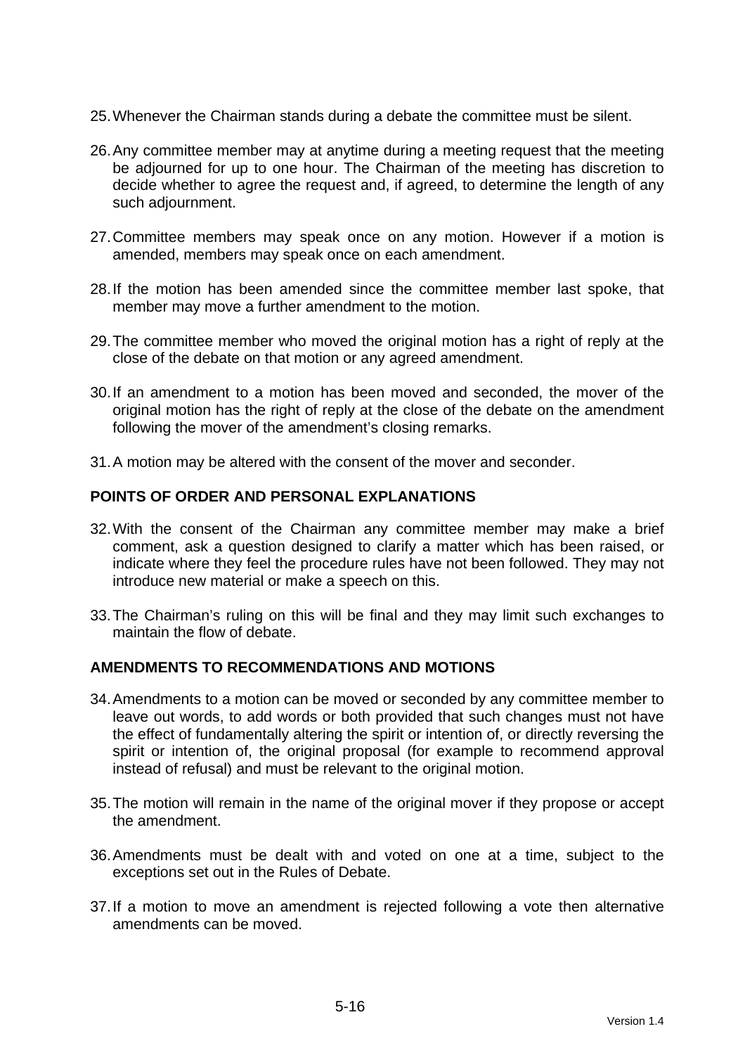25. Whenever the Chairman stands during a debate the committee must be silent.

26. Any committee member may at anytime during a meeting request that the meeting be adjourned for up to one hour. The Chairman of the meeting has discretion to decide whether to agree the request and, if agreed, to determine the length of any such adjournment.

27. Committee members may speak once on any motion. However if a motion is amended, members may speak once on each amendment.

28. If the motion has been amended since the committee member last spoke, that member may move a further amendment to the motion.

29. The committee member who moved the original motion has a right of reply at the close of the debate on that motion or any agreed amendment.

30. If an amendment to a motion has been moved and seconded, the mover of the original motion has the right of reply at the close of the debate on the amendment following the mover of the amendment's closing remarks.

31. A motion may be altered with the consent of the mover and seconder.

**POINTS OF ORDER AND PERSONAL EXPLANATIONS**

32. With the consent of the Chairman any committee member may make a brief comment, ask a question designed to clarify a matter which has been raised, or indicate where they feel the procedure rules have not been followed. They may not introduce new material or make a speech on this.

33. The Chairman's ruling on this will be final and they may limit such exchanges to maintain the flow of debate.

**AMENDMENTS TO RECOMMENDATIONS AND MOTIONS**

34. Amendments to a motion can be moved or seconded by any committee member to leave out words, to add words or both provided that such changes must not have the effect of fundamentally altering the spirit or intention of, or directly reversing the spirit or intention of, the original proposal (for example to recommend approval instead of refusal) and must be relevant to the original motion.

35. The motion will remain in the name of the original mover if they propose or accept the amendment.

36. Amendments must be dealt with and voted on one at a time, subject to the exceptions set out in the Rules of Debate.

37. If a motion to move an amendment is rejected following a vote then alternative amendments can be moved.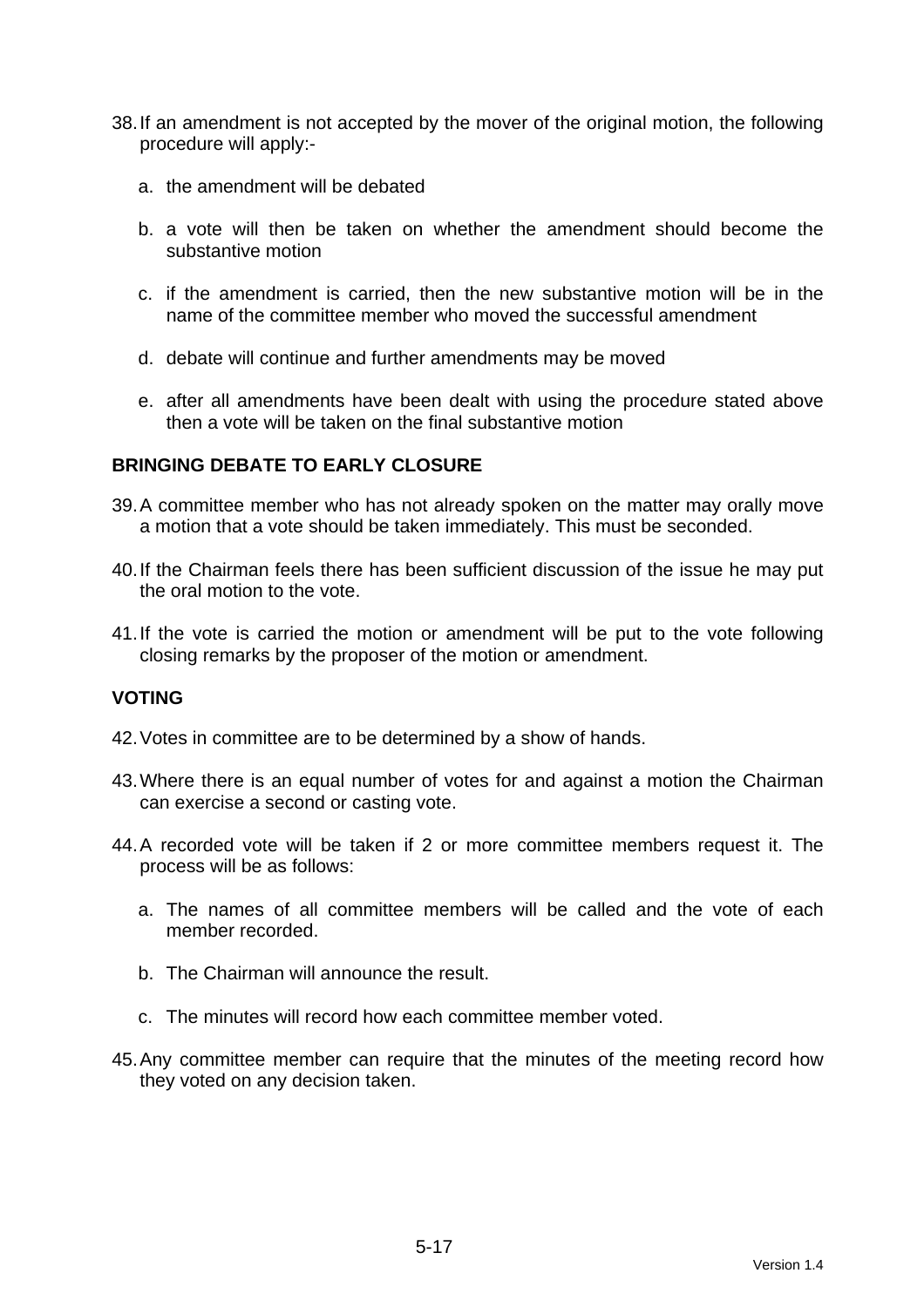38. If an amendment is not accepted by the mover of the original motion, the following procedure will apply:-

    a. the amendment will be debated

    b. a vote will then be taken on whether the amendment should become the substantive motion

    c. if the amendment is carried, then the new substantive motion will be in the name of the committee member who moved the successful amendment

    d. debate will continue and further amendments may be moved

    e. after all amendments have been dealt with using the procedure stated above then a vote will be taken on the final substantive motion

**BRINGING DEBATE TO EARLY CLOSURE**

39. A committee member who has not already spoken on the matter may orally move a motion that a vote should be taken immediately. This must be seconded.

40. If the Chairman feels there has been sufficient discussion of the issue he may put the oral motion to the vote.

41. If the vote is carried the motion or amendment will be put to the vote following closing remarks by the proposer of the motion or amendment.

**VOTING**

42. Votes in committee are to be determined by a show of hands.

43. Where there is an equal number of votes for and against a motion the Chairman can exercise a second or casting vote.

44. A recorded vote will be taken if 2 or more committee members request it. The process will be as follows:

    a. The names of all committee members will be called and the vote of each member recorded.

    b. The Chairman will announce the result.

    c. The minutes will record how each committee member voted.

45. Any committee member can require that the minutes of the meeting record how they voted on any decision taken.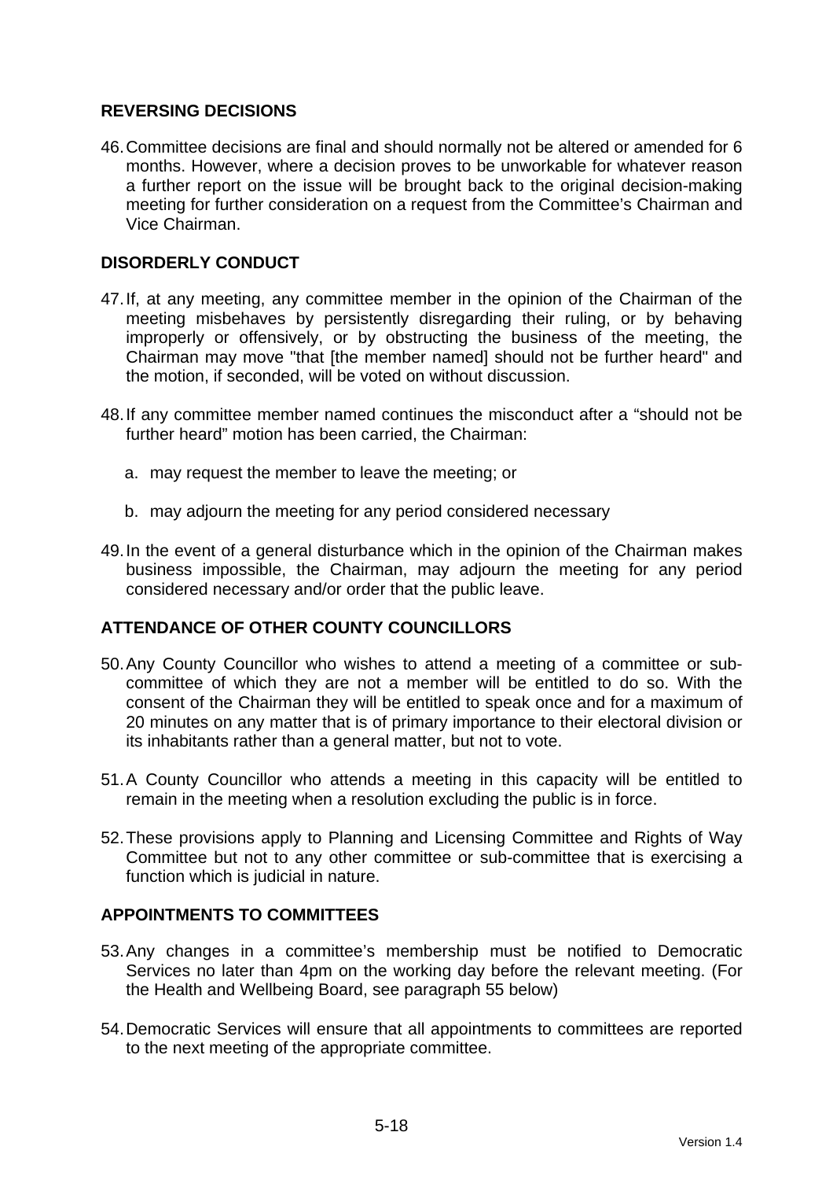## REVERSING DECISIONS

46. Committee decisions are final and should normally not be altered or amended for 6 months. However, where a decision proves to be unworkable for whatever reason a further report on the issue will be brought back to the original decision-making meeting for further consideration on a request from the Committee's Chairman and Vice Chairman.

## DISORDERLY CONDUCT

47. If, at any meeting, any committee member in the opinion of the Chairman of the meeting misbehaves by persistently disregarding their ruling, or by behaving improperly or offensively, or by obstructing the business of the meeting, the Chairman may move "that [the member named] should not be further heard" and the motion, if seconded, will be voted on without discussion.

48. If any committee member named continues the misconduct after a "should not be further heard" motion has been carried, the Chairman:

    a. may request the member to leave the meeting; or

    b. may adjourn the meeting for any period considered necessary

49. In the event of a general disturbance which in the opinion of the Chairman makes business impossible, the Chairman, may adjourn the meeting for any period considered necessary and/or order that the public leave.

## ATTENDANCE OF OTHER COUNTY COUNCILLORS

50. Any County Councillor who wishes to attend a meeting of a committee or sub-committee of which they are not a member will be entitled to do so. With the consent of the Chairman they will be entitled to speak once and for a maximum of 20 minutes on any matter that is of primary importance to their electoral division or its inhabitants rather than a general matter, but not to vote.

51. A County Councillor who attends a meeting in this capacity will be entitled to remain in the meeting when a resolution excluding the public is in force.

52. These provisions apply to Planning and Licensing Committee and Rights of Way Committee but not to any other committee or sub-committee that is exercising a function which is judicial in nature.

## APPOINTMENTS TO COMMITTEES

53. Any changes in a committee's membership must be notified to Democratic Services no later than 4pm on the working day before the relevant meeting. (For the Health and Wellbeing Board, see paragraph 55 below)

54. Democratic Services will ensure that all appointments to committees are reported to the next meeting of the appropriate committee.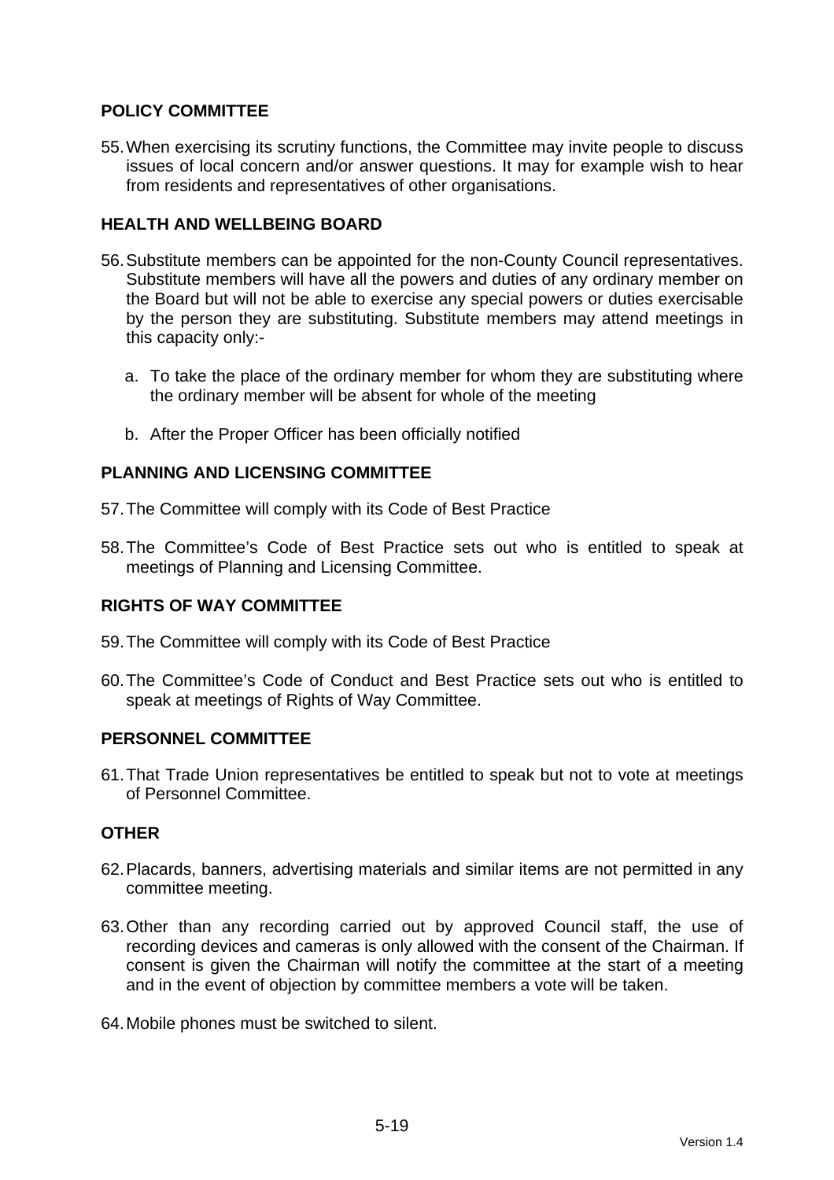**POLICY COMMITTEE**

55. When exercising its scrutiny functions, the Committee may invite people to discuss issues of local concern and/or answer questions. It may for example wish to hear from residents and representatives of other organisations.

**HEALTH AND WELLBEING BOARD**

56. Substitute members can be appointed for the non-County Council representatives. Substitute members will have all the powers and duties of any ordinary member on the Board but will not be able to exercise any special powers or duties exercisable by the person they are substituting. Substitute members may attend meetings in this capacity only:-

    a. To take the place of the ordinary member for whom they are substituting where the ordinary member will be absent for whole of the meeting

    b. After the Proper Officer has been officially notified

**PLANNING AND LICENSING COMMITTEE**

57. The Committee will comply with its Code of Best Practice

58. The Committee's Code of Best Practice sets out who is entitled to speak at meetings of Planning and Licensing Committee.

**RIGHTS OF WAY COMMITTEE**

59. The Committee will comply with its Code of Best Practice

60. The Committee's Code of Conduct and Best Practice sets out who is entitled to speak at meetings of Rights of Way Committee.

**PERSONNEL COMMITTEE**

61. That Trade Union representatives be entitled to speak but not to vote at meetings of Personnel Committee.

**OTHER**

62. Placards, banners, advertising materials and similar items are not permitted in any committee meeting.

63. Other than any recording carried out by approved Council staff, the use of recording devices and cameras is only allowed with the consent of the Chairman. If consent is given the Chairman will notify the committee at the start of a meeting and in the event of objection by committee members a vote will be taken.

64. Mobile phones must be switched to silent.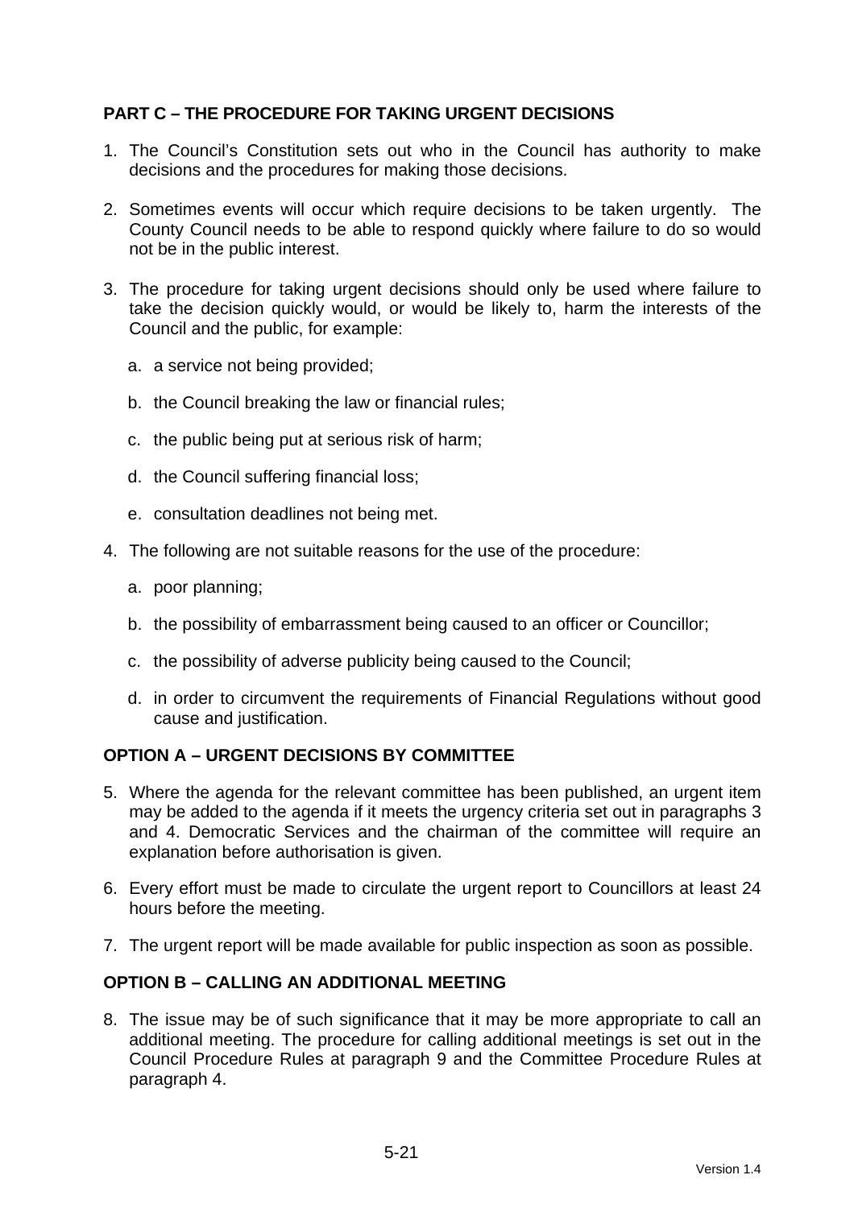## PART C – THE PROCEDURE FOR TAKING URGENT DECISIONS

1. The Council's Constitution sets out who in the Council has authority to make decisions and the procedures for making those decisions.

2. Sometimes events will occur which require decisions to be taken urgently. The County Council needs to be able to respond quickly where failure to do so would not be in the public interest.

3. The procedure for taking urgent decisions should only be used where failure to take the decision quickly would, or would be likely to, harm the interests of the Council and the public, for example:

   a. a service not being provided;

   b. the Council breaking the law or financial rules;

   c. the public being put at serious risk of harm;

   d. the Council suffering financial loss;

   e. consultation deadlines not being met.

4. The following are not suitable reasons for the use of the procedure:

   a. poor planning;

   b. the possibility of embarrassment being caused to an officer or Councillor;

   c. the possibility of adverse publicity being caused to the Council;

   d. in order to circumvent the requirements of Financial Regulations without good cause and justification.

## OPTION A – URGENT DECISIONS BY COMMITTEE

5. Where the agenda for the relevant committee has been published, an urgent item may be added to the agenda if it meets the urgency criteria set out in paragraphs 3 and 4. Democratic Services and the chairman of the committee will require an explanation before authorisation is given.

6. Every effort must be made to circulate the urgent report to Councillors at least 24 hours before the meeting.

7. The urgent report will be made available for public inspection as soon as possible.

## OPTION B – CALLING AN ADDITIONAL MEETING

8. The issue may be of such significance that it may be more appropriate to call an additional meeting. The procedure for calling additional meetings is set out in the Council Procedure Rules at paragraph 9 and the Committee Procedure Rules at paragraph 4.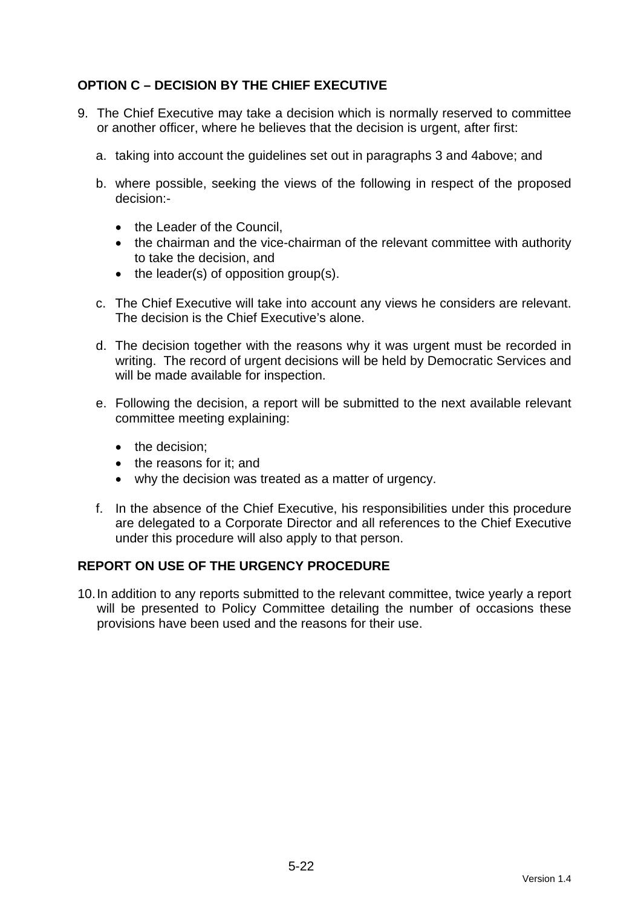## OPTION C – DECISION BY THE CHIEF EXECUTIVE

9. The Chief Executive may take a decision which is normally reserved to committee or another officer, where he believes that the decision is urgent, after first:

   a. taking into account the guidelines set out in paragraphs 3 and 4above; and

   b. where possible, seeking the views of the following in respect of the proposed decision:-

      - the Leader of the Council,
      - the chairman and the vice-chairman of the relevant committee with authority to take the decision, and
      - the leader(s) of opposition group(s).

   c. The Chief Executive will take into account any views he considers are relevant. The decision is the Chief Executive's alone.

   d. The decision together with the reasons why it was urgent must be recorded in writing. The record of urgent decisions will be held by Democratic Services and will be made available for inspection.

   e. Following the decision, a report will be submitted to the next available relevant committee meeting explaining:

      - the decision;
      - the reasons for it; and
      - why the decision was treated as a matter of urgency.

   f. In the absence of the Chief Executive, his responsibilities under this procedure are delegated to a Corporate Director and all references to the Chief Executive under this procedure will also apply to that person.

## REPORT ON USE OF THE URGENCY PROCEDURE

10. In addition to any reports submitted to the relevant committee, twice yearly a report will be presented to Policy Committee detailing the number of occasions these provisions have been used and the reasons for their use.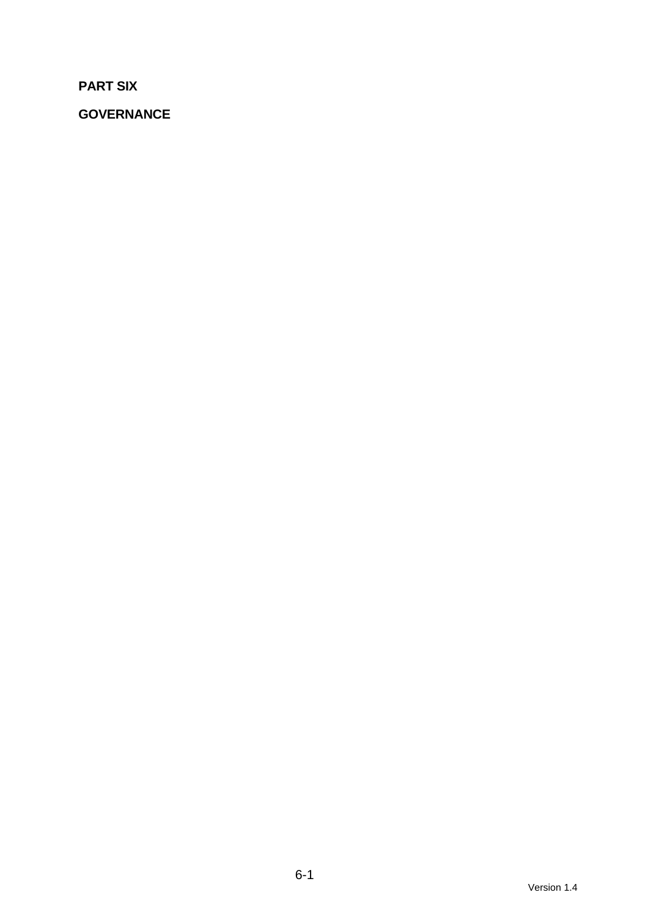# PART SIX

## GOVERNANCE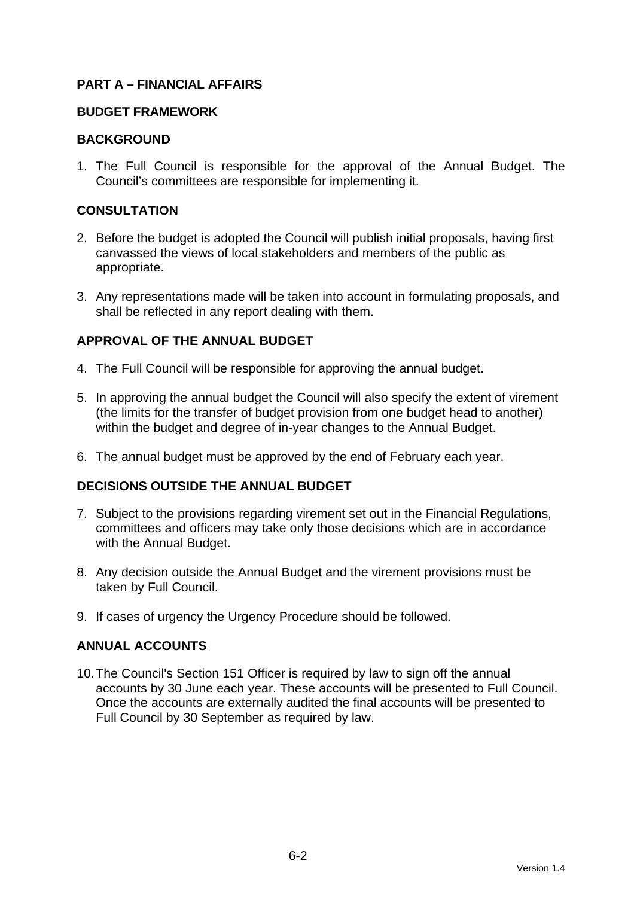## PART A – FINANCIAL AFFAIRS

### BUDGET FRAMEWORK

### BACKGROUND

1. The Full Council is responsible for the approval of the Annual Budget. The Council's committees are responsible for implementing it.

### CONSULTATION

2. Before the budget is adopted the Council will publish initial proposals, having first canvassed the views of local stakeholders and members of the public as appropriate.

3. Any representations made will be taken into account in formulating proposals, and shall be reflected in any report dealing with them.

### APPROVAL OF THE ANNUAL BUDGET

4. The Full Council will be responsible for approving the annual budget.

5. In approving the annual budget the Council will also specify the extent of virement (the limits for the transfer of budget provision from one budget head to another) within the budget and degree of in-year changes to the Annual Budget.

6. The annual budget must be approved by the end of February each year.

### DECISIONS OUTSIDE THE ANNUAL BUDGET

7. Subject to the provisions regarding virement set out in the Financial Regulations, committees and officers may take only those decisions which are in accordance with the Annual Budget.

8. Any decision outside the Annual Budget and the virement provisions must be taken by Full Council.

9. If cases of urgency the Urgency Procedure should be followed.

### ANNUAL ACCOUNTS

10. The Council's Section 151 Officer is required by law to sign off the annual accounts by 30 June each year. These accounts will be presented to Full Council. Once the accounts are externally audited the final accounts will be presented to Full Council by 30 September as required by law.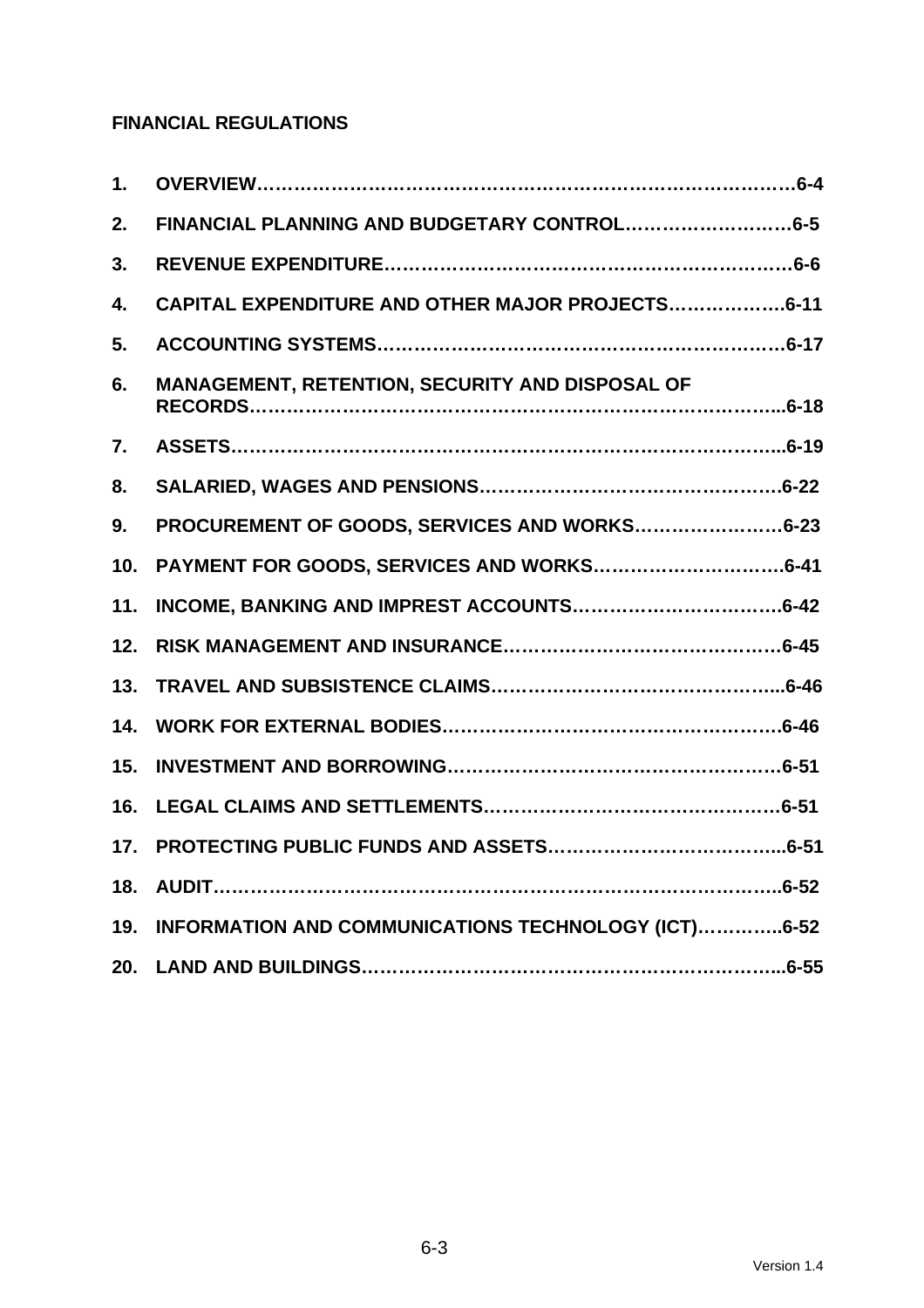**FINANCIAL REGULATIONS**

1. **OVERVIEW……………………………………………………………………………6-4**
2. **FINANCIAL PLANNING AND BUDGETARY CONTROL………………………6-5**
3. **REVENUE EXPENDITURE………………………………………………………6-6**
4. **CAPITAL EXPENDITURE AND OTHER MAJOR PROJECTS……………….6-11**
5. **ACCOUNTING SYSTEMS………………………………………………………6-17**
6. **MANAGEMENT, RETENTION, SECURITY AND DISPOSAL OF RECORDS………………………………………………………………………...6-18**
7. **ASSETS……………………………………………………………………………...6-19**
8. **SALARIED, WAGES AND PENSIONS……………………………………….6-22**
9. **PROCUREMENT OF GOODS, SERVICES AND WORKS……………………6-23**
10. **PAYMENT FOR GOODS, SERVICES AND WORKS…………………………..6-41**
11. **INCOME, BANKING AND IMPREST ACCOUNTS…………………………….6-42**
12. **RISK MANAGEMENT AND INSURANCE………………………………………6-45**
13. **TRAVEL AND SUBSISTENCE CLAIMS………………………………………...6-46**
14. **WORK FOR EXTERNAL BODIES……………………………………………….6-46**
15. **INVESTMENT AND BORROWING………………………………………………6-51**
16. **LEGAL CLAIMS AND SETTLEMENTS…………………………………………6-51**
17. **PROTECTING PUBLIC FUNDS AND ASSETS………………………………...6-51**
18. **AUDIT……………………………………………………………………………...6-52**
19. **INFORMATION AND COMMUNICATIONS TECHNOLOGY (ICT)…………..6-52**
20. **LAND AND BUILDINGS…………………………………………………………...6-55**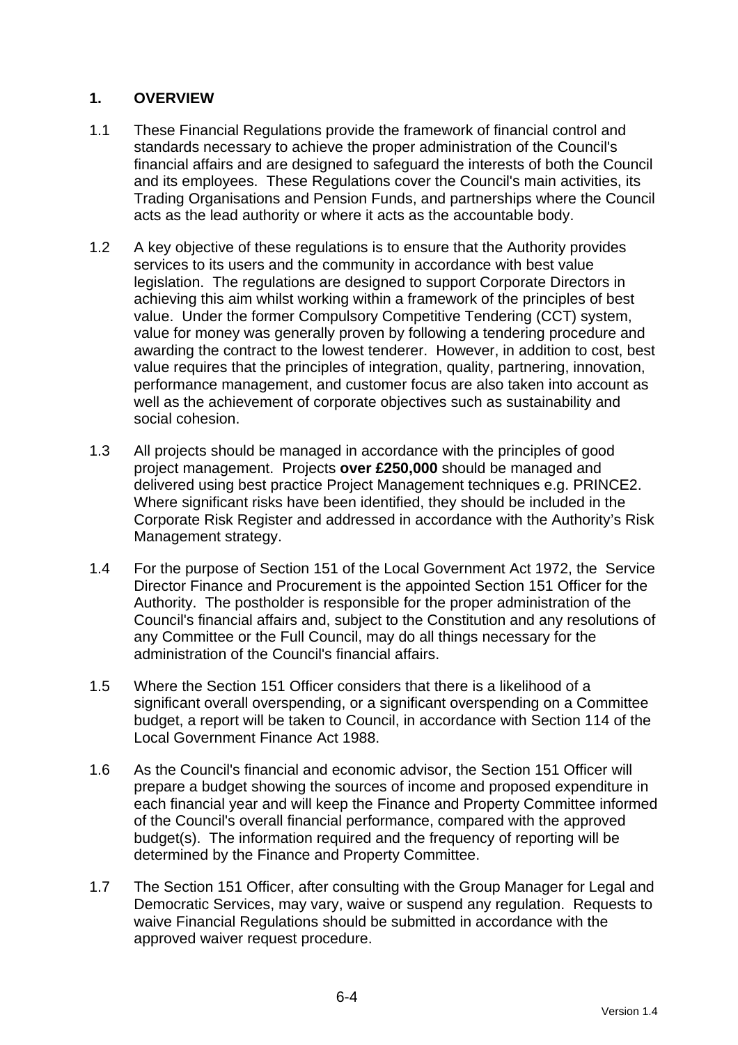## 1. OVERVIEW

1.1 These Financial Regulations provide the framework of financial control and standards necessary to achieve the proper administration of the Council's financial affairs and are designed to safeguard the interests of both the Council and its employees. These Regulations cover the Council's main activities, its Trading Organisations and Pension Funds, and partnerships where the Council acts as the lead authority or where it acts as the accountable body.

1.2 A key objective of these regulations is to ensure that the Authority provides services to its users and the community in accordance with best value legislation. The regulations are designed to support Corporate Directors in achieving this aim whilst working within a framework of the principles of best value. Under the former Compulsory Competitive Tendering (CCT) system, value for money was generally proven by following a tendering procedure and awarding the contract to the lowest tenderer. However, in addition to cost, best value requires that the principles of integration, quality, partnering, innovation, performance management, and customer focus are also taken into account as well as the achievement of corporate objectives such as sustainability and social cohesion.

1.3 All projects should be managed in accordance with the principles of good project management. Projects **over £250,000** should be managed and delivered using best practice Project Management techniques e.g. PRINCE2. Where significant risks have been identified, they should be included in the Corporate Risk Register and addressed in accordance with the Authority's Risk Management strategy.

1.4 For the purpose of Section 151 of the Local Government Act 1972, the Service Director Finance and Procurement is the appointed Section 151 Officer for the Authority. The postholder is responsible for the proper administration of the Council's financial affairs and, subject to the Constitution and any resolutions of any Committee or the Full Council, may do all things necessary for the administration of the Council's financial affairs.

1.5 Where the Section 151 Officer considers that there is a likelihood of a significant overall overspending, or a significant overspending on a Committee budget, a report will be taken to Council, in accordance with Section 114 of the Local Government Finance Act 1988.

1.6 As the Council's financial and economic advisor, the Section 151 Officer will prepare a budget showing the sources of income and proposed expenditure in each financial year and will keep the Finance and Property Committee informed of the Council's overall financial performance, compared with the approved budget(s). The information required and the frequency of reporting will be determined by the Finance and Property Committee.

1.7 The Section 151 Officer, after consulting with the Group Manager for Legal and Democratic Services, may vary, waive or suspend any regulation. Requests to waive Financial Regulations should be submitted in accordance with the approved waiver request procedure.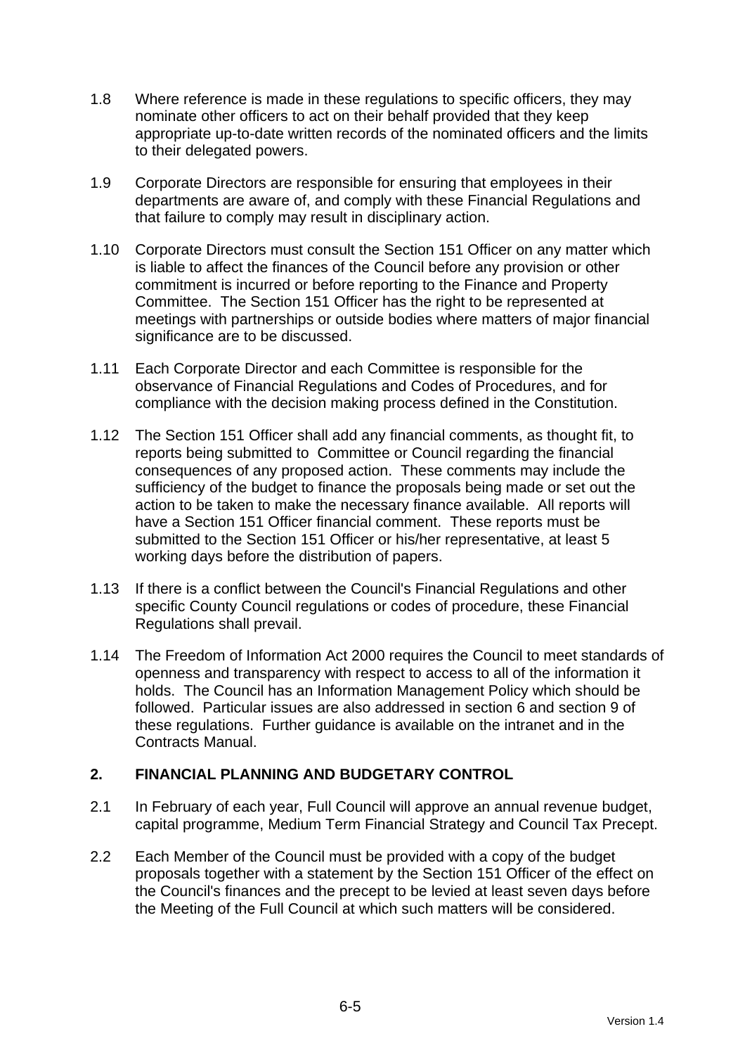1.8 Where reference is made in these regulations to specific officers, they may nominate other officers to act on their behalf provided that they keep appropriate up-to-date written records of the nominated officers and the limits to their delegated powers.

1.9 Corporate Directors are responsible for ensuring that employees in their departments are aware of, and comply with these Financial Regulations and that failure to comply may result in disciplinary action.

1.10 Corporate Directors must consult the Section 151 Officer on any matter which is liable to affect the finances of the Council before any provision or other commitment is incurred or before reporting to the Finance and Property Committee. The Section 151 Officer has the right to be represented at meetings with partnerships or outside bodies where matters of major financial significance are to be discussed.

1.11 Each Corporate Director and each Committee is responsible for the observance of Financial Regulations and Codes of Procedures, and for compliance with the decision making process defined in the Constitution.

1.12 The Section 151 Officer shall add any financial comments, as thought fit, to reports being submitted to Committee or Council regarding the financial consequences of any proposed action. These comments may include the sufficiency of the budget to finance the proposals being made or set out the action to be taken to make the necessary finance available. All reports will have a Section 151 Officer financial comment. These reports must be submitted to the Section 151 Officer or his/her representative, at least 5 working days before the distribution of papers.

1.13 If there is a conflict between the Council's Financial Regulations and other specific County Council regulations or codes of procedure, these Financial Regulations shall prevail.

1.14 The Freedom of Information Act 2000 requires the Council to meet standards of openness and transparency with respect to access to all of the information it holds. The Council has an Information Management Policy which should be followed. Particular issues are also addressed in section 6 and section 9 of these regulations. Further guidance is available on the intranet and in the Contracts Manual.

## 2. FINANCIAL PLANNING AND BUDGETARY CONTROL

2.1 In February of each year, Full Council will approve an annual revenue budget, capital programme, Medium Term Financial Strategy and Council Tax Precept.

2.2 Each Member of the Council must be provided with a copy of the budget proposals together with a statement by the Section 151 Officer of the effect on the Council's finances and the precept to be levied at least seven days before the Meeting of the Full Council at which such matters will be considered.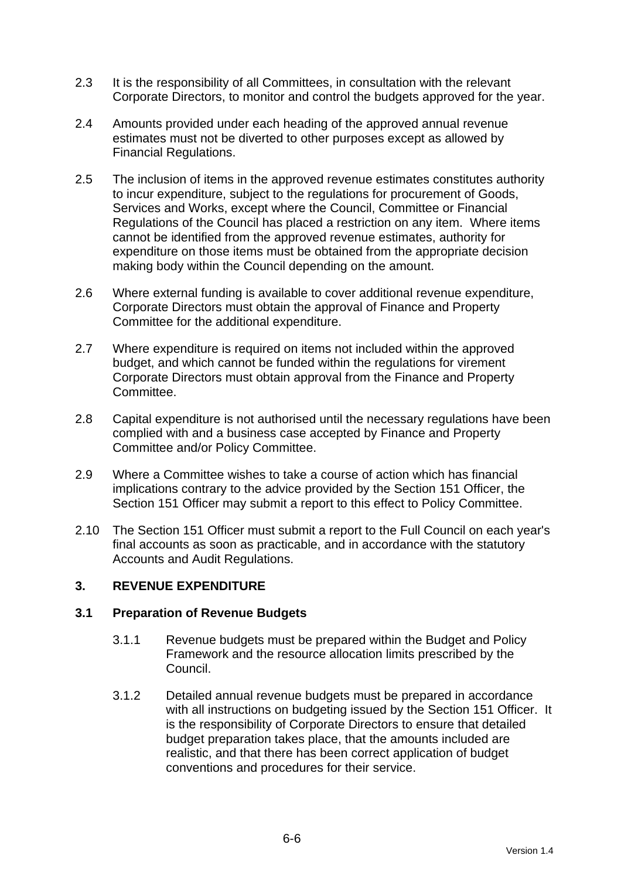2.3 It is the responsibility of all Committees, in consultation with the relevant Corporate Directors, to monitor and control the budgets approved for the year.

2.4 Amounts provided under each heading of the approved annual revenue estimates must not be diverted to other purposes except as allowed by Financial Regulations.

2.5 The inclusion of items in the approved revenue estimates constitutes authority to incur expenditure, subject to the regulations for procurement of Goods, Services and Works, except where the Council, Committee or Financial Regulations of the Council has placed a restriction on any item. Where items cannot be identified from the approved revenue estimates, authority for expenditure on those items must be obtained from the appropriate decision making body within the Council depending on the amount.

2.6 Where external funding is available to cover additional revenue expenditure, Corporate Directors must obtain the approval of Finance and Property Committee for the additional expenditure.

2.7 Where expenditure is required on items not included within the approved budget, and which cannot be funded within the regulations for virement Corporate Directors must obtain approval from the Finance and Property Committee.

2.8 Capital expenditure is not authorised until the necessary regulations have been complied with and a business case accepted by Finance and Property Committee and/or Policy Committee.

2.9 Where a Committee wishes to take a course of action which has financial implications contrary to the advice provided by the Section 151 Officer, the Section 151 Officer may submit a report to this effect to Policy Committee.

2.10 The Section 151 Officer must submit a report to the Full Council on each year's final accounts as soon as practicable, and in accordance with the statutory Accounts and Audit Regulations.

## 3. REVENUE EXPENDITURE

### 3.1 Preparation of Revenue Budgets

3.1.1 Revenue budgets must be prepared within the Budget and Policy Framework and the resource allocation limits prescribed by the Council.

3.1.2 Detailed annual revenue budgets must be prepared in accordance with all instructions on budgeting issued by the Section 151 Officer. It is the responsibility of Corporate Directors to ensure that detailed budget preparation takes place, that the amounts included are realistic, and that there has been correct application of budget conventions and procedures for their service.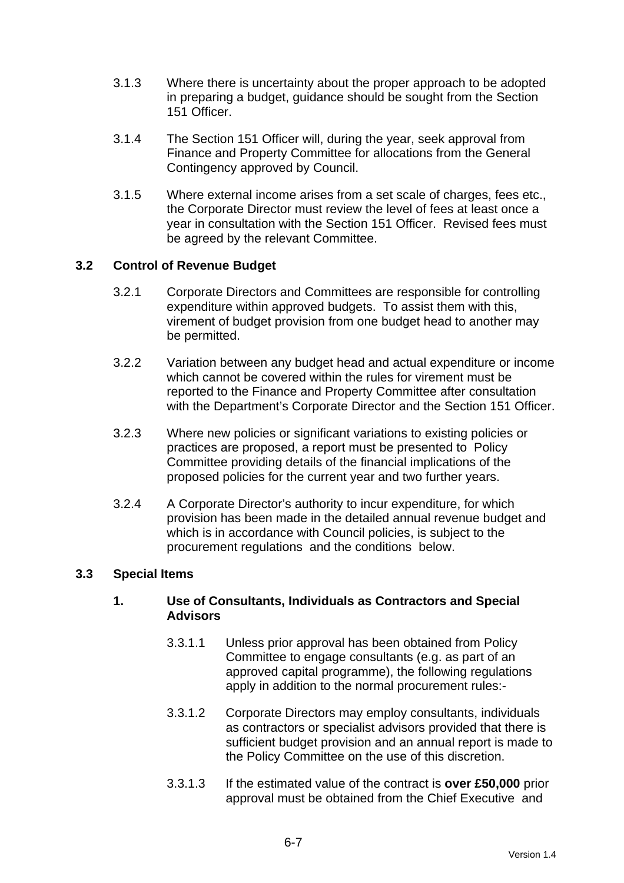3.1.3 Where there is uncertainty about the proper approach to be adopted in preparing a budget, guidance should be sought from the Section 151 Officer.

3.1.4 The Section 151 Officer will, during the year, seek approval from Finance and Property Committee for allocations from the General Contingency approved by Council.

3.1.5 Where external income arises from a set scale of charges, fees etc., the Corporate Director must review the level of fees at least once a year in consultation with the Section 151 Officer. Revised fees must be agreed by the relevant Committee.

## 3.2 Control of Revenue Budget

3.2.1 Corporate Directors and Committees are responsible for controlling expenditure within approved budgets. To assist them with this, virement of budget provision from one budget head to another may be permitted.

3.2.2 Variation between any budget head and actual expenditure or income which cannot be covered within the rules for virement must be reported to the Finance and Property Committee after consultation with the Department's Corporate Director and the Section 151 Officer.

3.2.3 Where new policies or significant variations to existing policies or practices are proposed, a report must be presented to Policy Committee providing details of the financial implications of the proposed policies for the current year and two further years.

3.2.4 A Corporate Director's authority to incur expenditure, for which provision has been made in the detailed annual revenue budget and which is in accordance with Council policies, is subject to the procurement regulations and the conditions below.

## 3.3 Special Items

### 1. Use of Consultants, Individuals as Contractors and Special Advisors

3.3.1.1 Unless prior approval has been obtained from Policy Committee to engage consultants (e.g. as part of an approved capital programme), the following regulations apply in addition to the normal procurement rules:-

3.3.1.2 Corporate Directors may employ consultants, individuals as contractors or specialist advisors provided that there is sufficient budget provision and an annual report is made to the Policy Committee on the use of this discretion.

3.3.1.3 If the estimated value of the contract is **over £50,000** prior approval must be obtained from the Chief Executive and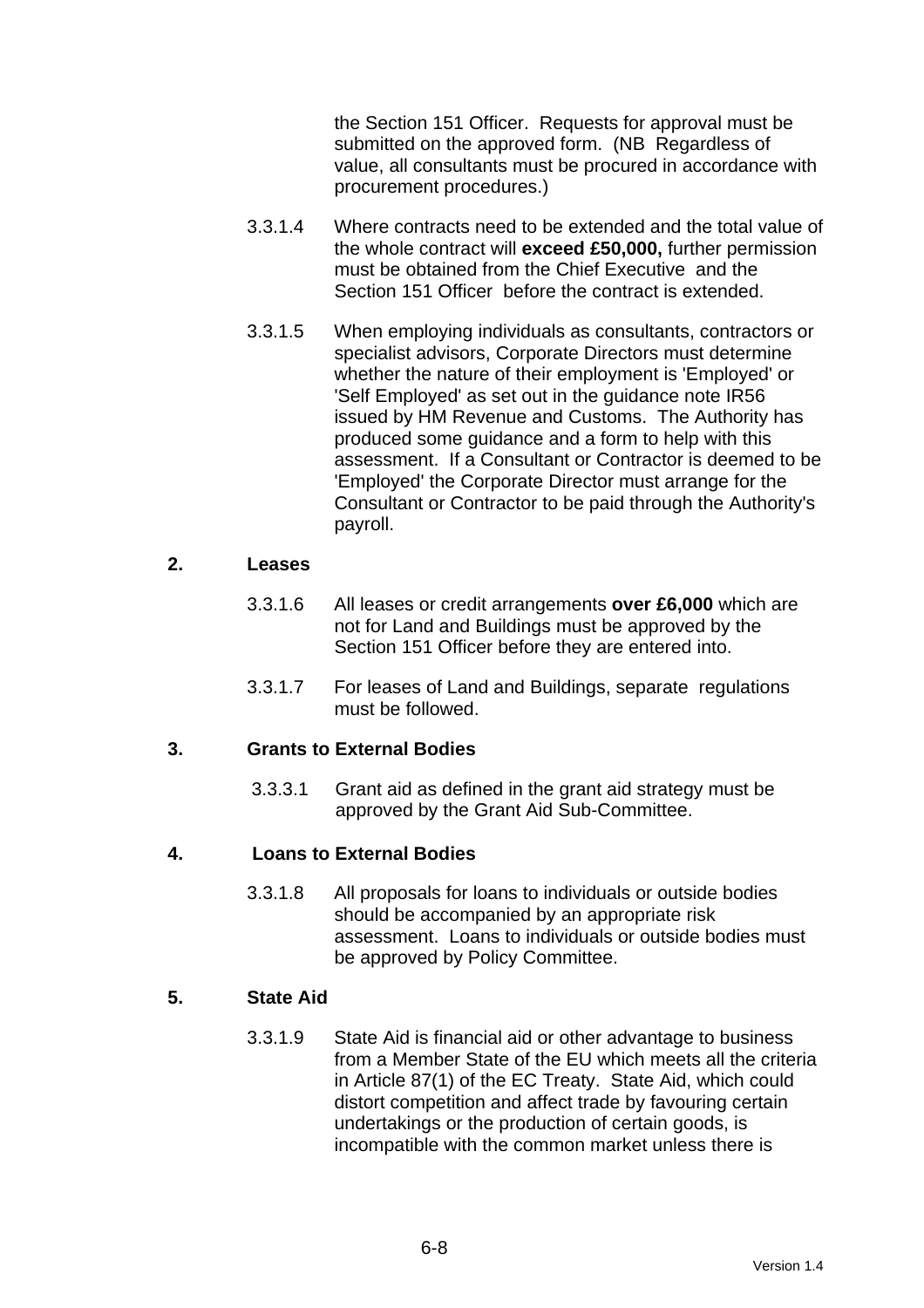the Section 151 Officer. Requests for approval must be submitted on the approved form. (NB Regardless of value, all consultants must be procured in accordance with procurement procedures.)

3.3.1.4 Where contracts need to be extended and the total value of the whole contract will **exceed £50,000,** further permission must be obtained from the Chief Executive and the Section 151 Officer before the contract is extended.

3.3.1.5 When employing individuals as consultants, contractors or specialist advisors, Corporate Directors must determine whether the nature of their employment is 'Employed' or 'Self Employed' as set out in the guidance note IR56 issued by HM Revenue and Customs. The Authority has produced some guidance and a form to help with this assessment. If a Consultant or Contractor is deemed to be 'Employed' the Corporate Director must arrange for the Consultant or Contractor to be paid through the Authority's payroll.

**2. Leases**

3.3.1.6 All leases or credit arrangements **over £6,000** which are not for Land and Buildings must be approved by the Section 151 Officer before they are entered into.

3.3.1.7 For leases of Land and Buildings, separate regulations must be followed.

**3. Grants to External Bodies**

3.3.3.1 Grant aid as defined in the grant aid strategy must be approved by the Grant Aid Sub-Committee.

**4. Loans to External Bodies**

3.3.1.8 All proposals for loans to individuals or outside bodies should be accompanied by an appropriate risk assessment. Loans to individuals or outside bodies must be approved by Policy Committee.

**5. State Aid**

3.3.1.9 State Aid is financial aid or other advantage to business from a Member State of the EU which meets all the criteria in Article 87(1) of the EC Treaty. State Aid, which could distort competition and affect trade by favouring certain undertakings or the production of certain goods, is incompatible with the common market unless there is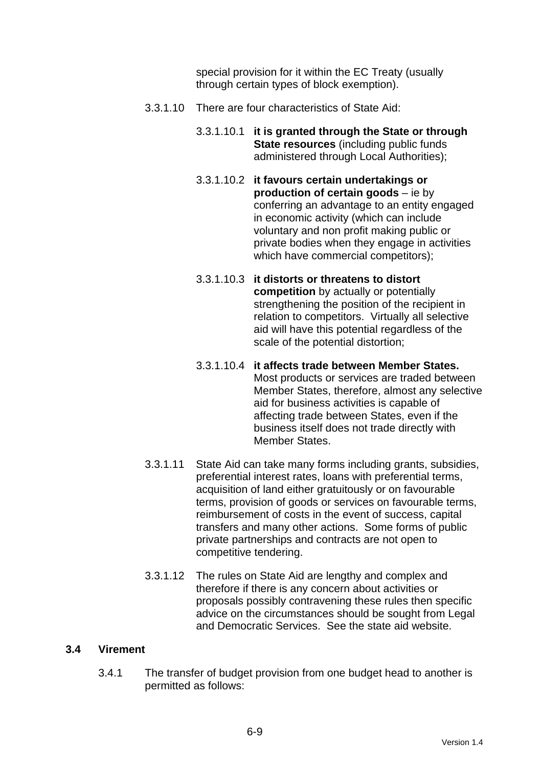special provision for it within the EC Treaty (usually through certain types of block exemption).

3.3.1.10 There are four characteristics of State Aid:

3.3.1.10.1 **it is granted through the State or through State resources** (including public funds administered through Local Authorities);

3.3.1.10.2 **it favours certain undertakings or production of certain goods** – ie by conferring an advantage to an entity engaged in economic activity (which can include voluntary and non profit making public or private bodies when they engage in activities which have commercial competitors);

3.3.1.10.3 **it distorts or threatens to distort competition** by actually or potentially strengthening the position of the recipient in relation to competitors. Virtually all selective aid will have this potential regardless of the scale of the potential distortion;

3.3.1.10.4 **it affects trade between Member States.** Most products or services are traded between Member States, therefore, almost any selective aid for business activities is capable of affecting trade between States, even if the business itself does not trade directly with Member States.

3.3.1.11 State Aid can take many forms including grants, subsidies, preferential interest rates, loans with preferential terms, acquisition of land either gratuitously or on favourable terms, provision of goods or services on favourable terms, reimbursement of costs in the event of success, capital transfers and many other actions. Some forms of public private partnerships and contracts are not open to competitive tendering.

3.3.1.12 The rules on State Aid are lengthy and complex and therefore if there is any concern about activities or proposals possibly contravening these rules then specific advice on the circumstances should be sought from Legal and Democratic Services. See the state aid website.

## 3.4 Virement

3.4.1 The transfer of budget provision from one budget head to another is permitted as follows: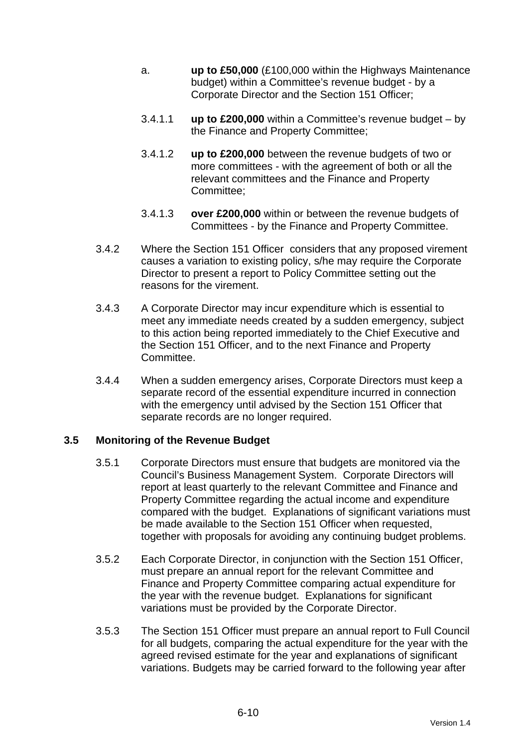a. **up to £50,000** (£100,000 within the Highways Maintenance budget) within a Committee's revenue budget - by a Corporate Director and the Section 151 Officer;

3.4.1.1 **up to £200,000** within a Committee's revenue budget – by the Finance and Property Committee;

3.4.1.2 **up to £200,000** between the revenue budgets of two or more committees - with the agreement of both or all the relevant committees and the Finance and Property Committee;

3.4.1.3 **over £200,000** within or between the revenue budgets of Committees - by the Finance and Property Committee.

3.4.2 Where the Section 151 Officer considers that any proposed virement causes a variation to existing policy, s/he may require the Corporate Director to present a report to Policy Committee setting out the reasons for the virement.

3.4.3 A Corporate Director may incur expenditure which is essential to meet any immediate needs created by a sudden emergency, subject to this action being reported immediately to the Chief Executive and the Section 151 Officer, and to the next Finance and Property Committee.

3.4.4 When a sudden emergency arises, Corporate Directors must keep a separate record of the essential expenditure incurred in connection with the emergency until advised by the Section 151 Officer that separate records are no longer required.

### 3.5 Monitoring of the Revenue Budget

3.5.1 Corporate Directors must ensure that budgets are monitored via the Council's Business Management System. Corporate Directors will report at least quarterly to the relevant Committee and Finance and Property Committee regarding the actual income and expenditure compared with the budget. Explanations of significant variations must be made available to the Section 151 Officer when requested, together with proposals for avoiding any continuing budget problems.

3.5.2 Each Corporate Director, in conjunction with the Section 151 Officer, must prepare an annual report for the relevant Committee and Finance and Property Committee comparing actual expenditure for the year with the revenue budget. Explanations for significant variations must be provided by the Corporate Director.

3.5.3 The Section 151 Officer must prepare an annual report to Full Council for all budgets, comparing the actual expenditure for the year with the agreed revised estimate for the year and explanations of significant variations. Budgets may be carried forward to the following year after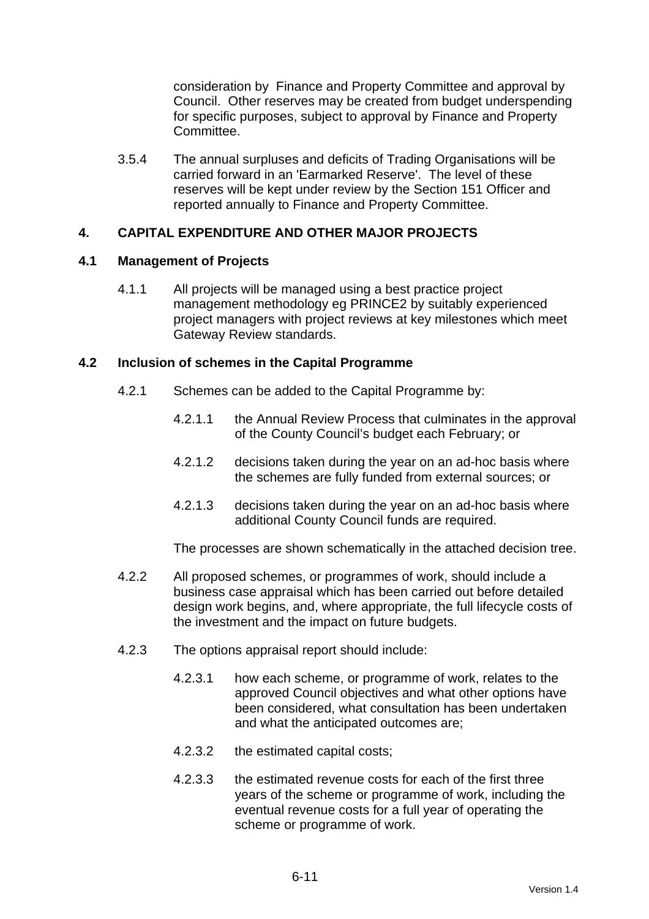consideration by Finance and Property Committee and approval by Council. Other reserves may be created from budget underspending for specific purposes, subject to approval by Finance and Property Committee.

3.5.4 The annual surpluses and deficits of Trading Organisations will be carried forward in an 'Earmarked Reserve'. The level of these reserves will be kept under review by the Section 151 Officer and reported annually to Finance and Property Committee.

## 4. CAPITAL EXPENDITURE AND OTHER MAJOR PROJECTS

### 4.1 Management of Projects

4.1.1 All projects will be managed using a best practice project management methodology eg PRINCE2 by suitably experienced project managers with project reviews at key milestones which meet Gateway Review standards.

### 4.2 Inclusion of schemes in the Capital Programme

4.2.1 Schemes can be added to the Capital Programme by:

4.2.1.1 the Annual Review Process that culminates in the approval of the County Council's budget each February; or

4.2.1.2 decisions taken during the year on an ad-hoc basis where the schemes are fully funded from external sources; or

4.2.1.3 decisions taken during the year on an ad-hoc basis where additional County Council funds are required.

The processes are shown schematically in the attached decision tree.

4.2.2 All proposed schemes, or programmes of work, should include a business case appraisal which has been carried out before detailed design work begins, and, where appropriate, the full lifecycle costs of the investment and the impact on future budgets.

4.2.3 The options appraisal report should include:

4.2.3.1 how each scheme, or programme of work, relates to the approved Council objectives and what other options have been considered, what consultation has been undertaken and what the anticipated outcomes are;

4.2.3.2 the estimated capital costs;

4.2.3.3 the estimated revenue costs for each of the first three years of the scheme or programme of work, including the eventual revenue costs for a full year of operating the scheme or programme of work.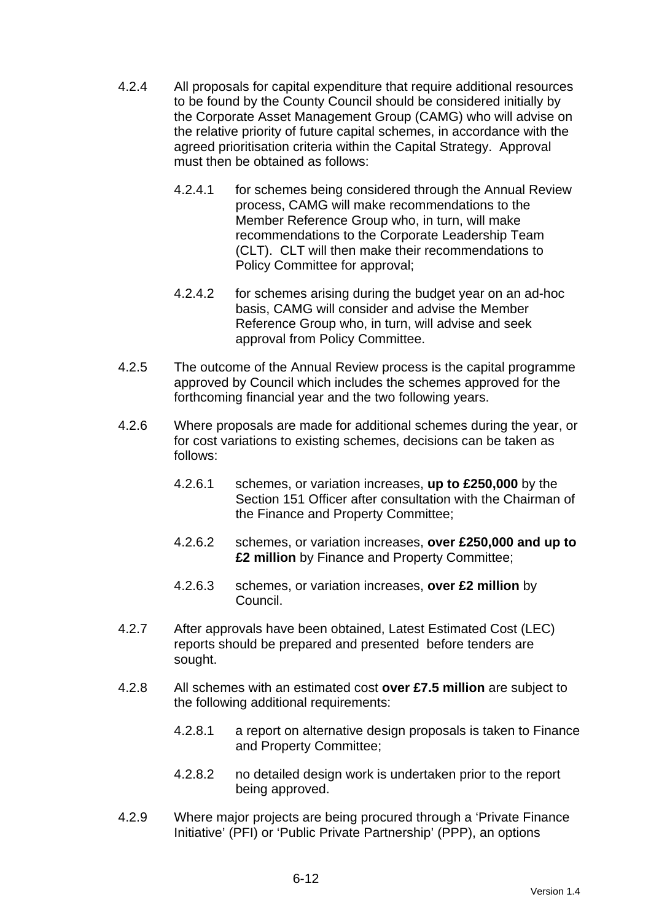4.2.4 All proposals for capital expenditure that require additional resources to be found by the County Council should be considered initially by the Corporate Asset Management Group (CAMG) who will advise on the relative priority of future capital schemes, in accordance with the agreed prioritisation criteria within the Capital Strategy. Approval must then be obtained as follows:

- 4.2.4.1 for schemes being considered through the Annual Review process, CAMG will make recommendations to the Member Reference Group who, in turn, will make recommendations to the Corporate Leadership Team (CLT). CLT will then make their recommendations to Policy Committee for approval;

- 4.2.4.2 for schemes arising during the budget year on an ad-hoc basis, CAMG will consider and advise the Member Reference Group who, in turn, will advise and seek approval from Policy Committee.

4.2.5 The outcome of the Annual Review process is the capital programme approved by Council which includes the schemes approved for the forthcoming financial year and the two following years.

4.2.6 Where proposals are made for additional schemes during the year, or for cost variations to existing schemes, decisions can be taken as follows:

- 4.2.6.1 schemes, or variation increases, **up to £250,000** by the Section 151 Officer after consultation with the Chairman of the Finance and Property Committee;

- 4.2.6.2 schemes, or variation increases, **over £250,000 and up to £2 million** by Finance and Property Committee;

- 4.2.6.3 schemes, or variation increases, **over £2 million** by Council.

4.2.7 After approvals have been obtained, Latest Estimated Cost (LEC) reports should be prepared and presented before tenders are sought.

4.2.8 All schemes with an estimated cost **over £7.5 million** are subject to the following additional requirements:

- 4.2.8.1 a report on alternative design proposals is taken to Finance and Property Committee;

- 4.2.8.2 no detailed design work is undertaken prior to the report being approved.

4.2.9 Where major projects are being procured through a 'Private Finance Initiative' (PFI) or 'Public Private Partnership' (PPP), an options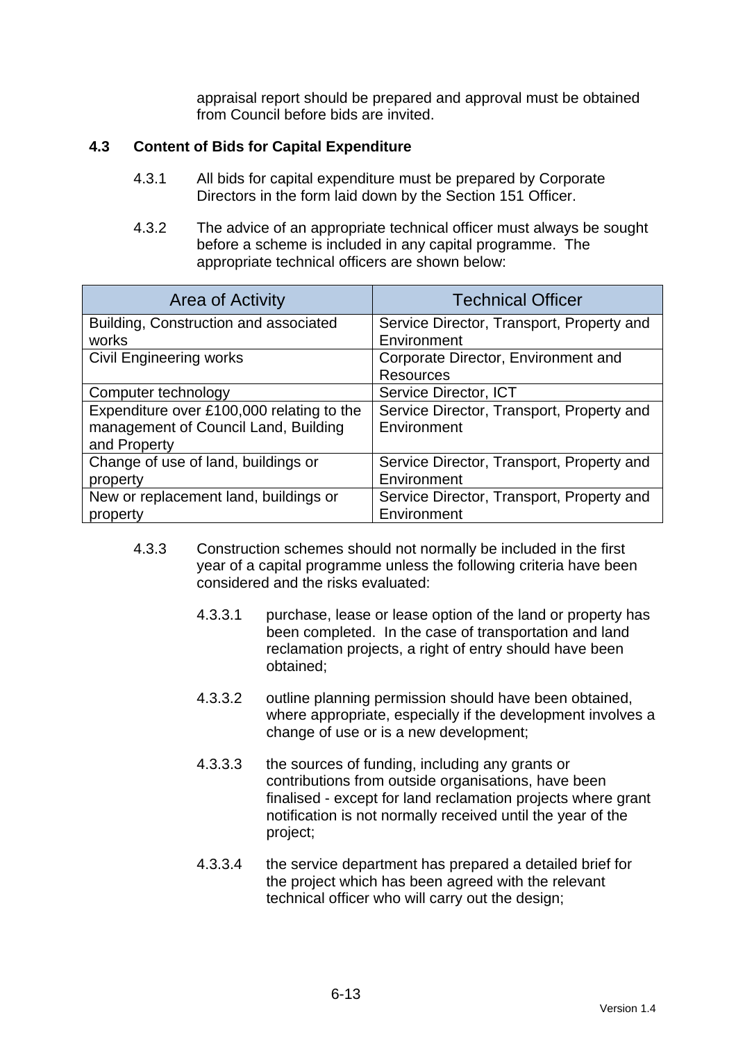appraisal report should be prepared and approval must be obtained from Council before bids are invited.

### 4.3 Content of Bids for Capital Expenditure

4.3.1 All bids for capital expenditure must be prepared by Corporate Directors in the form laid down by the Section 151 Officer.

4.3.2 The advice of an appropriate technical officer must always be sought before a scheme is included in any capital programme. The appropriate technical officers are shown below:

| Area of Activity | Technical Officer |
|---|---|
| Building, Construction and associated works | Service Director, Transport, Property and Environment |
| Civil Engineering works | Corporate Director, Environment and Resources |
| Computer technology | Service Director, ICT |
| Expenditure over £100,000 relating to the management of Council Land, Building and Property | Service Director, Transport, Property and Environment |
| Change of use of land, buildings or property | Service Director, Transport, Property and Environment |
| New or replacement land, buildings or property | Service Director, Transport, Property and Environment |

4.3.3 Construction schemes should not normally be included in the first year of a capital programme unless the following criteria have been considered and the risks evaluated:

4.3.3.1 purchase, lease or lease option of the land or property has been completed. In the case of transportation and land reclamation projects, a right of entry should have been obtained;

4.3.3.2 outline planning permission should have been obtained, where appropriate, especially if the development involves a change of use or is a new development;

4.3.3.3 the sources of funding, including any grants or contributions from outside organisations, have been finalised - except for land reclamation projects where grant notification is not normally received until the year of the project;

4.3.3.4 the service department has prepared a detailed brief for the project which has been agreed with the relevant technical officer who will carry out the design;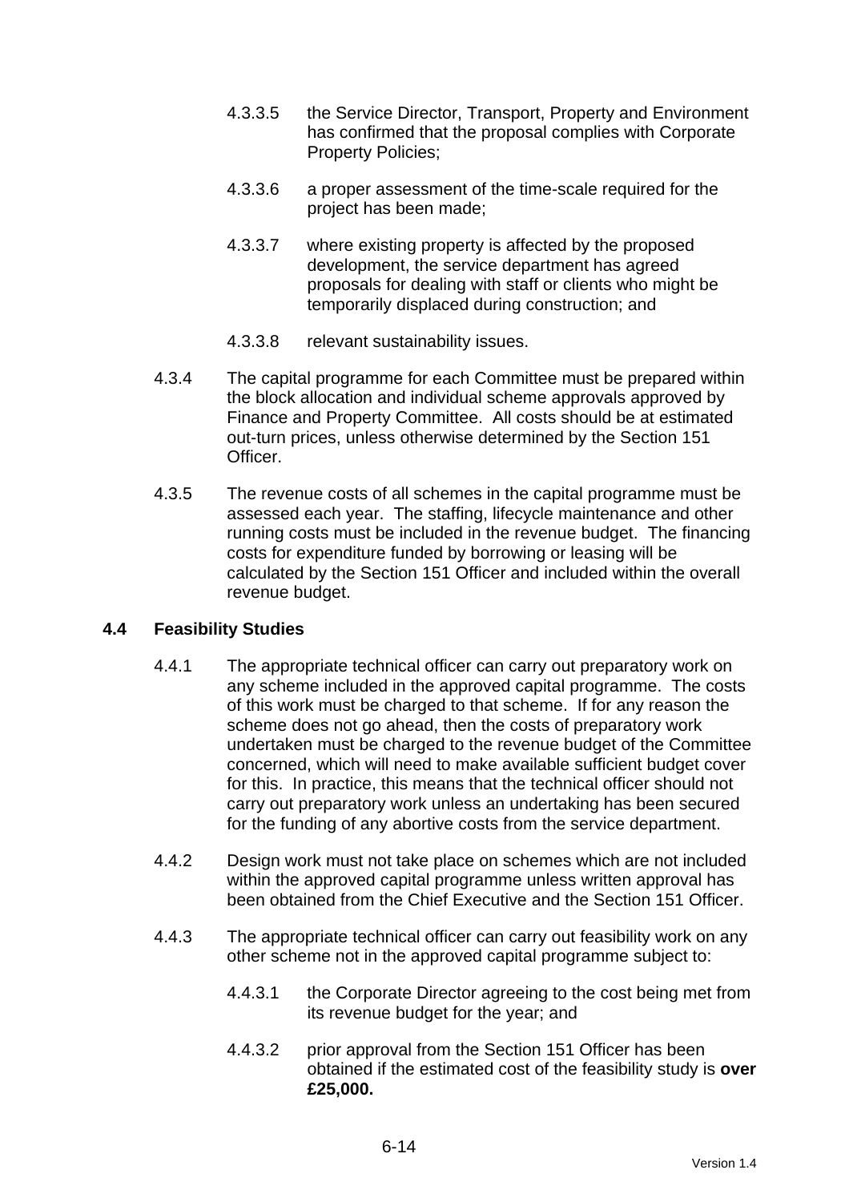4.3.3.5 the Service Director, Transport, Property and Environment has confirmed that the proposal complies with Corporate Property Policies;

4.3.3.6 a proper assessment of the time-scale required for the project has been made;

4.3.3.7 where existing property is affected by the proposed development, the service department has agreed proposals for dealing with staff or clients who might be temporarily displaced during construction; and

4.3.3.8 relevant sustainability issues.

4.3.4 The capital programme for each Committee must be prepared within the block allocation and individual scheme approvals approved by Finance and Property Committee. All costs should be at estimated out-turn prices, unless otherwise determined by the Section 151 Officer.

4.3.5 The revenue costs of all schemes in the capital programme must be assessed each year. The staffing, lifecycle maintenance and other running costs must be included in the revenue budget. The financing costs for expenditure funded by borrowing or leasing will be calculated by the Section 151 Officer and included within the overall revenue budget.

## 4.4 Feasibility Studies

4.4.1 The appropriate technical officer can carry out preparatory work on any scheme included in the approved capital programme. The costs of this work must be charged to that scheme. If for any reason the scheme does not go ahead, then the costs of preparatory work undertaken must be charged to the revenue budget of the Committee concerned, which will need to make available sufficient budget cover for this. In practice, this means that the technical officer should not carry out preparatory work unless an undertaking has been secured for the funding of any abortive costs from the service department.

4.4.2 Design work must not take place on schemes which are not included within the approved capital programme unless written approval has been obtained from the Chief Executive and the Section 151 Officer.

4.4.3 The appropriate technical officer can carry out feasibility work on any other scheme not in the approved capital programme subject to:

4.4.3.1 the Corporate Director agreeing to the cost being met from its revenue budget for the year; and

4.4.3.2 prior approval from the Section 151 Officer has been obtained if the estimated cost of the feasibility study is **over £25,000.**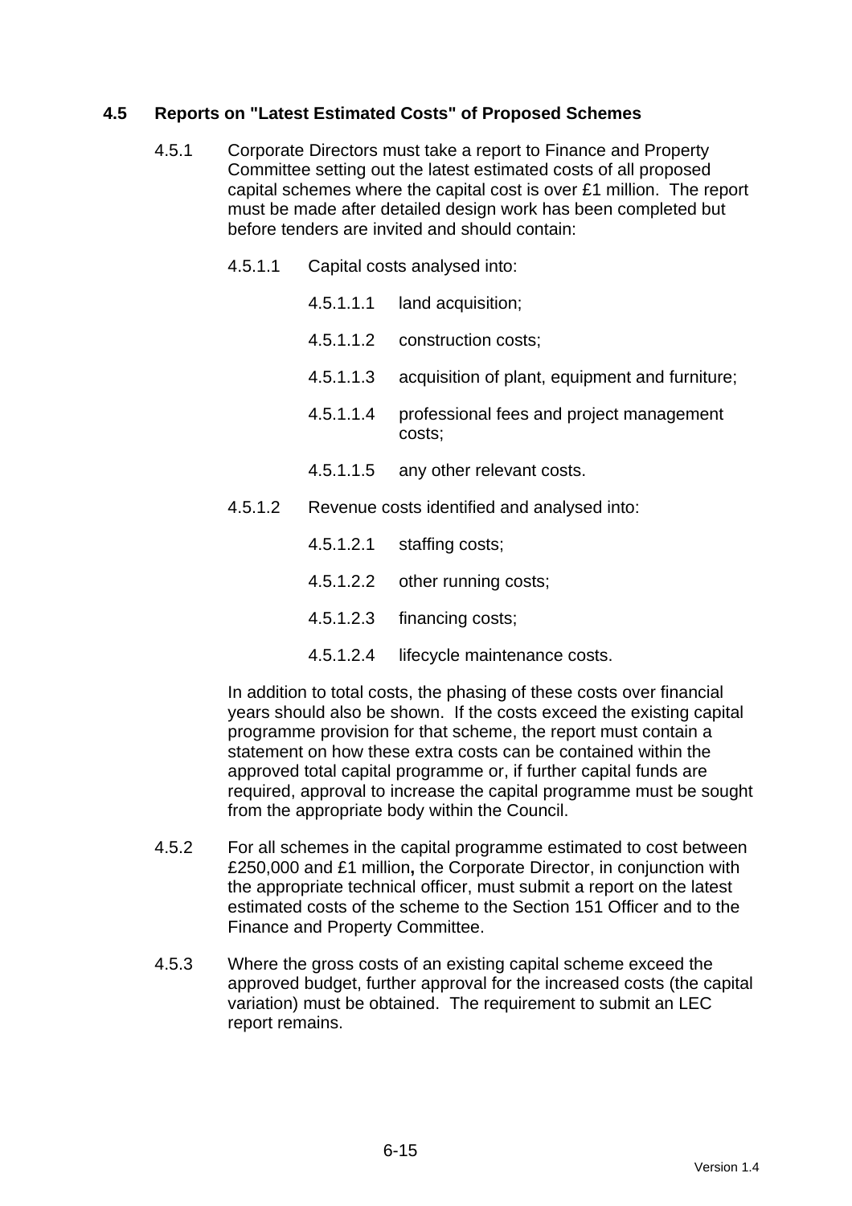## 4.5 Reports on "Latest Estimated Costs" of Proposed Schemes

4.5.1 Corporate Directors must take a report to Finance and Property Committee setting out the latest estimated costs of all proposed capital schemes where the capital cost is over £1 million. The report must be made after detailed design work has been completed but before tenders are invited and should contain:

4.5.1.1 Capital costs analysed into:

4.5.1.1.1 land acquisition;

4.5.1.1.2 construction costs;

4.5.1.1.3 acquisition of plant, equipment and furniture;

4.5.1.1.4 professional fees and project management costs;

4.5.1.1.5 any other relevant costs.

4.5.1.2 Revenue costs identified and analysed into:

4.5.1.2.1 staffing costs;

4.5.1.2.2 other running costs;

4.5.1.2.3 financing costs;

4.5.1.2.4 lifecycle maintenance costs.

In addition to total costs, the phasing of these costs over financial years should also be shown. If the costs exceed the existing capital programme provision for that scheme, the report must contain a statement on how these extra costs can be contained within the approved total capital programme or, if further capital funds are required, approval to increase the capital programme must be sought from the appropriate body within the Council.

4.5.2 For all schemes in the capital programme estimated to cost between £250,000 and £1 million**,** the Corporate Director, in conjunction with the appropriate technical officer, must submit a report on the latest estimated costs of the scheme to the Section 151 Officer and to the Finance and Property Committee.

4.5.3 Where the gross costs of an existing capital scheme exceed the approved budget, further approval for the increased costs (the capital variation) must be obtained. The requirement to submit an LEC report remains.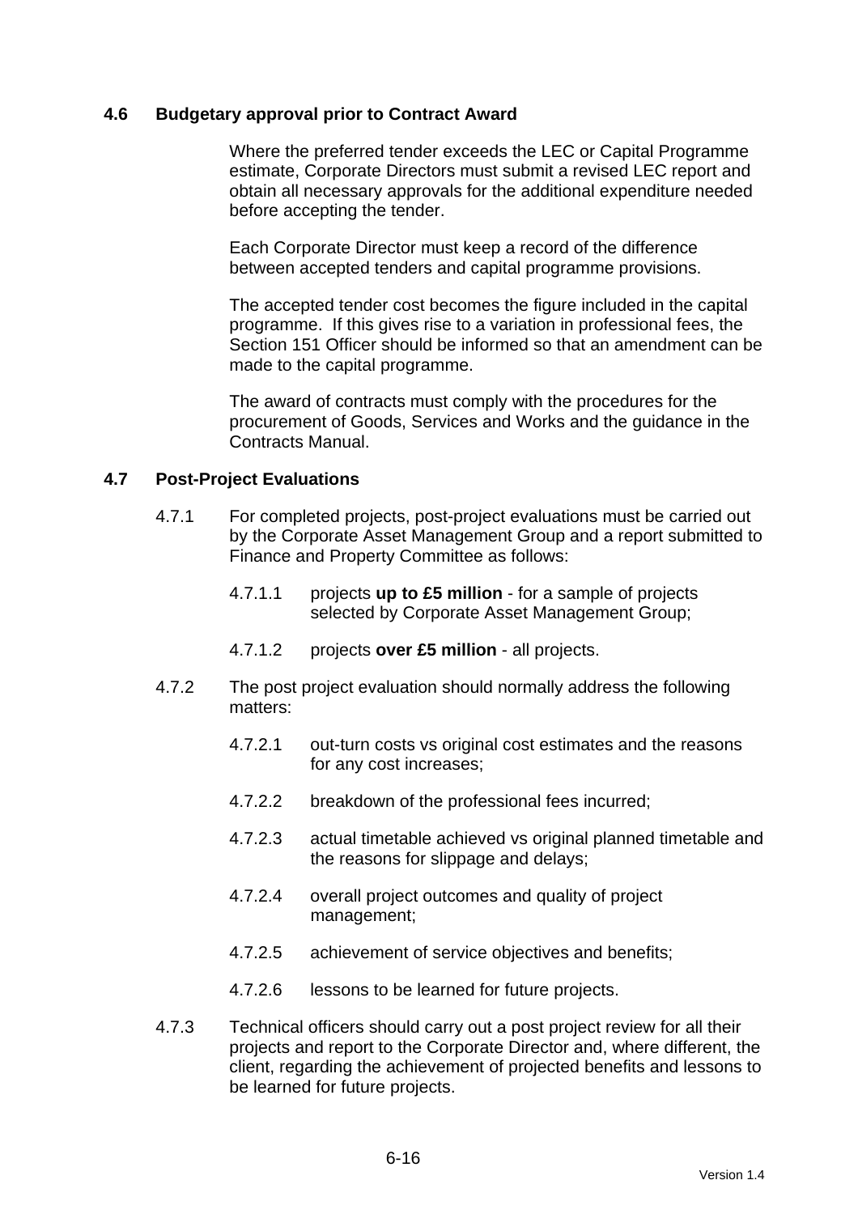### 4.6 Budgetary approval prior to Contract Award

Where the preferred tender exceeds the LEC or Capital Programme estimate, Corporate Directors must submit a revised LEC report and obtain all necessary approvals for the additional expenditure needed before accepting the tender.

Each Corporate Director must keep a record of the difference between accepted tenders and capital programme provisions.

The accepted tender cost becomes the figure included in the capital programme. If this gives rise to a variation in professional fees, the Section 151 Officer should be informed so that an amendment can be made to the capital programme.

The award of contracts must comply with the procedures for the procurement of Goods, Services and Works and the guidance in the Contracts Manual.

### 4.7 Post-Project Evaluations

4.7.1 For completed projects, post-project evaluations must be carried out by the Corporate Asset Management Group and a report submitted to Finance and Property Committee as follows:

- 4.7.1.1 projects **up to £5 million** - for a sample of projects selected by Corporate Asset Management Group;
- 4.7.1.2 projects **over £5 million** - all projects.

4.7.2 The post project evaluation should normally address the following matters:

- 4.7.2.1 out-turn costs vs original cost estimates and the reasons for any cost increases;
- 4.7.2.2 breakdown of the professional fees incurred;
- 4.7.2.3 actual timetable achieved vs original planned timetable and the reasons for slippage and delays;
- 4.7.2.4 overall project outcomes and quality of project management;
- 4.7.2.5 achievement of service objectives and benefits;
- 4.7.2.6 lessons to be learned for future projects.

4.7.3 Technical officers should carry out a post project review for all their projects and report to the Corporate Director and, where different, the client, regarding the achievement of projected benefits and lessons to be learned for future projects.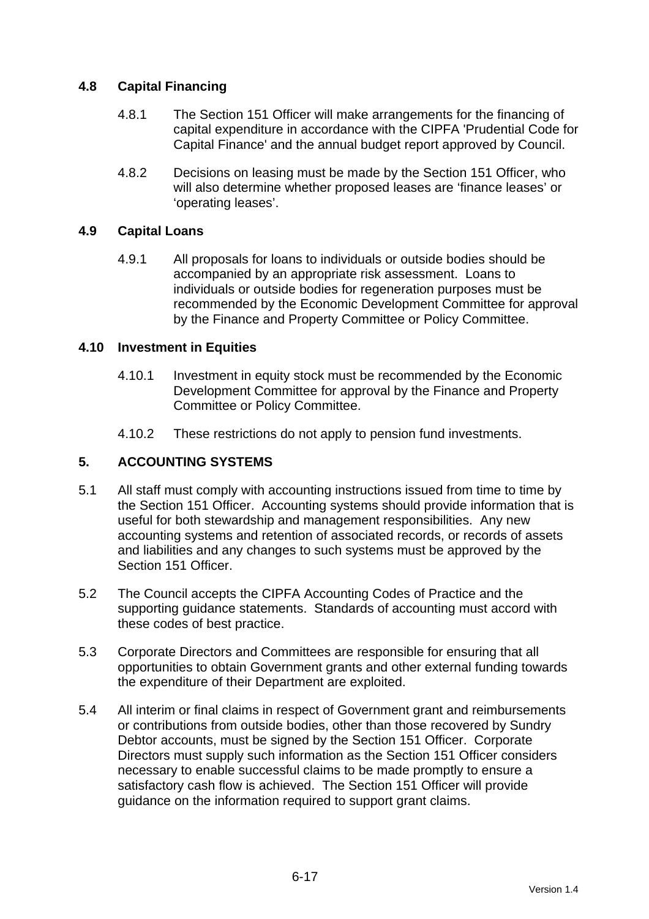### 4.8 Capital Financing

4.8.1 The Section 151 Officer will make arrangements for the financing of capital expenditure in accordance with the CIPFA 'Prudential Code for Capital Finance' and the annual budget report approved by Council.

4.8.2 Decisions on leasing must be made by the Section 151 Officer, who will also determine whether proposed leases are ‘finance leases’ or ‘operating leases’.

### 4.9 Capital Loans

4.9.1 All proposals for loans to individuals or outside bodies should be accompanied by an appropriate risk assessment. Loans to individuals or outside bodies for regeneration purposes must be recommended by the Economic Development Committee for approval by the Finance and Property Committee or Policy Committee.

### 4.10 Investment in Equities

4.10.1 Investment in equity stock must be recommended by the Economic Development Committee for approval by the Finance and Property Committee or Policy Committee.

4.10.2 These restrictions do not apply to pension fund investments.

## 5. ACCOUNTING SYSTEMS

5.1 All staff must comply with accounting instructions issued from time to time by the Section 151 Officer. Accounting systems should provide information that is useful for both stewardship and management responsibilities. Any new accounting systems and retention of associated records, or records of assets and liabilities and any changes to such systems must be approved by the Section 151 Officer.

5.2 The Council accepts the CIPFA Accounting Codes of Practice and the supporting guidance statements. Standards of accounting must accord with these codes of best practice.

5.3 Corporate Directors and Committees are responsible for ensuring that all opportunities to obtain Government grants and other external funding towards the expenditure of their Department are exploited.

5.4 All interim or final claims in respect of Government grant and reimbursements or contributions from outside bodies, other than those recovered by Sundry Debtor accounts, must be signed by the Section 151 Officer. Corporate Directors must supply such information as the Section 151 Officer considers necessary to enable successful claims to be made promptly to ensure a satisfactory cash flow is achieved. The Section 151 Officer will provide guidance on the information required to support grant claims.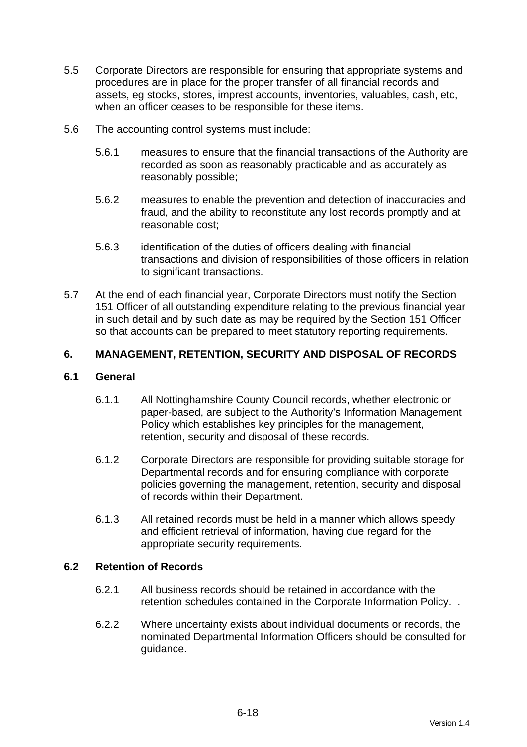5.5 Corporate Directors are responsible for ensuring that appropriate systems and procedures are in place for the proper transfer of all financial records and assets, eg stocks, stores, imprest accounts, inventories, valuables, cash, etc, when an officer ceases to be responsible for these items.

5.6 The accounting control systems must include:

5.6.1 measures to ensure that the financial transactions of the Authority are recorded as soon as reasonably practicable and as accurately as reasonably possible;

5.6.2 measures to enable the prevention and detection of inaccuracies and fraud, and the ability to reconstitute any lost records promptly and at reasonable cost;

5.6.3 identification of the duties of officers dealing with financial transactions and division of responsibilities of those officers in relation to significant transactions.

5.7 At the end of each financial year, Corporate Directors must notify the Section 151 Officer of all outstanding expenditure relating to the previous financial year in such detail and by such date as may be required by the Section 151 Officer so that accounts can be prepared to meet statutory reporting requirements.

## 6. MANAGEMENT, RETENTION, SECURITY AND DISPOSAL OF RECORDS

### 6.1 General

6.1.1 All Nottinghamshire County Council records, whether electronic or paper-based, are subject to the Authority's Information Management Policy which establishes key principles for the management, retention, security and disposal of these records.

6.1.2 Corporate Directors are responsible for providing suitable storage for Departmental records and for ensuring compliance with corporate policies governing the management, retention, security and disposal of records within their Department.

6.1.3 All retained records must be held in a manner which allows speedy and efficient retrieval of information, having due regard for the appropriate security requirements.

### 6.2 Retention of Records

6.2.1 All business records should be retained in accordance with the retention schedules contained in the Corporate Information Policy. .

6.2.2 Where uncertainty exists about individual documents or records, the nominated Departmental Information Officers should be consulted for guidance.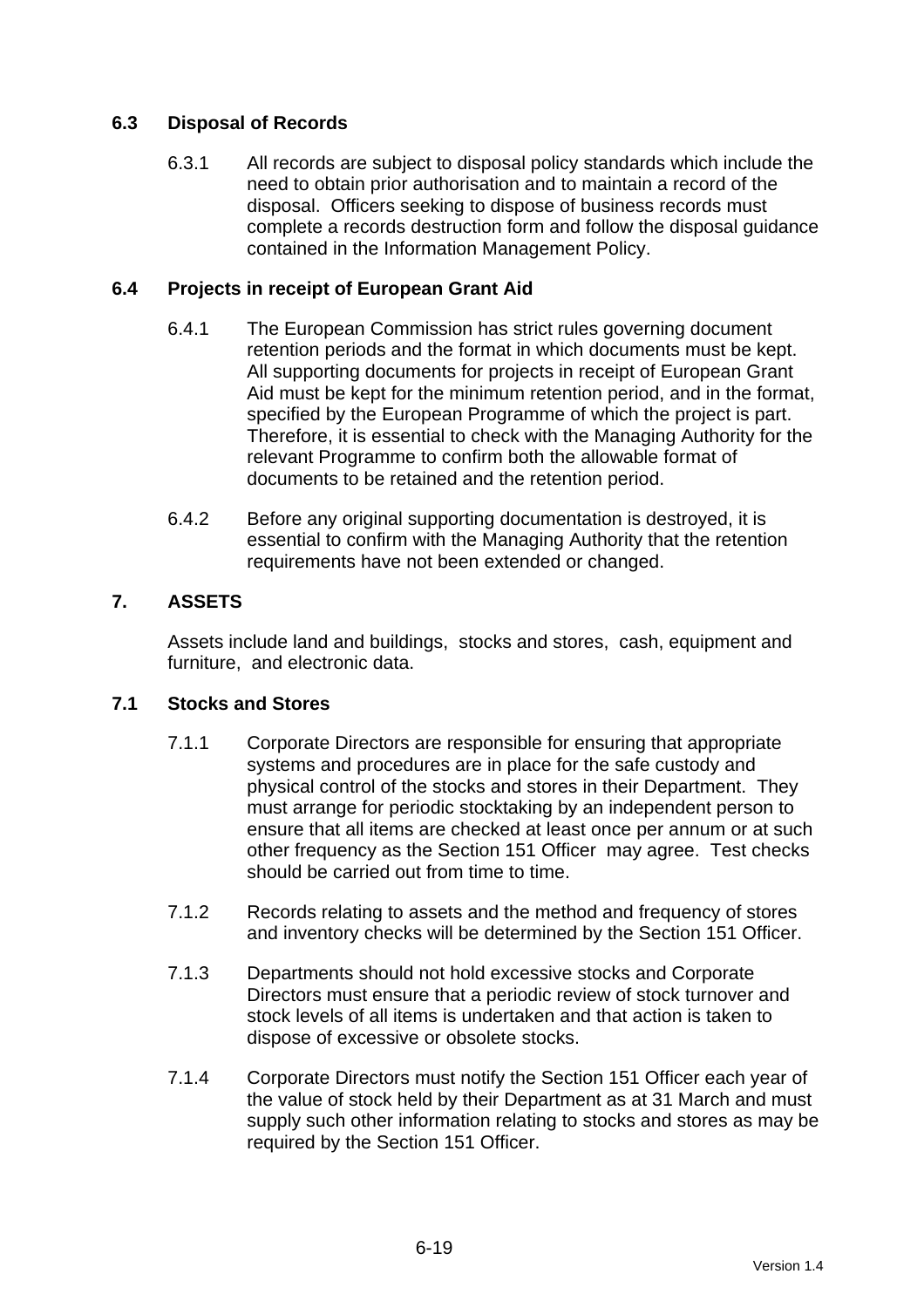### 6.3 Disposal of Records

6.3.1 All records are subject to disposal policy standards which include the need to obtain prior authorisation and to maintain a record of the disposal. Officers seeking to dispose of business records must complete a records destruction form and follow the disposal guidance contained in the Information Management Policy.

### 6.4 Projects in receipt of European Grant Aid

6.4.1 The European Commission has strict rules governing document retention periods and the format in which documents must be kept. All supporting documents for projects in receipt of European Grant Aid must be kept for the minimum retention period, and in the format, specified by the European Programme of which the project is part. Therefore, it is essential to check with the Managing Authority for the relevant Programme to confirm both the allowable format of documents to be retained and the retention period.

6.4.2 Before any original supporting documentation is destroyed, it is essential to confirm with the Managing Authority that the retention requirements have not been extended or changed.

## 7. ASSETS

Assets include land and buildings, stocks and stores, cash, equipment and furniture, and electronic data.

### 7.1 Stocks and Stores

7.1.1 Corporate Directors are responsible for ensuring that appropriate systems and procedures are in place for the safe custody and physical control of the stocks and stores in their Department. They must arrange for periodic stocktaking by an independent person to ensure that all items are checked at least once per annum or at such other frequency as the Section 151 Officer may agree. Test checks should be carried out from time to time.

7.1.2 Records relating to assets and the method and frequency of stores and inventory checks will be determined by the Section 151 Officer.

7.1.3 Departments should not hold excessive stocks and Corporate Directors must ensure that a periodic review of stock turnover and stock levels of all items is undertaken and that action is taken to dispose of excessive or obsolete stocks.

7.1.4 Corporate Directors must notify the Section 151 Officer each year of the value of stock held by their Department as at 31 March and must supply such other information relating to stocks and stores as may be required by the Section 151 Officer.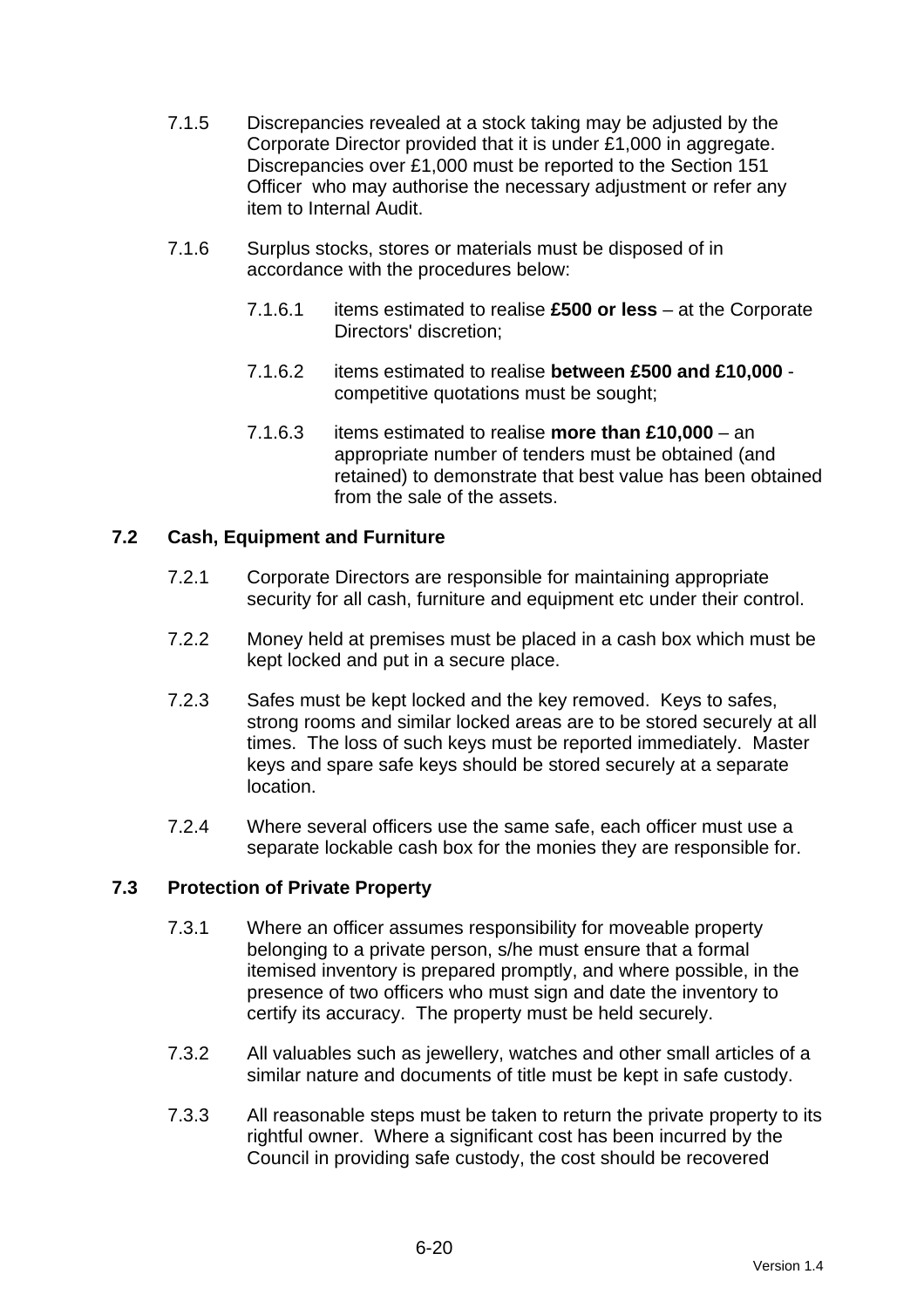7.1.5 Discrepancies revealed at a stock taking may be adjusted by the Corporate Director provided that it is under £1,000 in aggregate. Discrepancies over £1,000 must be reported to the Section 151 Officer who may authorise the necessary adjustment or refer any item to Internal Audit.

7.1.6 Surplus stocks, stores or materials must be disposed of in accordance with the procedures below:

7.1.6.1 items estimated to realise **£500 or less** – at the Corporate Directors' discretion;

7.1.6.2 items estimated to realise **between £500 and £10,000** - competitive quotations must be sought;

7.1.6.3 items estimated to realise **more than £10,000** – an appropriate number of tenders must be obtained (and retained) to demonstrate that best value has been obtained from the sale of the assets.

### 7.2 Cash, Equipment and Furniture

7.2.1 Corporate Directors are responsible for maintaining appropriate security for all cash, furniture and equipment etc under their control.

7.2.2 Money held at premises must be placed in a cash box which must be kept locked and put in a secure place.

7.2.3 Safes must be kept locked and the key removed. Keys to safes, strong rooms and similar locked areas are to be stored securely at all times. The loss of such keys must be reported immediately. Master keys and spare safe keys should be stored securely at a separate location.

7.2.4 Where several officers use the same safe, each officer must use a separate lockable cash box for the monies they are responsible for.

### 7.3 Protection of Private Property

7.3.1 Where an officer assumes responsibility for moveable property belonging to a private person, s/he must ensure that a formal itemised inventory is prepared promptly, and where possible, in the presence of two officers who must sign and date the inventory to certify its accuracy. The property must be held securely.

7.3.2 All valuables such as jewellery, watches and other small articles of a similar nature and documents of title must be kept in safe custody.

7.3.3 All reasonable steps must be taken to return the private property to its rightful owner. Where a significant cost has been incurred by the Council in providing safe custody, the cost should be recovered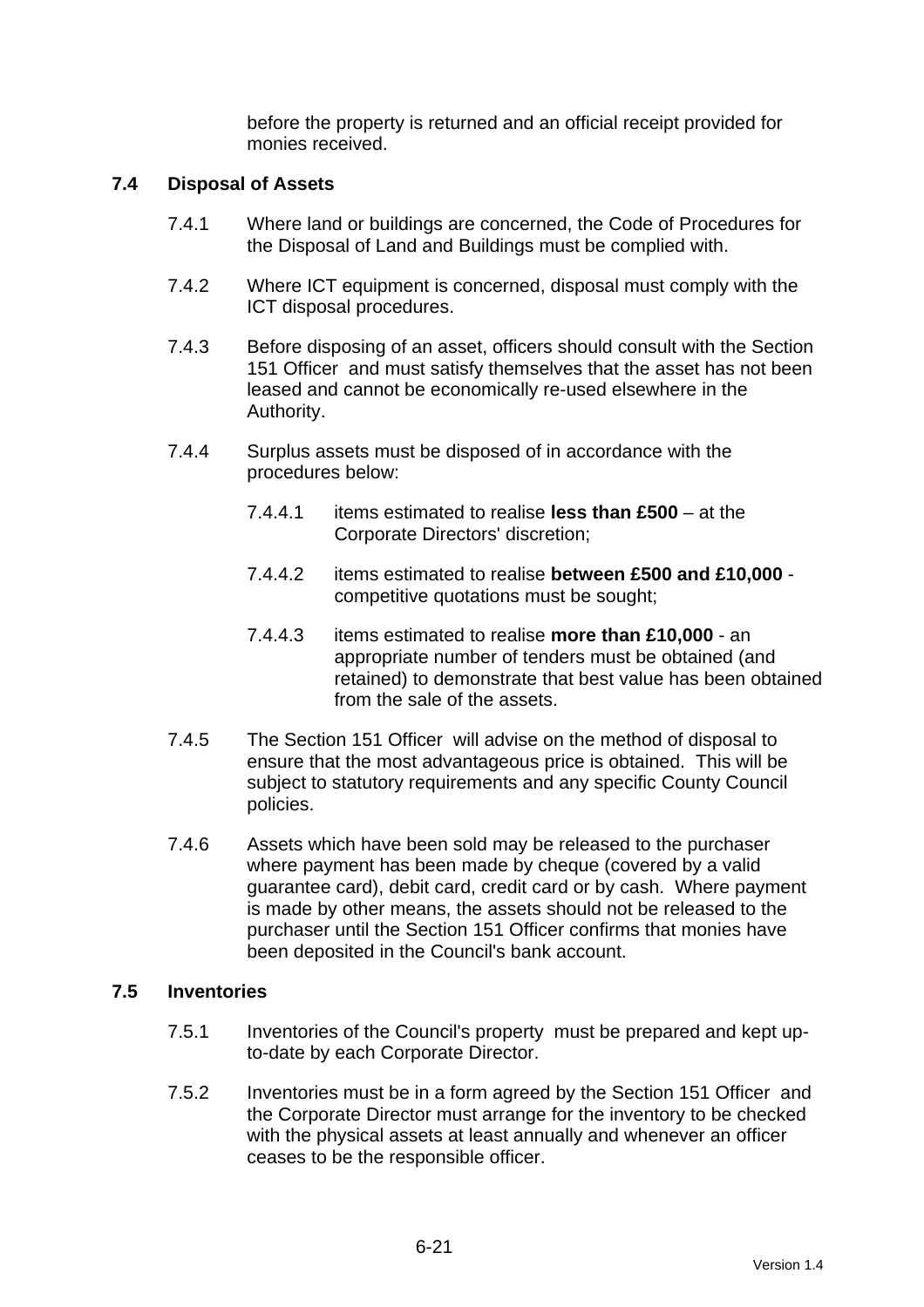before the property is returned and an official receipt provided for monies received.

### 7.4 Disposal of Assets

7.4.1 Where land or buildings are concerned, the Code of Procedures for the Disposal of Land and Buildings must be complied with.

7.4.2 Where ICT equipment is concerned, disposal must comply with the ICT disposal procedures.

7.4.3 Before disposing of an asset, officers should consult with the Section 151 Officer and must satisfy themselves that the asset has not been leased and cannot be economically re-used elsewhere in the Authority.

7.4.4 Surplus assets must be disposed of in accordance with the procedures below:

7.4.4.1 items estimated to realise **less than £500** – at the Corporate Directors' discretion;

7.4.4.2 items estimated to realise **between £500 and £10,000** - competitive quotations must be sought;

7.4.4.3 items estimated to realise **more than £10,000** - an appropriate number of tenders must be obtained (and retained) to demonstrate that best value has been obtained from the sale of the assets.

7.4.5 The Section 151 Officer will advise on the method of disposal to ensure that the most advantageous price is obtained. This will be subject to statutory requirements and any specific County Council policies.

7.4.6 Assets which have been sold may be released to the purchaser where payment has been made by cheque (covered by a valid guarantee card), debit card, credit card or by cash. Where payment is made by other means, the assets should not be released to the purchaser until the Section 151 Officer confirms that monies have been deposited in the Council's bank account.

### 7.5 Inventories

7.5.1 Inventories of the Council's property must be prepared and kept up-to-date by each Corporate Director.

7.5.2 Inventories must be in a form agreed by the Section 151 Officer and the Corporate Director must arrange for the inventory to be checked with the physical assets at least annually and whenever an officer ceases to be the responsible officer.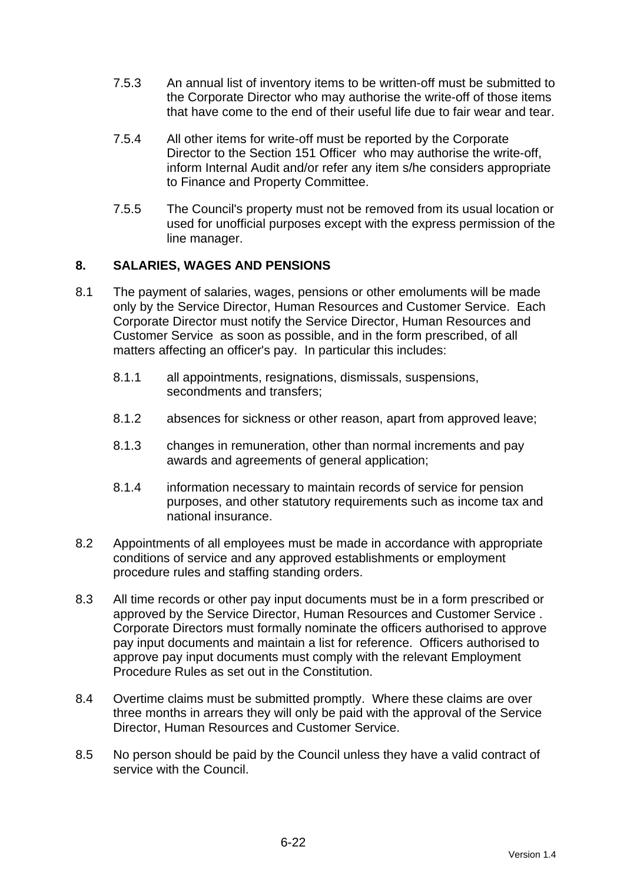7.5.3 An annual list of inventory items to be written-off must be submitted to the Corporate Director who may authorise the write-off of those items that have come to the end of their useful life due to fair wear and tear.

7.5.4 All other items for write-off must be reported by the Corporate Director to the Section 151 Officer who may authorise the write-off, inform Internal Audit and/or refer any item s/he considers appropriate to Finance and Property Committee.

7.5.5 The Council's property must not be removed from its usual location or used for unofficial purposes except with the express permission of the line manager.

## 8. SALARIES, WAGES AND PENSIONS

8.1 The payment of salaries, wages, pensions or other emoluments will be made only by the Service Director, Human Resources and Customer Service. Each Corporate Director must notify the Service Director, Human Resources and Customer Service as soon as possible, and in the form prescribed, of all matters affecting an officer's pay. In particular this includes:

8.1.1 all appointments, resignations, dismissals, suspensions, secondments and transfers;

8.1.2 absences for sickness or other reason, apart from approved leave;

8.1.3 changes in remuneration, other than normal increments and pay awards and agreements of general application;

8.1.4 information necessary to maintain records of service for pension purposes, and other statutory requirements such as income tax and national insurance.

8.2 Appointments of all employees must be made in accordance with appropriate conditions of service and any approved establishments or employment procedure rules and staffing standing orders.

8.3 All time records or other pay input documents must be in a form prescribed or approved by the Service Director, Human Resources and Customer Service . Corporate Directors must formally nominate the officers authorised to approve pay input documents and maintain a list for reference. Officers authorised to approve pay input documents must comply with the relevant Employment Procedure Rules as set out in the Constitution.

8.4 Overtime claims must be submitted promptly. Where these claims are over three months in arrears they will only be paid with the approval of the Service Director, Human Resources and Customer Service.

8.5 No person should be paid by the Council unless they have a valid contract of service with the Council.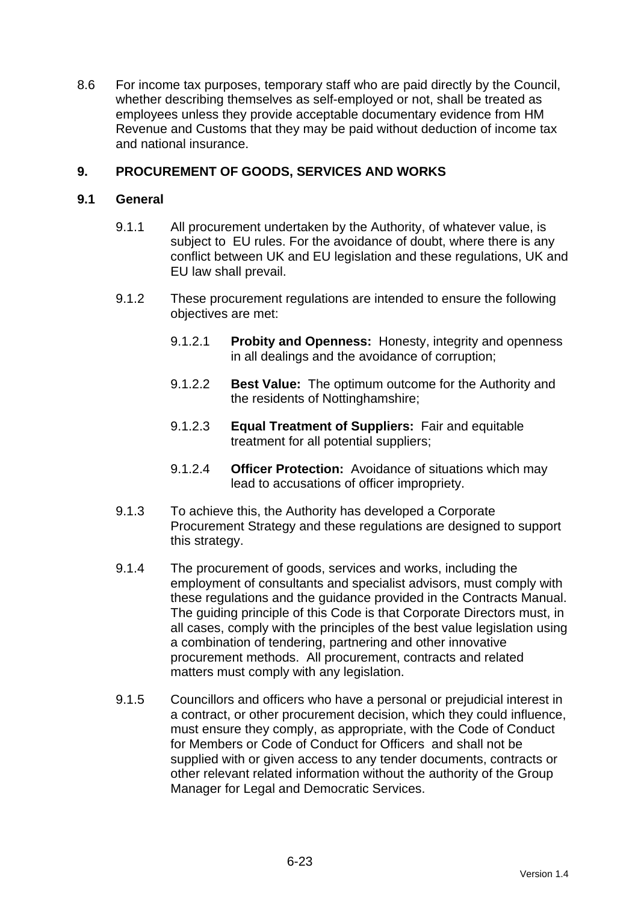8.6 For income tax purposes, temporary staff who are paid directly by the Council, whether describing themselves as self-employed or not, shall be treated as employees unless they provide acceptable documentary evidence from HM Revenue and Customs that they may be paid without deduction of income tax and national insurance.

## 9. PROCUREMENT OF GOODS, SERVICES AND WORKS

### 9.1 General

9.1.1 All procurement undertaken by the Authority, of whatever value, is subject to EU rules. For the avoidance of doubt, where there is any conflict between UK and EU legislation and these regulations, UK and EU law shall prevail.

9.1.2 These procurement regulations are intended to ensure the following objectives are met:

9.1.2.1 **Probity and Openness:** Honesty, integrity and openness in all dealings and the avoidance of corruption;

9.1.2.2 **Best Value:** The optimum outcome for the Authority and the residents of Nottinghamshire;

9.1.2.3 **Equal Treatment of Suppliers:** Fair and equitable treatment for all potential suppliers;

9.1.2.4 **Officer Protection:** Avoidance of situations which may lead to accusations of officer impropriety.

9.1.3 To achieve this, the Authority has developed a Corporate Procurement Strategy and these regulations are designed to support this strategy.

9.1.4 The procurement of goods, services and works, including the employment of consultants and specialist advisors, must comply with these regulations and the guidance provided in the Contracts Manual. The guiding principle of this Code is that Corporate Directors must, in all cases, comply with the principles of the best value legislation using a combination of tendering, partnering and other innovative procurement methods. All procurement, contracts and related matters must comply with any legislation.

9.1.5 Councillors and officers who have a personal or prejudicial interest in a contract, or other procurement decision, which they could influence, must ensure they comply, as appropriate, with the Code of Conduct for Members or Code of Conduct for Officers and shall not be supplied with or given access to any tender documents, contracts or other relevant related information without the authority of the Group Manager for Legal and Democratic Services.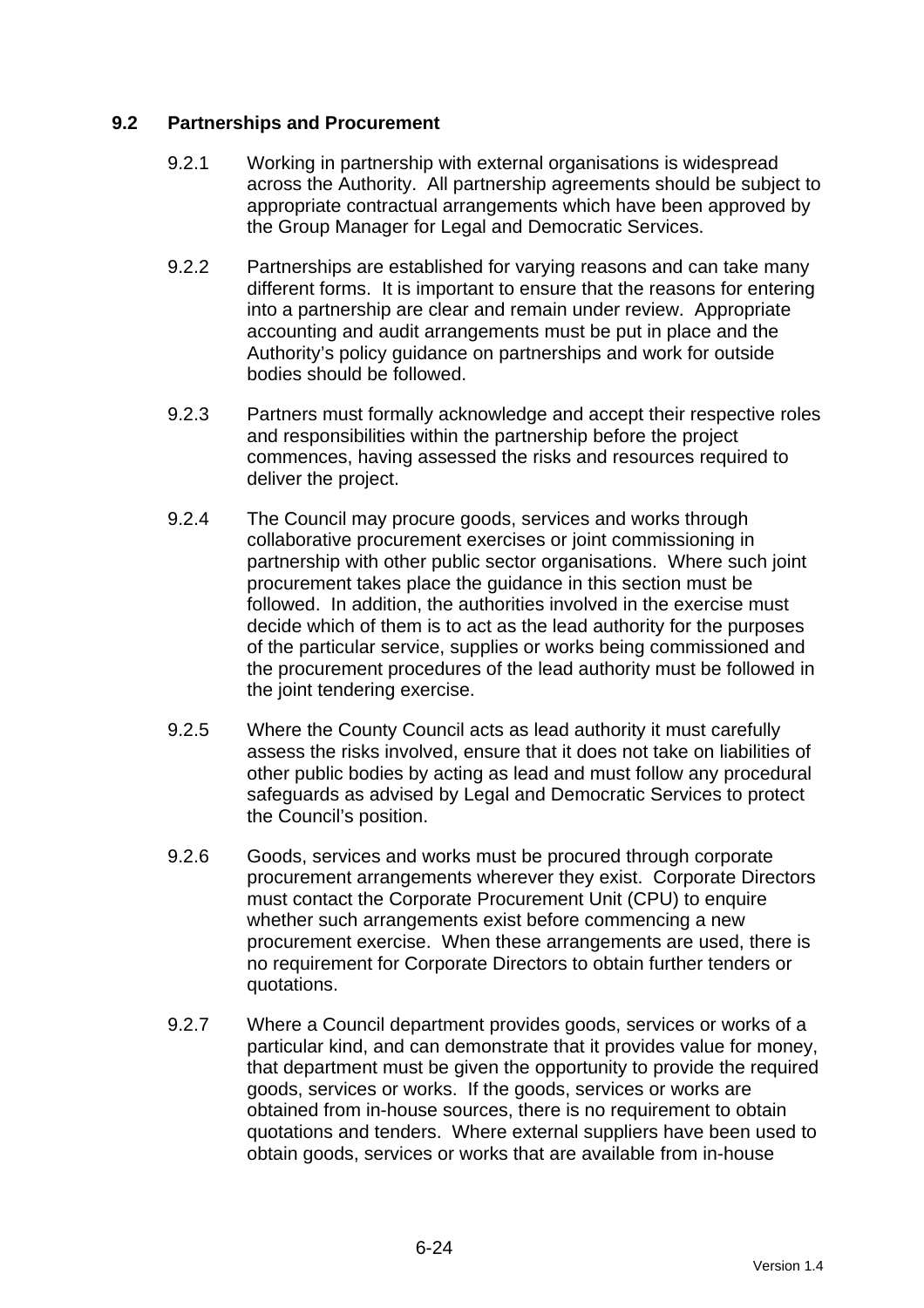### 9.2 Partnerships and Procurement

9.2.1 Working in partnership with external organisations is widespread across the Authority. All partnership agreements should be subject to appropriate contractual arrangements which have been approved by the Group Manager for Legal and Democratic Services.

9.2.2 Partnerships are established for varying reasons and can take many different forms. It is important to ensure that the reasons for entering into a partnership are clear and remain under review. Appropriate accounting and audit arrangements must be put in place and the Authority's policy guidance on partnerships and work for outside bodies should be followed.

9.2.3 Partners must formally acknowledge and accept their respective roles and responsibilities within the partnership before the project commences, having assessed the risks and resources required to deliver the project.

9.2.4 The Council may procure goods, services and works through collaborative procurement exercises or joint commissioning in partnership with other public sector organisations. Where such joint procurement takes place the guidance in this section must be followed. In addition, the authorities involved in the exercise must decide which of them is to act as the lead authority for the purposes of the particular service, supplies or works being commissioned and the procurement procedures of the lead authority must be followed in the joint tendering exercise.

9.2.5 Where the County Council acts as lead authority it must carefully assess the risks involved, ensure that it does not take on liabilities of other public bodies by acting as lead and must follow any procedural safeguards as advised by Legal and Democratic Services to protect the Council's position.

9.2.6 Goods, services and works must be procured through corporate procurement arrangements wherever they exist. Corporate Directors must contact the Corporate Procurement Unit (CPU) to enquire whether such arrangements exist before commencing a new procurement exercise. When these arrangements are used, there is no requirement for Corporate Directors to obtain further tenders or quotations.

9.2.7 Where a Council department provides goods, services or works of a particular kind, and can demonstrate that it provides value for money, that department must be given the opportunity to provide the required goods, services or works. If the goods, services or works are obtained from in-house sources, there is no requirement to obtain quotations and tenders. Where external suppliers have been used to obtain goods, services or works that are available from in-house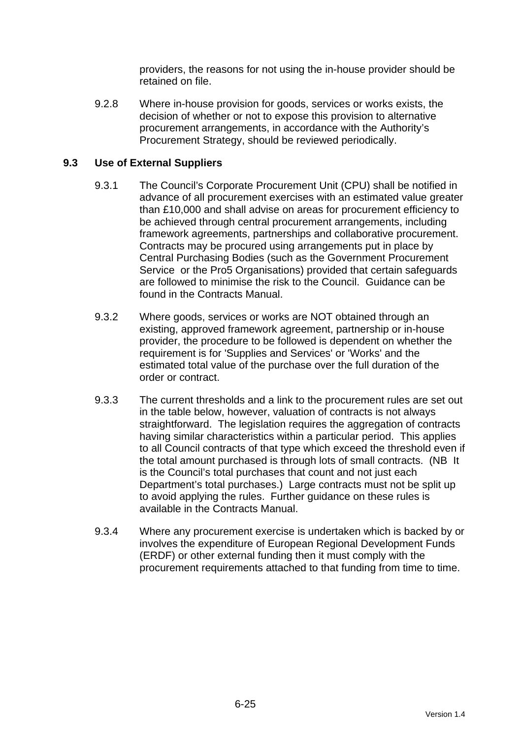providers, the reasons for not using the in-house provider should be retained on file.

9.2.8 Where in-house provision for goods, services or works exists, the decision of whether or not to expose this provision to alternative procurement arrangements, in accordance with the Authority's Procurement Strategy, should be reviewed periodically.

### 9.3 Use of External Suppliers

9.3.1 The Council's Corporate Procurement Unit (CPU) shall be notified in advance of all procurement exercises with an estimated value greater than £10,000 and shall advise on areas for procurement efficiency to be achieved through central procurement arrangements, including framework agreements, partnerships and collaborative procurement. Contracts may be procured using arrangements put in place by Central Purchasing Bodies (such as the Government Procurement Service or the Pro5 Organisations) provided that certain safeguards are followed to minimise the risk to the Council. Guidance can be found in the Contracts Manual.

9.3.2 Where goods, services or works are NOT obtained through an existing, approved framework agreement, partnership or in-house provider, the procedure to be followed is dependent on whether the requirement is for 'Supplies and Services' or 'Works' and the estimated total value of the purchase over the full duration of the order or contract.

9.3.3 The current thresholds and a link to the procurement rules are set out in the table below, however, valuation of contracts is not always straightforward. The legislation requires the aggregation of contracts having similar characteristics within a particular period. This applies to all Council contracts of that type which exceed the threshold even if the total amount purchased is through lots of small contracts. (NB It is the Council's total purchases that count and not just each Department's total purchases.) Large contracts must not be split up to avoid applying the rules. Further guidance on these rules is available in the Contracts Manual.

9.3.4 Where any procurement exercise is undertaken which is backed by or involves the expenditure of European Regional Development Funds (ERDF) or other external funding then it must comply with the procurement requirements attached to that funding from time to time.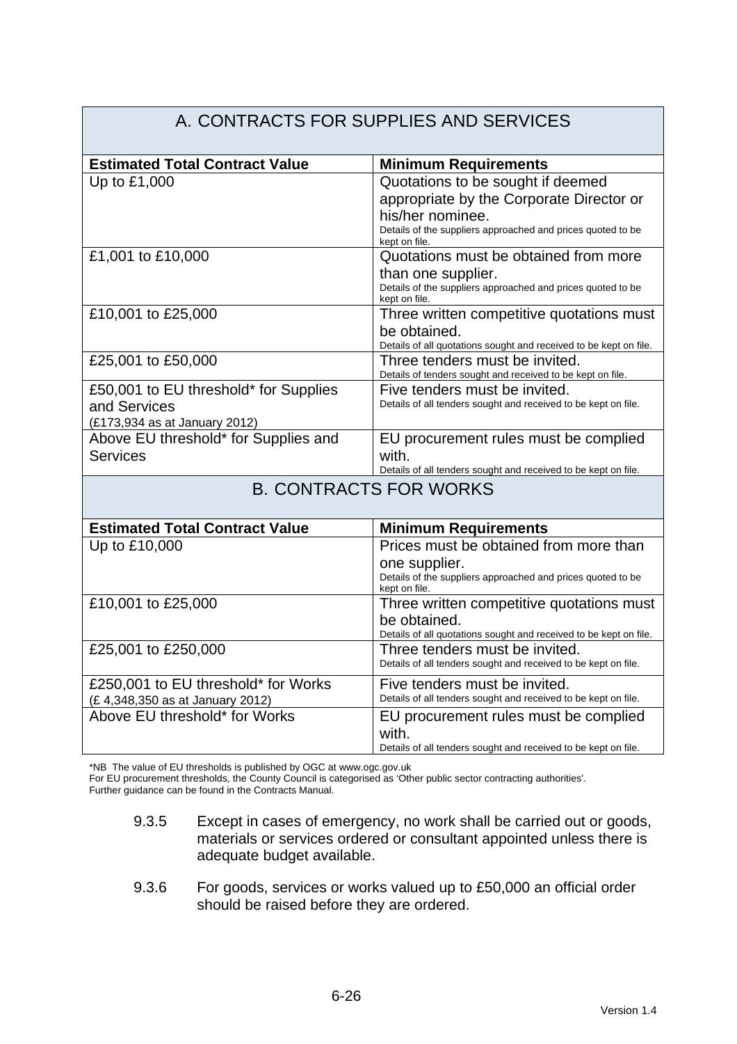| A. CONTRACTS FOR SUPPLIES AND SERVICES | |
|---|---|
| **Estimated Total Contract Value** | **Minimum Requirements** |
| Up to £1,000 | Quotations to be sought if deemed appropriate by the Corporate Director or his/her nominee. Details of the suppliers approached and prices quoted to be kept on file. |
| £1,001 to £10,000 | Quotations must be obtained from more than one supplier. Details of the suppliers approached and prices quoted to be kept on file. |
| £10,001 to £25,000 | Three written competitive quotations must be obtained. Details of all quotations sought and received to be kept on file. |
| £25,001 to £50,000 | Three tenders must be invited. Details of tenders sought and received to be kept on file. |
| £50,001 to EU threshold* for Supplies and Services (£173,934 as at January 2012) | Five tenders must be invited. Details of all tenders sought and received to be kept on file. |
| Above EU threshold* for Supplies and Services | EU procurement rules must be complied with. Details of all tenders sought and received to be kept on file. |

| B. CONTRACTS FOR WORKS | |
|---|---|
| **Estimated Total Contract Value** | **Minimum Requirements** |
| Up to £10,000 | Prices must be obtained from more than one supplier. Details of the suppliers approached and prices quoted to be kept on file. |
| £10,001 to £25,000 | Three written competitive quotations must be obtained. Details of all quotations sought and received to be kept on file. |
| £25,001 to £250,000 | Three tenders must be invited. Details of all tenders sought and received to be kept on file. |
| £250,001 to EU threshold* for Works (£ 4,348,350 as at January 2012) | Five tenders must be invited. Details of all tenders sought and received to be kept on file. |
| Above EU threshold* for Works | EU procurement rules must be complied with. Details of all tenders sought and received to be kept on file. |

*NB The value of EU thresholds is published by OGC at www.ogc.gov.uk
For EU procurement thresholds, the County Council is categorised as 'Other public sector contracting authorities'.
Further guidance can be found in the Contracts Manual.

9.3.5 Except in cases of emergency, no work shall be carried out or goods, materials or services ordered or consultant appointed unless there is adequate budget available.

9.3.6 For goods, services or works valued up to £50,000 an official order should be raised before they are ordered.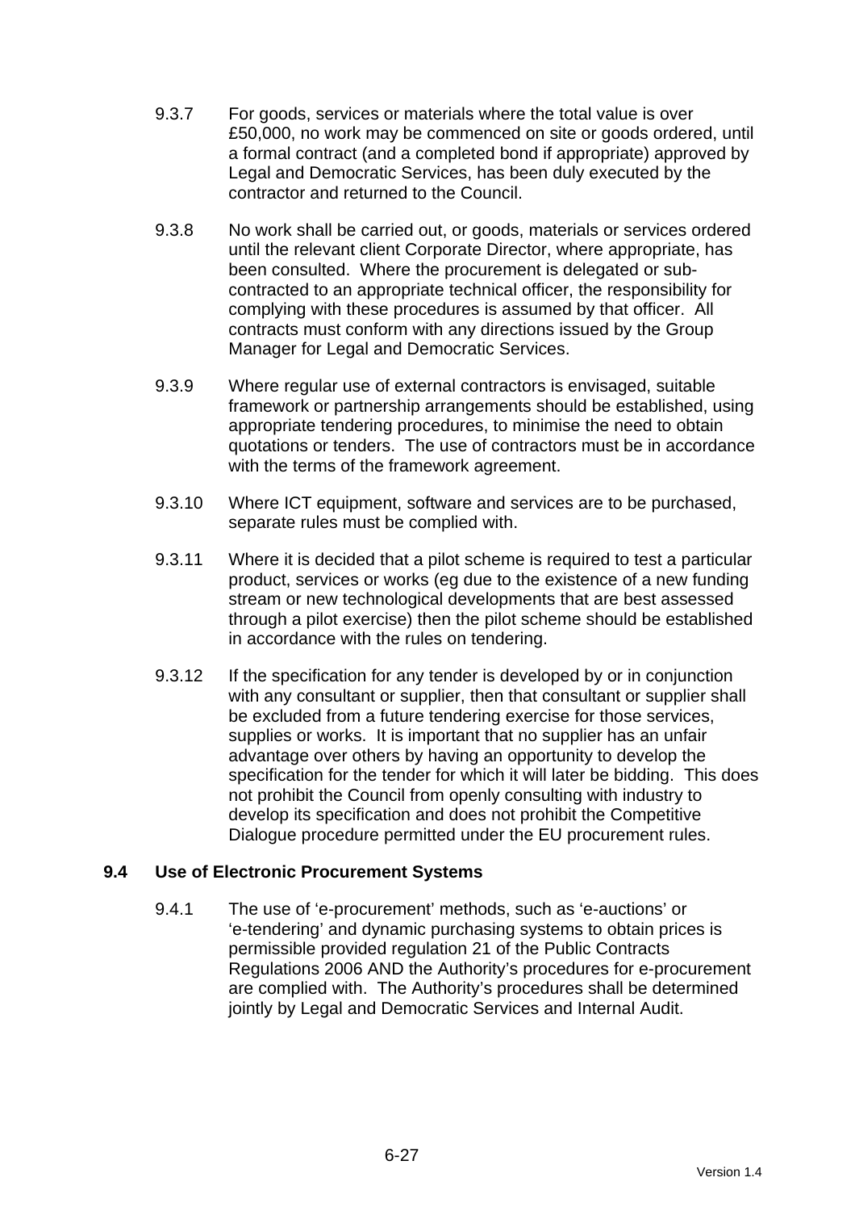9.3.7 For goods, services or materials where the total value is over £50,000, no work may be commenced on site or goods ordered, until a formal contract (and a completed bond if appropriate) approved by Legal and Democratic Services, has been duly executed by the contractor and returned to the Council.

9.3.8 No work shall be carried out, or goods, materials or services ordered until the relevant client Corporate Director, where appropriate, has been consulted. Where the procurement is delegated or sub-contracted to an appropriate technical officer, the responsibility for complying with these procedures is assumed by that officer. All contracts must conform with any directions issued by the Group Manager for Legal and Democratic Services.

9.3.9 Where regular use of external contractors is envisaged, suitable framework or partnership arrangements should be established, using appropriate tendering procedures, to minimise the need to obtain quotations or tenders. The use of contractors must be in accordance with the terms of the framework agreement.

9.3.10 Where ICT equipment, software and services are to be purchased, separate rules must be complied with.

9.3.11 Where it is decided that a pilot scheme is required to test a particular product, services or works (eg due to the existence of a new funding stream or new technological developments that are best assessed through a pilot exercise) then the pilot scheme should be established in accordance with the rules on tendering.

9.3.12 If the specification for any tender is developed by or in conjunction with any consultant or supplier, then that consultant or supplier shall be excluded from a future tendering exercise for those services, supplies or works. It is important that no supplier has an unfair advantage over others by having an opportunity to develop the specification for the tender for which it will later be bidding. This does not prohibit the Council from openly consulting with industry to develop its specification and does not prohibit the Competitive Dialogue procedure permitted under the EU procurement rules.

### 9.4 Use of Electronic Procurement Systems

9.4.1 The use of 'e-procurement' methods, such as 'e-auctions' or 'e-tendering' and dynamic purchasing systems to obtain prices is permissible provided regulation 21 of the Public Contracts Regulations 2006 AND the Authority's procedures for e-procurement are complied with. The Authority's procedures shall be determined jointly by Legal and Democratic Services and Internal Audit.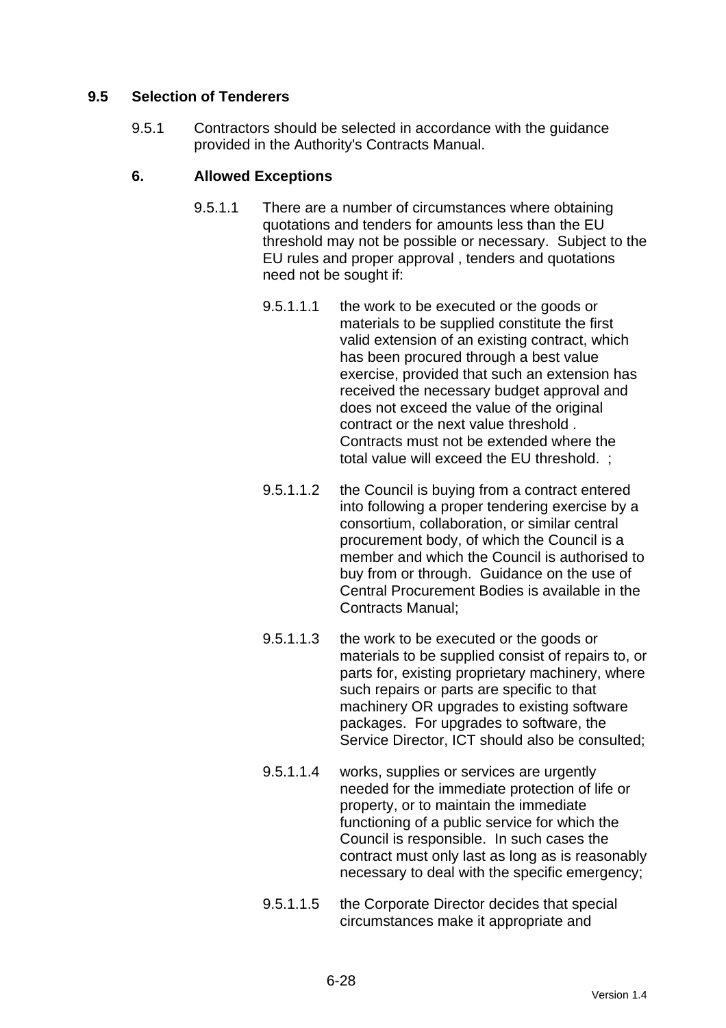### 9.5 Selection of Tenderers

9.5.1 Contractors should be selected in accordance with the guidance provided in the Authority's Contracts Manual.

#### 6. Allowed Exceptions

9.5.1.1 There are a number of circumstances where obtaining quotations and tenders for amounts less than the EU threshold may not be possible or necessary. Subject to the EU rules and proper approval , tenders and quotations need not be sought if:

9.5.1.1.1 the work to be executed or the goods or materials to be supplied constitute the first valid extension of an existing contract, which has been procured through a best value exercise, provided that such an extension has received the necessary budget approval and does not exceed the value of the original contract or the next value threshold . Contracts must not be extended where the total value will exceed the EU threshold. ;

9.5.1.1.2 the Council is buying from a contract entered into following a proper tendering exercise by a consortium, collaboration, or similar central procurement body, of which the Council is a member and which the Council is authorised to buy from or through. Guidance on the use of Central Procurement Bodies is available in the Contracts Manual;

9.5.1.1.3 the work to be executed or the goods or materials to be supplied consist of repairs to, or parts for, existing proprietary machinery, where such repairs or parts are specific to that machinery OR upgrades to existing software packages. For upgrades to software, the Service Director, ICT should also be consulted;

9.5.1.1.4 works, supplies or services are urgently needed for the immediate protection of life or property, or to maintain the immediate functioning of a public service for which the Council is responsible. In such cases the contract must only last as long as is reasonably necessary to deal with the specific emergency;

9.5.1.1.5 the Corporate Director decides that special circumstances make it appropriate and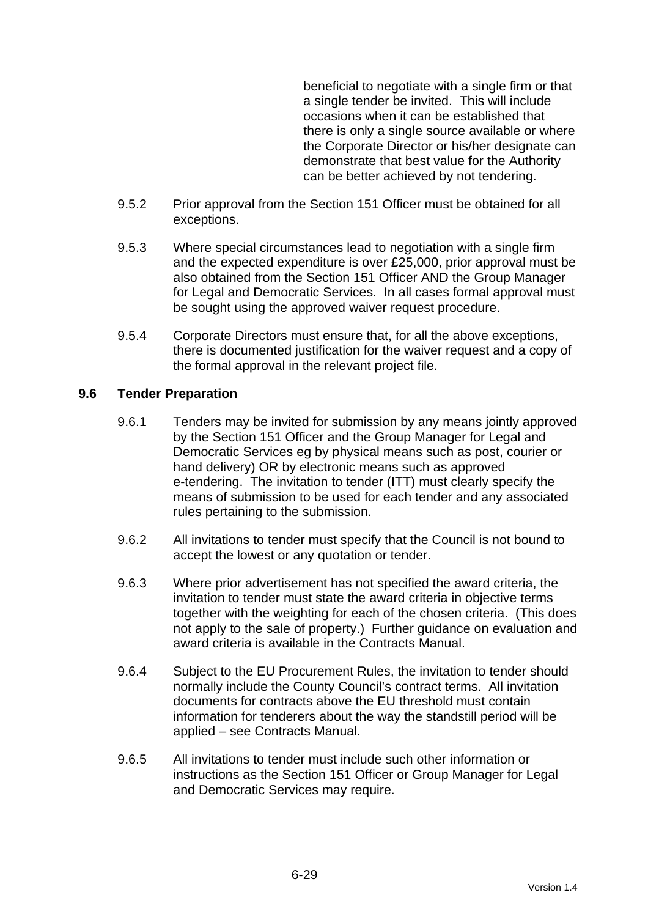beneficial to negotiate with a single firm or that a single tender be invited. This will include occasions when it can be established that there is only a single source available or where the Corporate Director or his/her designate can demonstrate that best value for the Authority can be better achieved by not tendering.

9.5.2 Prior approval from the Section 151 Officer must be obtained for all exceptions.

9.5.3 Where special circumstances lead to negotiation with a single firm and the expected expenditure is over £25,000, prior approval must be also obtained from the Section 151 Officer AND the Group Manager for Legal and Democratic Services. In all cases formal approval must be sought using the approved waiver request procedure.

9.5.4 Corporate Directors must ensure that, for all the above exceptions, there is documented justification for the waiver request and a copy of the formal approval in the relevant project file.

### 9.6 Tender Preparation

9.6.1 Tenders may be invited for submission by any means jointly approved by the Section 151 Officer and the Group Manager for Legal and Democratic Services eg by physical means such as post, courier or hand delivery) OR by electronic means such as approved e-tendering. The invitation to tender (ITT) must clearly specify the means of submission to be used for each tender and any associated rules pertaining to the submission.

9.6.2 All invitations to tender must specify that the Council is not bound to accept the lowest or any quotation or tender.

9.6.3 Where prior advertisement has not specified the award criteria, the invitation to tender must state the award criteria in objective terms together with the weighting for each of the chosen criteria. (This does not apply to the sale of property.) Further guidance on evaluation and award criteria is available in the Contracts Manual.

9.6.4 Subject to the EU Procurement Rules, the invitation to tender should normally include the County Council's contract terms. All invitation documents for contracts above the EU threshold must contain information for tenderers about the way the standstill period will be applied – see Contracts Manual.

9.6.5 All invitations to tender must include such other information or instructions as the Section 151 Officer or Group Manager for Legal and Democratic Services may require.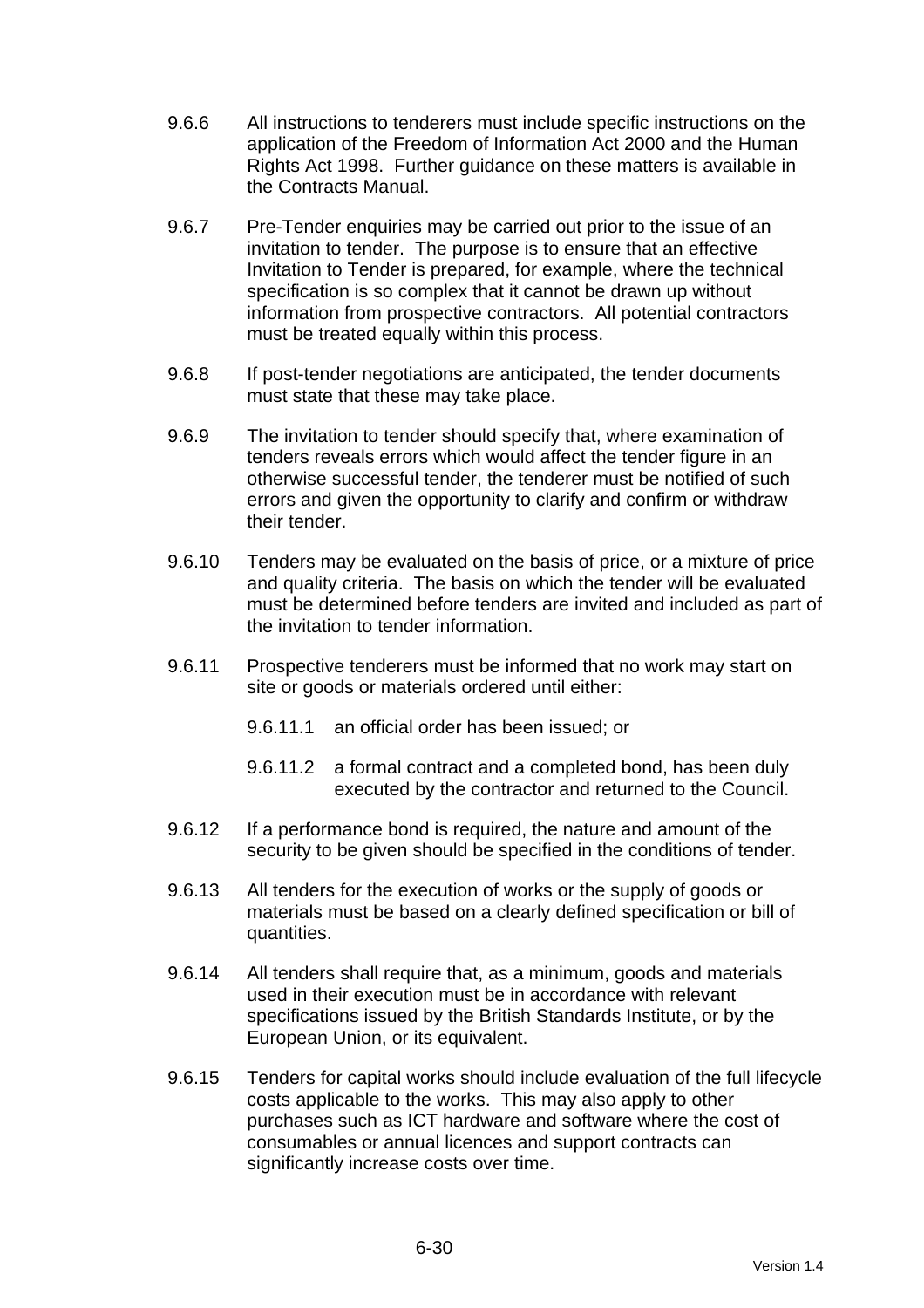9.6.6 All instructions to tenderers must include specific instructions on the application of the Freedom of Information Act 2000 and the Human Rights Act 1998. Further guidance on these matters is available in the Contracts Manual.

9.6.7 Pre-Tender enquiries may be carried out prior to the issue of an invitation to tender. The purpose is to ensure that an effective Invitation to Tender is prepared, for example, where the technical specification is so complex that it cannot be drawn up without information from prospective contractors. All potential contractors must be treated equally within this process.

9.6.8 If post-tender negotiations are anticipated, the tender documents must state that these may take place.

9.6.9 The invitation to tender should specify that, where examination of tenders reveals errors which would affect the tender figure in an otherwise successful tender, the tenderer must be notified of such errors and given the opportunity to clarify and confirm or withdraw their tender.

9.6.10 Tenders may be evaluated on the basis of price, or a mixture of price and quality criteria. The basis on which the tender will be evaluated must be determined before tenders are invited and included as part of the invitation to tender information.

9.6.11 Prospective tenderers must be informed that no work may start on site or goods or materials ordered until either:

- 9.6.11.1 an official order has been issued; or
- 9.6.11.2 a formal contract and a completed bond, has been duly executed by the contractor and returned to the Council.

9.6.12 If a performance bond is required, the nature and amount of the security to be given should be specified in the conditions of tender.

9.6.13 All tenders for the execution of works or the supply of goods or materials must be based on a clearly defined specification or bill of quantities.

9.6.14 All tenders shall require that, as a minimum, goods and materials used in their execution must be in accordance with relevant specifications issued by the British Standards Institute, or by the European Union, or its equivalent.

9.6.15 Tenders for capital works should include evaluation of the full lifecycle costs applicable to the works. This may also apply to other purchases such as ICT hardware and software where the cost of consumables or annual licences and support contracts can significantly increase costs over time.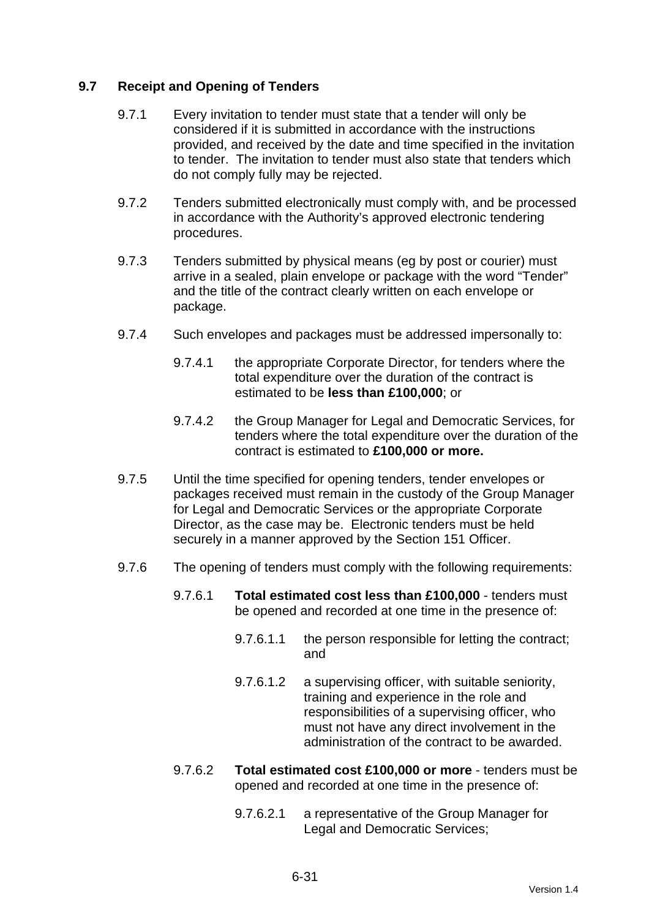## 9.7 Receipt and Opening of Tenders

9.7.1 Every invitation to tender must state that a tender will only be considered if it is submitted in accordance with the instructions provided, and received by the date and time specified in the invitation to tender. The invitation to tender must also state that tenders which do not comply fully may be rejected.

9.7.2 Tenders submitted electronically must comply with, and be processed in accordance with the Authority's approved electronic tendering procedures.

9.7.3 Tenders submitted by physical means (eg by post or courier) must arrive in a sealed, plain envelope or package with the word "Tender" and the title of the contract clearly written on each envelope or package.

9.7.4 Such envelopes and packages must be addressed impersonally to:

9.7.4.1 the appropriate Corporate Director, for tenders where the total expenditure over the duration of the contract is estimated to be **less than £100,000**; or

9.7.4.2 the Group Manager for Legal and Democratic Services, for tenders where the total expenditure over the duration of the contract is estimated to **£100,000 or more.**

9.7.5 Until the time specified for opening tenders, tender envelopes or packages received must remain in the custody of the Group Manager for Legal and Democratic Services or the appropriate Corporate Director, as the case may be. Electronic tenders must be held securely in a manner approved by the Section 151 Officer.

9.7.6 The opening of tenders must comply with the following requirements:

9.7.6.1 **Total estimated cost less than £100,000** - tenders must be opened and recorded at one time in the presence of:

9.7.6.1.1 the person responsible for letting the contract; and

9.7.6.1.2 a supervising officer, with suitable seniority, training and experience in the role and responsibilities of a supervising officer, who must not have any direct involvement in the administration of the contract to be awarded.

9.7.6.2 **Total estimated cost £100,000 or more** - tenders must be opened and recorded at one time in the presence of:

9.7.6.2.1 a representative of the Group Manager for Legal and Democratic Services;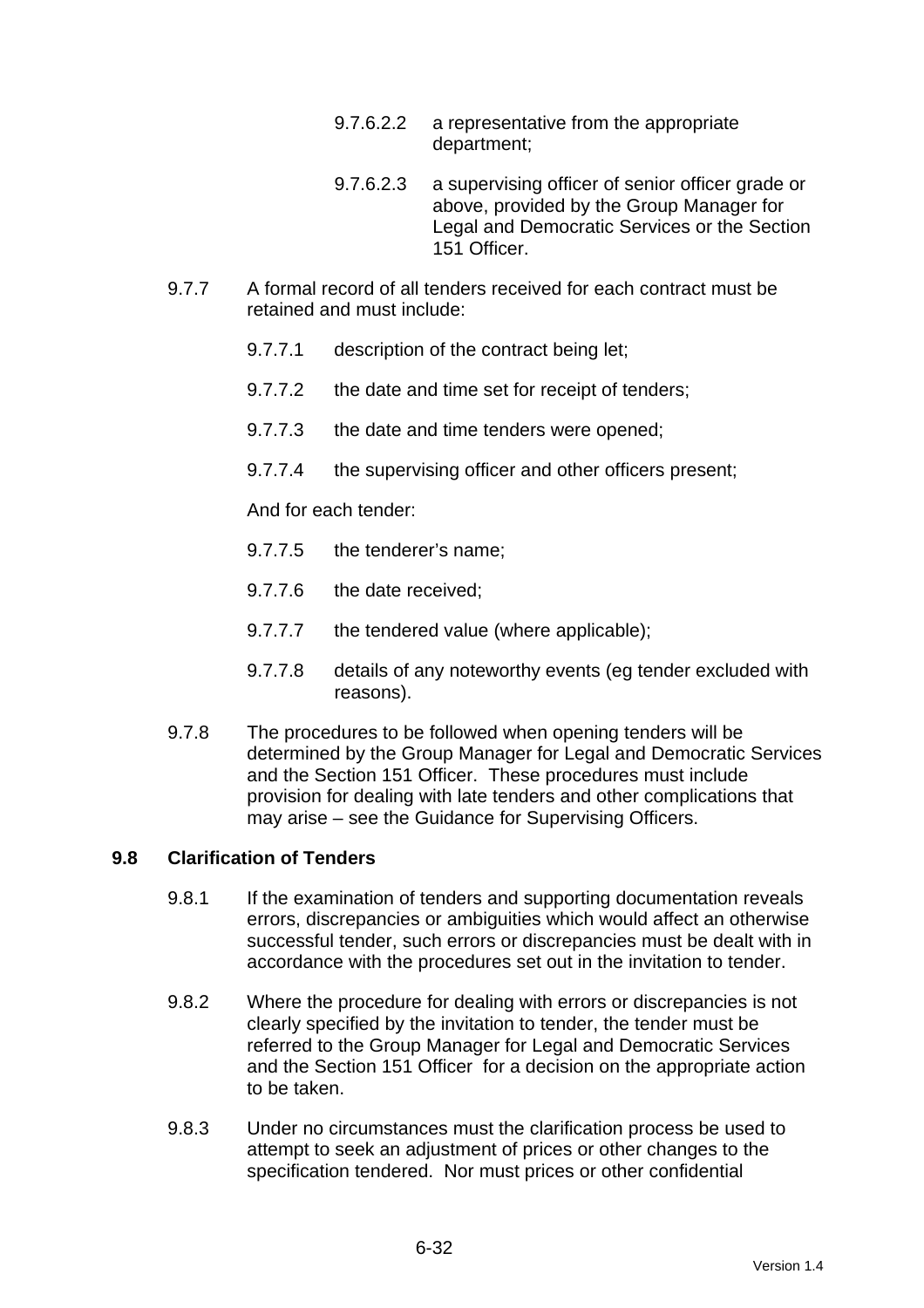9.7.6.2.2 a representative from the appropriate department;

9.7.6.2.3 a supervising officer of senior officer grade or above, provided by the Group Manager for Legal and Democratic Services or the Section 151 Officer.

9.7.7 A formal record of all tenders received for each contract must be retained and must include:

9.7.7.1 description of the contract being let;

9.7.7.2 the date and time set for receipt of tenders;

9.7.7.3 the date and time tenders were opened;

9.7.7.4 the supervising officer and other officers present;

And for each tender:

9.7.7.5 the tenderer's name;

9.7.7.6 the date received;

9.7.7.7 the tendered value (where applicable);

9.7.7.8 details of any noteworthy events (eg tender excluded with reasons).

9.7.8 The procedures to be followed when opening tenders will be determined by the Group Manager for Legal and Democratic Services and the Section 151 Officer. These procedures must include provision for dealing with late tenders and other complications that may arise – see the Guidance for Supervising Officers.

## 9.8 Clarification of Tenders

9.8.1 If the examination of tenders and supporting documentation reveals errors, discrepancies or ambiguities which would affect an otherwise successful tender, such errors or discrepancies must be dealt with in accordance with the procedures set out in the invitation to tender.

9.8.2 Where the procedure for dealing with errors or discrepancies is not clearly specified by the invitation to tender, the tender must be referred to the Group Manager for Legal and Democratic Services and the Section 151 Officer for a decision on the appropriate action to be taken.

9.8.3 Under no circumstances must the clarification process be used to attempt to seek an adjustment of prices or other changes to the specification tendered. Nor must prices or other confidential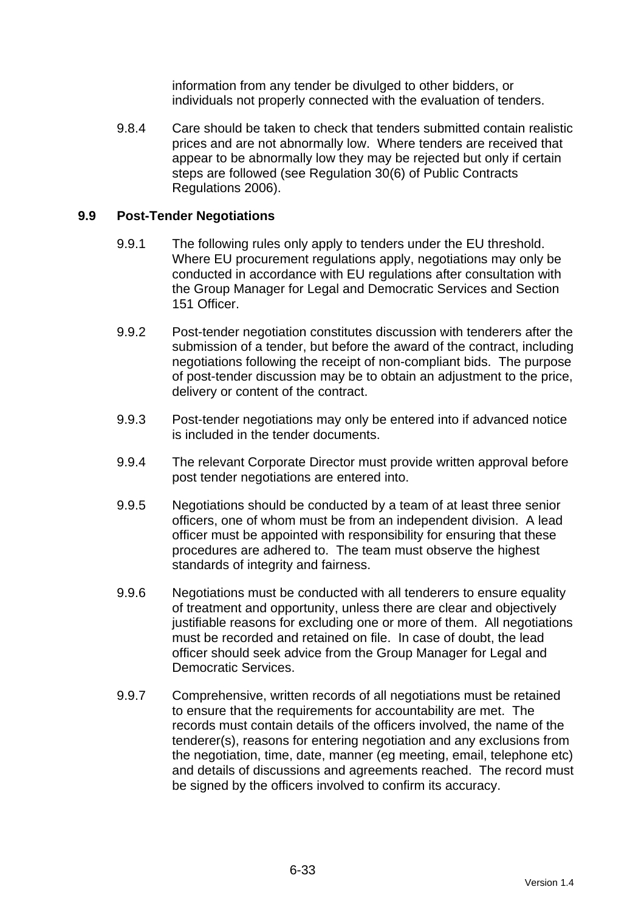information from any tender be divulged to other bidders, or individuals not properly connected with the evaluation of tenders.

9.8.4 Care should be taken to check that tenders submitted contain realistic prices and are not abnormally low. Where tenders are received that appear to be abnormally low they may be rejected but only if certain steps are followed (see Regulation 30(6) of Public Contracts Regulations 2006).

### 9.9 Post-Tender Negotiations

9.9.1 The following rules only apply to tenders under the EU threshold. Where EU procurement regulations apply, negotiations may only be conducted in accordance with EU regulations after consultation with the Group Manager for Legal and Democratic Services and Section 151 Officer.

9.9.2 Post-tender negotiation constitutes discussion with tenderers after the submission of a tender, but before the award of the contract, including negotiations following the receipt of non-compliant bids. The purpose of post-tender discussion may be to obtain an adjustment to the price, delivery or content of the contract.

9.9.3 Post-tender negotiations may only be entered into if advanced notice is included in the tender documents.

9.9.4 The relevant Corporate Director must provide written approval before post tender negotiations are entered into.

9.9.5 Negotiations should be conducted by a team of at least three senior officers, one of whom must be from an independent division. A lead officer must be appointed with responsibility for ensuring that these procedures are adhered to. The team must observe the highest standards of integrity and fairness.

9.9.6 Negotiations must be conducted with all tenderers to ensure equality of treatment and opportunity, unless there are clear and objectively justifiable reasons for excluding one or more of them. All negotiations must be recorded and retained on file. In case of doubt, the lead officer should seek advice from the Group Manager for Legal and Democratic Services.

9.9.7 Comprehensive, written records of all negotiations must be retained to ensure that the requirements for accountability are met. The records must contain details of the officers involved, the name of the tenderer(s), reasons for entering negotiation and any exclusions from the negotiation, time, date, manner (eg meeting, email, telephone etc) and details of discussions and agreements reached. The record must be signed by the officers involved to confirm its accuracy.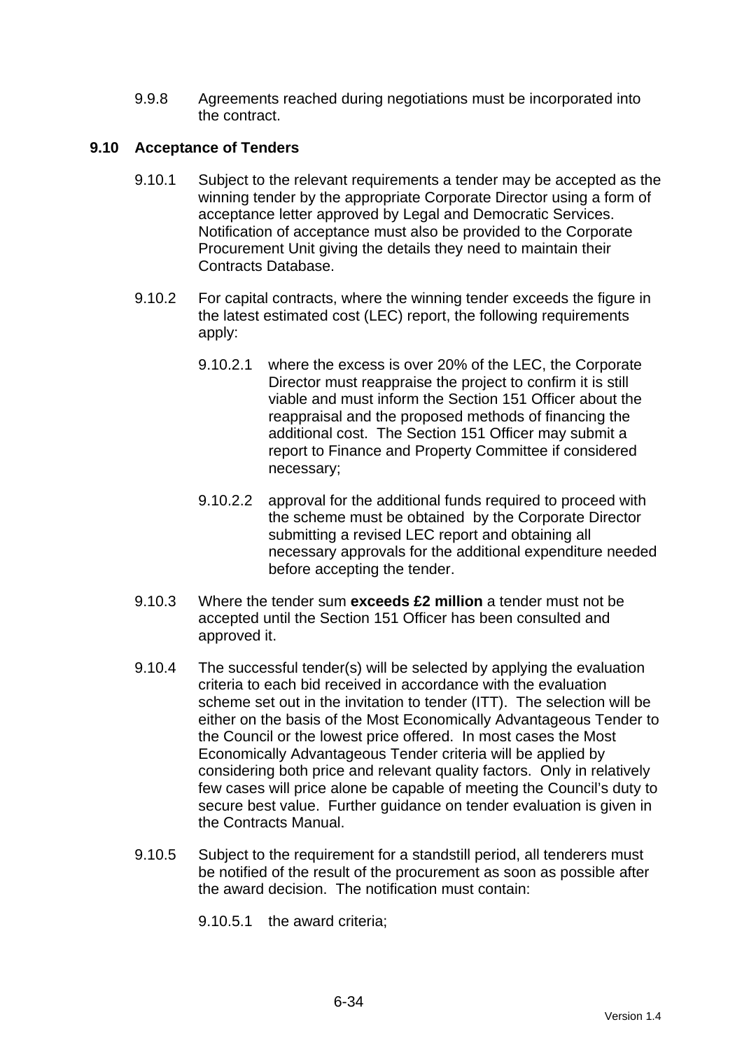9.9.8 Agreements reached during negotiations must be incorporated into the contract.

## 9.10 Acceptance of Tenders

9.10.1 Subject to the relevant requirements a tender may be accepted as the winning tender by the appropriate Corporate Director using a form of acceptance letter approved by Legal and Democratic Services. Notification of acceptance must also be provided to the Corporate Procurement Unit giving the details they need to maintain their Contracts Database.

9.10.2 For capital contracts, where the winning tender exceeds the figure in the latest estimated cost (LEC) report, the following requirements apply:

9.10.2.1 where the excess is over 20% of the LEC, the Corporate Director must reappraise the project to confirm it is still viable and must inform the Section 151 Officer about the reappraisal and the proposed methods of financing the additional cost. The Section 151 Officer may submit a report to Finance and Property Committee if considered necessary;

9.10.2.2 approval for the additional funds required to proceed with the scheme must be obtained by the Corporate Director submitting a revised LEC report and obtaining all necessary approvals for the additional expenditure needed before accepting the tender.

9.10.3 Where the tender sum **exceeds £2 million** a tender must not be accepted until the Section 151 Officer has been consulted and approved it.

9.10.4 The successful tender(s) will be selected by applying the evaluation criteria to each bid received in accordance with the evaluation scheme set out in the invitation to tender (ITT). The selection will be either on the basis of the Most Economically Advantageous Tender to the Council or the lowest price offered. In most cases the Most Economically Advantageous Tender criteria will be applied by considering both price and relevant quality factors. Only in relatively few cases will price alone be capable of meeting the Council's duty to secure best value. Further guidance on tender evaluation is given in the Contracts Manual.

9.10.5 Subject to the requirement for a standstill period, all tenderers must be notified of the result of the procurement as soon as possible after the award decision. The notification must contain:

9.10.5.1 the award criteria;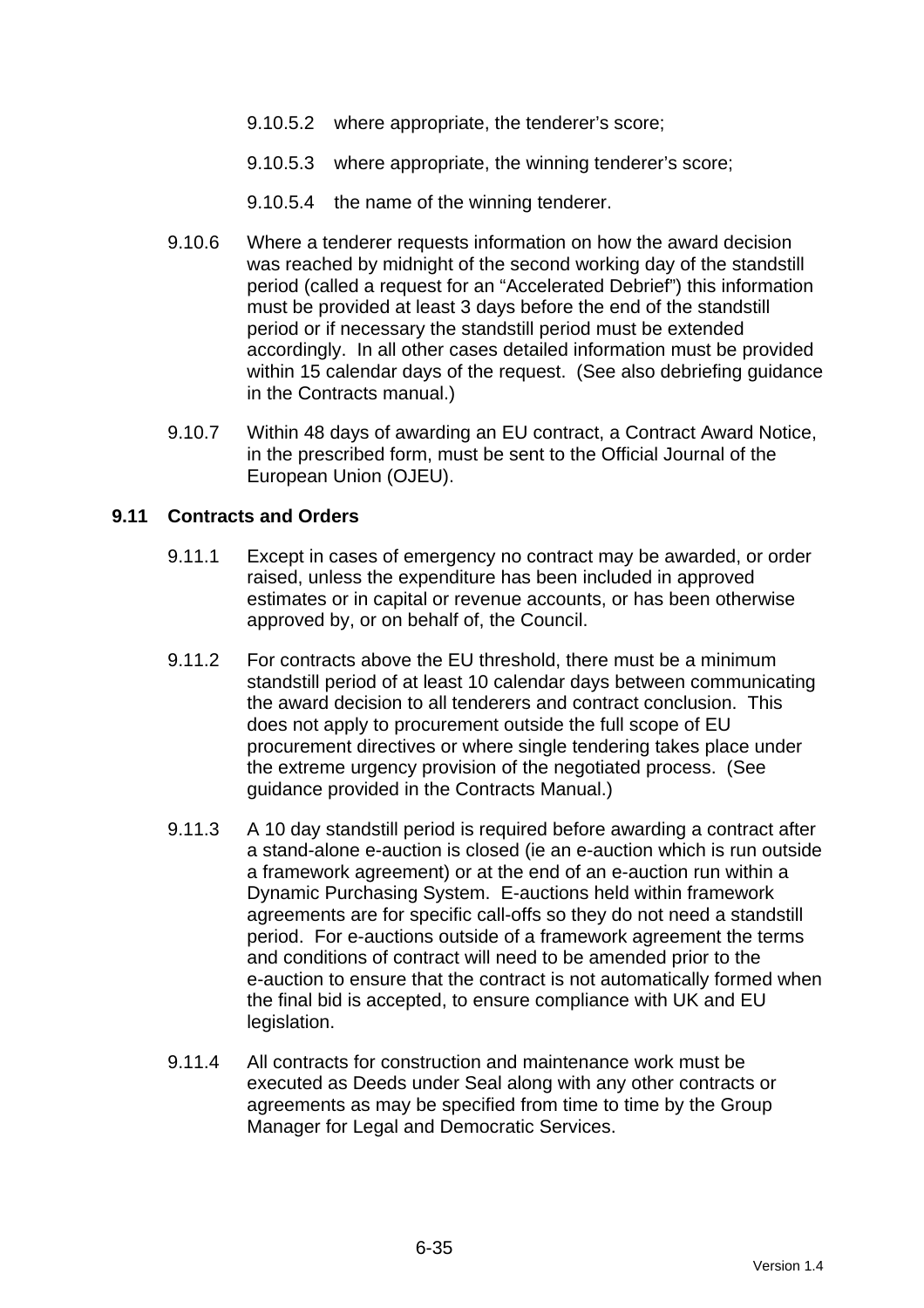9.10.5.2 where appropriate, the tenderer's score;

9.10.5.3 where appropriate, the winning tenderer's score;

9.10.5.4 the name of the winning tenderer.

9.10.6 Where a tenderer requests information on how the award decision was reached by midnight of the second working day of the standstill period (called a request for an "Accelerated Debrief") this information must be provided at least 3 days before the end of the standstill period or if necessary the standstill period must be extended accordingly. In all other cases detailed information must be provided within 15 calendar days of the request. (See also debriefing guidance in the Contracts manual.)

9.10.7 Within 48 days of awarding an EU contract, a Contract Award Notice, in the prescribed form, must be sent to the Official Journal of the European Union (OJEU).

### 9.11 Contracts and Orders

9.11.1 Except in cases of emergency no contract may be awarded, or order raised, unless the expenditure has been included in approved estimates or in capital or revenue accounts, or has been otherwise approved by, or on behalf of, the Council.

9.11.2 For contracts above the EU threshold, there must be a minimum standstill period of at least 10 calendar days between communicating the award decision to all tenderers and contract conclusion. This does not apply to procurement outside the full scope of EU procurement directives or where single tendering takes place under the extreme urgency provision of the negotiated process. (See guidance provided in the Contracts Manual.)

9.11.3 A 10 day standstill period is required before awarding a contract after a stand-alone e-auction is closed (ie an e-auction which is run outside a framework agreement) or at the end of an e-auction run within a Dynamic Purchasing System. E-auctions held within framework agreements are for specific call-offs so they do not need a standstill period. For e-auctions outside of a framework agreement the terms and conditions of contract will need to be amended prior to the e-auction to ensure that the contract is not automatically formed when the final bid is accepted, to ensure compliance with UK and EU legislation.

9.11.4 All contracts for construction and maintenance work must be executed as Deeds under Seal along with any other contracts or agreements as may be specified from time to time by the Group Manager for Legal and Democratic Services.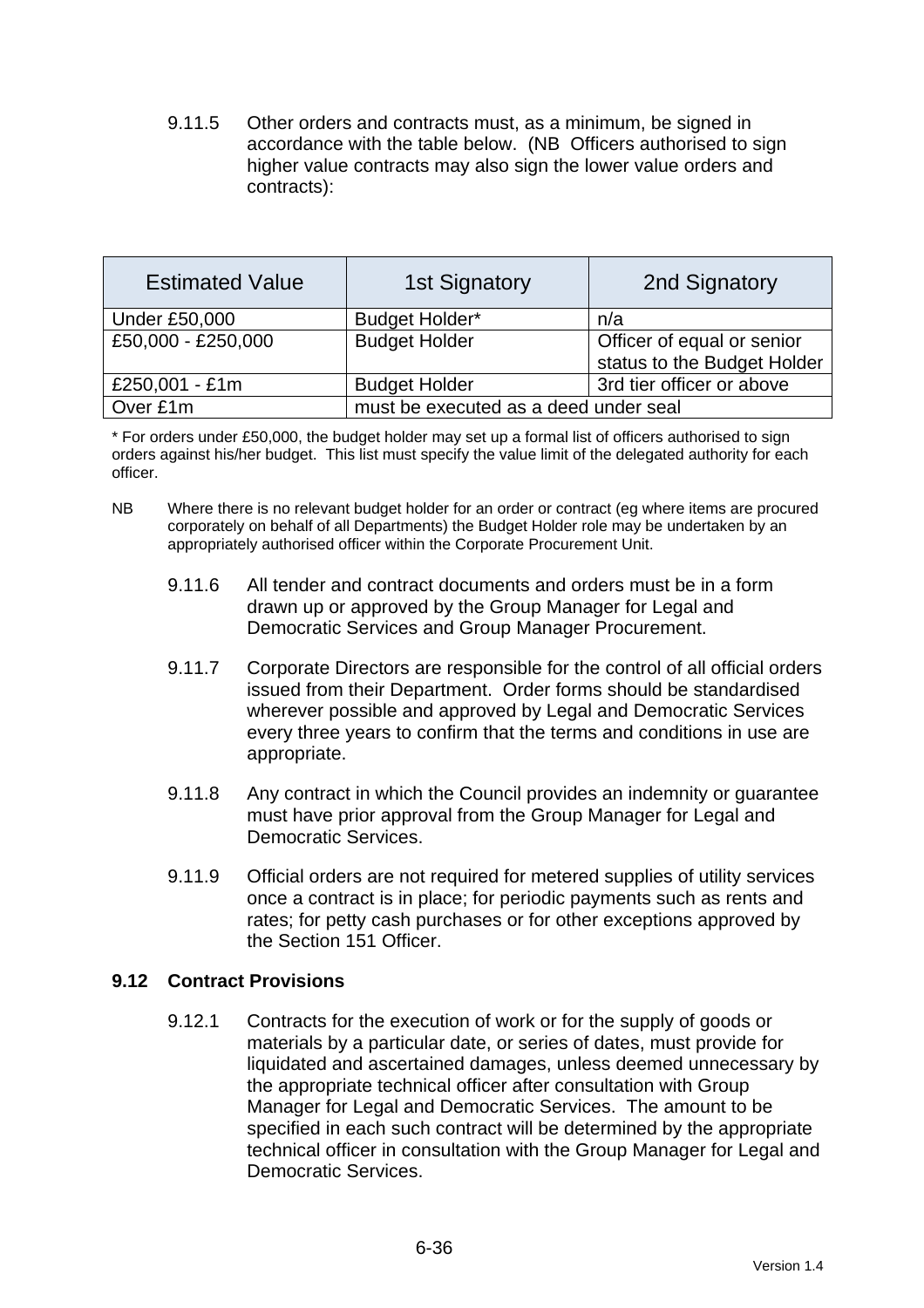9.11.5 Other orders and contracts must, as a minimum, be signed in accordance with the table below. (NB Officers authorised to sign higher value contracts may also sign the lower value orders and contracts):

| Estimated Value | 1st Signatory | 2nd Signatory |
|---|---|---|
| Under £50,000 | Budget Holder* | n/a |
| £50,000 - £250,000 | Budget Holder | Officer of equal or senior status to the Budget Holder |
| £250,001 - £1m | Budget Holder | 3rd tier officer or above |
| Over £1m | must be executed as a deed under seal | |

* For orders under £50,000, the budget holder may set up a formal list of officers authorised to sign orders against his/her budget. This list must specify the value limit of the delegated authority for each officer.

NB Where there is no relevant budget holder for an order or contract (eg where items are procured corporately on behalf of all Departments) the Budget Holder role may be undertaken by an appropriately authorised officer within the Corporate Procurement Unit.

9.11.6 All tender and contract documents and orders must be in a form drawn up or approved by the Group Manager for Legal and Democratic Services and Group Manager Procurement.

9.11.7 Corporate Directors are responsible for the control of all official orders issued from their Department. Order forms should be standardised wherever possible and approved by Legal and Democratic Services every three years to confirm that the terms and conditions in use are appropriate.

9.11.8 Any contract in which the Council provides an indemnity or guarantee must have prior approval from the Group Manager for Legal and Democratic Services.

9.11.9 Official orders are not required for metered supplies of utility services once a contract is in place; for periodic payments such as rents and rates; for petty cash purchases or for other exceptions approved by the Section 151 Officer.

## 9.12 Contract Provisions

9.12.1 Contracts for the execution of work or for the supply of goods or materials by a particular date, or series of dates, must provide for liquidated and ascertained damages, unless deemed unnecessary by the appropriate technical officer after consultation with Group Manager for Legal and Democratic Services. The amount to be specified in each such contract will be determined by the appropriate technical officer in consultation with the Group Manager for Legal and Democratic Services.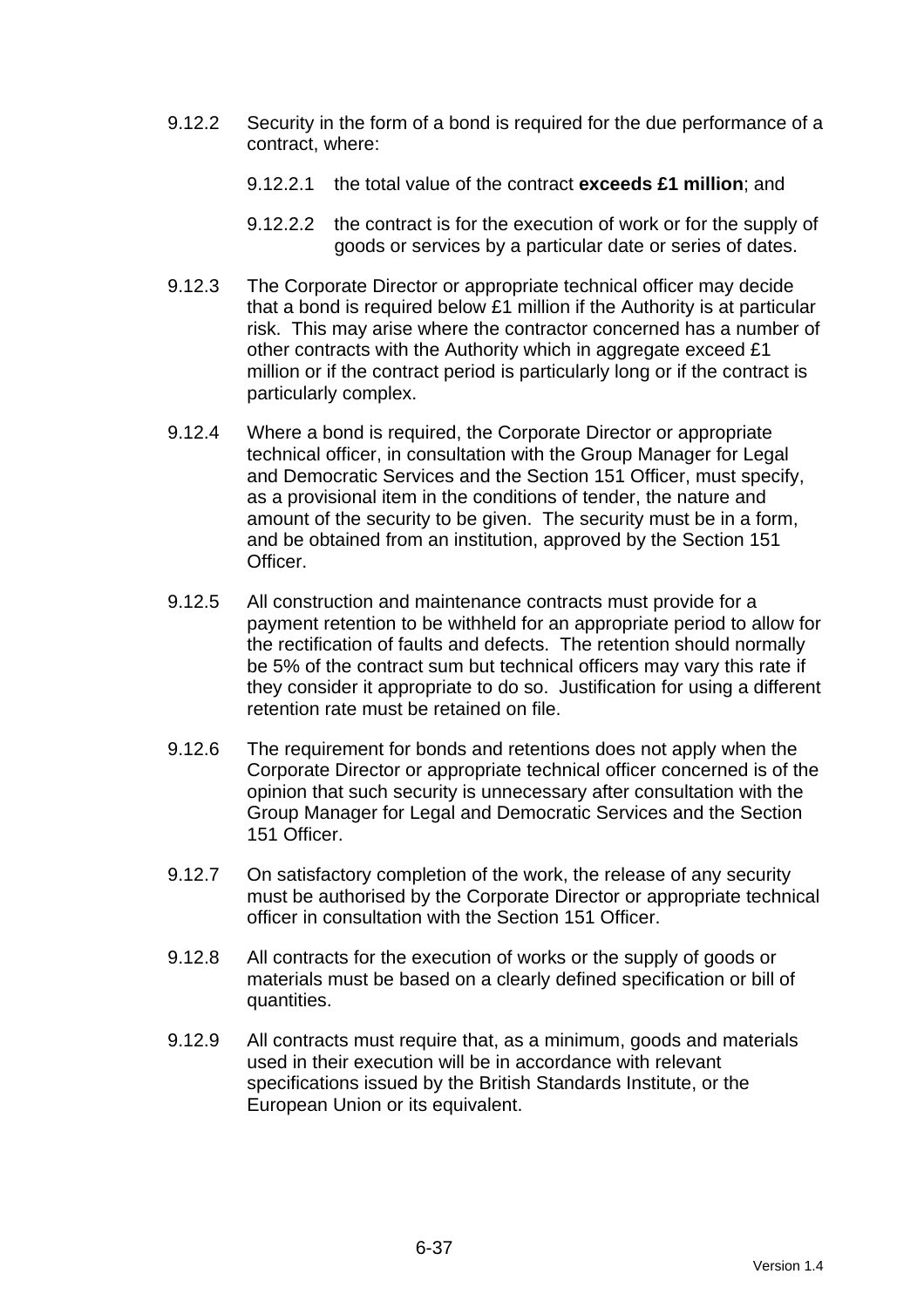9.12.2 Security in the form of a bond is required for the due performance of a contract, where:

9.12.2.1 the total value of the contract **exceeds £1 million**; and

9.12.2.2 the contract is for the execution of work or for the supply of goods or services by a particular date or series of dates.

9.12.3 The Corporate Director or appropriate technical officer may decide that a bond is required below £1 million if the Authority is at particular risk. This may arise where the contractor concerned has a number of other contracts with the Authority which in aggregate exceed £1 million or if the contract period is particularly long or if the contract is particularly complex.

9.12.4 Where a bond is required, the Corporate Director or appropriate technical officer, in consultation with the Group Manager for Legal and Democratic Services and the Section 151 Officer, must specify, as a provisional item in the conditions of tender, the nature and amount of the security to be given. The security must be in a form, and be obtained from an institution, approved by the Section 151 Officer.

9.12.5 All construction and maintenance contracts must provide for a payment retention to be withheld for an appropriate period to allow for the rectification of faults and defects. The retention should normally be 5% of the contract sum but technical officers may vary this rate if they consider it appropriate to do so. Justification for using a different retention rate must be retained on file.

9.12.6 The requirement for bonds and retentions does not apply when the Corporate Director or appropriate technical officer concerned is of the opinion that such security is unnecessary after consultation with the Group Manager for Legal and Democratic Services and the Section 151 Officer.

9.12.7 On satisfactory completion of the work, the release of any security must be authorised by the Corporate Director or appropriate technical officer in consultation with the Section 151 Officer.

9.12.8 All contracts for the execution of works or the supply of goods or materials must be based on a clearly defined specification or bill of quantities.

9.12.9 All contracts must require that, as a minimum, goods and materials used in their execution will be in accordance with relevant specifications issued by the British Standards Institute, or the European Union or its equivalent.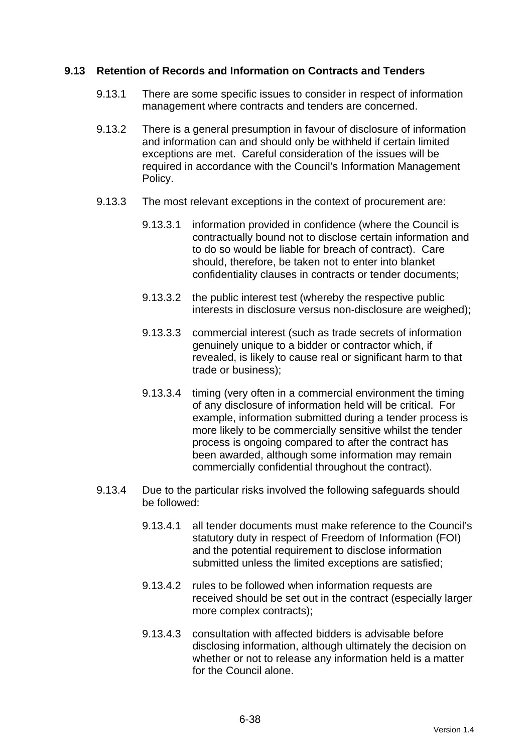### 9.13 Retention of Records and Information on Contracts and Tenders

9.13.1 There are some specific issues to consider in respect of information management where contracts and tenders are concerned.

9.13.2 There is a general presumption in favour of disclosure of information and information can and should only be withheld if certain limited exceptions are met. Careful consideration of the issues will be required in accordance with the Council's Information Management Policy.

9.13.3 The most relevant exceptions in the context of procurement are:

9.13.3.1 information provided in confidence (where the Council is contractually bound not to disclose certain information and to do so would be liable for breach of contract). Care should, therefore, be taken not to enter into blanket confidentiality clauses in contracts or tender documents;

9.13.3.2 the public interest test (whereby the respective public interests in disclosure versus non-disclosure are weighed);

9.13.3.3 commercial interest (such as trade secrets of information genuinely unique to a bidder or contractor which, if revealed, is likely to cause real or significant harm to that trade or business);

9.13.3.4 timing (very often in a commercial environment the timing of any disclosure of information held will be critical. For example, information submitted during a tender process is more likely to be commercially sensitive whilst the tender process is ongoing compared to after the contract has been awarded, although some information may remain commercially confidential throughout the contract).

9.13.4 Due to the particular risks involved the following safeguards should be followed:

9.13.4.1 all tender documents must make reference to the Council's statutory duty in respect of Freedom of Information (FOI) and the potential requirement to disclose information submitted unless the limited exceptions are satisfied;

9.13.4.2 rules to be followed when information requests are received should be set out in the contract (especially larger more complex contracts);

9.13.4.3 consultation with affected bidders is advisable before disclosing information, although ultimately the decision on whether or not to release any information held is a matter for the Council alone.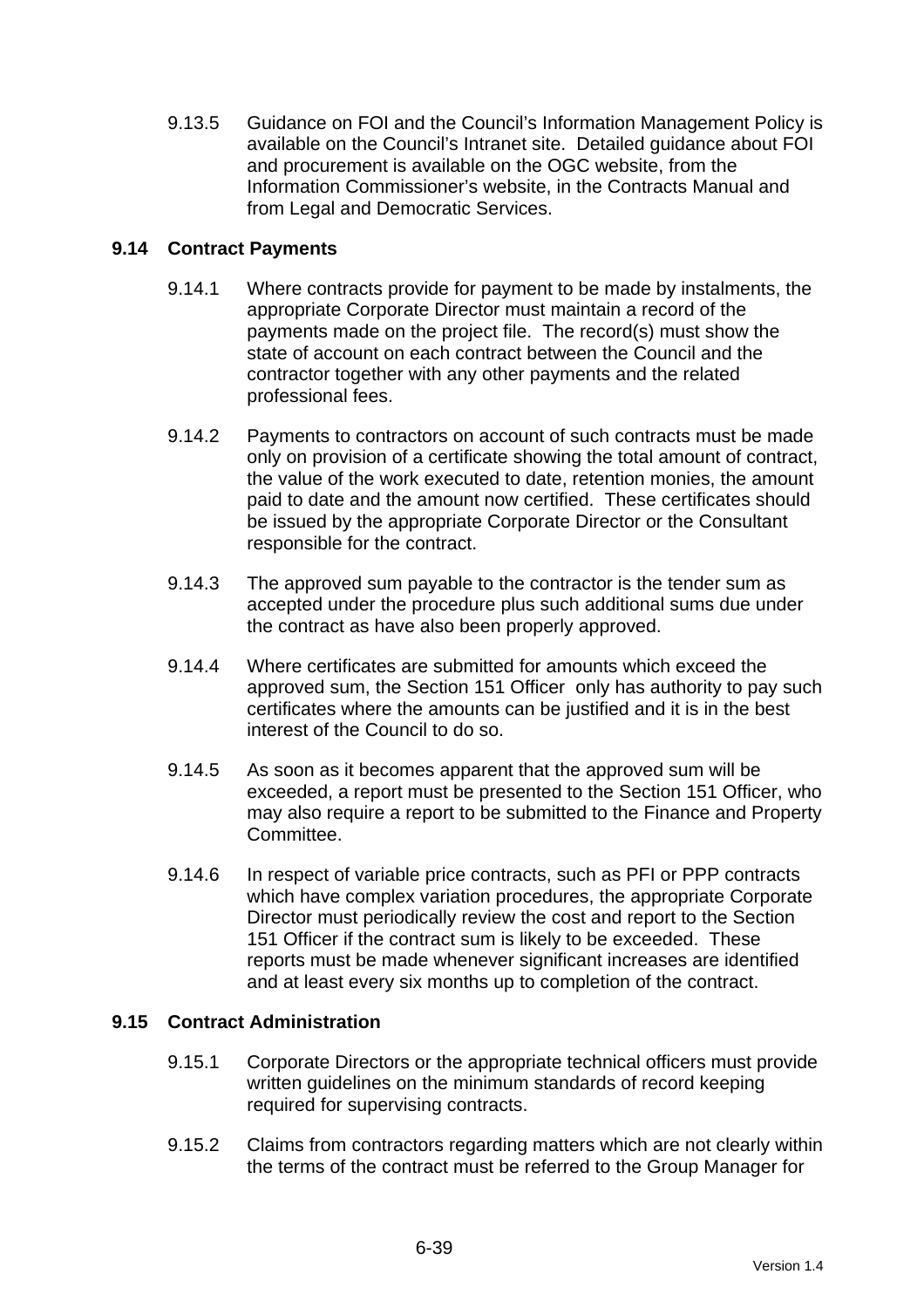9.13.5 Guidance on FOI and the Council's Information Management Policy is available on the Council's Intranet site. Detailed guidance about FOI and procurement is available on the OGC website, from the Information Commissioner's website, in the Contracts Manual and from Legal and Democratic Services.

## 9.14 Contract Payments

9.14.1 Where contracts provide for payment to be made by instalments, the appropriate Corporate Director must maintain a record of the payments made on the project file. The record(s) must show the state of account on each contract between the Council and the contractor together with any other payments and the related professional fees.

9.14.2 Payments to contractors on account of such contracts must be made only on provision of a certificate showing the total amount of contract, the value of the work executed to date, retention monies, the amount paid to date and the amount now certified. These certificates should be issued by the appropriate Corporate Director or the Consultant responsible for the contract.

9.14.3 The approved sum payable to the contractor is the tender sum as accepted under the procedure plus such additional sums due under the contract as have also been properly approved.

9.14.4 Where certificates are submitted for amounts which exceed the approved sum, the Section 151 Officer only has authority to pay such certificates where the amounts can be justified and it is in the best interest of the Council to do so.

9.14.5 As soon as it becomes apparent that the approved sum will be exceeded, a report must be presented to the Section 151 Officer, who may also require a report to be submitted to the Finance and Property Committee.

9.14.6 In respect of variable price contracts, such as PFI or PPP contracts which have complex variation procedures, the appropriate Corporate Director must periodically review the cost and report to the Section 151 Officer if the contract sum is likely to be exceeded. These reports must be made whenever significant increases are identified and at least every six months up to completion of the contract.

## 9.15 Contract Administration

9.15.1 Corporate Directors or the appropriate technical officers must provide written guidelines on the minimum standards of record keeping required for supervising contracts.

9.15.2 Claims from contractors regarding matters which are not clearly within the terms of the contract must be referred to the Group Manager for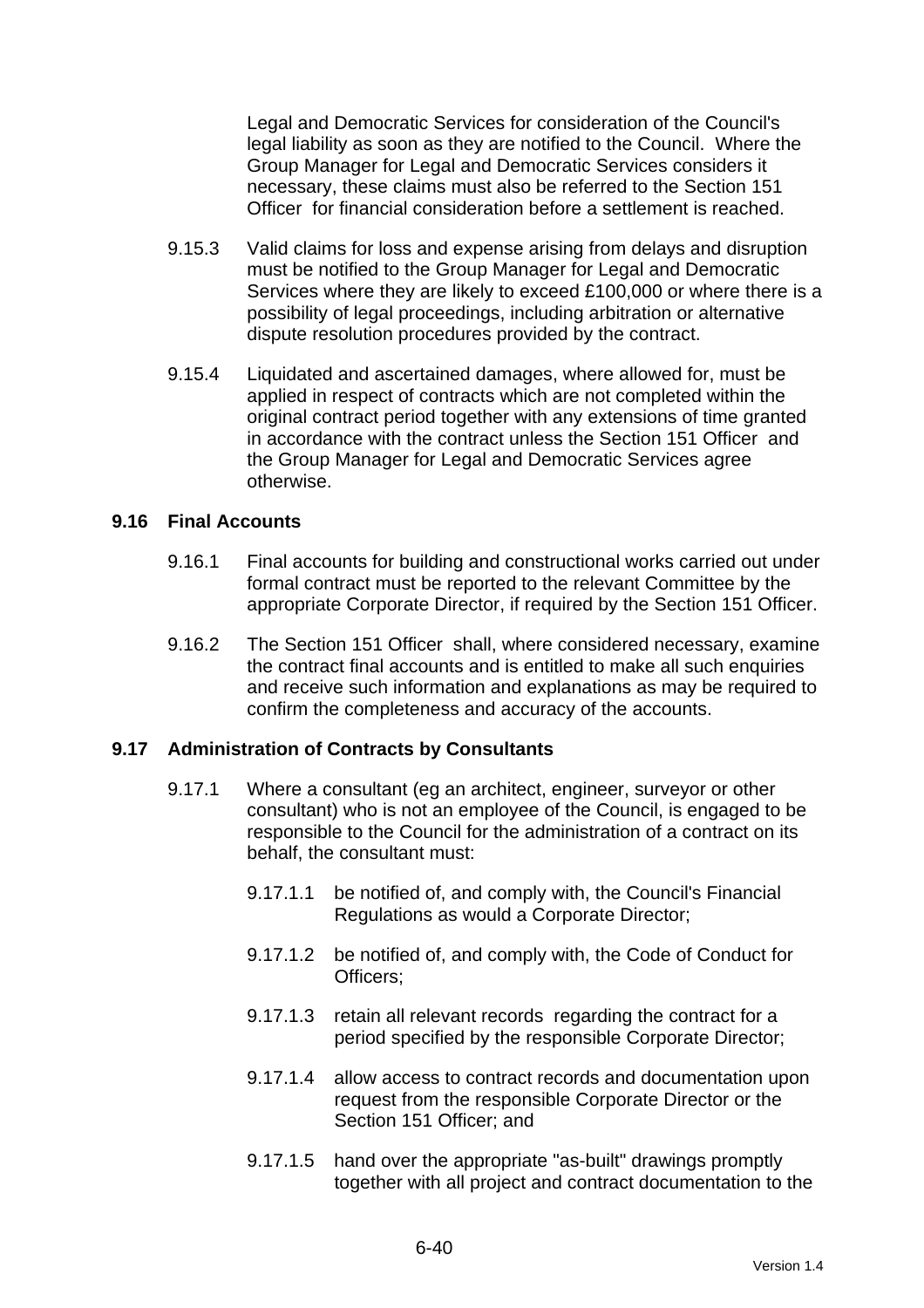Legal and Democratic Services for consideration of the Council's legal liability as soon as they are notified to the Council. Where the Group Manager for Legal and Democratic Services considers it necessary, these claims must also be referred to the Section 151 Officer for financial consideration before a settlement is reached.

9.15.3 Valid claims for loss and expense arising from delays and disruption must be notified to the Group Manager for Legal and Democratic Services where they are likely to exceed £100,000 or where there is a possibility of legal proceedings, including arbitration or alternative dispute resolution procedures provided by the contract.

9.15.4 Liquidated and ascertained damages, where allowed for, must be applied in respect of contracts which are not completed within the original contract period together with any extensions of time granted in accordance with the contract unless the Section 151 Officer and the Group Manager for Legal and Democratic Services agree otherwise.

### 9.16 Final Accounts

9.16.1 Final accounts for building and constructional works carried out under formal contract must be reported to the relevant Committee by the appropriate Corporate Director, if required by the Section 151 Officer.

9.16.2 The Section 151 Officer shall, where considered necessary, examine the contract final accounts and is entitled to make all such enquiries and receive such information and explanations as may be required to confirm the completeness and accuracy of the accounts.

### 9.17 Administration of Contracts by Consultants

9.17.1 Where a consultant (eg an architect, engineer, surveyor or other consultant) who is not an employee of the Council, is engaged to be responsible to the Council for the administration of a contract on its behalf, the consultant must:

9.17.1.1 be notified of, and comply with, the Council's Financial Regulations as would a Corporate Director;

9.17.1.2 be notified of, and comply with, the Code of Conduct for Officers;

9.17.1.3 retain all relevant records regarding the contract for a period specified by the responsible Corporate Director;

9.17.1.4 allow access to contract records and documentation upon request from the responsible Corporate Director or the Section 151 Officer; and

9.17.1.5 hand over the appropriate "as-built" drawings promptly together with all project and contract documentation to the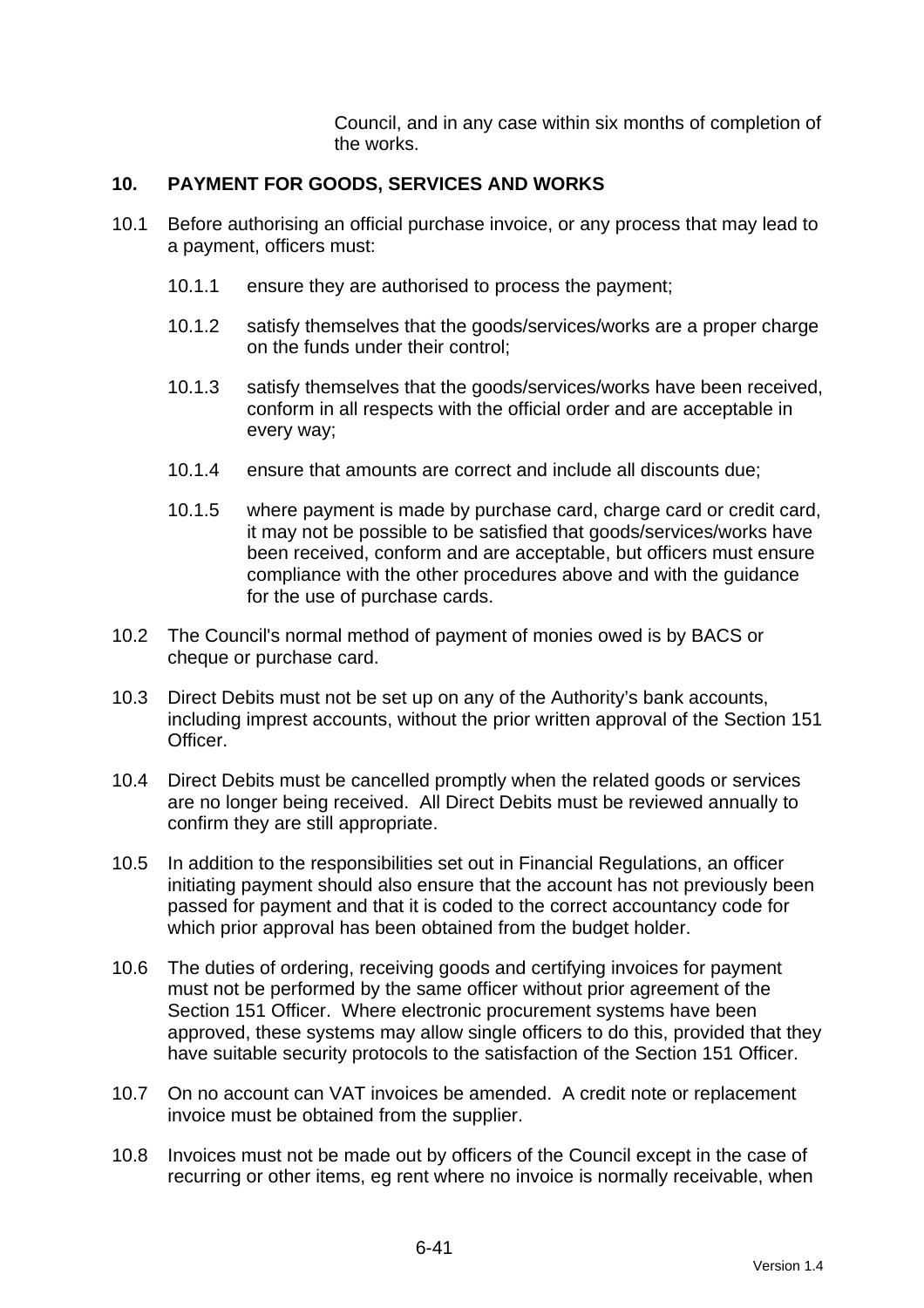Council, and in any case within six months of completion of the works.

## 10. PAYMENT FOR GOODS, SERVICES AND WORKS

10.1 Before authorising an official purchase invoice, or any process that may lead to a payment, officers must:

10.1.1 ensure they are authorised to process the payment;

10.1.2 satisfy themselves that the goods/services/works are a proper charge on the funds under their control;

10.1.3 satisfy themselves that the goods/services/works have been received, conform in all respects with the official order and are acceptable in every way;

10.1.4 ensure that amounts are correct and include all discounts due;

10.1.5 where payment is made by purchase card, charge card or credit card, it may not be possible to be satisfied that goods/services/works have been received, conform and are acceptable, but officers must ensure compliance with the other procedures above and with the guidance for the use of purchase cards.

10.2 The Council's normal method of payment of monies owed is by BACS or cheque or purchase card.

10.3 Direct Debits must not be set up on any of the Authority's bank accounts, including imprest accounts, without the prior written approval of the Section 151 Officer.

10.4 Direct Debits must be cancelled promptly when the related goods or services are no longer being received. All Direct Debits must be reviewed annually to confirm they are still appropriate.

10.5 In addition to the responsibilities set out in Financial Regulations, an officer initiating payment should also ensure that the account has not previously been passed for payment and that it is coded to the correct accountancy code for which prior approval has been obtained from the budget holder.

10.6 The duties of ordering, receiving goods and certifying invoices for payment must not be performed by the same officer without prior agreement of the Section 151 Officer. Where electronic procurement systems have been approved, these systems may allow single officers to do this, provided that they have suitable security protocols to the satisfaction of the Section 151 Officer.

10.7 On no account can VAT invoices be amended. A credit note or replacement invoice must be obtained from the supplier.

10.8 Invoices must not be made out by officers of the Council except in the case of recurring or other items, eg rent where no invoice is normally receivable, when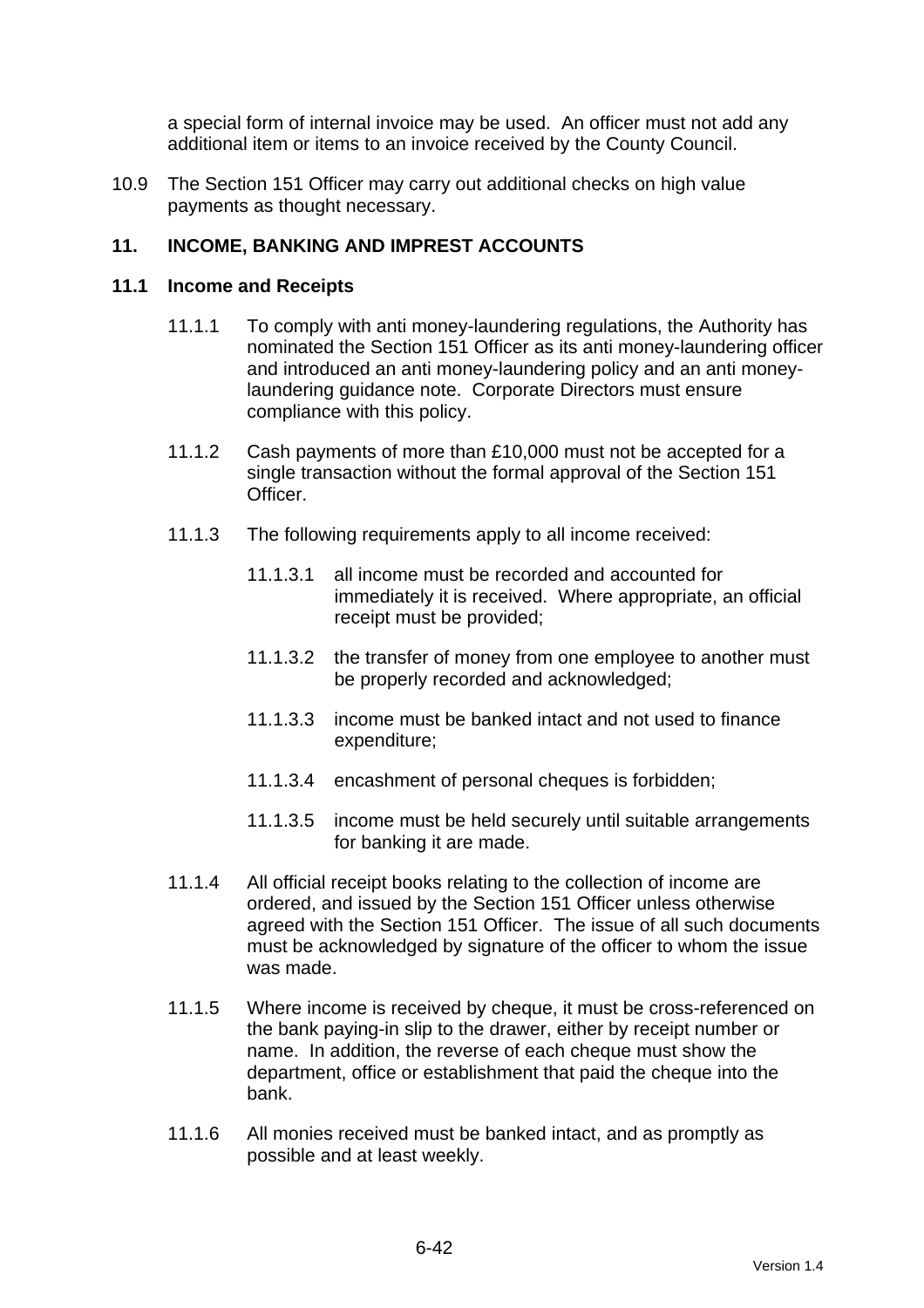a special form of internal invoice may be used. An officer must not add any additional item or items to an invoice received by the County Council.

10.9 The Section 151 Officer may carry out additional checks on high value payments as thought necessary.

## 11. INCOME, BANKING AND IMPREST ACCOUNTS

### 11.1 Income and Receipts

11.1.1 To comply with anti money-laundering regulations, the Authority has nominated the Section 151 Officer as its anti money-laundering officer and introduced an anti money-laundering policy and an anti money-laundering guidance note. Corporate Directors must ensure compliance with this policy.

11.1.2 Cash payments of more than £10,000 must not be accepted for a single transaction without the formal approval of the Section 151 Officer.

11.1.3 The following requirements apply to all income received:

11.1.3.1 all income must be recorded and accounted for immediately it is received. Where appropriate, an official receipt must be provided;

11.1.3.2 the transfer of money from one employee to another must be properly recorded and acknowledged;

11.1.3.3 income must be banked intact and not used to finance expenditure;

11.1.3.4 encashment of personal cheques is forbidden;

11.1.3.5 income must be held securely until suitable arrangements for banking it are made.

11.1.4 All official receipt books relating to the collection of income are ordered, and issued by the Section 151 Officer unless otherwise agreed with the Section 151 Officer. The issue of all such documents must be acknowledged by signature of the officer to whom the issue was made.

11.1.5 Where income is received by cheque, it must be cross-referenced on the bank paying-in slip to the drawer, either by receipt number or name. In addition, the reverse of each cheque must show the department, office or establishment that paid the cheque into the bank.

11.1.6 All monies received must be banked intact, and as promptly as possible and at least weekly.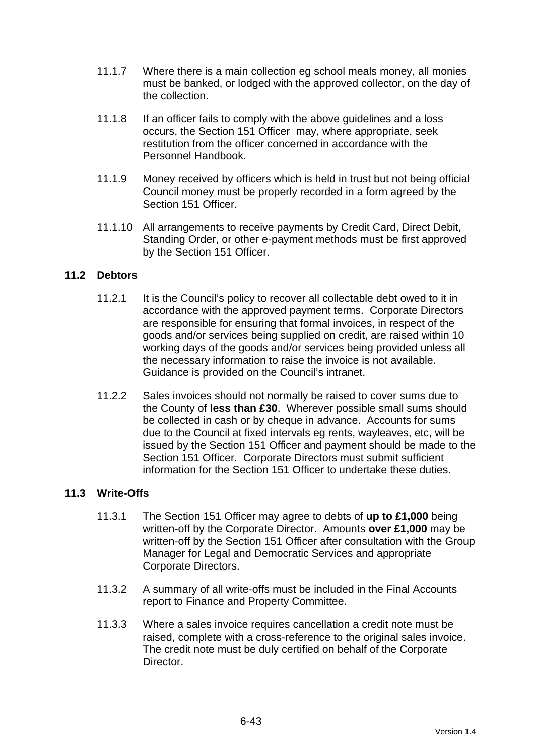11.1.7 Where there is a main collection eg school meals money, all monies must be banked, or lodged with the approved collector, on the day of the collection.

11.1.8 If an officer fails to comply with the above guidelines and a loss occurs, the Section 151 Officer may, where appropriate, seek restitution from the officer concerned in accordance with the Personnel Handbook.

11.1.9 Money received by officers which is held in trust but not being official Council money must be properly recorded in a form agreed by the Section 151 Officer.

11.1.10 All arrangements to receive payments by Credit Card, Direct Debit, Standing Order, or other e-payment methods must be first approved by the Section 151 Officer.

### 11.2 Debtors

11.2.1 It is the Council's policy to recover all collectable debt owed to it in accordance with the approved payment terms. Corporate Directors are responsible for ensuring that formal invoices, in respect of the goods and/or services being supplied on credit, are raised within 10 working days of the goods and/or services being provided unless all the necessary information to raise the invoice is not available. Guidance is provided on the Council's intranet.

11.2.2 Sales invoices should not normally be raised to cover sums due to the County of **less than £30**. Wherever possible small sums should be collected in cash or by cheque in advance. Accounts for sums due to the Council at fixed intervals eg rents, wayleaves, etc, will be issued by the Section 151 Officer and payment should be made to the Section 151 Officer. Corporate Directors must submit sufficient information for the Section 151 Officer to undertake these duties.

### 11.3 Write-Offs

11.3.1 The Section 151 Officer may agree to debts of **up to £1,000** being written-off by the Corporate Director. Amounts **over £1,000** may be written-off by the Section 151 Officer after consultation with the Group Manager for Legal and Democratic Services and appropriate Corporate Directors.

11.3.2 A summary of all write-offs must be included in the Final Accounts report to Finance and Property Committee.

11.3.3 Where a sales invoice requires cancellation a credit note must be raised, complete with a cross-reference to the original sales invoice. The credit note must be duly certified on behalf of the Corporate Director.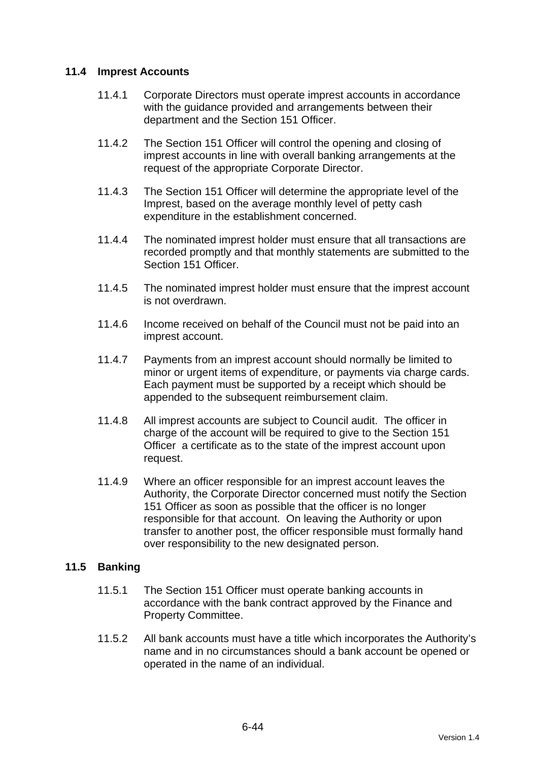### 11.4 Imprest Accounts

11.4.1 Corporate Directors must operate imprest accounts in accordance with the guidance provided and arrangements between their department and the Section 151 Officer.

11.4.2 The Section 151 Officer will control the opening and closing of imprest accounts in line with overall banking arrangements at the request of the appropriate Corporate Director.

11.4.3 The Section 151 Officer will determine the appropriate level of the Imprest, based on the average monthly level of petty cash expenditure in the establishment concerned.

11.4.4 The nominated imprest holder must ensure that all transactions are recorded promptly and that monthly statements are submitted to the Section 151 Officer.

11.4.5 The nominated imprest holder must ensure that the imprest account is not overdrawn.

11.4.6 Income received on behalf of the Council must not be paid into an imprest account.

11.4.7 Payments from an imprest account should normally be limited to minor or urgent items of expenditure, or payments via charge cards. Each payment must be supported by a receipt which should be appended to the subsequent reimbursement claim.

11.4.8 All imprest accounts are subject to Council audit. The officer in charge of the account will be required to give to the Section 151 Officer a certificate as to the state of the imprest account upon request.

11.4.9 Where an officer responsible for an imprest account leaves the Authority, the Corporate Director concerned must notify the Section 151 Officer as soon as possible that the officer is no longer responsible for that account. On leaving the Authority or upon transfer to another post, the officer responsible must formally hand over responsibility to the new designated person.

### 11.5 Banking

11.5.1 The Section 151 Officer must operate banking accounts in accordance with the bank contract approved by the Finance and Property Committee.

11.5.2 All bank accounts must have a title which incorporates the Authority's name and in no circumstances should a bank account be opened or operated in the name of an individual.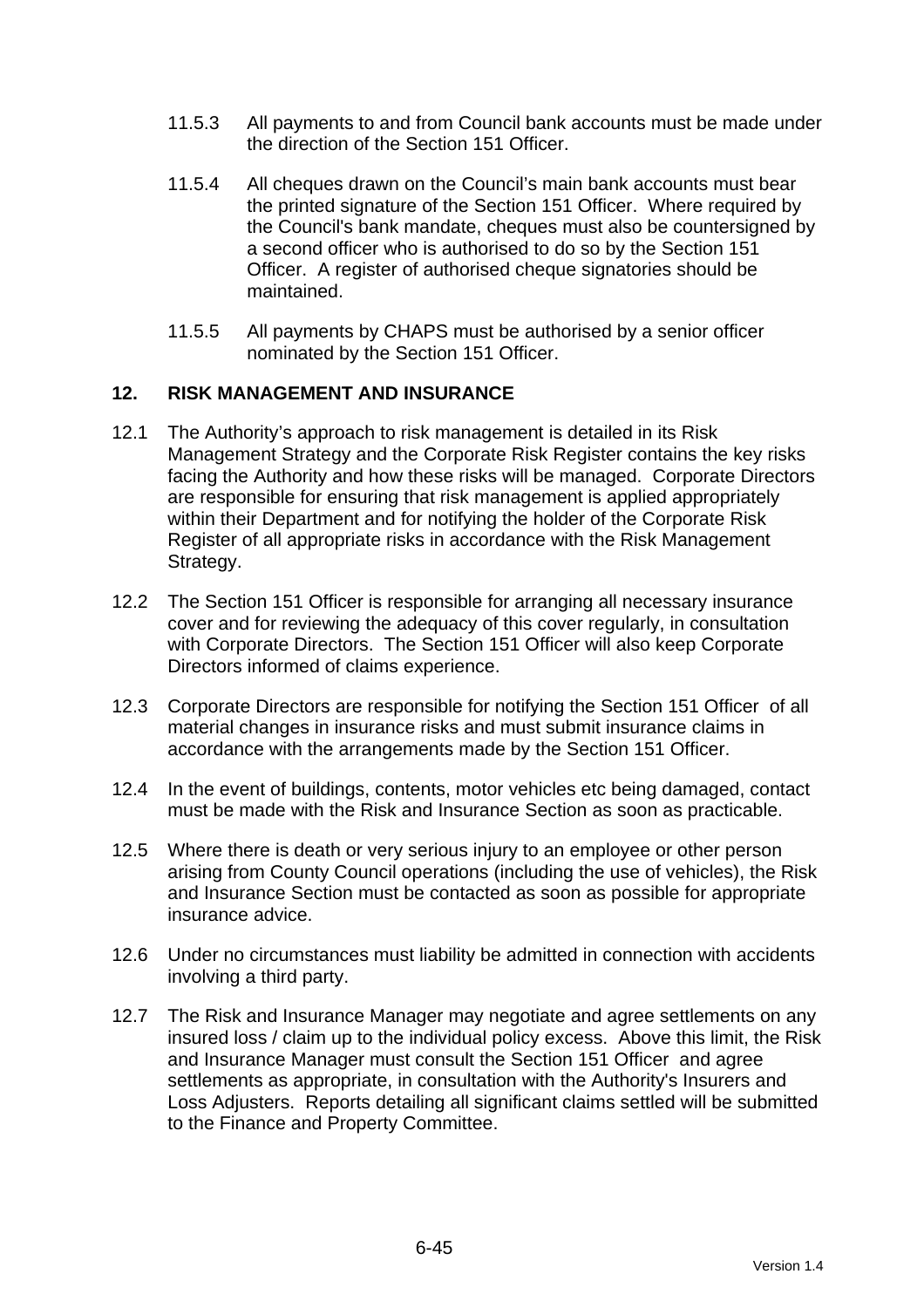11.5.3 All payments to and from Council bank accounts must be made under the direction of the Section 151 Officer.

11.5.4 All cheques drawn on the Council's main bank accounts must bear the printed signature of the Section 151 Officer. Where required by the Council's bank mandate, cheques must also be countersigned by a second officer who is authorised to do so by the Section 151 Officer. A register of authorised cheque signatories should be maintained.

11.5.5 All payments by CHAPS must be authorised by a senior officer nominated by the Section 151 Officer.

## 12. RISK MANAGEMENT AND INSURANCE

12.1 The Authority's approach to risk management is detailed in its Risk Management Strategy and the Corporate Risk Register contains the key risks facing the Authority and how these risks will be managed. Corporate Directors are responsible for ensuring that risk management is applied appropriately within their Department and for notifying the holder of the Corporate Risk Register of all appropriate risks in accordance with the Risk Management Strategy.

12.2 The Section 151 Officer is responsible for arranging all necessary insurance cover and for reviewing the adequacy of this cover regularly, in consultation with Corporate Directors. The Section 151 Officer will also keep Corporate Directors informed of claims experience.

12.3 Corporate Directors are responsible for notifying the Section 151 Officer of all material changes in insurance risks and must submit insurance claims in accordance with the arrangements made by the Section 151 Officer.

12.4 In the event of buildings, contents, motor vehicles etc being damaged, contact must be made with the Risk and Insurance Section as soon as practicable.

12.5 Where there is death or very serious injury to an employee or other person arising from County Council operations (including the use of vehicles), the Risk and Insurance Section must be contacted as soon as possible for appropriate insurance advice.

12.6 Under no circumstances must liability be admitted in connection with accidents involving a third party.

12.7 The Risk and Insurance Manager may negotiate and agree settlements on any insured loss / claim up to the individual policy excess. Above this limit, the Risk and Insurance Manager must consult the Section 151 Officer and agree settlements as appropriate, in consultation with the Authority's Insurers and Loss Adjusters. Reports detailing all significant claims settled will be submitted to the Finance and Property Committee.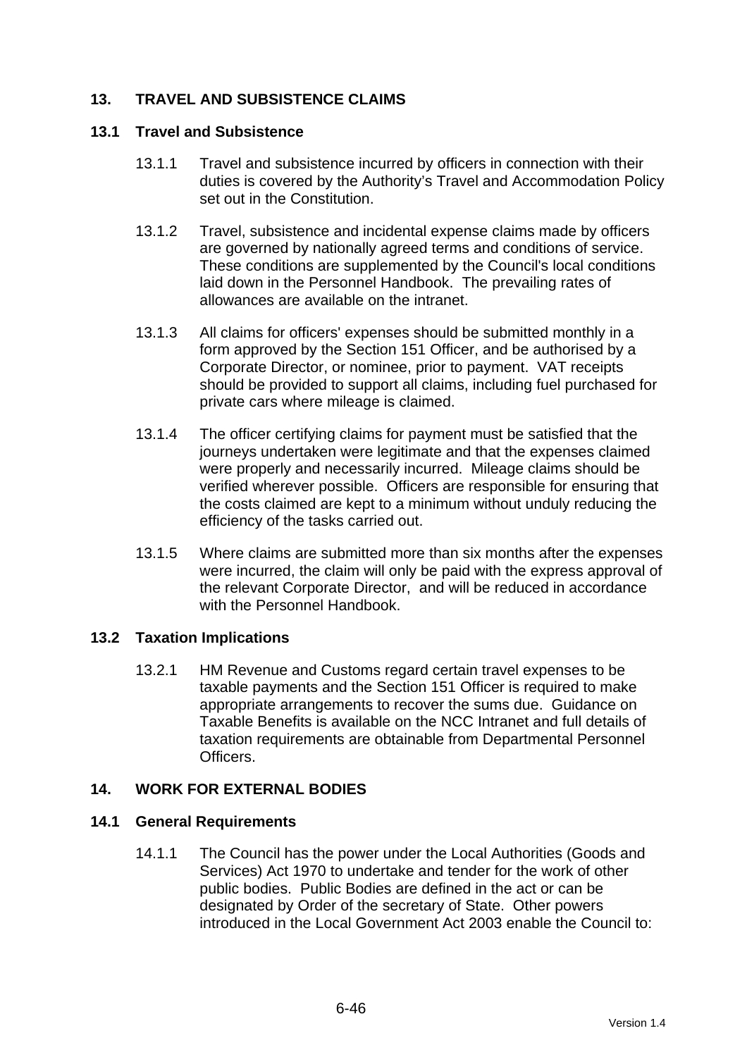## 13. TRAVEL AND SUBSISTENCE CLAIMS

### 13.1 Travel and Subsistence

13.1.1 Travel and subsistence incurred by officers in connection with their duties is covered by the Authority's Travel and Accommodation Policy set out in the Constitution.

13.1.2 Travel, subsistence and incidental expense claims made by officers are governed by nationally agreed terms and conditions of service. These conditions are supplemented by the Council's local conditions laid down in the Personnel Handbook. The prevailing rates of allowances are available on the intranet.

13.1.3 All claims for officers' expenses should be submitted monthly in a form approved by the Section 151 Officer, and be authorised by a Corporate Director, or nominee, prior to payment. VAT receipts should be provided to support all claims, including fuel purchased for private cars where mileage is claimed.

13.1.4 The officer certifying claims for payment must be satisfied that the journeys undertaken were legitimate and that the expenses claimed were properly and necessarily incurred. Mileage claims should be verified wherever possible. Officers are responsible for ensuring that the costs claimed are kept to a minimum without unduly reducing the efficiency of the tasks carried out.

13.1.5 Where claims are submitted more than six months after the expenses were incurred, the claim will only be paid with the express approval of the relevant Corporate Director, and will be reduced in accordance with the Personnel Handbook.

### 13.2 Taxation Implications

13.2.1 HM Revenue and Customs regard certain travel expenses to be taxable payments and the Section 151 Officer is required to make appropriate arrangements to recover the sums due. Guidance on Taxable Benefits is available on the NCC Intranet and full details of taxation requirements are obtainable from Departmental Personnel Officers.

## 14. WORK FOR EXTERNAL BODIES

### 14.1 General Requirements

14.1.1 The Council has the power under the Local Authorities (Goods and Services) Act 1970 to undertake and tender for the work of other public bodies. Public Bodies are defined in the act or can be designated by Order of the secretary of State. Other powers introduced in the Local Government Act 2003 enable the Council to: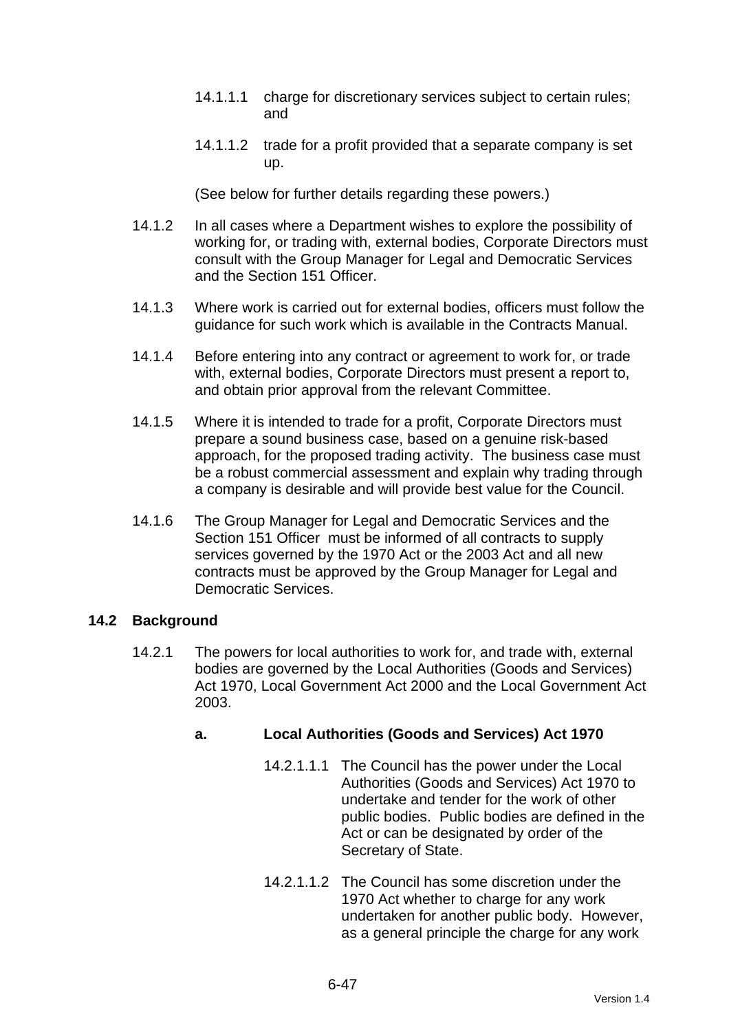14.1.1.1 charge for discretionary services subject to certain rules; and

14.1.1.2 trade for a profit provided that a separate company is set up.

(See below for further details regarding these powers.)

14.1.2 In all cases where a Department wishes to explore the possibility of working for, or trading with, external bodies, Corporate Directors must consult with the Group Manager for Legal and Democratic Services and the Section 151 Officer.

14.1.3 Where work is carried out for external bodies, officers must follow the guidance for such work which is available in the Contracts Manual.

14.1.4 Before entering into any contract or agreement to work for, or trade with, external bodies, Corporate Directors must present a report to, and obtain prior approval from the relevant Committee.

14.1.5 Where it is intended to trade for a profit, Corporate Directors must prepare a sound business case, based on a genuine risk-based approach, for the proposed trading activity. The business case must be a robust commercial assessment and explain why trading through a company is desirable and will provide best value for the Council.

14.1.6 The Group Manager for Legal and Democratic Services and the Section 151 Officer must be informed of all contracts to supply services governed by the 1970 Act or the 2003 Act and all new contracts must be approved by the Group Manager for Legal and Democratic Services.

## 14.2 Background

14.2.1 The powers for local authorities to work for, and trade with, external bodies are governed by the Local Authorities (Goods and Services) Act 1970, Local Government Act 2000 and the Local Government Act 2003.

### a. Local Authorities (Goods and Services) Act 1970

14.2.1.1.1 The Council has the power under the Local Authorities (Goods and Services) Act 1970 to undertake and tender for the work of other public bodies. Public bodies are defined in the Act or can be designated by order of the Secretary of State.

14.2.1.1.2 The Council has some discretion under the 1970 Act whether to charge for any work undertaken for another public body. However, as a general principle the charge for any work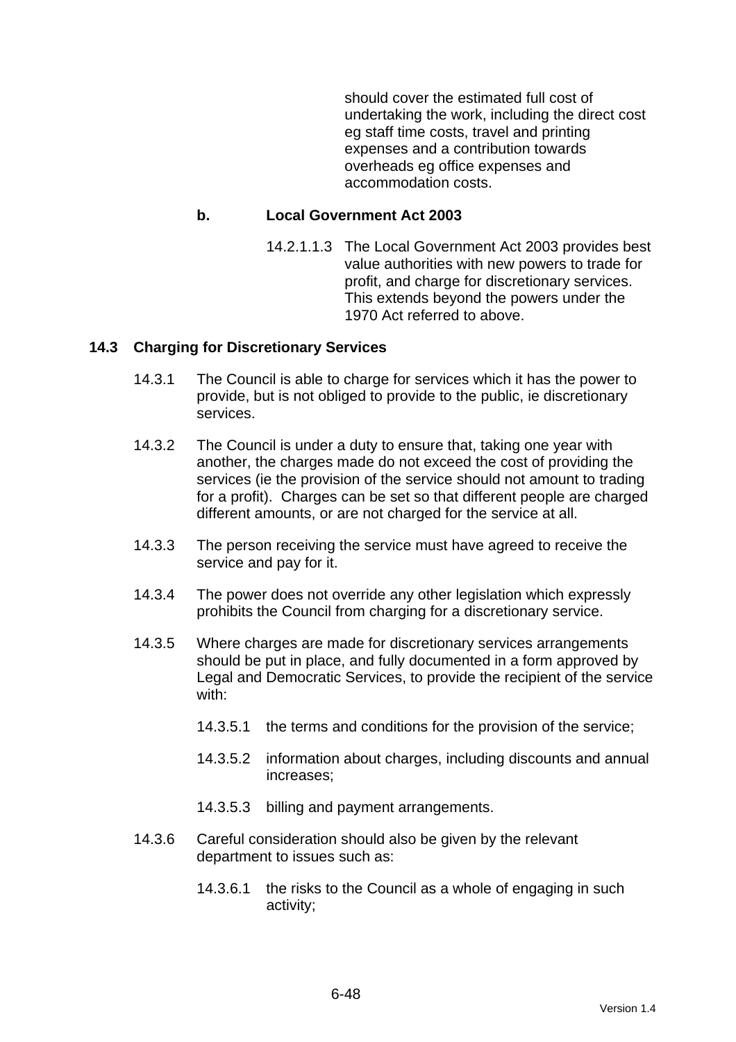should cover the estimated full cost of undertaking the work, including the direct cost eg staff time costs, travel and printing expenses and a contribution towards overheads eg office expenses and accommodation costs.

**b. Local Government Act 2003**

14.2.1.1.3 The Local Government Act 2003 provides best value authorities with new powers to trade for profit, and charge for discretionary services. This extends beyond the powers under the 1970 Act referred to above.

## 14.3 Charging for Discretionary Services

14.3.1 The Council is able to charge for services which it has the power to provide, but is not obliged to provide to the public, ie discretionary services.

14.3.2 The Council is under a duty to ensure that, taking one year with another, the charges made do not exceed the cost of providing the services (ie the provision of the service should not amount to trading for a profit). Charges can be set so that different people are charged different amounts, or are not charged for the service at all.

14.3.3 The person receiving the service must have agreed to receive the service and pay for it.

14.3.4 The power does not override any other legislation which expressly prohibits the Council from charging for a discretionary service.

14.3.5 Where charges are made for discretionary services arrangements should be put in place, and fully documented in a form approved by Legal and Democratic Services, to provide the recipient of the service with:

14.3.5.1 the terms and conditions for the provision of the service;

14.3.5.2 information about charges, including discounts and annual increases;

14.3.5.3 billing and payment arrangements.

14.3.6 Careful consideration should also be given by the relevant department to issues such as:

14.3.6.1 the risks to the Council as a whole of engaging in such activity;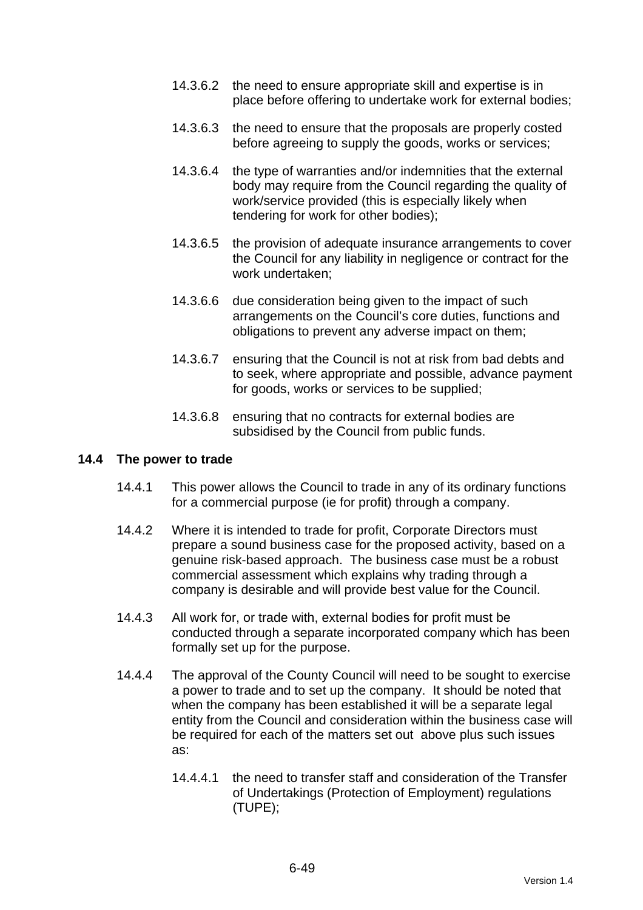14.3.6.2 the need to ensure appropriate skill and expertise is in place before offering to undertake work for external bodies;

14.3.6.3 the need to ensure that the proposals are properly costed before agreeing to supply the goods, works or services;

14.3.6.4 the type of warranties and/or indemnities that the external body may require from the Council regarding the quality of work/service provided (this is especially likely when tendering for work for other bodies);

14.3.6.5 the provision of adequate insurance arrangements to cover the Council for any liability in negligence or contract for the work undertaken;

14.3.6.6 due consideration being given to the impact of such arrangements on the Council's core duties, functions and obligations to prevent any adverse impact on them;

14.3.6.7 ensuring that the Council is not at risk from bad debts and to seek, where appropriate and possible, advance payment for goods, works or services to be supplied;

14.3.6.8 ensuring that no contracts for external bodies are subsidised by the Council from public funds.

**14.4 The power to trade**

14.4.1 This power allows the Council to trade in any of its ordinary functions for a commercial purpose (ie for profit) through a company.

14.4.2 Where it is intended to trade for profit, Corporate Directors must prepare a sound business case for the proposed activity, based on a genuine risk-based approach. The business case must be a robust commercial assessment which explains why trading through a company is desirable and will provide best value for the Council.

14.4.3 All work for, or trade with, external bodies for profit must be conducted through a separate incorporated company which has been formally set up for the purpose.

14.4.4 The approval of the County Council will need to be sought to exercise a power to trade and to set up the company. It should be noted that when the company has been established it will be a separate legal entity from the Council and consideration within the business case will be required for each of the matters set out above plus such issues as:

14.4.4.1 the need to transfer staff and consideration of the Transfer of Undertakings (Protection of Employment) regulations (TUPE);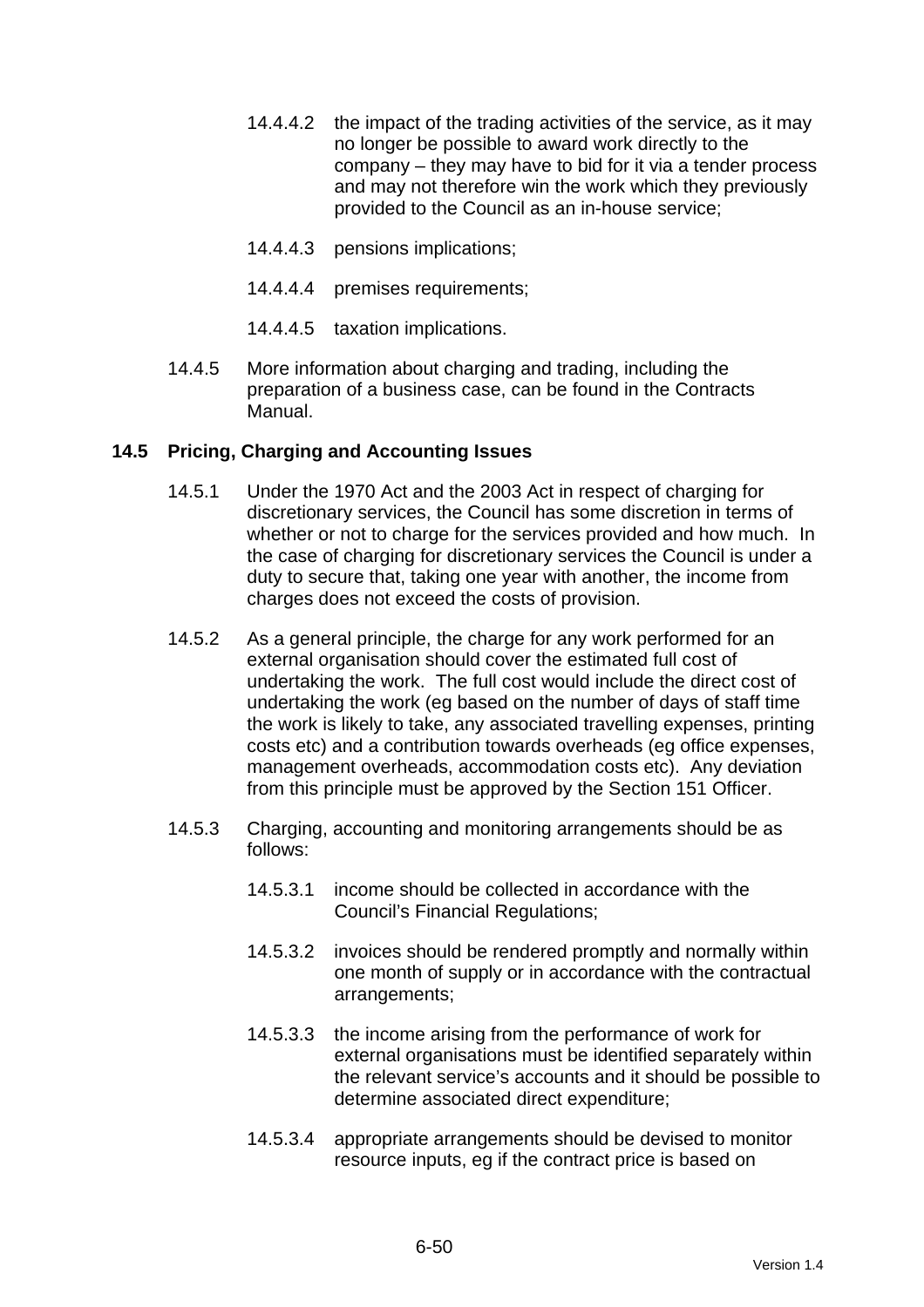14.4.4.2 the impact of the trading activities of the service, as it may no longer be possible to award work directly to the company – they may have to bid for it via a tender process and may not therefore win the work which they previously provided to the Council as an in-house service;

14.4.4.3 pensions implications;

14.4.4.4 premises requirements;

14.4.4.5 taxation implications.

14.4.5 More information about charging and trading, including the preparation of a business case, can be found in the Contracts Manual.

### 14.5 Pricing, Charging and Accounting Issues

14.5.1 Under the 1970 Act and the 2003 Act in respect of charging for discretionary services, the Council has some discretion in terms of whether or not to charge for the services provided and how much. In the case of charging for discretionary services the Council is under a duty to secure that, taking one year with another, the income from charges does not exceed the costs of provision.

14.5.2 As a general principle, the charge for any work performed for an external organisation should cover the estimated full cost of undertaking the work. The full cost would include the direct cost of undertaking the work (eg based on the number of days of staff time the work is likely to take, any associated travelling expenses, printing costs etc) and a contribution towards overheads (eg office expenses, management overheads, accommodation costs etc). Any deviation from this principle must be approved by the Section 151 Officer.

14.5.3 Charging, accounting and monitoring arrangements should be as follows:

14.5.3.1 income should be collected in accordance with the Council's Financial Regulations;

14.5.3.2 invoices should be rendered promptly and normally within one month of supply or in accordance with the contractual arrangements;

14.5.3.3 the income arising from the performance of work for external organisations must be identified separately within the relevant service's accounts and it should be possible to determine associated direct expenditure;

14.5.3.4 appropriate arrangements should be devised to monitor resource inputs, eg if the contract price is based on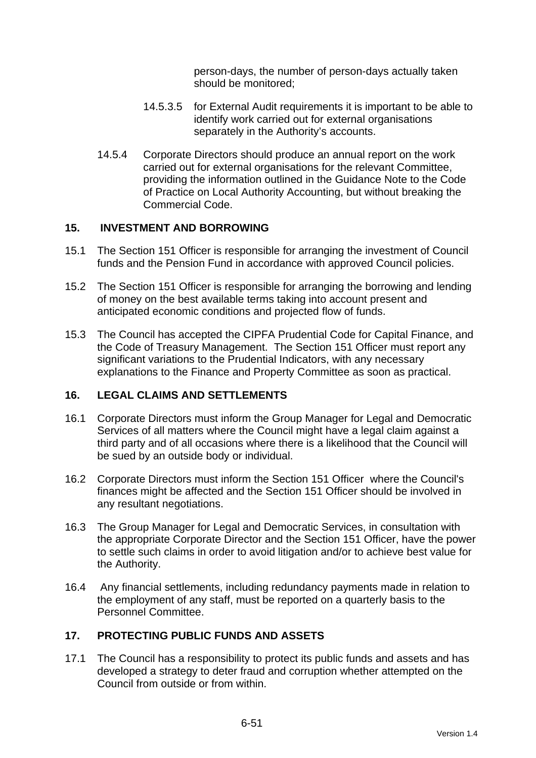person-days, the number of person-days actually taken should be monitored;

14.5.3.5 for External Audit requirements it is important to be able to identify work carried out for external organisations separately in the Authority's accounts.

14.5.4 Corporate Directors should produce an annual report on the work carried out for external organisations for the relevant Committee, providing the information outlined in the Guidance Note to the Code of Practice on Local Authority Accounting, but without breaking the Commercial Code.

## 15. INVESTMENT AND BORROWING

15.1 The Section 151 Officer is responsible for arranging the investment of Council funds and the Pension Fund in accordance with approved Council policies.

15.2 The Section 151 Officer is responsible for arranging the borrowing and lending of money on the best available terms taking into account present and anticipated economic conditions and projected flow of funds.

15.3 The Council has accepted the CIPFA Prudential Code for Capital Finance, and the Code of Treasury Management. The Section 151 Officer must report any significant variations to the Prudential Indicators, with any necessary explanations to the Finance and Property Committee as soon as practical.

## 16. LEGAL CLAIMS AND SETTLEMENTS

16.1 Corporate Directors must inform the Group Manager for Legal and Democratic Services of all matters where the Council might have a legal claim against a third party and of all occasions where there is a likelihood that the Council will be sued by an outside body or individual.

16.2 Corporate Directors must inform the Section 151 Officer where the Council's finances might be affected and the Section 151 Officer should be involved in any resultant negotiations.

16.3 The Group Manager for Legal and Democratic Services, in consultation with the appropriate Corporate Director and the Section 151 Officer, have the power to settle such claims in order to avoid litigation and/or to achieve best value for the Authority.

16.4 Any financial settlements, including redundancy payments made in relation to the employment of any staff, must be reported on a quarterly basis to the Personnel Committee.

## 17. PROTECTING PUBLIC FUNDS AND ASSETS

17.1 The Council has a responsibility to protect its public funds and assets and has developed a strategy to deter fraud and corruption whether attempted on the Council from outside or from within.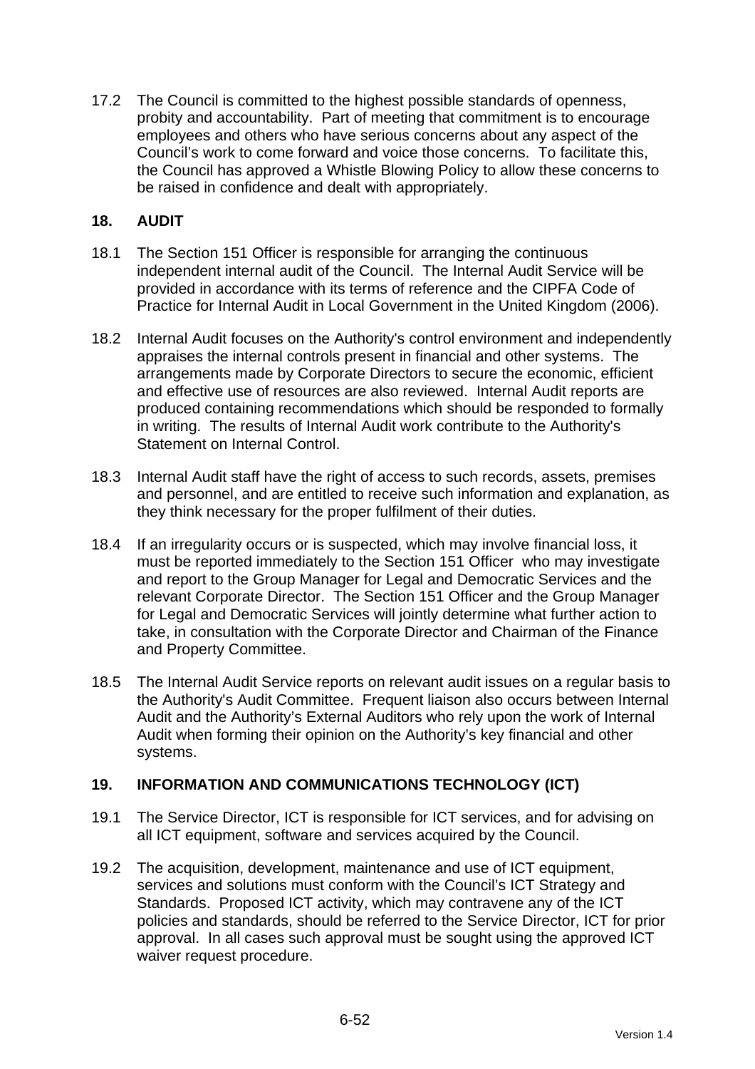17.2 The Council is committed to the highest possible standards of openness, probity and accountability. Part of meeting that commitment is to encourage employees and others who have serious concerns about any aspect of the Council's work to come forward and voice those concerns. To facilitate this, the Council has approved a Whistle Blowing Policy to allow these concerns to be raised in confidence and dealt with appropriately.

## 18. AUDIT

18.1 The Section 151 Officer is responsible for arranging the continuous independent internal audit of the Council. The Internal Audit Service will be provided in accordance with its terms of reference and the CIPFA Code of Practice for Internal Audit in Local Government in the United Kingdom (2006).

18.2 Internal Audit focuses on the Authority's control environment and independently appraises the internal controls present in financial and other systems. The arrangements made by Corporate Directors to secure the economic, efficient and effective use of resources are also reviewed. Internal Audit reports are produced containing recommendations which should be responded to formally in writing. The results of Internal Audit work contribute to the Authority's Statement on Internal Control.

18.3 Internal Audit staff have the right of access to such records, assets, premises and personnel, and are entitled to receive such information and explanation, as they think necessary for the proper fulfilment of their duties.

18.4 If an irregularity occurs or is suspected, which may involve financial loss, it must be reported immediately to the Section 151 Officer who may investigate and report to the Group Manager for Legal and Democratic Services and the relevant Corporate Director. The Section 151 Officer and the Group Manager for Legal and Democratic Services will jointly determine what further action to take, in consultation with the Corporate Director and Chairman of the Finance and Property Committee.

18.5 The Internal Audit Service reports on relevant audit issues on a regular basis to the Authority's Audit Committee. Frequent liaison also occurs between Internal Audit and the Authority's External Auditors who rely upon the work of Internal Audit when forming their opinion on the Authority's key financial and other systems.

## 19. INFORMATION AND COMMUNICATIONS TECHNOLOGY (ICT)

19.1 The Service Director, ICT is responsible for ICT services, and for advising on all ICT equipment, software and services acquired by the Council.

19.2 The acquisition, development, maintenance and use of ICT equipment, services and solutions must conform with the Council's ICT Strategy and Standards. Proposed ICT activity, which may contravene any of the ICT policies and standards, should be referred to the Service Director, ICT for prior approval. In all cases such approval must be sought using the approved ICT waiver request procedure.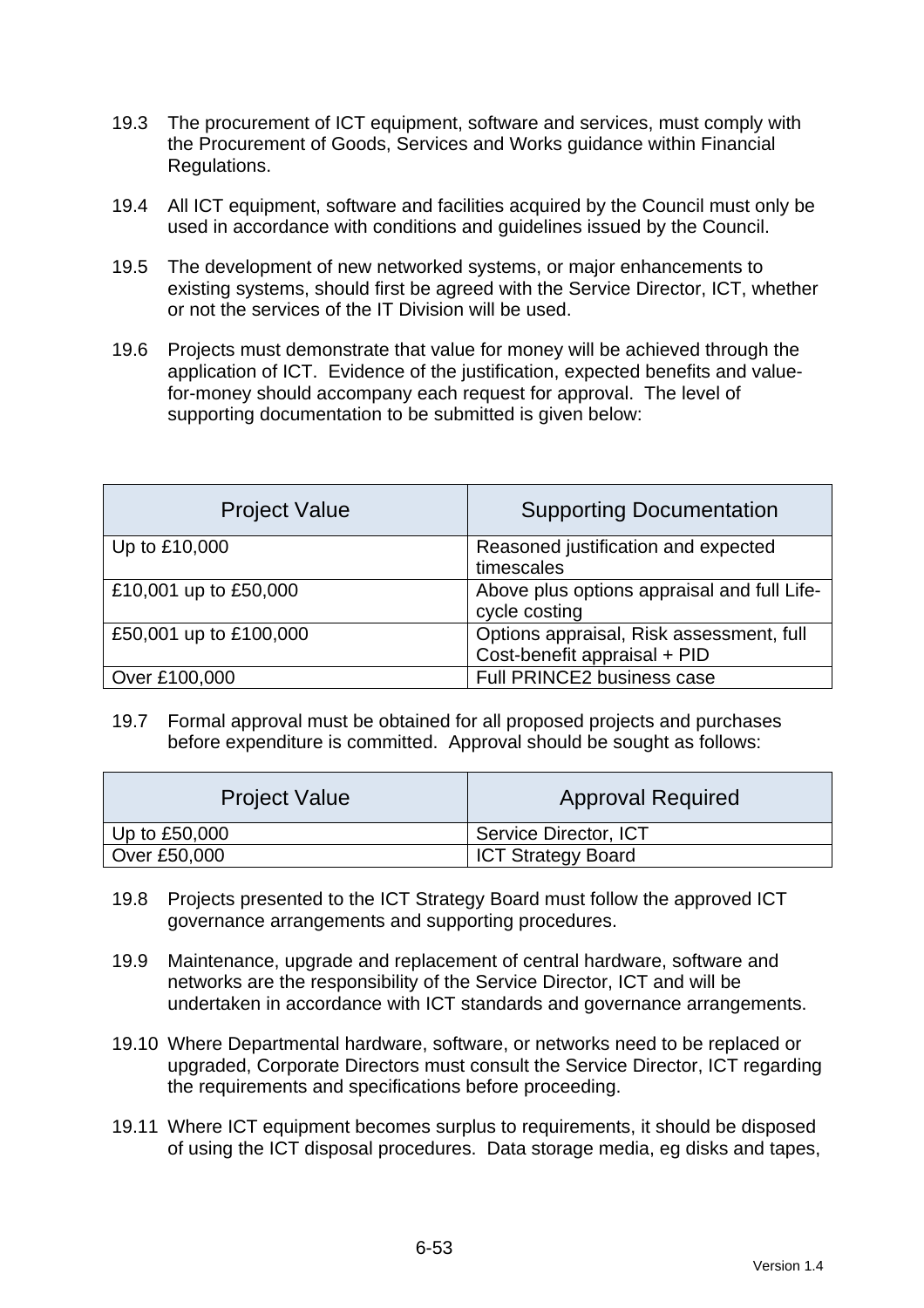19.3 The procurement of ICT equipment, software and services, must comply with the Procurement of Goods, Services and Works guidance within Financial Regulations.

19.4 All ICT equipment, software and facilities acquired by the Council must only be used in accordance with conditions and guidelines issued by the Council.

19.5 The development of new networked systems, or major enhancements to existing systems, should first be agreed with the Service Director, ICT, whether or not the services of the IT Division will be used.

19.6 Projects must demonstrate that value for money will be achieved through the application of ICT. Evidence of the justification, expected benefits and value-for-money should accompany each request for approval. The level of supporting documentation to be submitted is given below:

| Project Value | Supporting Documentation |
| --- | --- |
| Up to £10,000 | Reasoned justification and expected timescales |
| £10,001 up to £50,000 | Above plus options appraisal and full Life-cycle costing |
| £50,001 up to £100,000 | Options appraisal, Risk assessment, full Cost-benefit appraisal + PID |
| Over £100,000 | Full PRINCE2 business case |

19.7 Formal approval must be obtained for all proposed projects and purchases before expenditure is committed. Approval should be sought as follows:

| Project Value | Approval Required |
| --- | --- |
| Up to £50,000 | Service Director, ICT |
| Over £50,000 | ICT Strategy Board |

19.8 Projects presented to the ICT Strategy Board must follow the approved ICT governance arrangements and supporting procedures.

19.9 Maintenance, upgrade and replacement of central hardware, software and networks are the responsibility of the Service Director, ICT and will be undertaken in accordance with ICT standards and governance arrangements.

19.10 Where Departmental hardware, software, or networks need to be replaced or upgraded, Corporate Directors must consult the Service Director, ICT regarding the requirements and specifications before proceeding.

19.11 Where ICT equipment becomes surplus to requirements, it should be disposed of using the ICT disposal procedures. Data storage media, eg disks and tapes,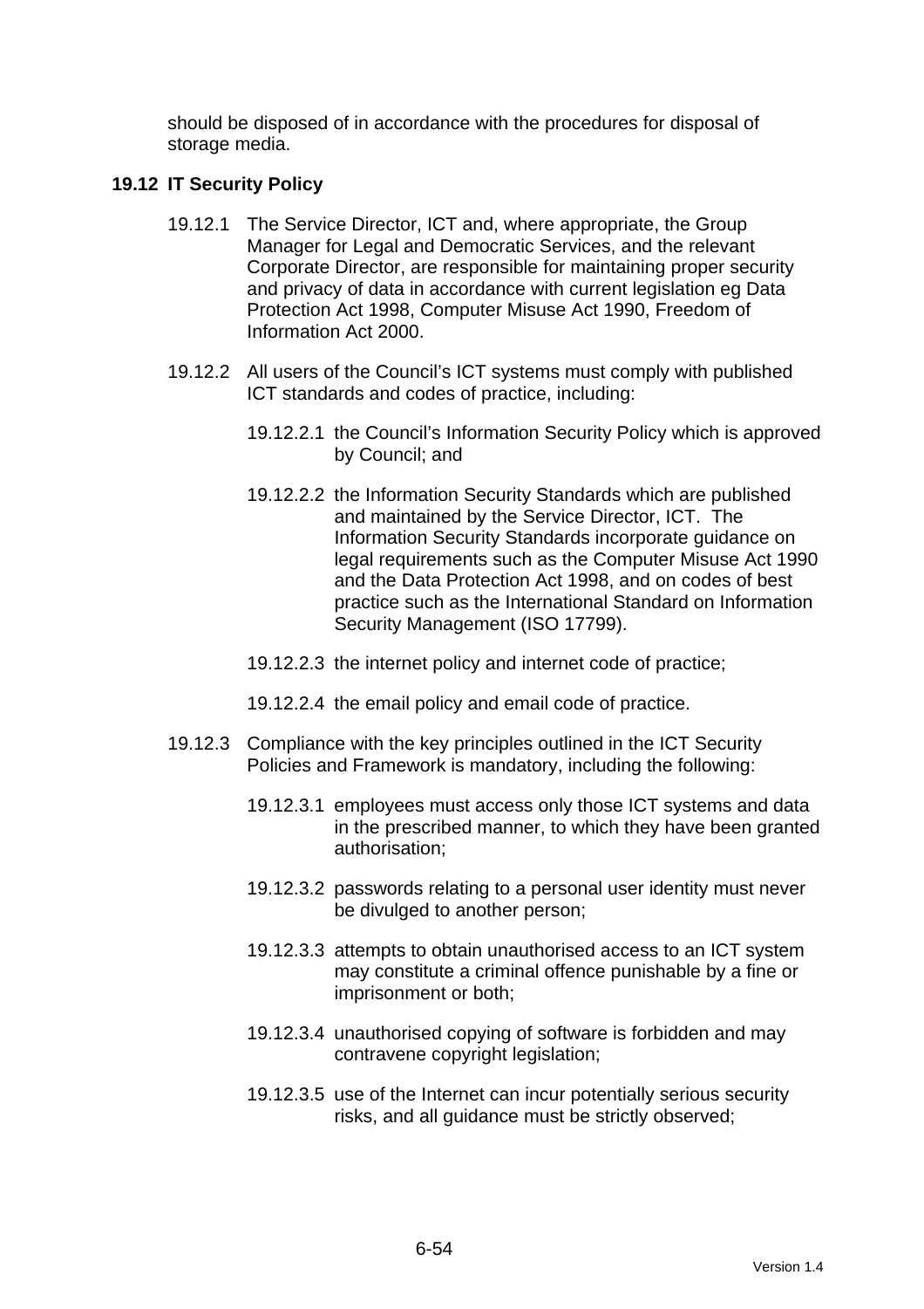should be disposed of in accordance with the procedures for disposal of storage media.

## 19.12 IT Security Policy

19.12.1 The Service Director, ICT and, where appropriate, the Group Manager for Legal and Democratic Services, and the relevant Corporate Director, are responsible for maintaining proper security and privacy of data in accordance with current legislation eg Data Protection Act 1998, Computer Misuse Act 1990, Freedom of Information Act 2000.

19.12.2 All users of the Council's ICT systems must comply with published ICT standards and codes of practice, including:

19.12.2.1 the Council's Information Security Policy which is approved by Council; and

19.12.2.2 the Information Security Standards which are published and maintained by the Service Director, ICT. The Information Security Standards incorporate guidance on legal requirements such as the Computer Misuse Act 1990 and the Data Protection Act 1998, and on codes of best practice such as the International Standard on Information Security Management (ISO 17799).

19.12.2.3 the internet policy and internet code of practice;

19.12.2.4 the email policy and email code of practice.

19.12.3 Compliance with the key principles outlined in the ICT Security Policies and Framework is mandatory, including the following:

19.12.3.1 employees must access only those ICT systems and data in the prescribed manner, to which they have been granted authorisation;

19.12.3.2 passwords relating to a personal user identity must never be divulged to another person;

19.12.3.3 attempts to obtain unauthorised access to an ICT system may constitute a criminal offence punishable by a fine or imprisonment or both;

19.12.3.4 unauthorised copying of software is forbidden and may contravene copyright legislation;

19.12.3.5 use of the Internet can incur potentially serious security risks, and all guidance must be strictly observed;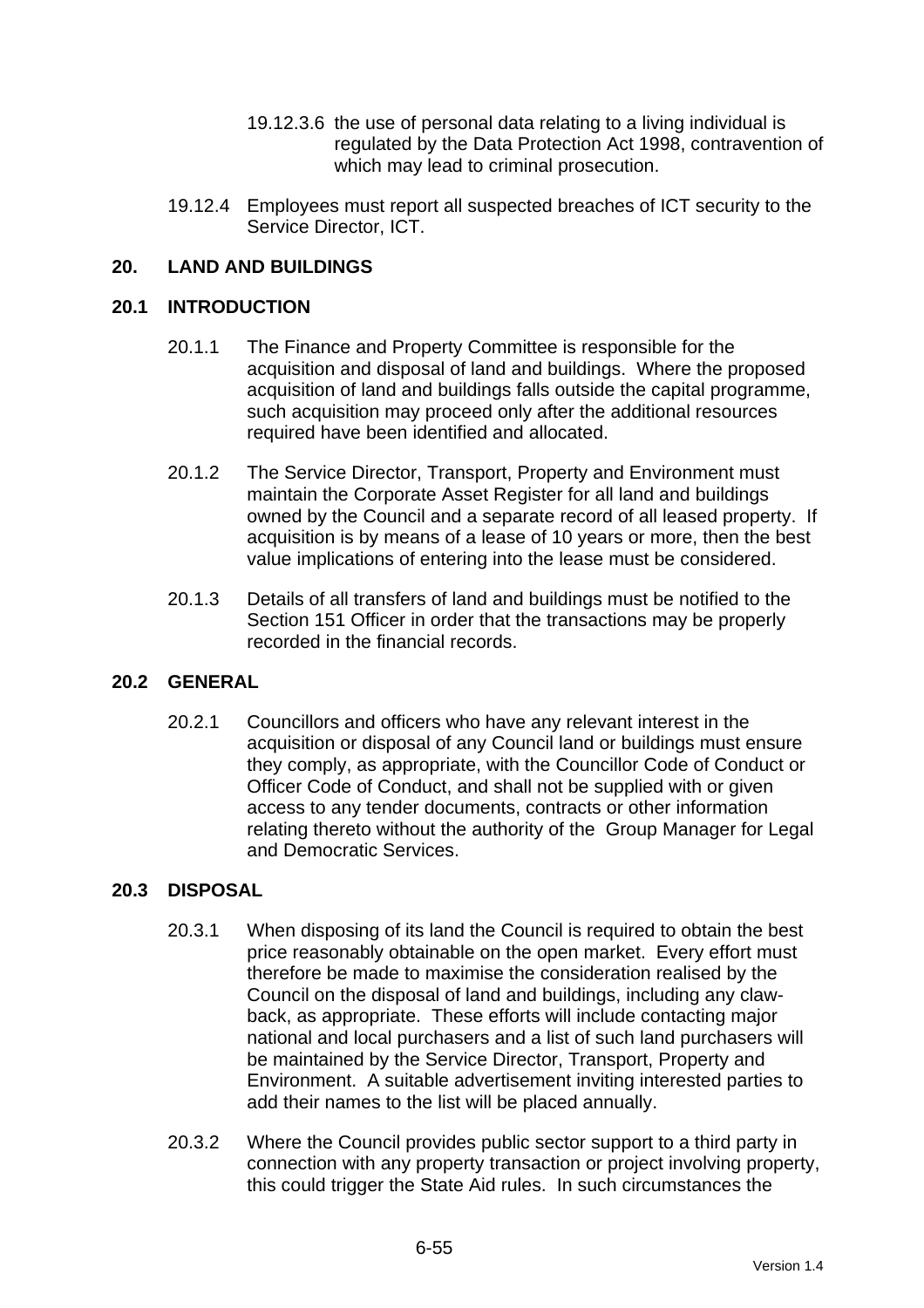19.12.3.6 the use of personal data relating to a living individual is regulated by the Data Protection Act 1998, contravention of which may lead to criminal prosecution.

19.12.4 Employees must report all suspected breaches of ICT security to the Service Director, ICT.

## 20. LAND AND BUILDINGS

### 20.1 INTRODUCTION

20.1.1 The Finance and Property Committee is responsible for the acquisition and disposal of land and buildings. Where the proposed acquisition of land and buildings falls outside the capital programme, such acquisition may proceed only after the additional resources required have been identified and allocated.

20.1.2 The Service Director, Transport, Property and Environment must maintain the Corporate Asset Register for all land and buildings owned by the Council and a separate record of all leased property. If acquisition is by means of a lease of 10 years or more, then the best value implications of entering into the lease must be considered.

20.1.3 Details of all transfers of land and buildings must be notified to the Section 151 Officer in order that the transactions may be properly recorded in the financial records.

### 20.2 GENERAL

20.2.1 Councillors and officers who have any relevant interest in the acquisition or disposal of any Council land or buildings must ensure they comply, as appropriate, with the Councillor Code of Conduct or Officer Code of Conduct, and shall not be supplied with or given access to any tender documents, contracts or other information relating thereto without the authority of the Group Manager for Legal and Democratic Services.

### 20.3 DISPOSAL

20.3.1 When disposing of its land the Council is required to obtain the best price reasonably obtainable on the open market. Every effort must therefore be made to maximise the consideration realised by the Council on the disposal of land and buildings, including any claw-back, as appropriate. These efforts will include contacting major national and local purchasers and a list of such land purchasers will be maintained by the Service Director, Transport, Property and Environment. A suitable advertisement inviting interested parties to add their names to the list will be placed annually.

20.3.2 Where the Council provides public sector support to a third party in connection with any property transaction or project involving property, this could trigger the State Aid rules. In such circumstances the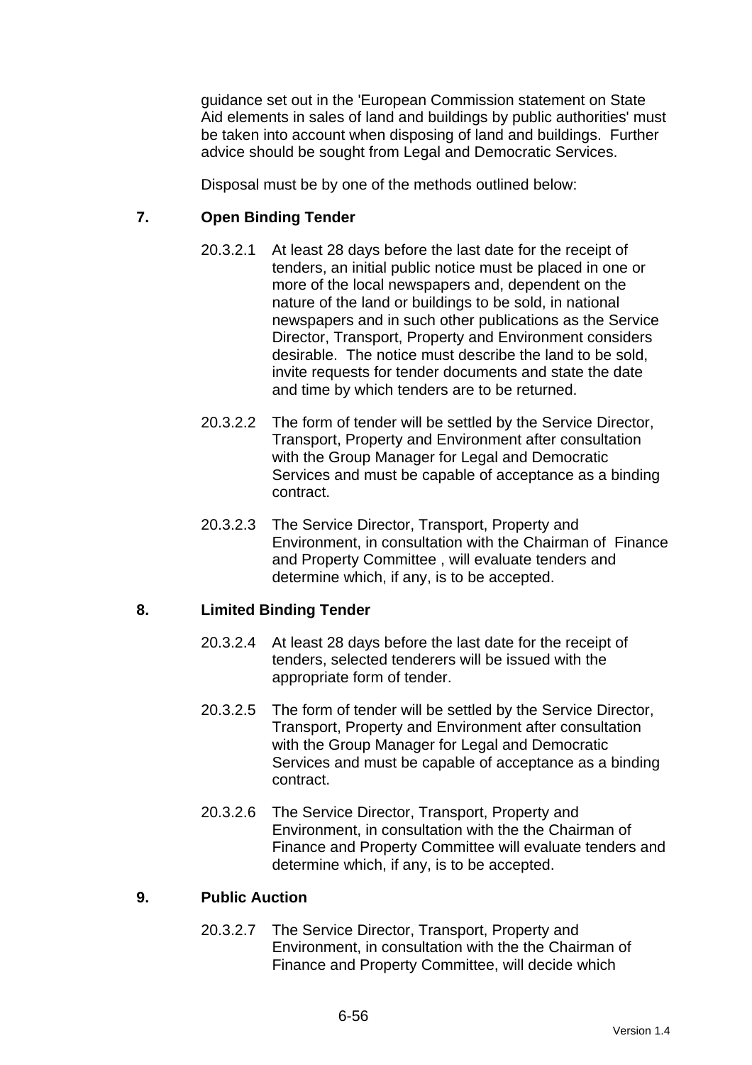guidance set out in the 'European Commission statement on State Aid elements in sales of land and buildings by public authorities' must be taken into account when disposing of land and buildings. Further advice should be sought from Legal and Democratic Services.

Disposal must be by one of the methods outlined below:

### 7. Open Binding Tender

20.3.2.1 At least 28 days before the last date for the receipt of tenders, an initial public notice must be placed in one or more of the local newspapers and, dependent on the nature of the land or buildings to be sold, in national newspapers and in such other publications as the Service Director, Transport, Property and Environment considers desirable. The notice must describe the land to be sold, invite requests for tender documents and state the date and time by which tenders are to be returned.

20.3.2.2 The form of tender will be settled by the Service Director, Transport, Property and Environment after consultation with the Group Manager for Legal and Democratic Services and must be capable of acceptance as a binding contract.

20.3.2.3 The Service Director, Transport, Property and Environment, in consultation with the Chairman of Finance and Property Committee , will evaluate tenders and determine which, if any, is to be accepted.

### 8. Limited Binding Tender

20.3.2.4 At least 28 days before the last date for the receipt of tenders, selected tenderers will be issued with the appropriate form of tender.

20.3.2.5 The form of tender will be settled by the Service Director, Transport, Property and Environment after consultation with the Group Manager for Legal and Democratic Services and must be capable of acceptance as a binding contract.

20.3.2.6 The Service Director, Transport, Property and Environment, in consultation with the the Chairman of Finance and Property Committee will evaluate tenders and determine which, if any, is to be accepted.

### 9. Public Auction

20.3.2.7 The Service Director, Transport, Property and Environment, in consultation with the the Chairman of Finance and Property Committee, will decide which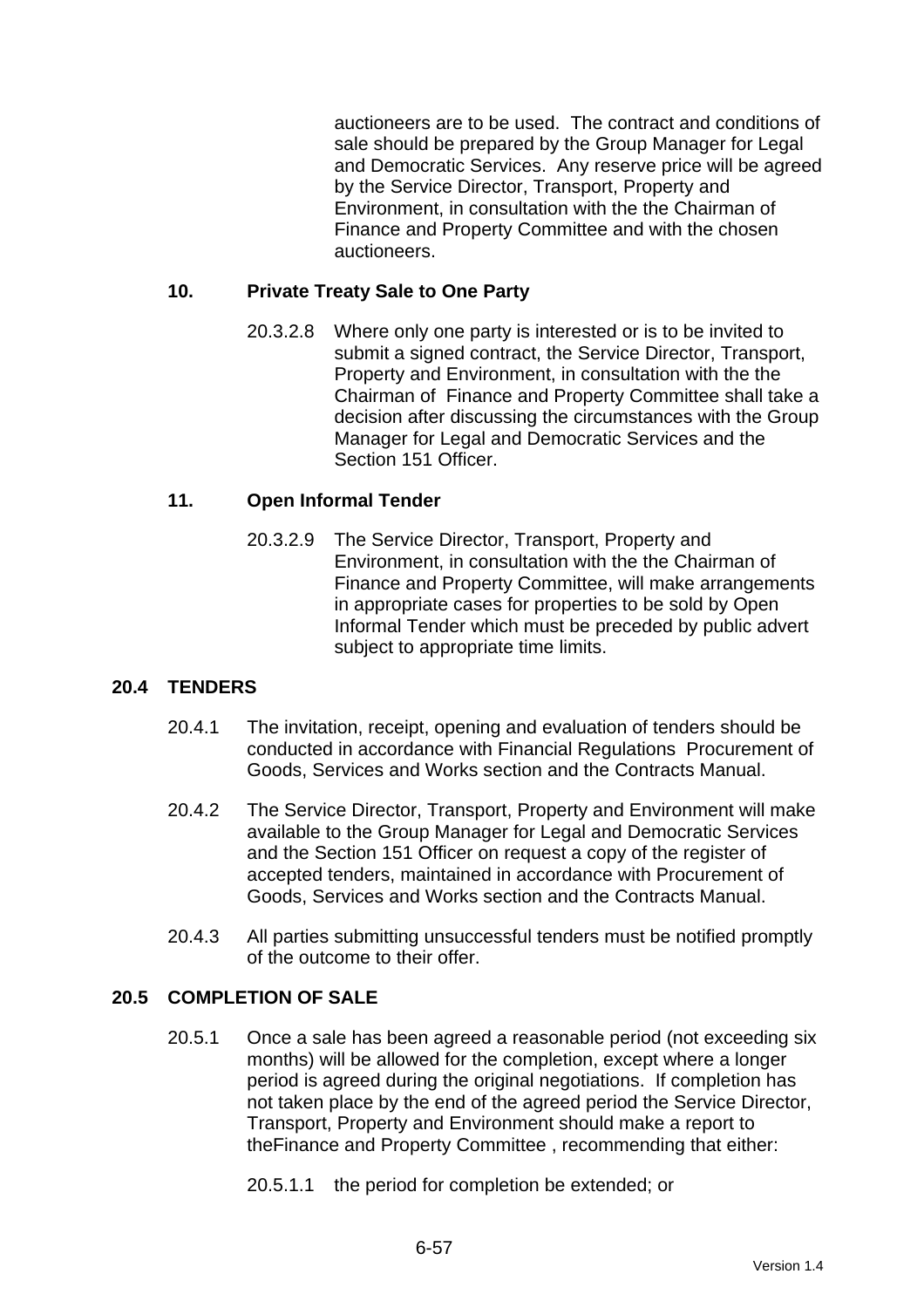auctioneers are to be used. The contract and conditions of sale should be prepared by the Group Manager for Legal and Democratic Services. Any reserve price will be agreed by the Service Director, Transport, Property and Environment, in consultation with the the Chairman of Finance and Property Committee and with the chosen auctioneers.

### 10. Private Treaty Sale to One Party

20.3.2.8 Where only one party is interested or is to be invited to submit a signed contract, the Service Director, Transport, Property and Environment, in consultation with the the Chairman of Finance and Property Committee shall take a decision after discussing the circumstances with the Group Manager for Legal and Democratic Services and the Section 151 Officer.

### 11. Open Informal Tender

20.3.2.9 The Service Director, Transport, Property and Environment, in consultation with the the Chairman of Finance and Property Committee, will make arrangements in appropriate cases for properties to be sold by Open Informal Tender which must be preceded by public advert subject to appropriate time limits.

## 20.4 TENDERS

20.4.1 The invitation, receipt, opening and evaluation of tenders should be conducted in accordance with Financial Regulations Procurement of Goods, Services and Works section and the Contracts Manual.

20.4.2 The Service Director, Transport, Property and Environment will make available to the Group Manager for Legal and Democratic Services and the Section 151 Officer on request a copy of the register of accepted tenders, maintained in accordance with Procurement of Goods, Services and Works section and the Contracts Manual.

20.4.3 All parties submitting unsuccessful tenders must be notified promptly of the outcome to their offer.

## 20.5 COMPLETION OF SALE

20.5.1 Once a sale has been agreed a reasonable period (not exceeding six months) will be allowed for the completion, except where a longer period is agreed during the original negotiations. If completion has not taken place by the end of the agreed period the Service Director, Transport, Property and Environment should make a report to theFinance and Property Committee , recommending that either:

20.5.1.1 the period for completion be extended; or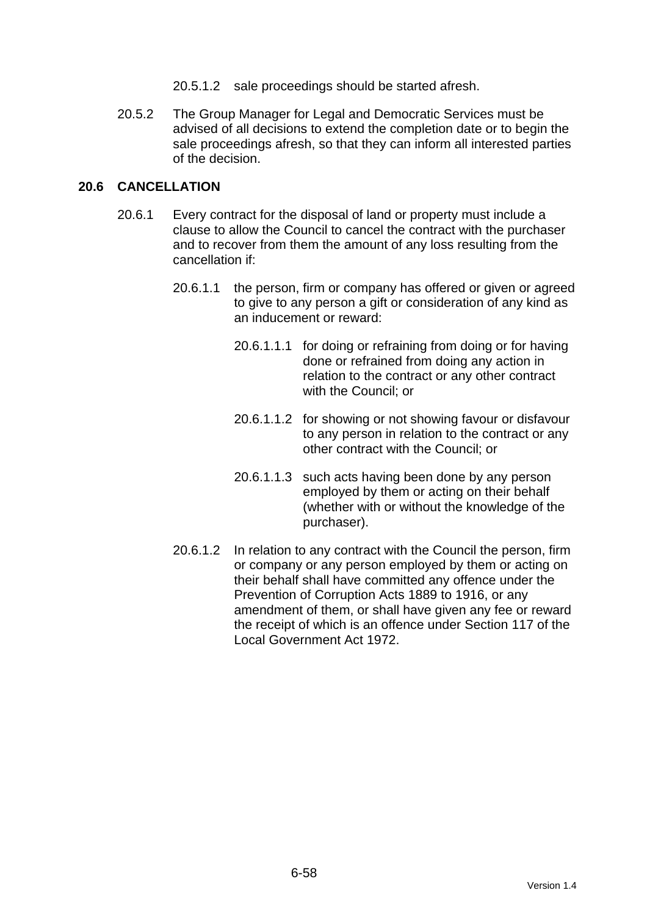20.5.1.2 sale proceedings should be started afresh.

20.5.2 The Group Manager for Legal and Democratic Services must be advised of all decisions to extend the completion date or to begin the sale proceedings afresh, so that they can inform all interested parties of the decision.

## 20.6 CANCELLATION

20.6.1 Every contract for the disposal of land or property must include a clause to allow the Council to cancel the contract with the purchaser and to recover from them the amount of any loss resulting from the cancellation if:

20.6.1.1 the person, firm or company has offered or given or agreed to give to any person a gift or consideration of any kind as an inducement or reward:

20.6.1.1.1 for doing or refraining from doing or for having done or refrained from doing any action in relation to the contract or any other contract with the Council; or

20.6.1.1.2 for showing or not showing favour or disfavour to any person in relation to the contract or any other contract with the Council; or

20.6.1.1.3 such acts having been done by any person employed by them or acting on their behalf (whether with or without the knowledge of the purchaser).

20.6.1.2 In relation to any contract with the Council the person, firm or company or any person employed by them or acting on their behalf shall have committed any offence under the Prevention of Corruption Acts 1889 to 1916, or any amendment of them, or shall have given any fee or reward the receipt of which is an offence under Section 117 of the Local Government Act 1972.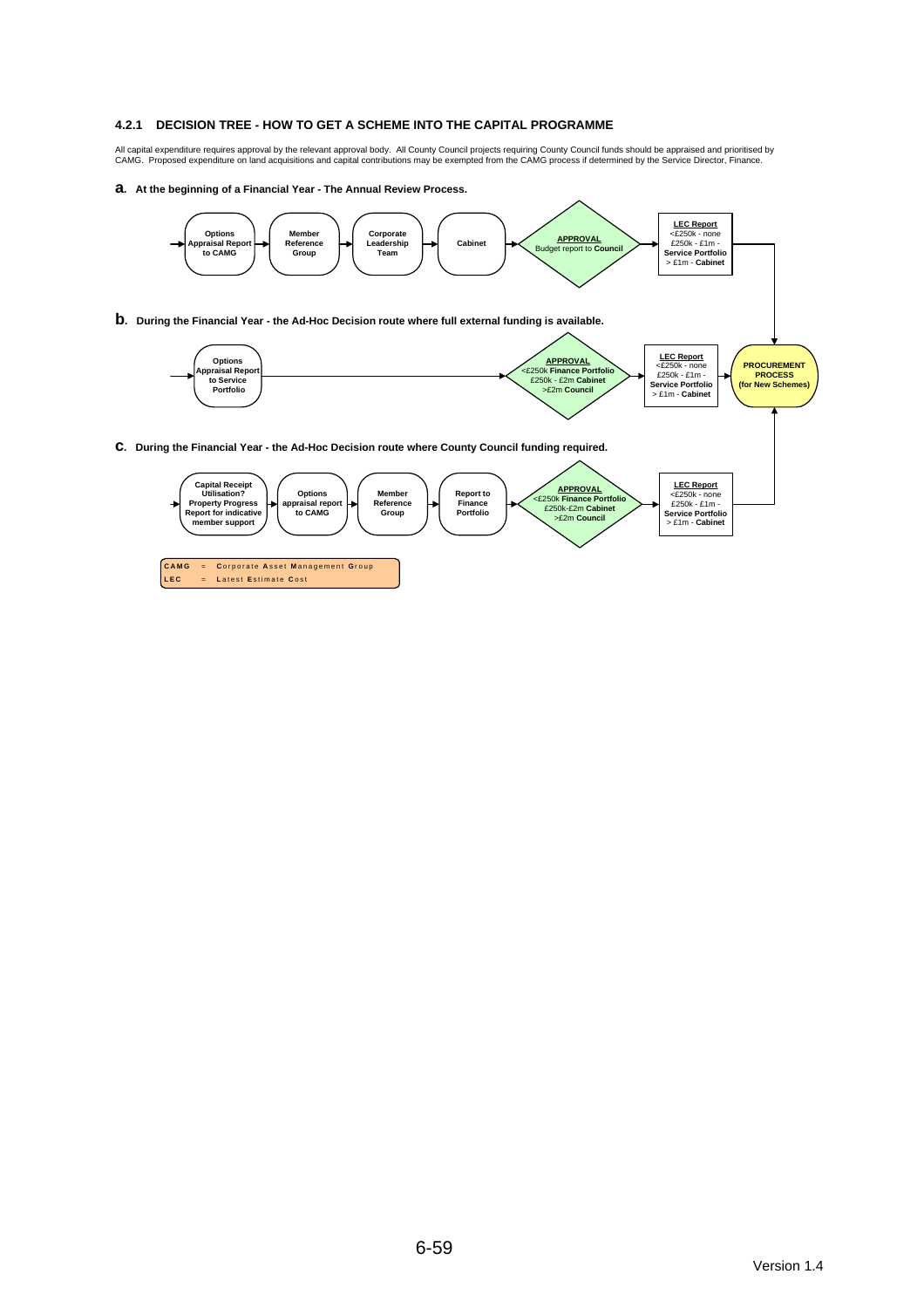### 4.2.1 DECISION TREE - HOW TO GET A SCHEME INTO THE CAPITAL PROGRAMME

All capital expenditure requires approval by the relevant approval body. All County Council projects requiring County Council funds should be appraised and prioritised by CAMG. Proposed expenditure on land acquisitions and capital contributions may be exempted from the CAMG process if determined by the Service Director, Finance.

**a. At the beginning of a Financial Year - The Annual Review Process.**

Options Appraisal Report to CAMG → Member Reference Group → Corporate Leadership Team → Cabinet → **APPROVAL** Budget report to **Council** → **LEC Report** <£250k - none; £250k - £1m - **Service Portfolio**; > £1m - **Cabinet** → PROCUREMENT PROCESS (for New Schemes)

**b. During the Financial Year - the Ad-Hoc Decision route where full external funding is available.**

Options Appraisal Report to Service Portfolio → **APPROVAL** <£250k **Finance Portfolio**; £250k - £2m **Cabinet**; >£2m **Council** → **LEC Report** <£250k - none; £250k - £1m - **Service Portfolio**; > £1m - **Cabinet** → **PROCUREMENT PROCESS (for New Schemes)**

**c. During the Financial Year - the Ad-Hoc Decision route where County Council funding required.**

Capital Receipt Utilisation? Property Progress Report for indicative member support → Options appraisal report to CAMG → Member Reference Group → Report to Finance Portfolio → **APPROVAL** <£250k **Finance Portfolio**; £250k-£2m **Cabinet**; >£2m **Council** → **LEC Report** <£250k - none; £250k - £1m - **Service Portfolio**; > £1m - **Cabinet** → PROCUREMENT PROCESS (for New Schemes)

| | | |
|---|---|---|
| CAMG | = | Corporate Asset Management Group |
| LEC | = | Latest Estimate Cost |

Version 1.4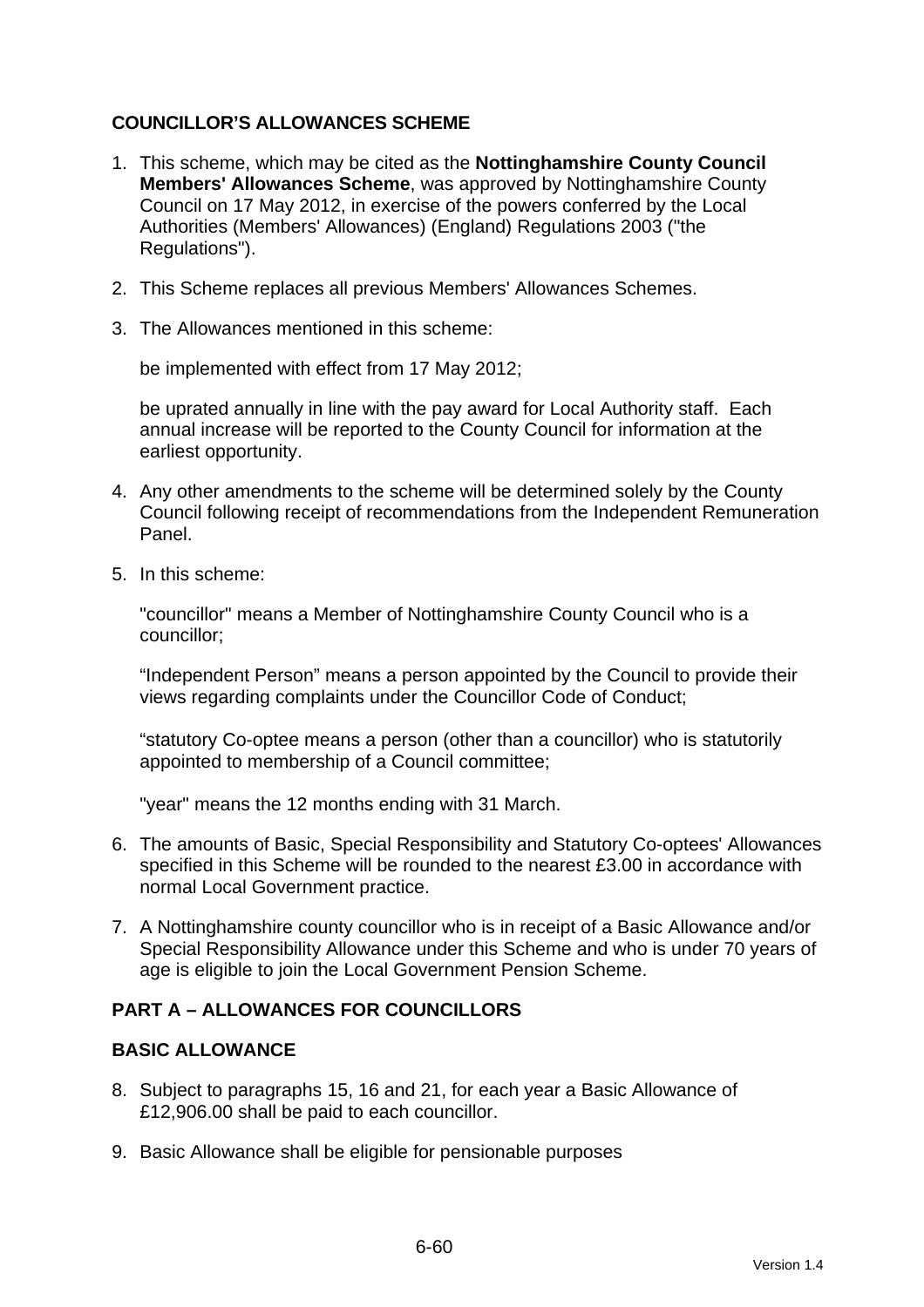## COUNCILLOR'S ALLOWANCES SCHEME

1. This scheme, which may be cited as the **Nottinghamshire County Council Members' Allowances Scheme**, was approved by Nottinghamshire County Council on 17 May 2012, in exercise of the powers conferred by the Local Authorities (Members' Allowances) (England) Regulations 2003 ("the Regulations").

2. This Scheme replaces all previous Members' Allowances Schemes.

3. The Allowances mentioned in this scheme:

   be implemented with effect from 17 May 2012;

   be uprated annually in line with the pay award for Local Authority staff. Each annual increase will be reported to the County Council for information at the earliest opportunity.

4. Any other amendments to the scheme will be determined solely by the County Council following receipt of recommendations from the Independent Remuneration Panel.

5. In this scheme:

   "councillor" means a Member of Nottinghamshire County Council who is a councillor;

   "Independent Person" means a person appointed by the Council to provide their views regarding complaints under the Councillor Code of Conduct;

   "statutory Co-optee means a person (other than a councillor) who is statutorily appointed to membership of a Council committee;

   "year" means the 12 months ending with 31 March.

6. The amounts of Basic, Special Responsibility and Statutory Co-optees' Allowances specified in this Scheme will be rounded to the nearest £3.00 in accordance with normal Local Government practice.

7. A Nottinghamshire county councillor who is in receipt of a Basic Allowance and/or Special Responsibility Allowance under this Scheme and who is under 70 years of age is eligible to join the Local Government Pension Scheme.

## PART A – ALLOWANCES FOR COUNCILLORS

### BASIC ALLOWANCE

8. Subject to paragraphs 15, 16 and 21, for each year a Basic Allowance of £12,906.00 shall be paid to each councillor.

9. Basic Allowance shall be eligible for pensionable purposes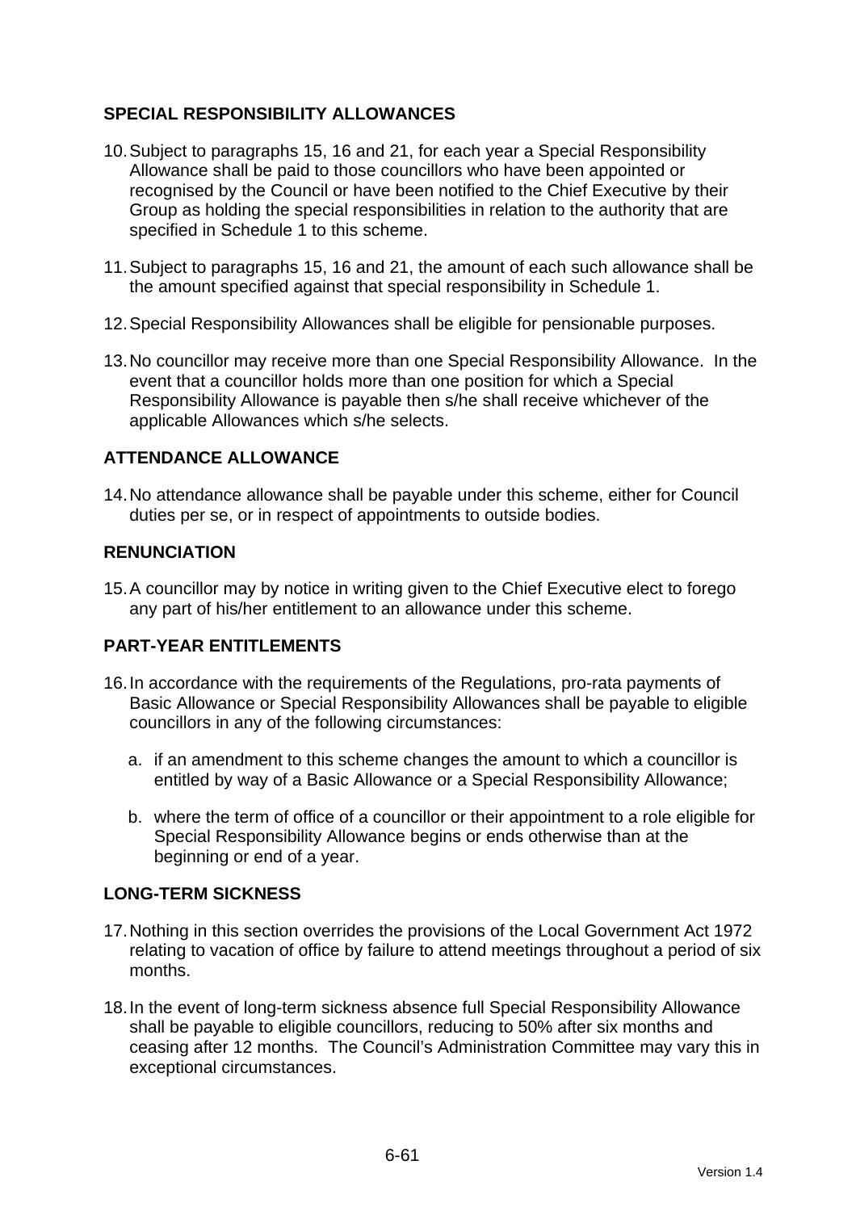## SPECIAL RESPONSIBILITY ALLOWANCES

10. Subject to paragraphs 15, 16 and 21, for each year a Special Responsibility Allowance shall be paid to those councillors who have been appointed or recognised by the Council or have been notified to the Chief Executive by their Group as holding the special responsibilities in relation to the authority that are specified in Schedule 1 to this scheme.

11. Subject to paragraphs 15, 16 and 21, the amount of each such allowance shall be the amount specified against that special responsibility in Schedule 1.

12. Special Responsibility Allowances shall be eligible for pensionable purposes.

13. No councillor may receive more than one Special Responsibility Allowance. In the event that a councillor holds more than one position for which a Special Responsibility Allowance is payable then s/he shall receive whichever of the applicable Allowances which s/he selects.

## ATTENDANCE ALLOWANCE

14. No attendance allowance shall be payable under this scheme, either for Council duties per se, or in respect of appointments to outside bodies.

## RENUNCIATION

15. A councillor may by notice in writing given to the Chief Executive elect to forego any part of his/her entitlement to an allowance under this scheme.

## PART-YEAR ENTITLEMENTS

16. In accordance with the requirements of the Regulations, pro-rata payments of Basic Allowance or Special Responsibility Allowances shall be payable to eligible councillors in any of the following circumstances:

    a. if an amendment to this scheme changes the amount to which a councillor is entitled by way of a Basic Allowance or a Special Responsibility Allowance;

    b. where the term of office of a councillor or their appointment to a role eligible for Special Responsibility Allowance begins or ends otherwise than at the beginning or end of a year.

## LONG-TERM SICKNESS

17. Nothing in this section overrides the provisions of the Local Government Act 1972 relating to vacation of office by failure to attend meetings throughout a period of six months.

18. In the event of long-term sickness absence full Special Responsibility Allowance shall be payable to eligible councillors, reducing to 50% after six months and ceasing after 12 months. The Council's Administration Committee may vary this in exceptional circumstances.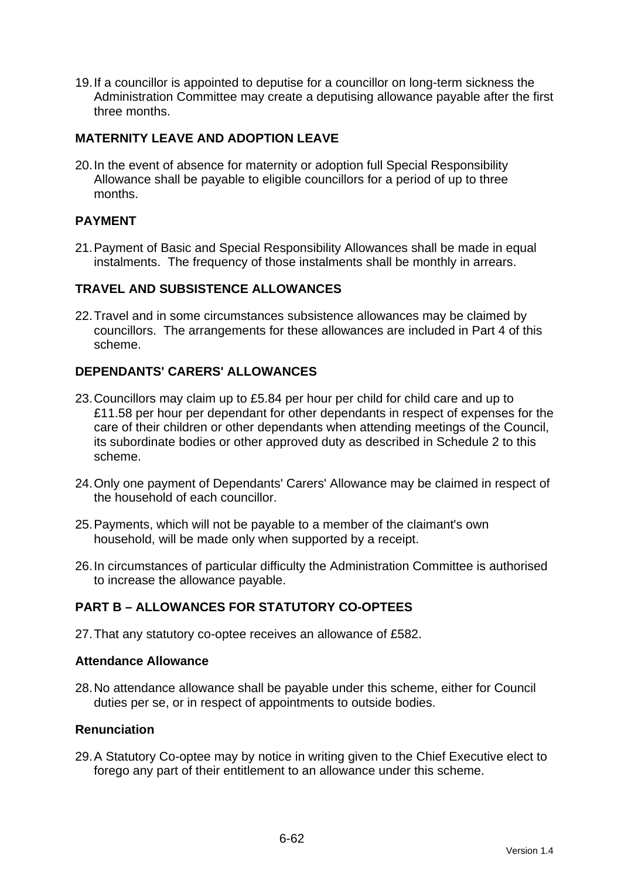19. If a councillor is appointed to deputise for a councillor on long-term sickness the Administration Committee may create a deputising allowance payable after the first three months.

## MATERNITY LEAVE AND ADOPTION LEAVE

20. In the event of absence for maternity or adoption full Special Responsibility Allowance shall be payable to eligible councillors for a period of up to three months.

## PAYMENT

21. Payment of Basic and Special Responsibility Allowances shall be made in equal instalments.  The frequency of those instalments shall be monthly in arrears.

## TRAVEL AND SUBSISTENCE ALLOWANCES

22. Travel and in some circumstances subsistence allowances may be claimed by councillors.  The arrangements for these allowances are included in Part 4 of this scheme.

## DEPENDANTS' CARERS' ALLOWANCES

23. Councillors may claim up to £5.84 per hour per child for child care and up to £11.58 per hour per dependant for other dependants in respect of expenses for the care of their children or other dependants when attending meetings of the Council, its subordinate bodies or other approved duty as described in Schedule 2 to this scheme.

24. Only one payment of Dependants' Carers' Allowance may be claimed in respect of the household of each councillor.

25. Payments, which will not be payable to a member of the claimant's own household, will be made only when supported by a receipt.

26. In circumstances of particular difficulty the Administration Committee is authorised to increase the allowance payable.

## PART B – ALLOWANCES FOR STATUTORY CO-OPTEES

27. That any statutory co-optee receives an allowance of £582.

### Attendance Allowance

28. No attendance allowance shall be payable under this scheme, either for Council duties per se, or in respect of appointments to outside bodies.

### Renunciation

29. A Statutory Co-optee may by notice in writing given to the Chief Executive elect to forego any part of their entitlement to an allowance under this scheme.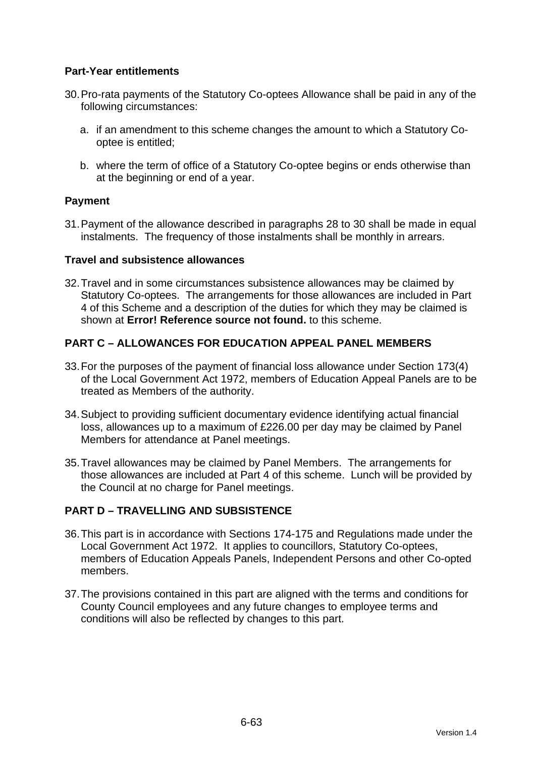**Part-Year entitlements**

30. Pro-rata payments of the Statutory Co-optees Allowance shall be paid in any of the following circumstances:

    a. if an amendment to this scheme changes the amount to which a Statutory Co-optee is entitled;

    b. where the term of office of a Statutory Co-optee begins or ends otherwise than at the beginning or end of a year.

**Payment**

31. Payment of the allowance described in paragraphs 28 to 30 shall be made in equal instalments. The frequency of those instalments shall be monthly in arrears.

**Travel and subsistence allowances**

32. Travel and in some circumstances subsistence allowances may be claimed by Statutory Co-optees. The arrangements for those allowances are included in Part 4 of this Scheme and a description of the duties for which they may be claimed is shown at **Error! Reference source not found.** to this scheme.

**PART C – ALLOWANCES FOR EDUCATION APPEAL PANEL MEMBERS**

33. For the purposes of the payment of financial loss allowance under Section 173(4) of the Local Government Act 1972, members of Education Appeal Panels are to be treated as Members of the authority.

34. Subject to providing sufficient documentary evidence identifying actual financial loss, allowances up to a maximum of £226.00 per day may be claimed by Panel Members for attendance at Panel meetings.

35. Travel allowances may be claimed by Panel Members. The arrangements for those allowances are included at Part 4 of this scheme. Lunch will be provided by the Council at no charge for Panel meetings.

**PART D – TRAVELLING AND SUBSISTENCE**

36. This part is in accordance with Sections 174-175 and Regulations made under the Local Government Act 1972. It applies to councillors, Statutory Co-optees, members of Education Appeals Panels, Independent Persons and other Co-opted members.

37. The provisions contained in this part are aligned with the terms and conditions for County Council employees and any future changes to employee terms and conditions will also be reflected by changes to this part.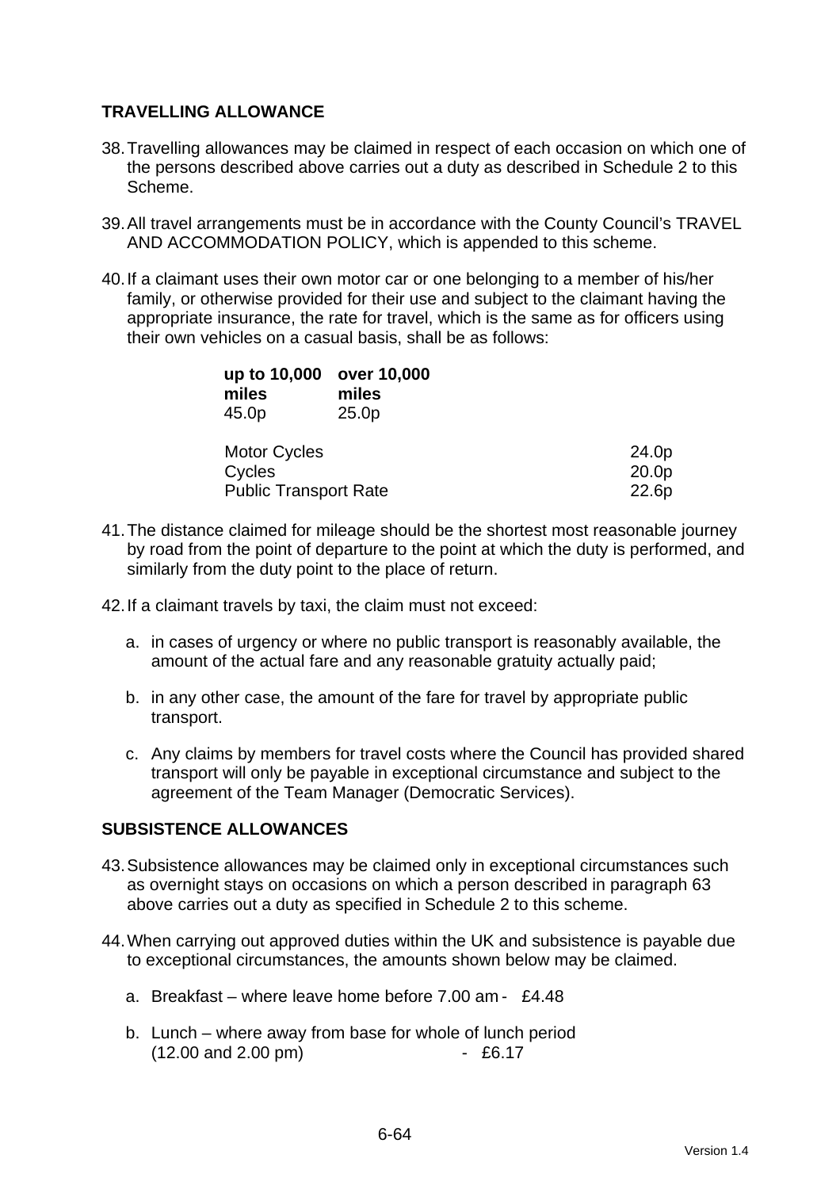## TRAVELLING ALLOWANCE

38. Travelling allowances may be claimed in respect of each occasion on which one of the persons described above carries out a duty as described in Schedule 2 to this Scheme.

39. All travel arrangements must be in accordance with the County Council's TRAVEL AND ACCOMMODATION POLICY, which is appended to this scheme.

40. If a claimant uses their own motor car or one belonging to a member of his/her family, or otherwise provided for their use and subject to the claimant having the appropriate insurance, the rate for travel, which is the same as for officers using their own vehicles on a casual basis, shall be as follows:

| **up to 10,000 miles** | **over 10,000 miles** |
|---|---|
| 45.0p | 25.0p |

| | |
|---|---|
| Motor Cycles | 24.0p |
| Cycles | 20.0p |
| Public Transport Rate | 22.6p |

41. The distance claimed for mileage should be the shortest most reasonable journey by road from the point of departure to the point at which the duty is performed, and similarly from the duty point to the place of return.

42. If a claimant travels by taxi, the claim must not exceed:

    a. in cases of urgency or where no public transport is reasonably available, the amount of the actual fare and any reasonable gratuity actually paid;

    b. in any other case, the amount of the fare for travel by appropriate public transport.

    c. Any claims by members for travel costs where the Council has provided shared transport will only be payable in exceptional circumstance and subject to the agreement of the Team Manager (Democratic Services).

## SUBSISTENCE ALLOWANCES

43. Subsistence allowances may be claimed only in exceptional circumstances such as overnight stays on occasions on which a person described in paragraph 63 above carries out a duty as specified in Schedule 2 to this scheme.

44. When carrying out approved duties within the UK and subsistence is payable due to exceptional circumstances, the amounts shown below may be claimed.

    a. Breakfast – where leave home before 7.00 am - £4.48

    b. Lunch – where away from base for whole of lunch period (12.00 and 2.00 pm) - £6.17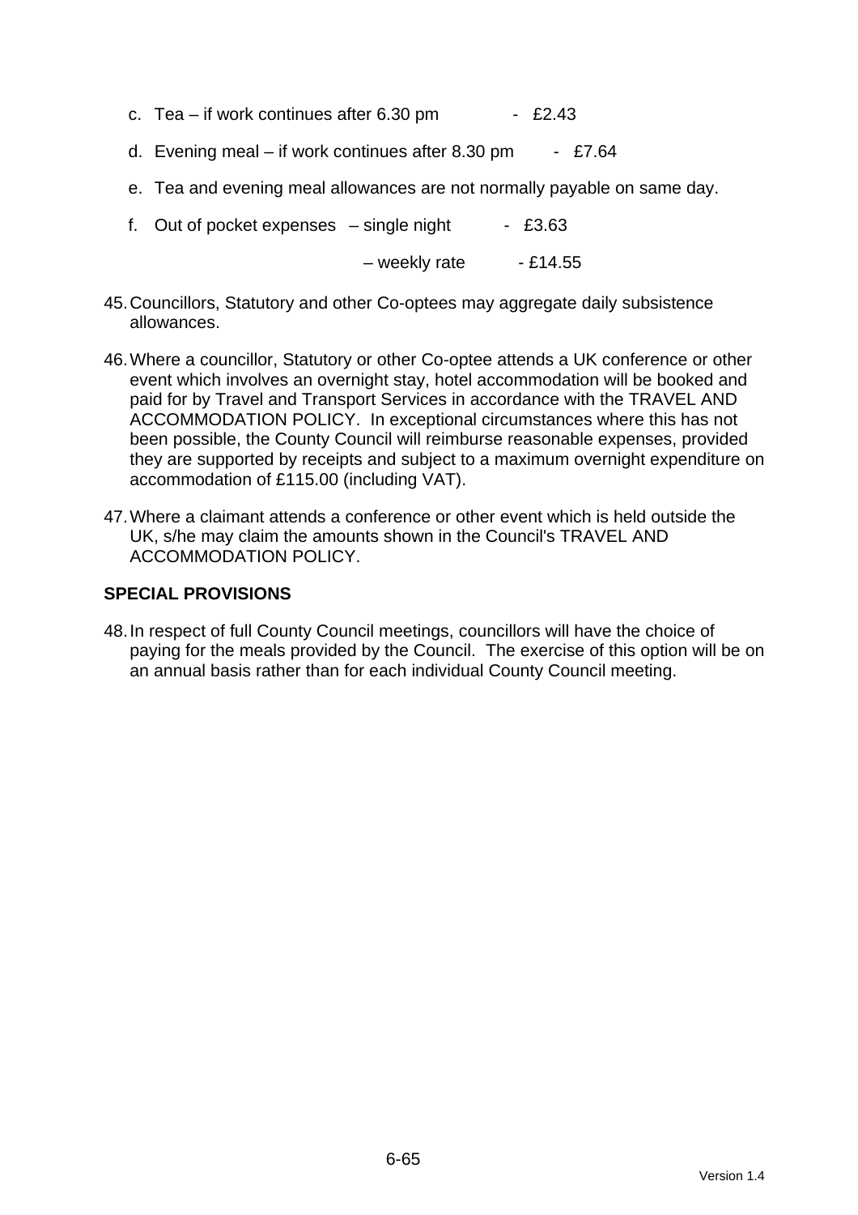c. Tea – if work continues after 6.30 pm - £2.43

d. Evening meal – if work continues after 8.30 pm - £7.64

e. Tea and evening meal allowances are not normally payable on same day.

f. Out of pocket expenses – single night - £3.63

– weekly rate - £14.55

45. Councillors, Statutory and other Co-optees may aggregate daily subsistence allowances.

46. Where a councillor, Statutory or other Co-optee attends a UK conference or other event which involves an overnight stay, hotel accommodation will be booked and paid for by Travel and Transport Services in accordance with the TRAVEL AND ACCOMMODATION POLICY. In exceptional circumstances where this has not been possible, the County Council will reimburse reasonable expenses, provided they are supported by receipts and subject to a maximum overnight expenditure on accommodation of £115.00 (including VAT).

47. Where a claimant attends a conference or other event which is held outside the UK, s/he may claim the amounts shown in the Council's TRAVEL AND ACCOMMODATION POLICY.

## SPECIAL PROVISIONS

48. In respect of full County Council meetings, councillors will have the choice of paying for the meals provided by the Council. The exercise of this option will be on an annual basis rather than for each individual County Council meeting.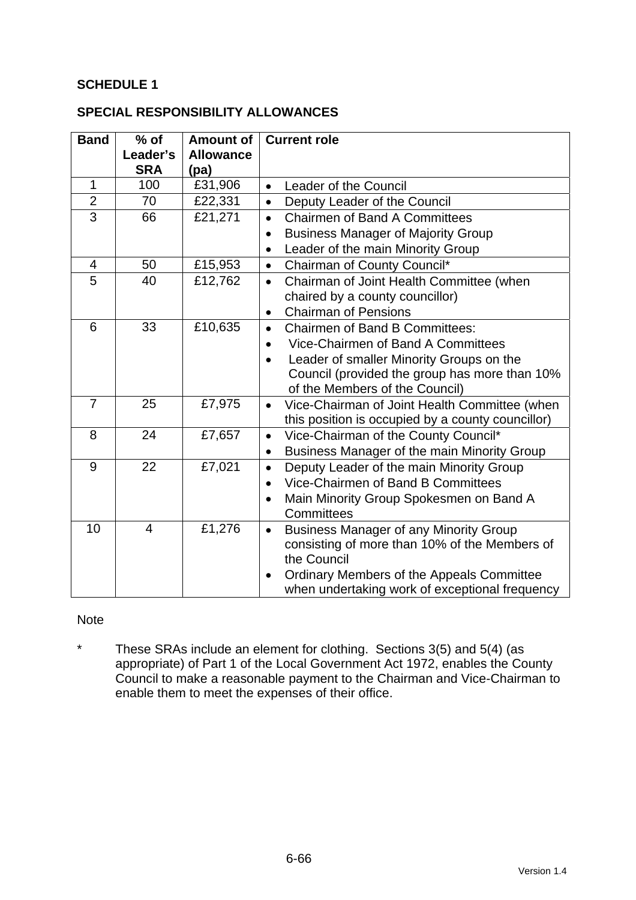**SCHEDULE 1**

**SPECIAL RESPONSIBILITY ALLOWANCES**

| Band | % of Leader's SRA | Amount of Allowance (pa) | Current role |
|---|---|---|---|
| 1 | 100 | £31,906 | • Leader of the Council |
| 2 | 70 | £22,331 | • Deputy Leader of the Council |
| 3 | 66 | £21,271 | • Chairmen of Band A Committees<br>• Business Manager of Majority Group<br>• Leader of the main Minority Group |
| 4 | 50 | £15,953 | • Chairman of County Council* |
| 5 | 40 | £12,762 | • Chairman of Joint Health Committee (when chaired by a county councillor)<br>• Chairman of Pensions |
| 6 | 33 | £10,635 | • Chairmen of Band B Committees:<br>• Vice-Chairmen of Band A Committees<br>• Leader of smaller Minority Groups on the Council (provided the group has more than 10% of the Members of the Council) |
| 7 | 25 | £7,975 | • Vice-Chairman of Joint Health Committee (when this position is occupied by a county councillor) |
| 8 | 24 | £7,657 | • Vice-Chairman of the County Council*<br>• Business Manager of the main Minority Group |
| 9 | 22 | £7,021 | • Deputy Leader of the main Minority Group<br>• Vice-Chairmen of Band B Committees<br>• Main Minority Group Spokesmen on Band A Committees |
| 10 | 4 | £1,276 | • Business Manager of any Minority Group consisting of more than 10% of the Members of the Council<br>• Ordinary Members of the Appeals Committee when undertaking work of exceptional frequency |

Note

\* These SRAs include an element for clothing. Sections 3(5) and 5(4) (as appropriate) of Part 1 of the Local Government Act 1972, enables the County Council to make a reasonable payment to the Chairman and Vice-Chairman to enable them to meet the expenses of their office.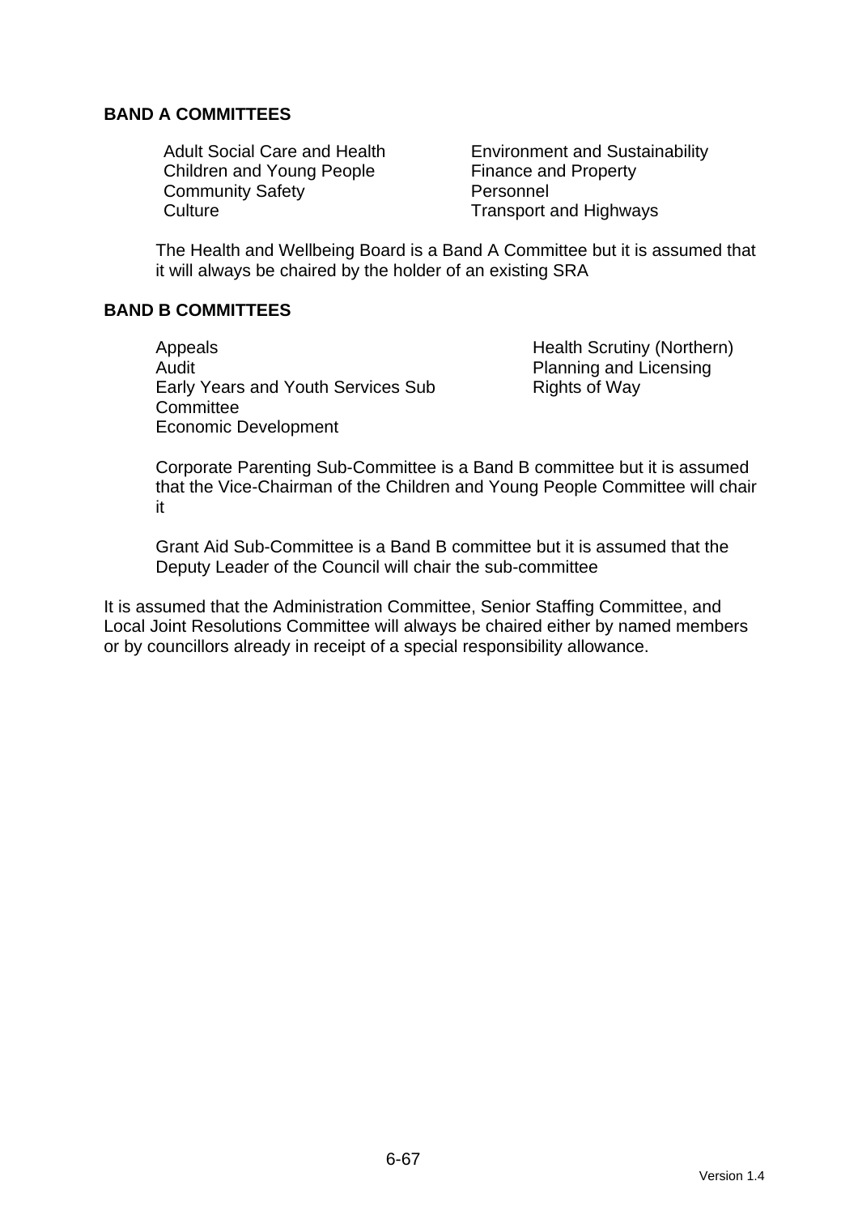**BAND A COMMITTEES**

- Adult Social Care and Health
- Children and Young People
- Community Safety
- Culture
- Environment and Sustainability
- Finance and Property
- Personnel
- Transport and Highways

The Health and Wellbeing Board is a Band A Committee but it is assumed that it will always be chaired by the holder of an existing SRA

**BAND B COMMITTEES**

- Appeals
- Audit
- Early Years and Youth Services Sub Committee
- Economic Development
- Health Scrutiny (Northern)
- Planning and Licensing
- Rights of Way

Corporate Parenting Sub-Committee is a Band B committee but it is assumed that the Vice-Chairman of the Children and Young People Committee will chair it

Grant Aid Sub-Committee is a Band B committee but it is assumed that the Deputy Leader of the Council will chair the sub-committee

It is assumed that the Administration Committee, Senior Staffing Committee, and Local Joint Resolutions Committee will always be chaired either by named members or by councillors already in receipt of a special responsibility allowance.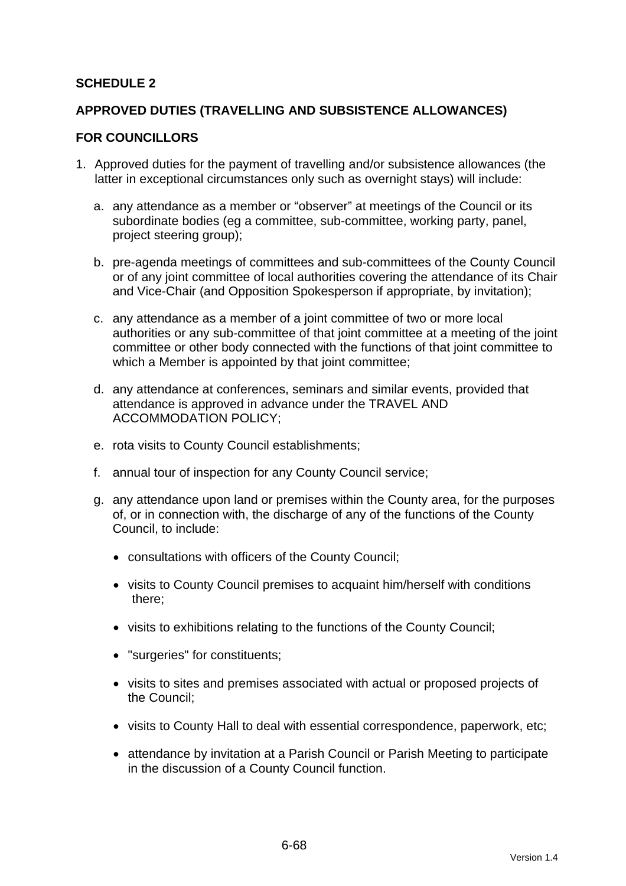**SCHEDULE 2**

**APPROVED DUTIES (TRAVELLING AND SUBSISTENCE ALLOWANCES)**

**FOR COUNCILLORS**

1. Approved duties for the payment of travelling and/or subsistence allowances (the latter in exceptional circumstances only such as overnight stays) will include:

   a. any attendance as a member or “observer” at meetings of the Council or its subordinate bodies (eg a committee, sub-committee, working party, panel, project steering group);

   b. pre-agenda meetings of committees and sub-committees of the County Council or of any joint committee of local authorities covering the attendance of its Chair and Vice-Chair (and Opposition Spokesperson if appropriate, by invitation);

   c. any attendance as a member of a joint committee of two or more local authorities or any sub-committee of that joint committee at a meeting of the joint committee or other body connected with the functions of that joint committee to which a Member is appointed by that joint committee;

   d. any attendance at conferences, seminars and similar events, provided that attendance is approved in advance under the TRAVEL AND ACCOMMODATION POLICY;

   e. rota visits to County Council establishments;

   f. annual tour of inspection for any County Council service;

   g. any attendance upon land or premises within the County area, for the purposes of, or in connection with, the discharge of any of the functions of the County Council, to include:

      - consultations with officers of the County Council;
      - visits to County Council premises to acquaint him/herself with conditions there;
      - visits to exhibitions relating to the functions of the County Council;
      - "surgeries" for constituents;
      - visits to sites and premises associated with actual or proposed projects of the Council;
      - visits to County Hall to deal with essential correspondence, paperwork, etc;
      - attendance by invitation at a Parish Council or Parish Meeting to participate in the discussion of a County Council function.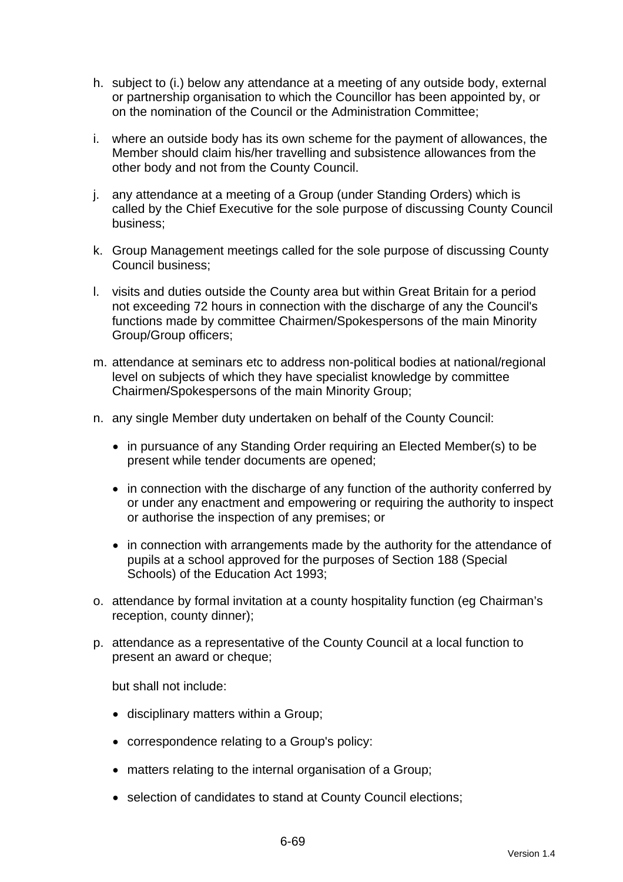h. subject to (i.) below any attendance at a meeting of any outside body, external or partnership organisation to which the Councillor has been appointed by, or on the nomination of the Council or the Administration Committee;

i. where an outside body has its own scheme for the payment of allowances, the Member should claim his/her travelling and subsistence allowances from the other body and not from the County Council.

j. any attendance at a meeting of a Group (under Standing Orders) which is called by the Chief Executive for the sole purpose of discussing County Council business;

k. Group Management meetings called for the sole purpose of discussing County Council business;

l. visits and duties outside the County area but within Great Britain for a period not exceeding 72 hours in connection with the discharge of any the Council's functions made by committee Chairmen/Spokespersons of the main Minority Group/Group officers;

m. attendance at seminars etc to address non-political bodies at national/regional level on subjects of which they have specialist knowledge by committee Chairmen/Spokespersons of the main Minority Group;

n. any single Member duty undertaken on behalf of the County Council:

   - in pursuance of any Standing Order requiring an Elected Member(s) to be present while tender documents are opened;
   - in connection with the discharge of any function of the authority conferred by or under any enactment and empowering or requiring the authority to inspect or authorise the inspection of any premises; or
   - in connection with arrangements made by the authority for the attendance of pupils at a school approved for the purposes of Section 188 (Special Schools) of the Education Act 1993;

o. attendance by formal invitation at a county hospitality function (eg Chairman's reception, county dinner);

p. attendance as a representative of the County Council at a local function to present an award or cheque;

   but shall not include:

   - disciplinary matters within a Group;
   - correspondence relating to a Group's policy:
   - matters relating to the internal organisation of a Group;
   - selection of candidates to stand at County Council elections;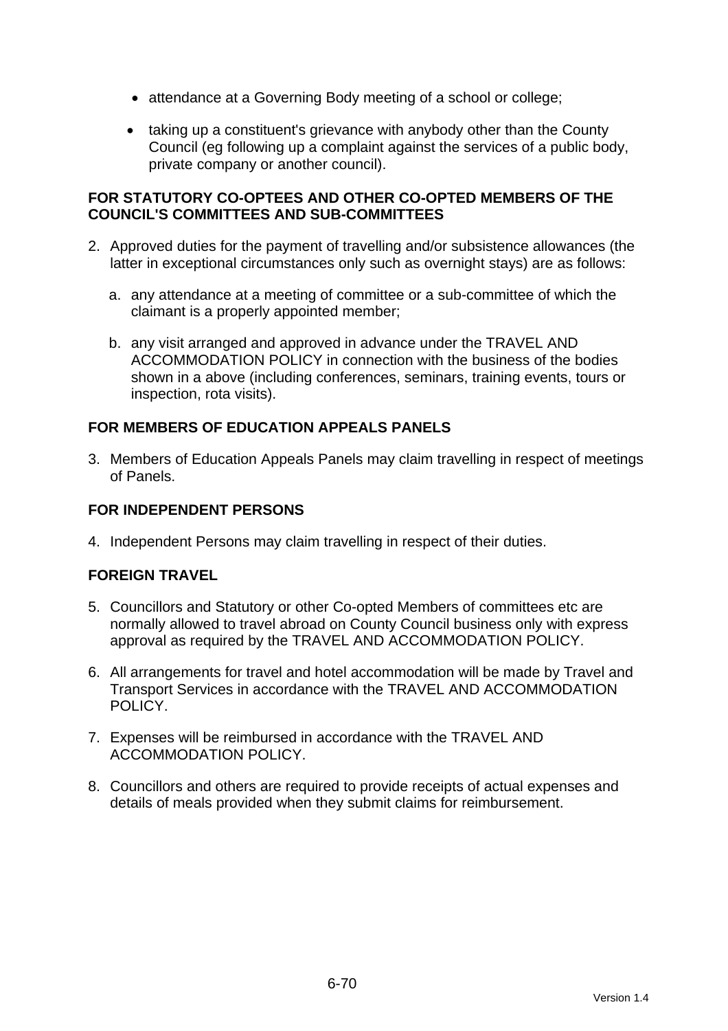- attendance at a Governing Body meeting of a school or college;
- taking up a constituent's grievance with anybody other than the County Council (eg following up a complaint against the services of a public body, private company or another council).

**FOR STATUTORY CO-OPTEES AND OTHER CO-OPTED MEMBERS OF THE COUNCIL'S COMMITTEES AND SUB-COMMITTEES**

2. Approved duties for the payment of travelling and/or subsistence allowances (the latter in exceptional circumstances only such as overnight stays) are as follows:

   a. any attendance at a meeting of committee or a sub-committee of which the claimant is a properly appointed member;

   b. any visit arranged and approved in advance under the TRAVEL AND ACCOMMODATION POLICY in connection with the business of the bodies shown in a above (including conferences, seminars, training events, tours or inspection, rota visits).

**FOR MEMBERS OF EDUCATION APPEALS PANELS**

3. Members of Education Appeals Panels may claim travelling in respect of meetings of Panels.

**FOR INDEPENDENT PERSONS**

4. Independent Persons may claim travelling in respect of their duties.

**FOREIGN TRAVEL**

5. Councillors and Statutory or other Co-opted Members of committees etc are normally allowed to travel abroad on County Council business only with express approval as required by the TRAVEL AND ACCOMMODATION POLICY.

6. All arrangements for travel and hotel accommodation will be made by Travel and Transport Services in accordance with the TRAVEL AND ACCOMMODATION POLICY.

7. Expenses will be reimbursed in accordance with the TRAVEL AND ACCOMMODATION POLICY.

8. Councillors and others are required to provide receipts of actual expenses and details of meals provided when they submit claims for reimbursement.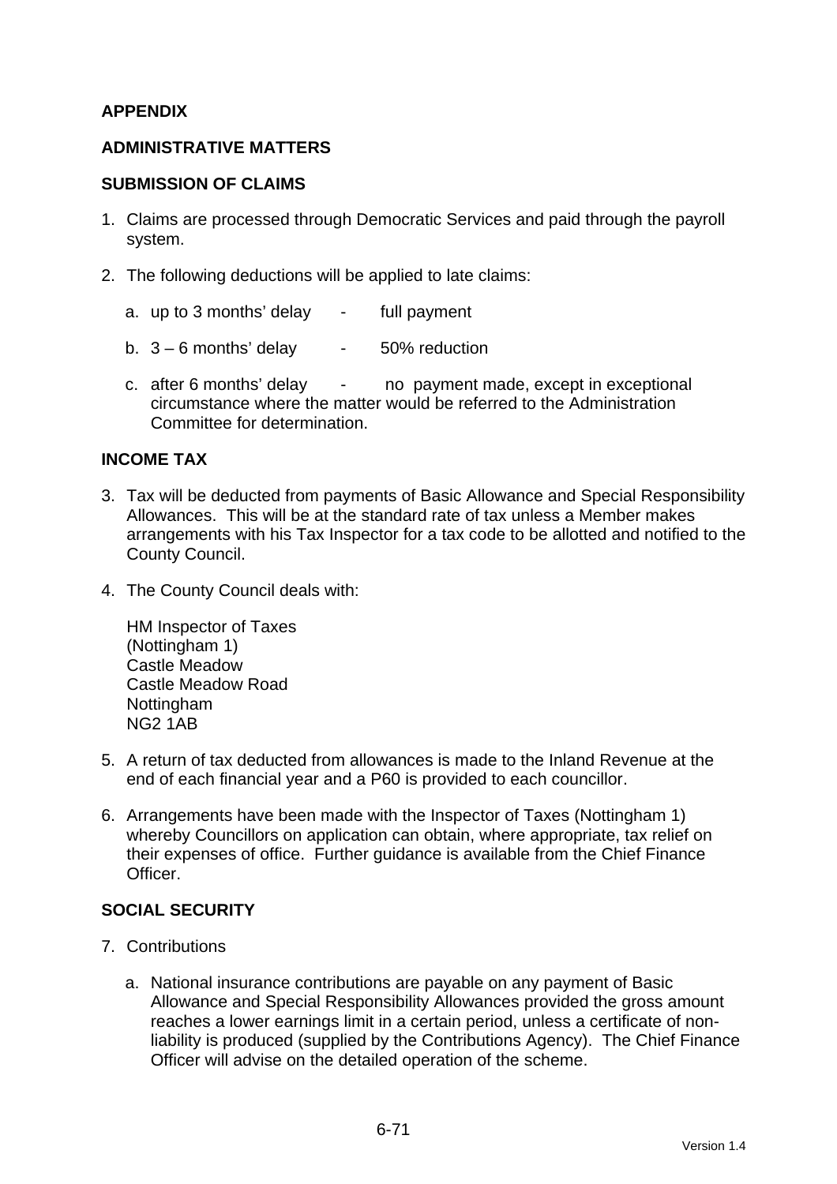## APPENDIX

## ADMINISTRATIVE MATTERS

### SUBMISSION OF CLAIMS

1. Claims are processed through Democratic Services and paid through the payroll system.

2. The following deductions will be applied to late claims:

   a. up to 3 months' delay - full payment

   b. 3 – 6 months' delay - 50% reduction

   c. after 6 months' delay - no payment made, except in exceptional circumstance where the matter would be referred to the Administration Committee for determination.

### INCOME TAX

3. Tax will be deducted from payments of Basic Allowance and Special Responsibility Allowances. This will be at the standard rate of tax unless a Member makes arrangements with his Tax Inspector for a tax code to be allotted and notified to the County Council.

4. The County Council deals with:

   HM Inspector of Taxes
   (Nottingham 1)
   Castle Meadow
   Castle Meadow Road
   Nottingham
   NG2 1AB

5. A return of tax deducted from allowances is made to the Inland Revenue at the end of each financial year and a P60 is provided to each councillor.

6. Arrangements have been made with the Inspector of Taxes (Nottingham 1) whereby Councillors on application can obtain, where appropriate, tax relief on their expenses of office. Further guidance is available from the Chief Finance Officer.

### SOCIAL SECURITY

7. Contributions

   a. National insurance contributions are payable on any payment of Basic Allowance and Special Responsibility Allowances provided the gross amount reaches a lower earnings limit in a certain period, unless a certificate of non-liability is produced (supplied by the Contributions Agency). The Chief Finance Officer will advise on the detailed operation of the scheme.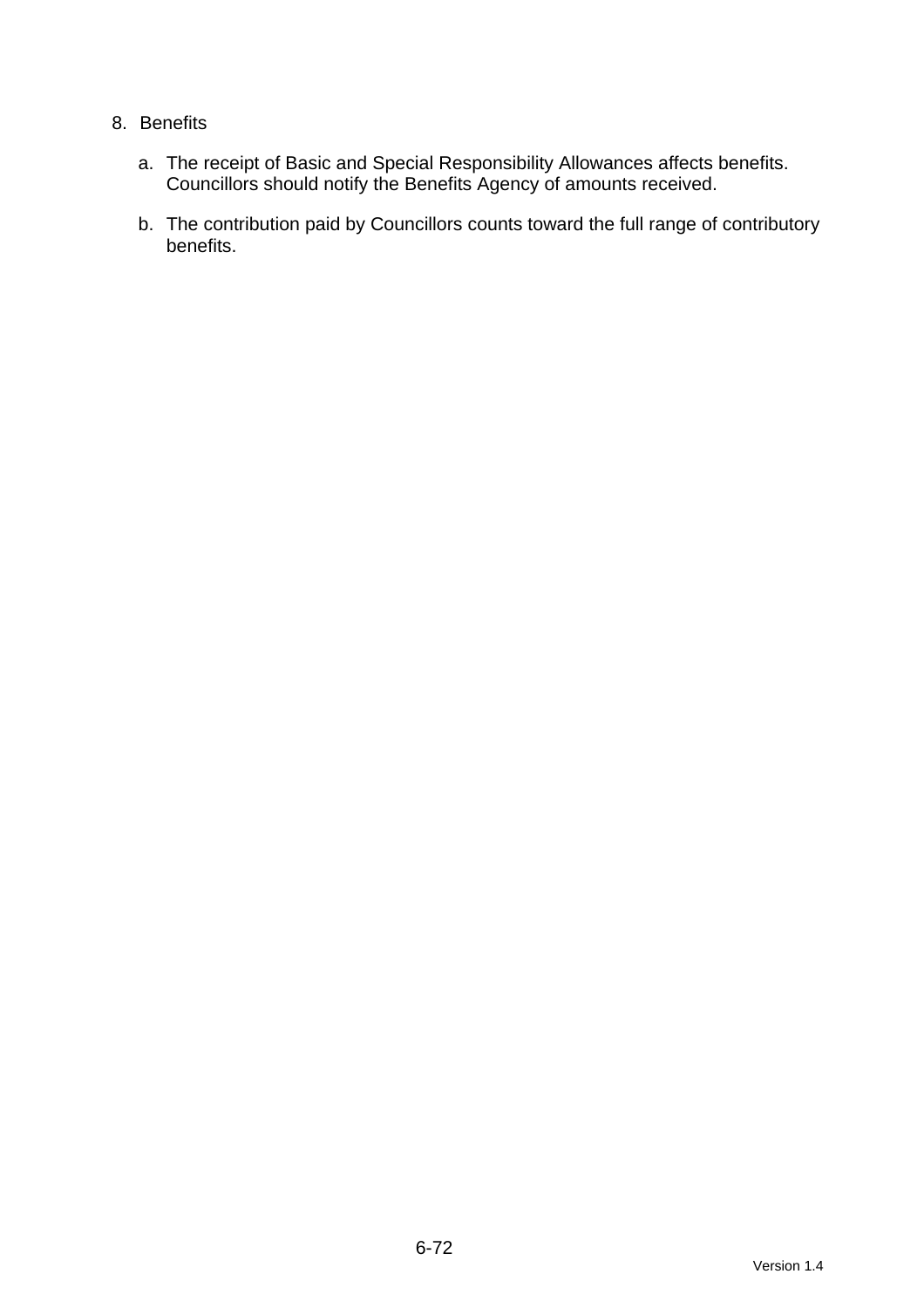8. Benefits

    a. The receipt of Basic and Special Responsibility Allowances affects benefits. Councillors should notify the Benefits Agency of amounts received.

    b. The contribution paid by Councillors counts toward the full range of contributory benefits.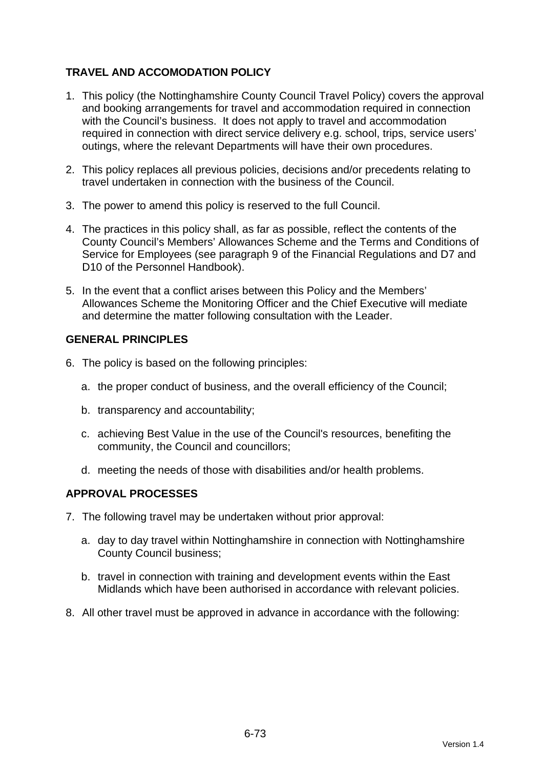## TRAVEL AND ACCOMODATION POLICY

1. This policy (the Nottinghamshire County Council Travel Policy) covers the approval and booking arrangements for travel and accommodation required in connection with the Council's business. It does not apply to travel and accommodation required in connection with direct service delivery e.g. school, trips, service users' outings, where the relevant Departments will have their own procedures.

2. This policy replaces all previous policies, decisions and/or precedents relating to travel undertaken in connection with the business of the Council.

3. The power to amend this policy is reserved to the full Council.

4. The practices in this policy shall, as far as possible, reflect the contents of the County Council's Members' Allowances Scheme and the Terms and Conditions of Service for Employees (see paragraph 9 of the Financial Regulations and D7 and D10 of the Personnel Handbook).

5. In the event that a conflict arises between this Policy and the Members' Allowances Scheme the Monitoring Officer and the Chief Executive will mediate and determine the matter following consultation with the Leader.

## GENERAL PRINCIPLES

6. The policy is based on the following principles:

   a. the proper conduct of business, and the overall efficiency of the Council;

   b. transparency and accountability;

   c. achieving Best Value in the use of the Council's resources, benefiting the community, the Council and councillors;

   d. meeting the needs of those with disabilities and/or health problems.

## APPROVAL PROCESSES

7. The following travel may be undertaken without prior approval:

   a. day to day travel within Nottinghamshire in connection with Nottinghamshire County Council business;

   b. travel in connection with training and development events within the East Midlands which have been authorised in accordance with relevant policies.

8. All other travel must be approved in advance in accordance with the following: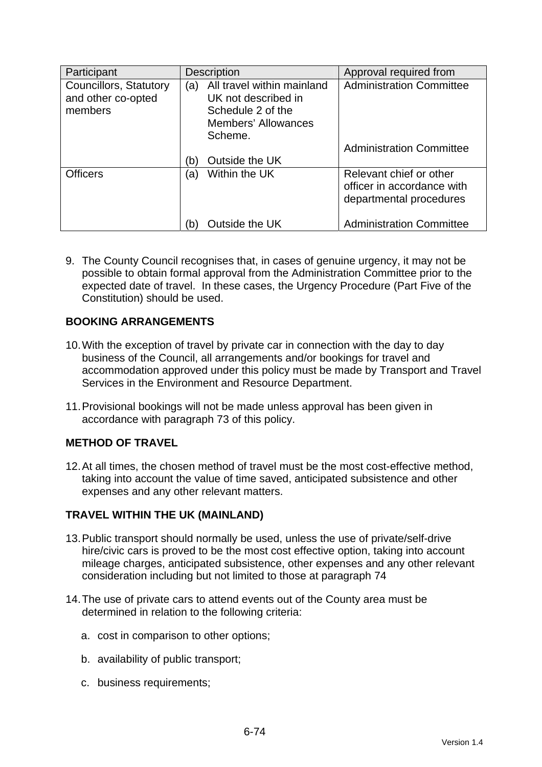| Participant | Description | Approval required from |
|---|---|---|
| Councillors, Statutory and other co-opted members | (a) All travel within mainland UK not described in Schedule 2 of the Members' Allowances Scheme.<br><br>(b) Outside the UK | Administration Committee<br><br>Administration Committee |
| Officers | (a) Within the UK<br><br>(b) Outside the UK | Relevant chief or other officer in accordance with departmental procedures<br><br>Administration Committee |

9. The County Council recognises that, in cases of genuine urgency, it may not be possible to obtain formal approval from the Administration Committee prior to the expected date of travel. In these cases, the Urgency Procedure (Part Five of the Constitution) should be used.

**BOOKING ARRANGEMENTS**

10. With the exception of travel by private car in connection with the day to day business of the Council, all arrangements and/or bookings for travel and accommodation approved under this policy must be made by Transport and Travel Services in the Environment and Resource Department.

11. Provisional bookings will not be made unless approval has been given in accordance with paragraph 73 of this policy.

**METHOD OF TRAVEL**

12. At all times, the chosen method of travel must be the most cost-effective method, taking into account the value of time saved, anticipated subsistence and other expenses and any other relevant matters.

**TRAVEL WITHIN THE UK (MAINLAND)**

13. Public transport should normally be used, unless the use of private/self-drive hire/civic cars is proved to be the most cost effective option, taking into account mileage charges, anticipated subsistence, other expenses and any other relevant consideration including but not limited to those at paragraph 74

14. The use of private cars to attend events out of the County area must be determined in relation to the following criteria:

    a. cost in comparison to other options;

    b. availability of public transport;

    c. business requirements;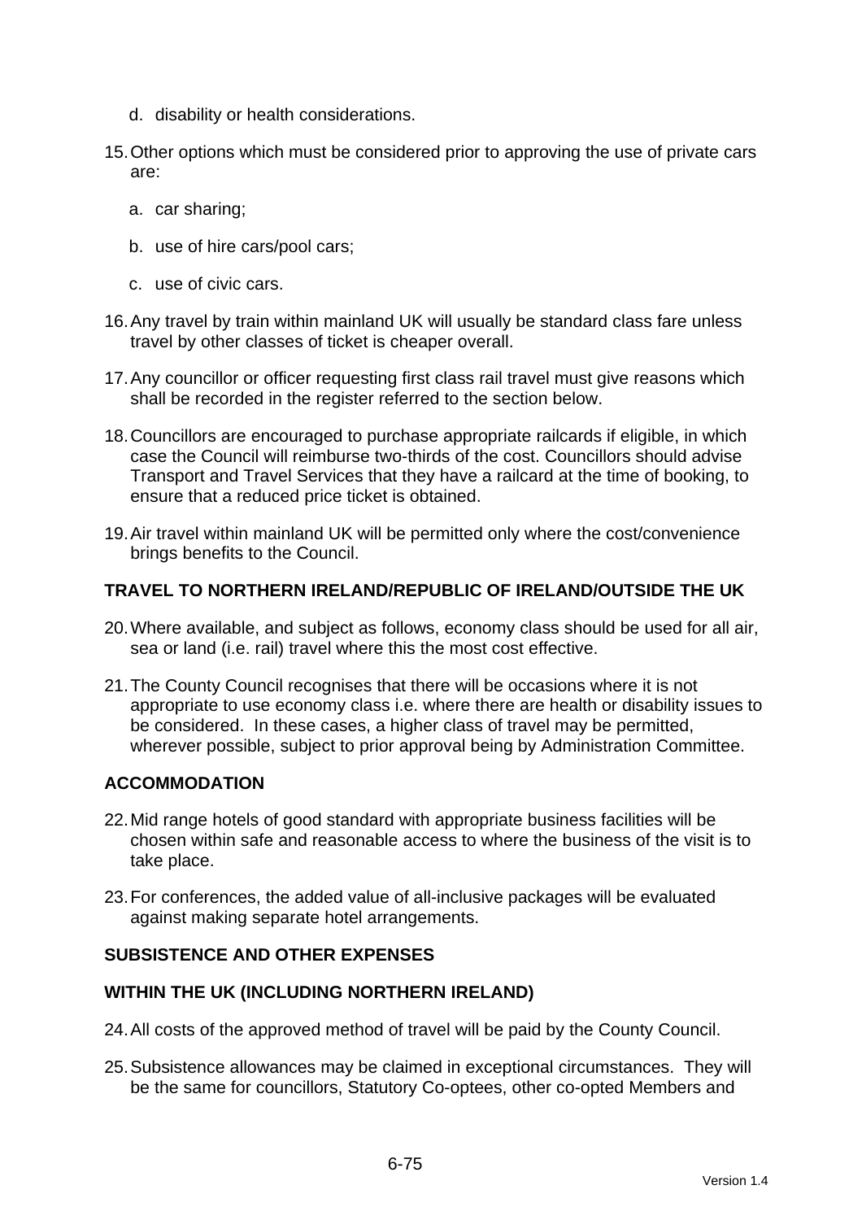d. disability or health considerations.

15. Other options which must be considered prior to approving the use of private cars are:

    a. car sharing;

    b. use of hire cars/pool cars;

    c. use of civic cars.

16. Any travel by train within mainland UK will usually be standard class fare unless travel by other classes of ticket is cheaper overall.

17. Any councillor or officer requesting first class rail travel must give reasons which shall be recorded in the register referred to the section below.

18. Councillors are encouraged to purchase appropriate railcards if eligible, in which case the Council will reimburse two-thirds of the cost. Councillors should advise Transport and Travel Services that they have a railcard at the time of booking, to ensure that a reduced price ticket is obtained.

19. Air travel within mainland UK will be permitted only where the cost/convenience brings benefits to the Council.

**TRAVEL TO NORTHERN IRELAND/REPUBLIC OF IRELAND/OUTSIDE THE UK**

20. Where available, and subject as follows, economy class should be used for all air, sea or land (i.e. rail) travel where this the most cost effective.

21. The County Council recognises that there will be occasions where it is not appropriate to use economy class i.e. where there are health or disability issues to be considered. In these cases, a higher class of travel may be permitted, wherever possible, subject to prior approval being by Administration Committee.

**ACCOMMODATION**

22. Mid range hotels of good standard with appropriate business facilities will be chosen within safe and reasonable access to where the business of the visit is to take place.

23. For conferences, the added value of all-inclusive packages will be evaluated against making separate hotel arrangements.

**SUBSISTENCE AND OTHER EXPENSES**

**WITHIN THE UK (INCLUDING NORTHERN IRELAND)**

24. All costs of the approved method of travel will be paid by the County Council.

25. Subsistence allowances may be claimed in exceptional circumstances. They will be the same for councillors, Statutory Co-optees, other co-opted Members and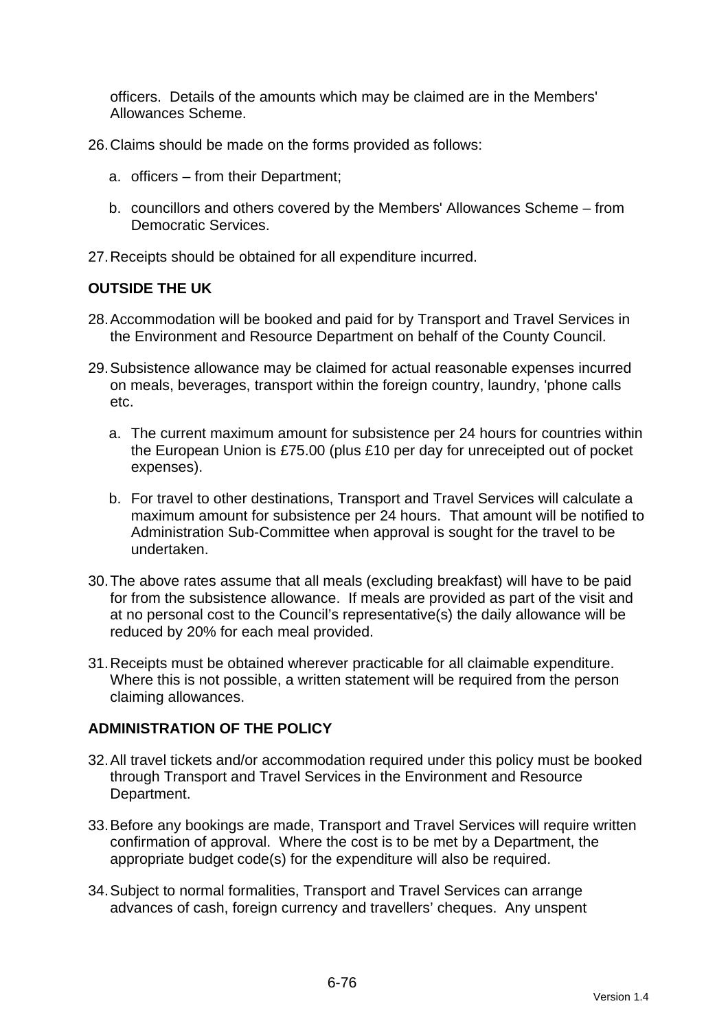officers. Details of the amounts which may be claimed are in the Members' Allowances Scheme.

26. Claims should be made on the forms provided as follows:

    a. officers – from their Department;

    b. councillors and others covered by the Members' Allowances Scheme – from Democratic Services.

27. Receipts should be obtained for all expenditure incurred.

**OUTSIDE THE UK**

28. Accommodation will be booked and paid for by Transport and Travel Services in the Environment and Resource Department on behalf of the County Council.

29. Subsistence allowance may be claimed for actual reasonable expenses incurred on meals, beverages, transport within the foreign country, laundry, 'phone calls etc.

    a. The current maximum amount for subsistence per 24 hours for countries within the European Union is £75.00 (plus £10 per day for unreceipted out of pocket expenses).

    b. For travel to other destinations, Transport and Travel Services will calculate a maximum amount for subsistence per 24 hours. That amount will be notified to Administration Sub-Committee when approval is sought for the travel to be undertaken.

30. The above rates assume that all meals (excluding breakfast) will have to be paid for from the subsistence allowance. If meals are provided as part of the visit and at no personal cost to the Council's representative(s) the daily allowance will be reduced by 20% for each meal provided.

31. Receipts must be obtained wherever practicable for all claimable expenditure. Where this is not possible, a written statement will be required from the person claiming allowances.

**ADMINISTRATION OF THE POLICY**

32. All travel tickets and/or accommodation required under this policy must be booked through Transport and Travel Services in the Environment and Resource Department.

33. Before any bookings are made, Transport and Travel Services will require written confirmation of approval. Where the cost is to be met by a Department, the appropriate budget code(s) for the expenditure will also be required.

34. Subject to normal formalities, Transport and Travel Services can arrange advances of cash, foreign currency and travellers' cheques. Any unspent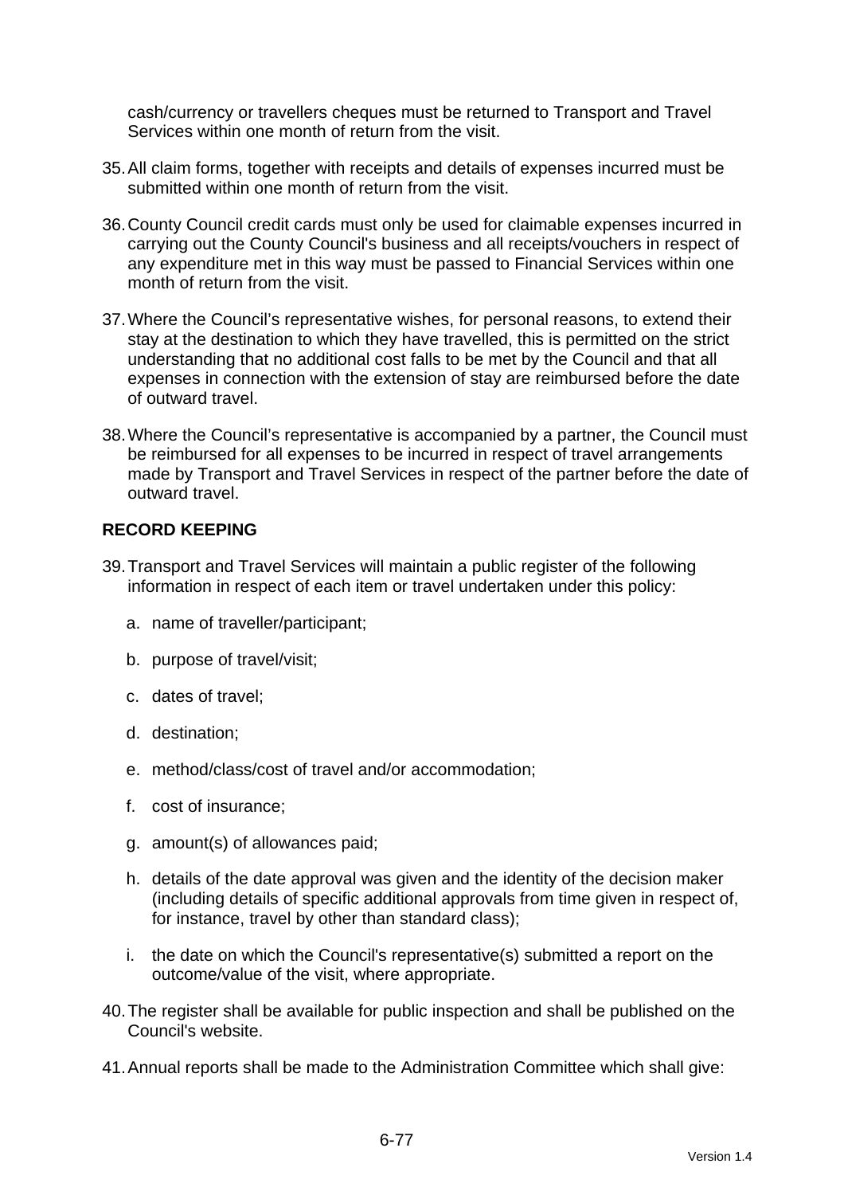cash/currency or travellers cheques must be returned to Transport and Travel Services within one month of return from the visit.

35. All claim forms, together with receipts and details of expenses incurred must be submitted within one month of return from the visit.

36. County Council credit cards must only be used for claimable expenses incurred in carrying out the County Council's business and all receipts/vouchers in respect of any expenditure met in this way must be passed to Financial Services within one month of return from the visit.

37. Where the Council's representative wishes, for personal reasons, to extend their stay at the destination to which they have travelled, this is permitted on the strict understanding that no additional cost falls to be met by the Council and that all expenses in connection with the extension of stay are reimbursed before the date of outward travel.

38. Where the Council's representative is accompanied by a partner, the Council must be reimbursed for all expenses to be incurred in respect of travel arrangements made by Transport and Travel Services in respect of the partner before the date of outward travel.

**RECORD KEEPING**

39. Transport and Travel Services will maintain a public register of the following information in respect of each item or travel undertaken under this policy:

    a. name of traveller/participant;

    b. purpose of travel/visit;

    c. dates of travel;

    d. destination;

    e. method/class/cost of travel and/or accommodation;

    f. cost of insurance;

    g. amount(s) of allowances paid;

    h. details of the date approval was given and the identity of the decision maker (including details of specific additional approvals from time given in respect of, for instance, travel by other than standard class);

    i. the date on which the Council's representative(s) submitted a report on the outcome/value of the visit, where appropriate.

40. The register shall be available for public inspection and shall be published on the Council's website.

41. Annual reports shall be made to the Administration Committee which shall give: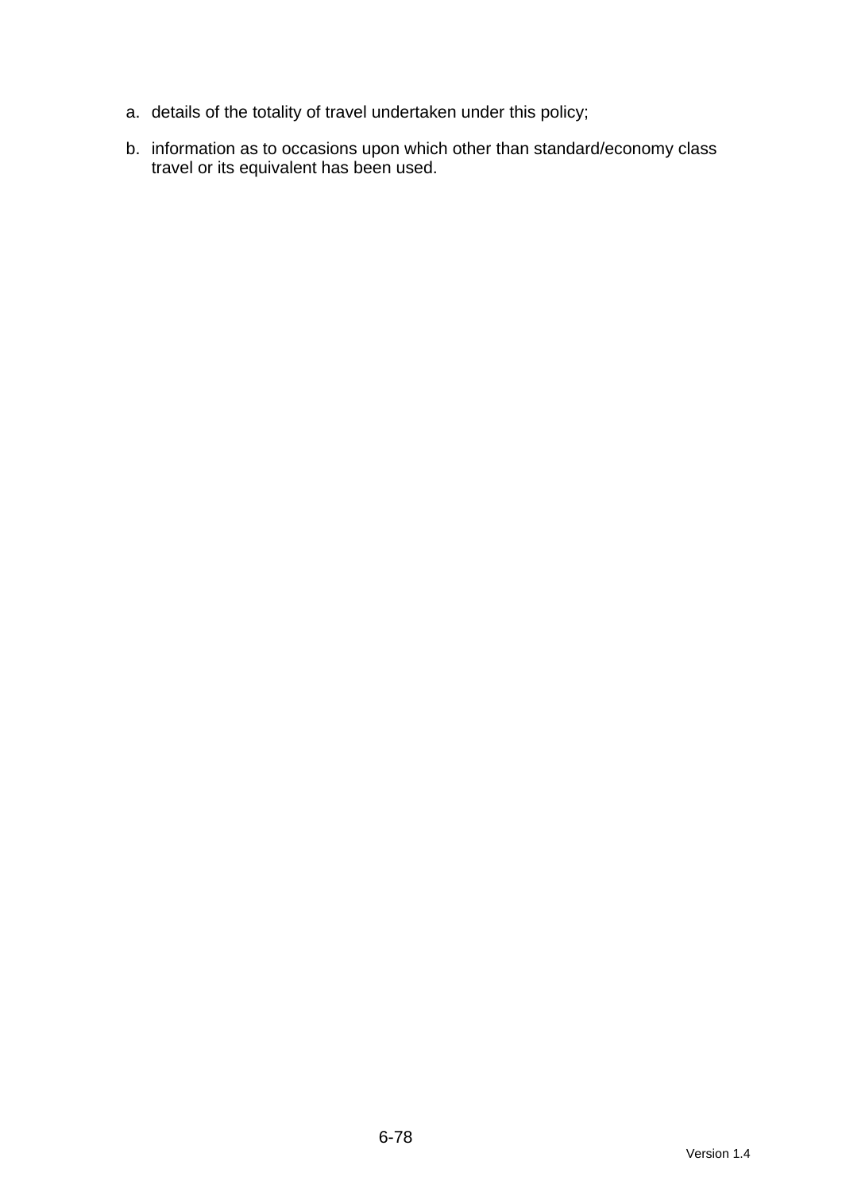a. details of the totality of travel undertaken under this policy;

b. information as to occasions upon which other than standard/economy class travel or its equivalent has been used.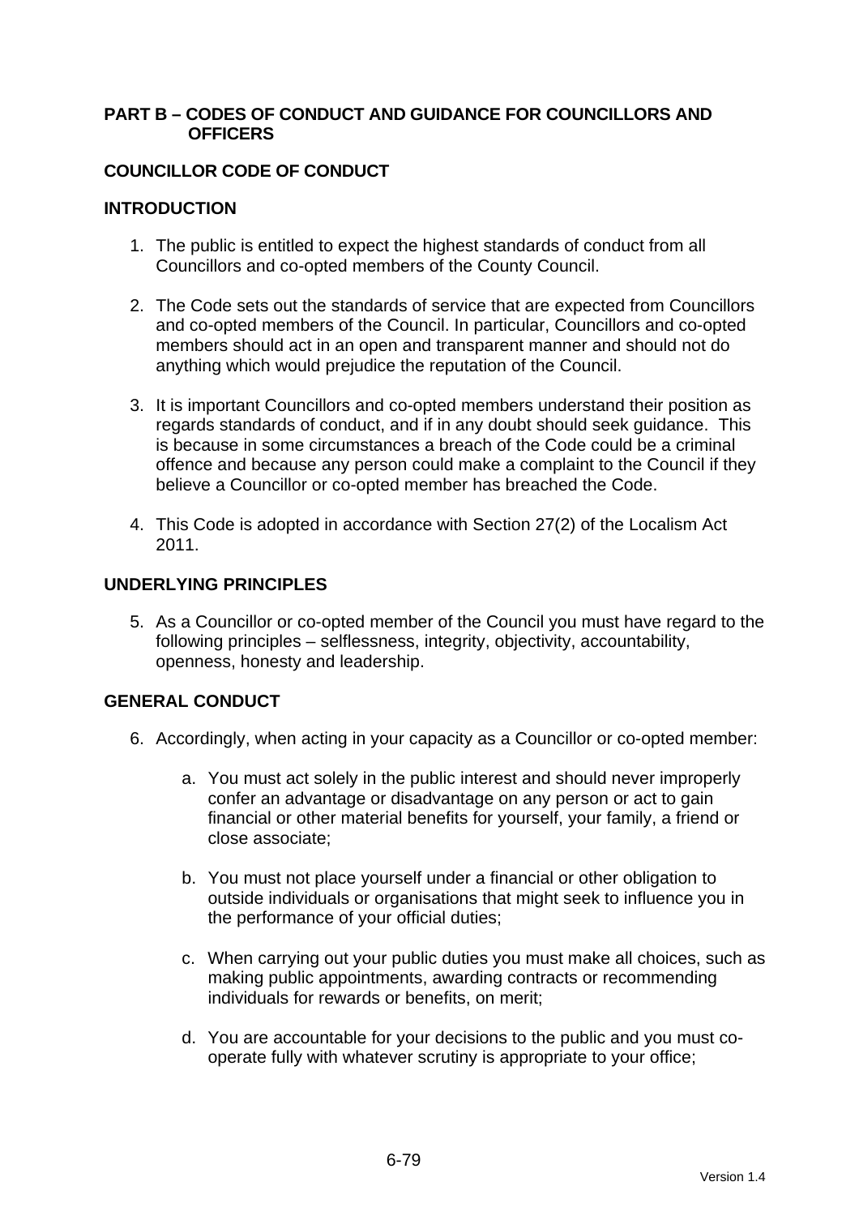## PART B – CODES OF CONDUCT AND GUIDANCE FOR COUNCILLORS AND OFFICERS

## COUNCILLOR CODE OF CONDUCT

### INTRODUCTION

1. The public is entitled to expect the highest standards of conduct from all Councillors and co-opted members of the County Council.

2. The Code sets out the standards of service that are expected from Councillors and co-opted members of the Council. In particular, Councillors and co-opted members should act in an open and transparent manner and should not do anything which would prejudice the reputation of the Council.

3. It is important Councillors and co-opted members understand their position as regards standards of conduct, and if in any doubt should seek guidance. This is because in some circumstances a breach of the Code could be a criminal offence and because any person could make a complaint to the Council if they believe a Councillor or co-opted member has breached the Code.

4. This Code is adopted in accordance with Section 27(2) of the Localism Act 2011.

### UNDERLYING PRINCIPLES

5. As a Councillor or co-opted member of the Council you must have regard to the following principles – selflessness, integrity, objectivity, accountability, openness, honesty and leadership.

### GENERAL CONDUCT

6. Accordingly, when acting in your capacity as a Councillor or co-opted member:

    a. You must act solely in the public interest and should never improperly confer an advantage or disadvantage on any person or act to gain financial or other material benefits for yourself, your family, a friend or close associate;

    b. You must not place yourself under a financial or other obligation to outside individuals or organisations that might seek to influence you in the performance of your official duties;

    c. When carrying out your public duties you must make all choices, such as making public appointments, awarding contracts or recommending individuals for rewards or benefits, on merit;

    d. You are accountable for your decisions to the public and you must co-operate fully with whatever scrutiny is appropriate to your office;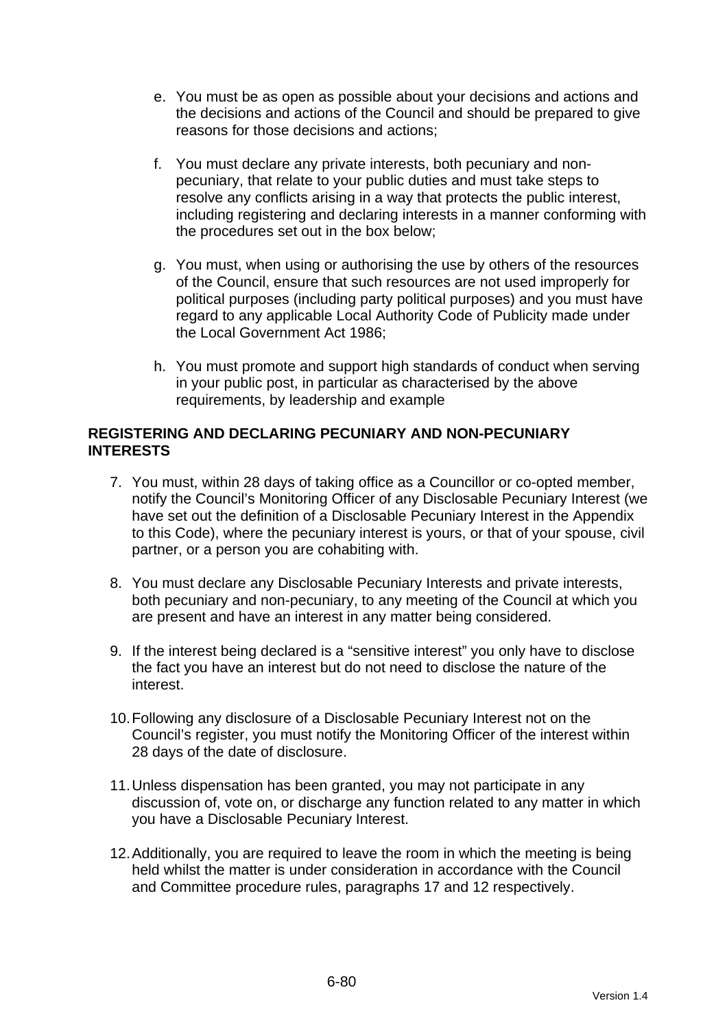e. You must be as open as possible about your decisions and actions and the decisions and actions of the Council and should be prepared to give reasons for those decisions and actions;

f. You must declare any private interests, both pecuniary and non-pecuniary, that relate to your public duties and must take steps to resolve any conflicts arising in a way that protects the public interest, including registering and declaring interests in a manner conforming with the procedures set out in the box below;

g. You must, when using or authorising the use by others of the resources of the Council, ensure that such resources are not used improperly for political purposes (including party political purposes) and you must have regard to any applicable Local Authority Code of Publicity made under the Local Government Act 1986;

h. You must promote and support high standards of conduct when serving in your public post, in particular as characterised by the above requirements, by leadership and example

**REGISTERING AND DECLARING PECUNIARY AND NON-PECUNIARY INTERESTS**

7. You must, within 28 days of taking office as a Councillor or co-opted member, notify the Council's Monitoring Officer of any Disclosable Pecuniary Interest (we have set out the definition of a Disclosable Pecuniary Interest in the Appendix to this Code), where the pecuniary interest is yours, or that of your spouse, civil partner, or a person you are cohabiting with.

8. You must declare any Disclosable Pecuniary Interests and private interests, both pecuniary and non-pecuniary, to any meeting of the Council at which you are present and have an interest in any matter being considered.

9. If the interest being declared is a "sensitive interest" you only have to disclose the fact you have an interest but do not need to disclose the nature of the interest.

10. Following any disclosure of a Disclosable Pecuniary Interest not on the Council's register, you must notify the Monitoring Officer of the interest within 28 days of the date of disclosure.

11. Unless dispensation has been granted, you may not participate in any discussion of, vote on, or discharge any function related to any matter in which you have a Disclosable Pecuniary Interest.

12. Additionally, you are required to leave the room in which the meeting is being held whilst the matter is under consideration in accordance with the Council and Committee procedure rules, paragraphs 17 and 12 respectively.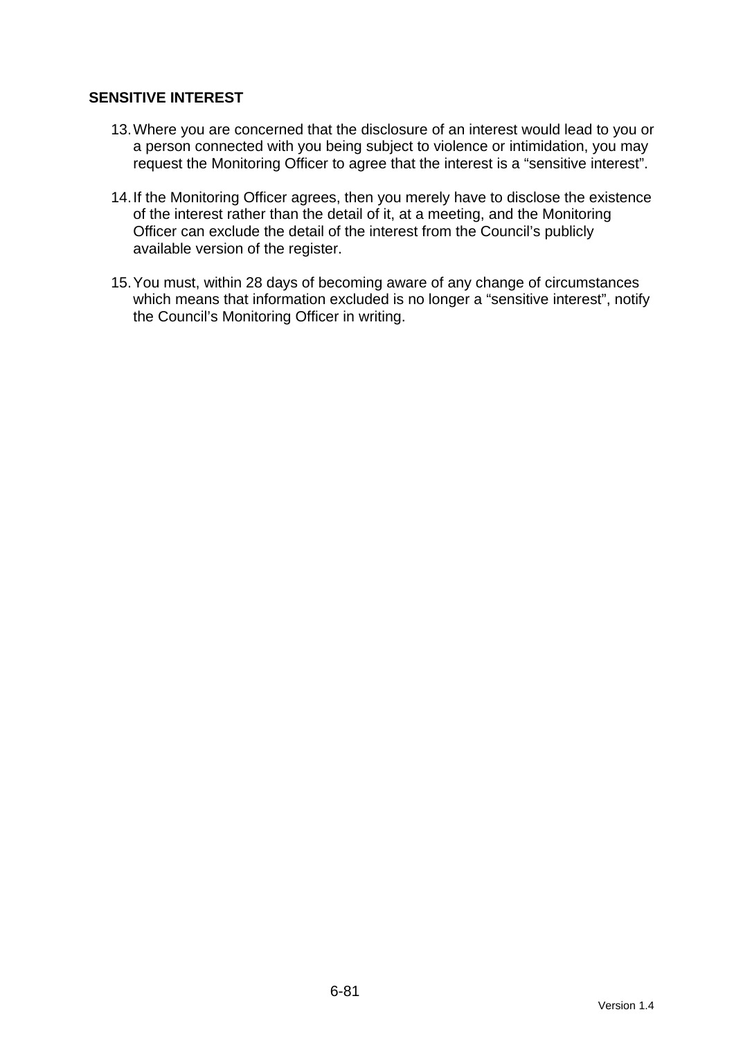## SENSITIVE INTEREST

13. Where you are concerned that the disclosure of an interest would lead to you or a person connected with you being subject to violence or intimidation, you may request the Monitoring Officer to agree that the interest is a “sensitive interest”.

14. If the Monitoring Officer agrees, then you merely have to disclose the existence of the interest rather than the detail of it, at a meeting, and the Monitoring Officer can exclude the detail of the interest from the Council’s publicly available version of the register.

15. You must, within 28 days of becoming aware of any change of circumstances which means that information excluded is no longer a “sensitive interest”, notify the Council’s Monitoring Officer in writing.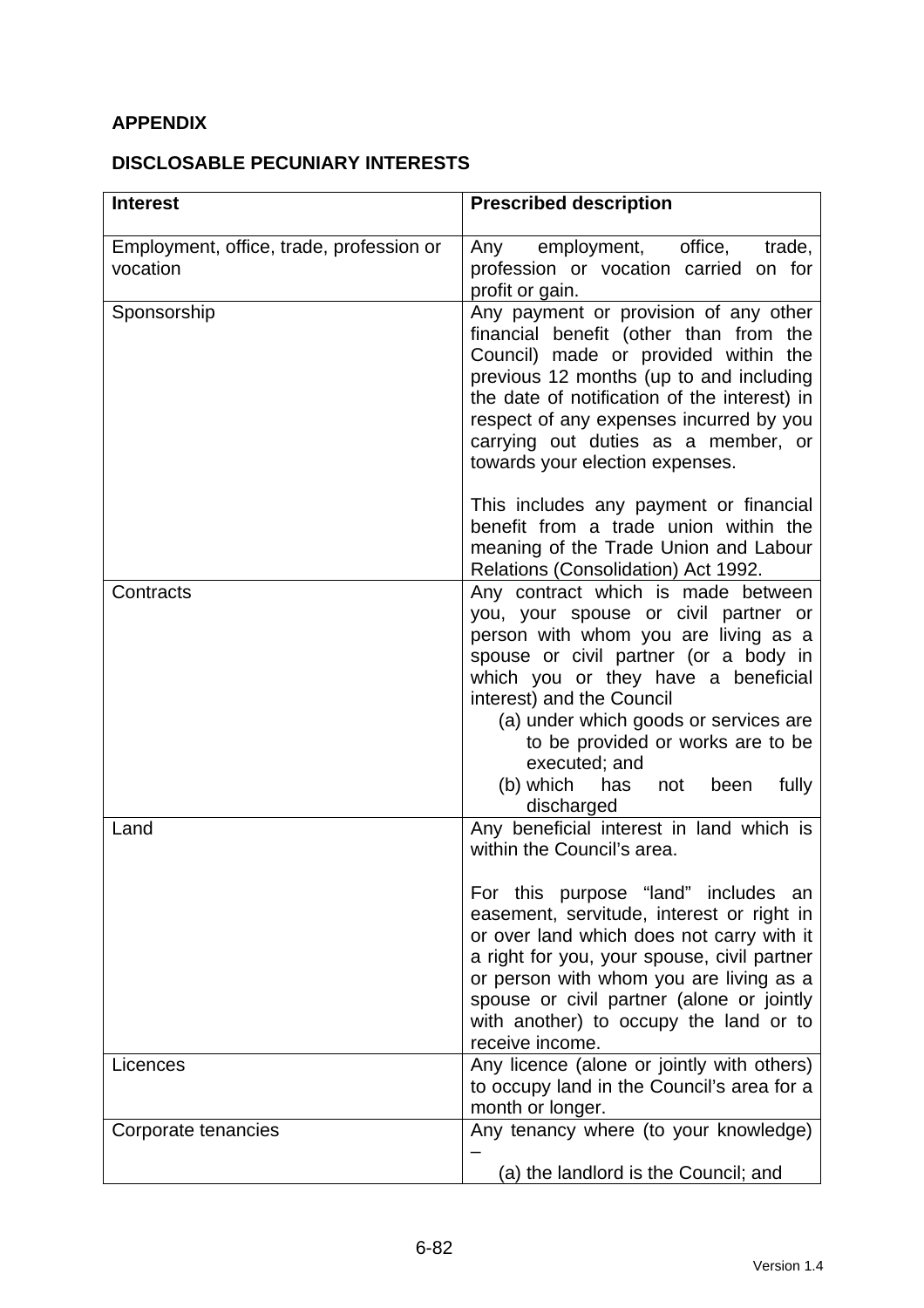**APPENDIX**

**DISCLOSABLE PECUNIARY INTERESTS**

| **Interest** | **Prescribed description** |
|---|---|
| Employment, office, trade, profession or vocation | Any employment, office, trade, profession or vocation carried on for profit or gain. |
| Sponsorship | Any payment or provision of any other financial benefit (other than from the Council) made or provided within the previous 12 months (up to and including the date of notification of the interest) in respect of any expenses incurred by you carrying out duties as a member, or towards your election expenses.<br><br>This includes any payment or financial benefit from a trade union within the meaning of the Trade Union and Labour Relations (Consolidation) Act 1992. |
| Contracts | Any contract which is made between you, your spouse or civil partner or person with whom you are living as a spouse or civil partner (or a body in which you or they have a beneficial interest) and the Council<br>(a) under which goods or services are to be provided or works are to be executed; and<br>(b) which has not been fully discharged |
| Land | Any beneficial interest in land which is within the Council's area.<br><br>For this purpose "land" includes an easement, servitude, interest or right in or over land which does not carry with it a right for you, your spouse, civil partner or person with whom you are living as a spouse or civil partner (alone or jointly with another) to occupy the land or to receive income. |
| Licences | Any licence (alone or jointly with others) to occupy land in the Council's area for a month or longer. |
| Corporate tenancies | Any tenancy where (to your knowledge) –<br>(a) the landlord is the Council; and |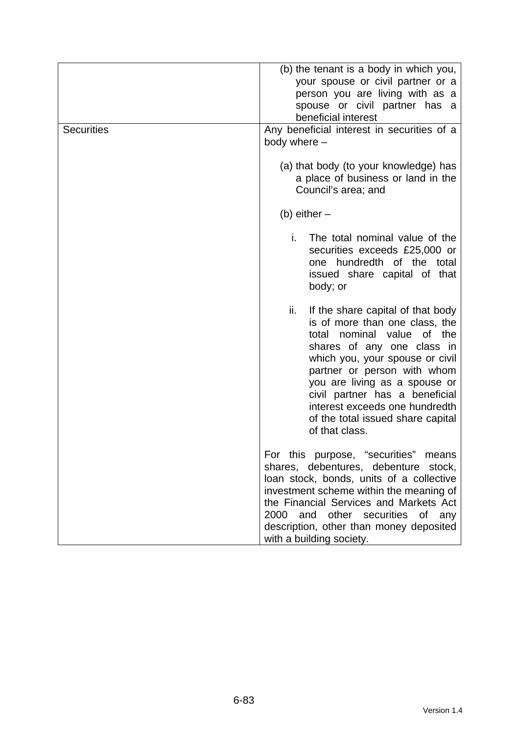| | |
|---|---|
| | (b) the tenant is a body in which you, your spouse or civil partner or a person you are living with as a spouse or civil partner has a beneficial interest |
| Securities | Any beneficial interest in securities of a body where –<br><br>(a) that body (to your knowledge) has a place of business or land in the Council's area; and<br><br>(b) either –<br><br>i. The total nominal value of the securities exceeds £25,000 or one hundredth of the total issued share capital of that body; or<br><br>ii. If the share capital of that body is of more than one class, the total nominal value of the shares of any one class in which you, your spouse or civil partner or person with whom you are living as a spouse or civil partner has a beneficial interest exceeds one hundredth of the total issued share capital of that class.<br><br>For this purpose, "securities" means shares, debentures, debenture stock, loan stock, bonds, units of a collective investment scheme within the meaning of the Financial Services and Markets Act 2000 and other securities of any description, other than money deposited with a building society. |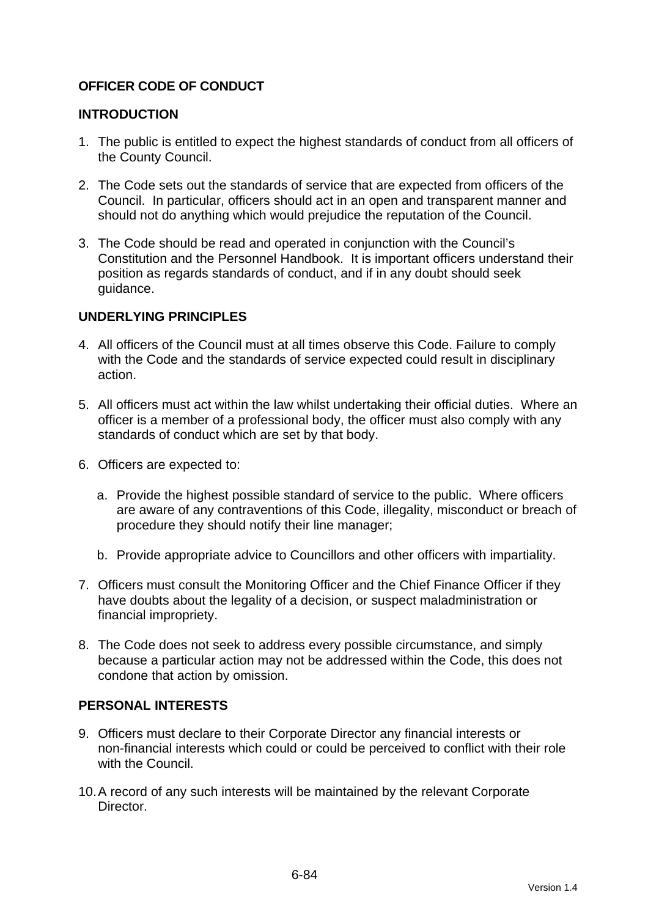## OFFICER CODE OF CONDUCT

### INTRODUCTION

1. The public is entitled to expect the highest standards of conduct from all officers of the County Council.

2. The Code sets out the standards of service that are expected from officers of the Council. In particular, officers should act in an open and transparent manner and should not do anything which would prejudice the reputation of the Council.

3. The Code should be read and operated in conjunction with the Council's Constitution and the Personnel Handbook. It is important officers understand their position as regards standards of conduct, and if in any doubt should seek guidance.

### UNDERLYING PRINCIPLES

4. All officers of the Council must at all times observe this Code. Failure to comply with the Code and the standards of service expected could result in disciplinary action.

5. All officers must act within the law whilst undertaking their official duties. Where an officer is a member of a professional body, the officer must also comply with any standards of conduct which are set by that body.

6. Officers are expected to:

   a. Provide the highest possible standard of service to the public. Where officers are aware of any contraventions of this Code, illegality, misconduct or breach of procedure they should notify their line manager;

   b. Provide appropriate advice to Councillors and other officers with impartiality.

7. Officers must consult the Monitoring Officer and the Chief Finance Officer if they have doubts about the legality of a decision, or suspect maladministration or financial impropriety.

8. The Code does not seek to address every possible circumstance, and simply because a particular action may not be addressed within the Code, this does not condone that action by omission.

### PERSONAL INTERESTS

9. Officers must declare to their Corporate Director any financial interests or non-financial interests which could or could be perceived to conflict with their role with the Council.

10. A record of any such interests will be maintained by the relevant Corporate Director.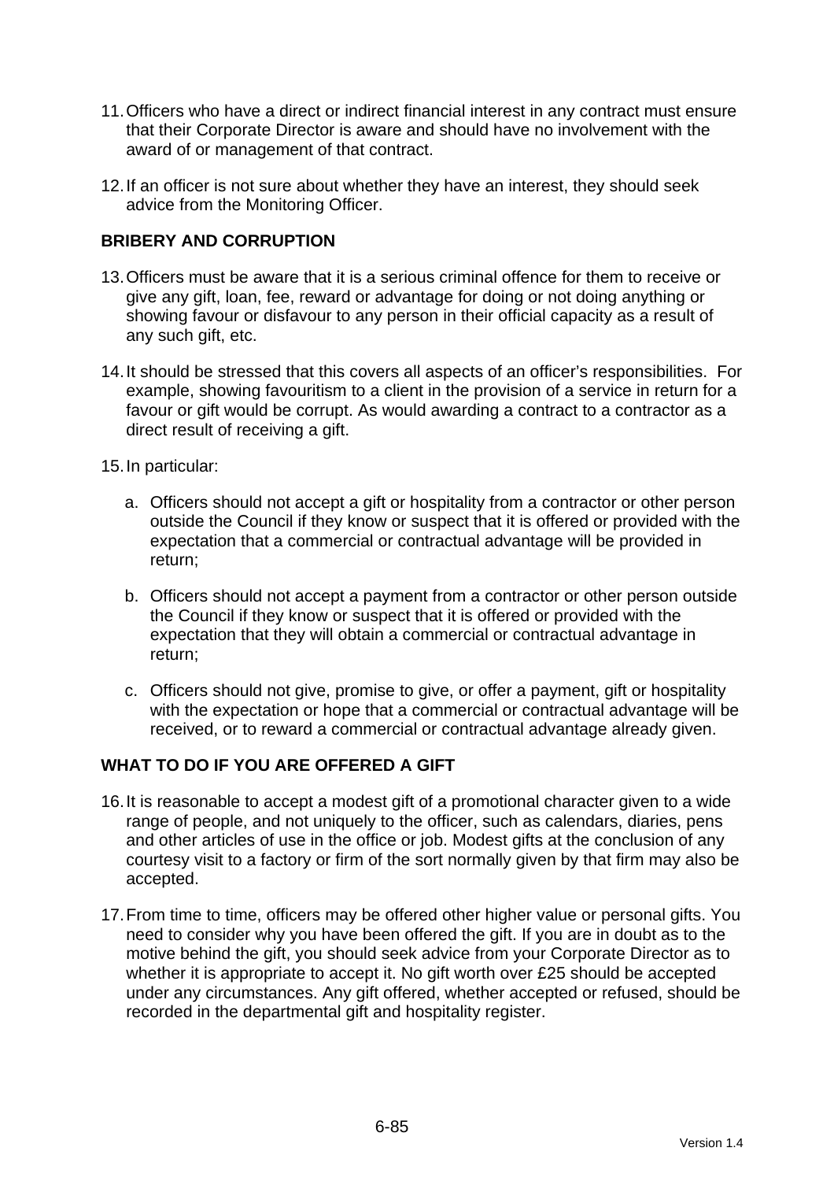11. Officers who have a direct or indirect financial interest in any contract must ensure that their Corporate Director is aware and should have no involvement with the award of or management of that contract.

12. If an officer is not sure about whether they have an interest, they should seek advice from the Monitoring Officer.

**BRIBERY AND CORRUPTION**

13. Officers must be aware that it is a serious criminal offence for them to receive or give any gift, loan, fee, reward or advantage for doing or not doing anything or showing favour or disfavour to any person in their official capacity as a result of any such gift, etc.

14. It should be stressed that this covers all aspects of an officer's responsibilities. For example, showing favouritism to a client in the provision of a service in return for a favour or gift would be corrupt. As would awarding a contract to a contractor as a direct result of receiving a gift.

15. In particular:

    a. Officers should not accept a gift or hospitality from a contractor or other person outside the Council if they know or suspect that it is offered or provided with the expectation that a commercial or contractual advantage will be provided in return;

    b. Officers should not accept a payment from a contractor or other person outside the Council if they know or suspect that it is offered or provided with the expectation that they will obtain a commercial or contractual advantage in return;

    c. Officers should not give, promise to give, or offer a payment, gift or hospitality with the expectation or hope that a commercial or contractual advantage will be received, or to reward a commercial or contractual advantage already given.

**WHAT TO DO IF YOU ARE OFFERED A GIFT**

16. It is reasonable to accept a modest gift of a promotional character given to a wide range of people, and not uniquely to the officer, such as calendars, diaries, pens and other articles of use in the office or job. Modest gifts at the conclusion of any courtesy visit to a factory or firm of the sort normally given by that firm may also be accepted.

17. From time to time, officers may be offered other higher value or personal gifts. You need to consider why you have been offered the gift. If you are in doubt as to the motive behind the gift, you should seek advice from your Corporate Director as to whether it is appropriate to accept it. No gift worth over £25 should be accepted under any circumstances. Any gift offered, whether accepted or refused, should be recorded in the departmental gift and hospitality register.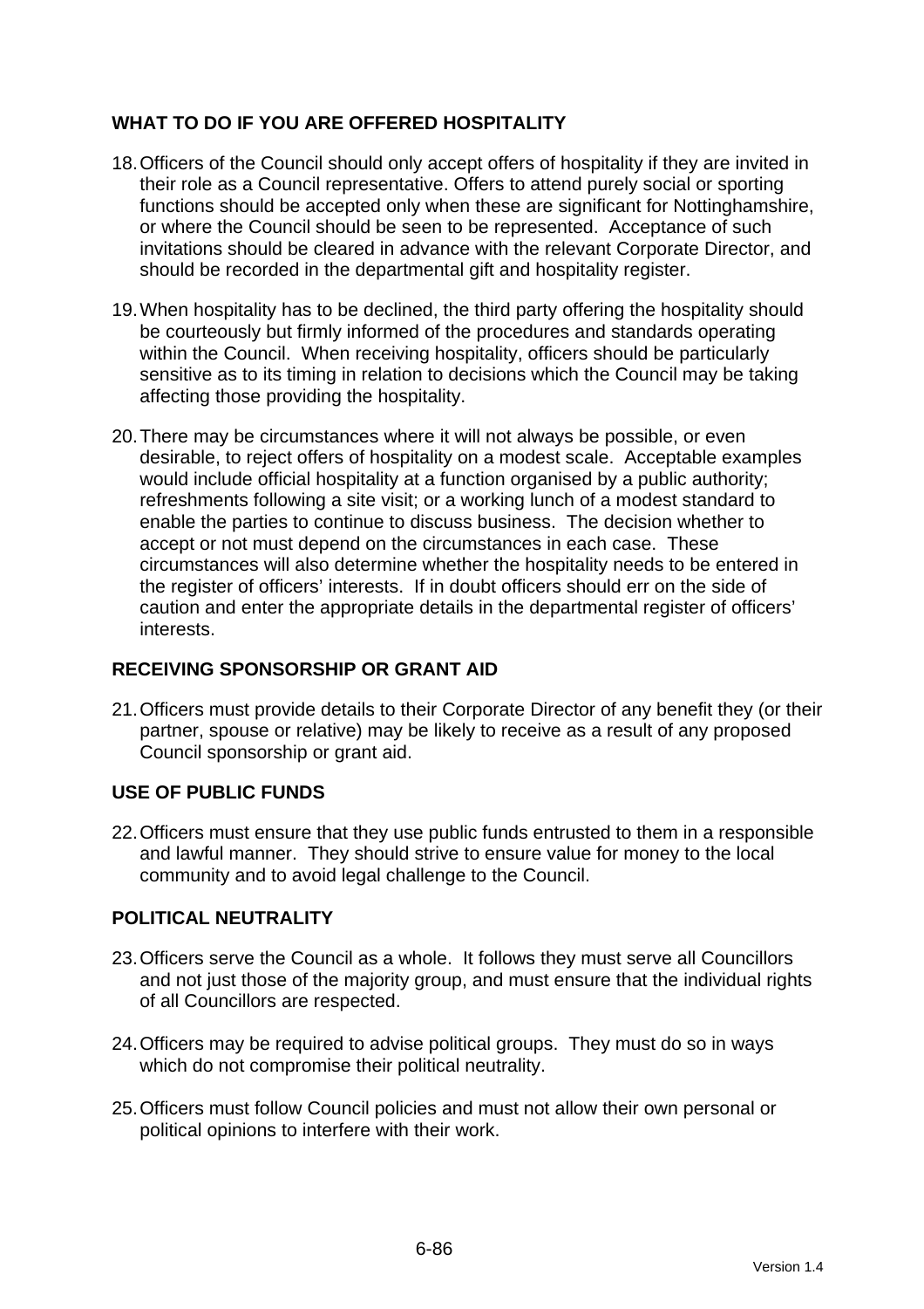## WHAT TO DO IF YOU ARE OFFERED HOSPITALITY

18. Officers of the Council should only accept offers of hospitality if they are invited in their role as a Council representative. Offers to attend purely social or sporting functions should be accepted only when these are significant for Nottinghamshire, or where the Council should be seen to be represented. Acceptance of such invitations should be cleared in advance with the relevant Corporate Director, and should be recorded in the departmental gift and hospitality register.

19. When hospitality has to be declined, the third party offering the hospitality should be courteously but firmly informed of the procedures and standards operating within the Council. When receiving hospitality, officers should be particularly sensitive as to its timing in relation to decisions which the Council may be taking affecting those providing the hospitality.

20. There may be circumstances where it will not always be possible, or even desirable, to reject offers of hospitality on a modest scale. Acceptable examples would include official hospitality at a function organised by a public authority; refreshments following a site visit; or a working lunch of a modest standard to enable the parties to continue to discuss business. The decision whether to accept or not must depend on the circumstances in each case. These circumstances will also determine whether the hospitality needs to be entered in the register of officers' interests. If in doubt officers should err on the side of caution and enter the appropriate details in the departmental register of officers' interests.

## RECEIVING SPONSORSHIP OR GRANT AID

21. Officers must provide details to their Corporate Director of any benefit they (or their partner, spouse or relative) may be likely to receive as a result of any proposed Council sponsorship or grant aid.

## USE OF PUBLIC FUNDS

22. Officers must ensure that they use public funds entrusted to them in a responsible and lawful manner. They should strive to ensure value for money to the local community and to avoid legal challenge to the Council.

## POLITICAL NEUTRALITY

23. Officers serve the Council as a whole. It follows they must serve all Councillors and not just those of the majority group, and must ensure that the individual rights of all Councillors are respected.

24. Officers may be required to advise political groups. They must do so in ways which do not compromise their political neutrality.

25. Officers must follow Council policies and must not allow their own personal or political opinions to interfere with their work.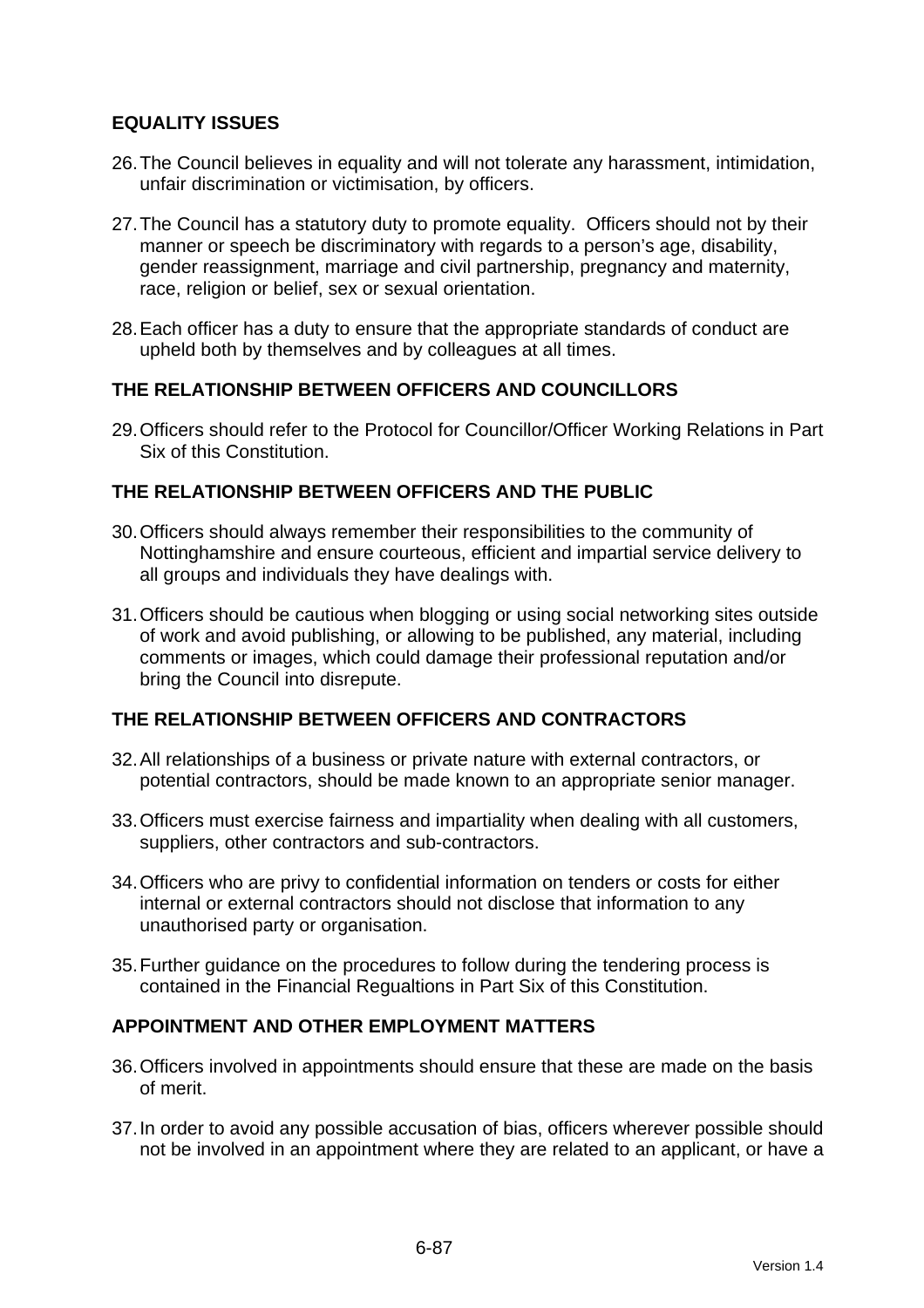## EQUALITY ISSUES

26. The Council believes in equality and will not tolerate any harassment, intimidation, unfair discrimination or victimisation, by officers.

27. The Council has a statutory duty to promote equality. Officers should not by their manner or speech be discriminatory with regards to a person's age, disability, gender reassignment, marriage and civil partnership, pregnancy and maternity, race, religion or belief, sex or sexual orientation.

28. Each officer has a duty to ensure that the appropriate standards of conduct are upheld both by themselves and by colleagues at all times.

## THE RELATIONSHIP BETWEEN OFFICERS AND COUNCILLORS

29. Officers should refer to the Protocol for Councillor/Officer Working Relations in Part Six of this Constitution.

## THE RELATIONSHIP BETWEEN OFFICERS AND THE PUBLIC

30. Officers should always remember their responsibilities to the community of Nottinghamshire and ensure courteous, efficient and impartial service delivery to all groups and individuals they have dealings with.

31. Officers should be cautious when blogging or using social networking sites outside of work and avoid publishing, or allowing to be published, any material, including comments or images, which could damage their professional reputation and/or bring the Council into disrepute.

## THE RELATIONSHIP BETWEEN OFFICERS AND CONTRACTORS

32. All relationships of a business or private nature with external contractors, or potential contractors, should be made known to an appropriate senior manager.

33. Officers must exercise fairness and impartiality when dealing with all customers, suppliers, other contractors and sub-contractors.

34. Officers who are privy to confidential information on tenders or costs for either internal or external contractors should not disclose that information to any unauthorised party or organisation.

35. Further guidance on the procedures to follow during the tendering process is contained in the Financial Regualtions in Part Six of this Constitution.

## APPOINTMENT AND OTHER EMPLOYMENT MATTERS

36. Officers involved in appointments should ensure that these are made on the basis of merit.

37. In order to avoid any possible accusation of bias, officers wherever possible should not be involved in an appointment where they are related to an applicant, or have a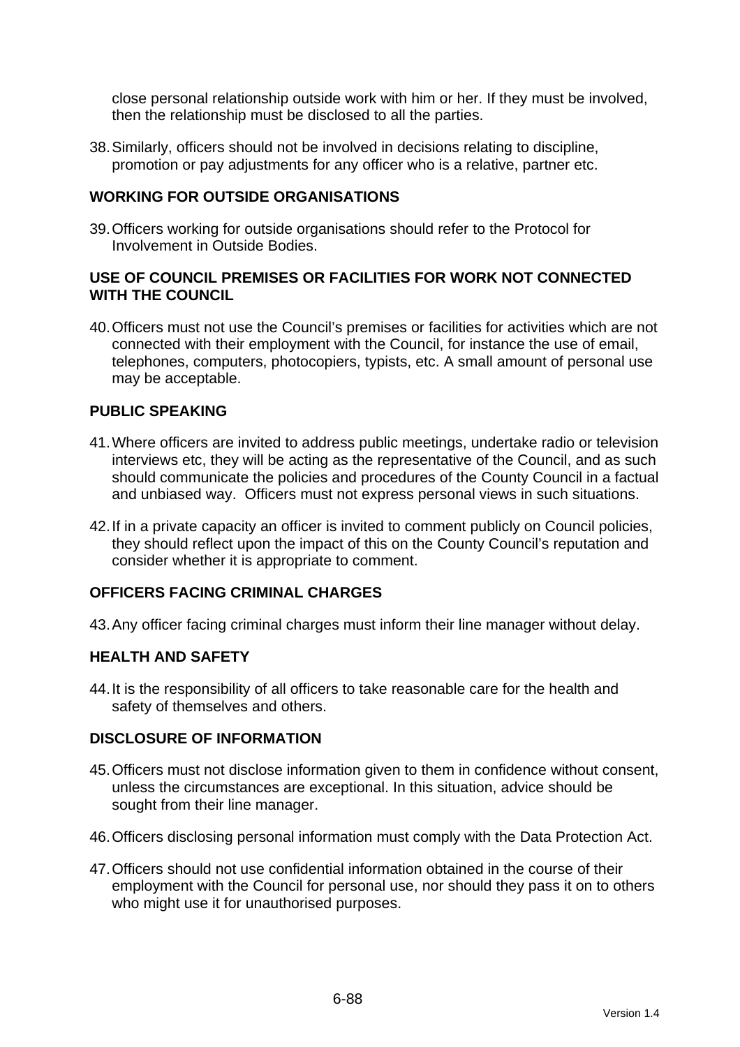close personal relationship outside work with him or her. If they must be involved, then the relationship must be disclosed to all the parties.

38. Similarly, officers should not be involved in decisions relating to discipline, promotion or pay adjustments for any officer who is a relative, partner etc.

## WORKING FOR OUTSIDE ORGANISATIONS

39. Officers working for outside organisations should refer to the Protocol for Involvement in Outside Bodies.

## USE OF COUNCIL PREMISES OR FACILITIES FOR WORK NOT CONNECTED WITH THE COUNCIL

40. Officers must not use the Council's premises or facilities for activities which are not connected with their employment with the Council, for instance the use of email, telephones, computers, photocopiers, typists, etc. A small amount of personal use may be acceptable.

## PUBLIC SPEAKING

41. Where officers are invited to address public meetings, undertake radio or television interviews etc, they will be acting as the representative of the Council, and as such should communicate the policies and procedures of the County Council in a factual and unbiased way. Officers must not express personal views in such situations.

42. If in a private capacity an officer is invited to comment publicly on Council policies, they should reflect upon the impact of this on the County Council's reputation and consider whether it is appropriate to comment.

## OFFICERS FACING CRIMINAL CHARGES

43. Any officer facing criminal charges must inform their line manager without delay.

## HEALTH AND SAFETY

44. It is the responsibility of all officers to take reasonable care for the health and safety of themselves and others.

## DISCLOSURE OF INFORMATION

45. Officers must not disclose information given to them in confidence without consent, unless the circumstances are exceptional. In this situation, advice should be sought from their line manager.

46. Officers disclosing personal information must comply with the Data Protection Act.

47. Officers should not use confidential information obtained in the course of their employment with the Council for personal use, nor should they pass it on to others who might use it for unauthorised purposes.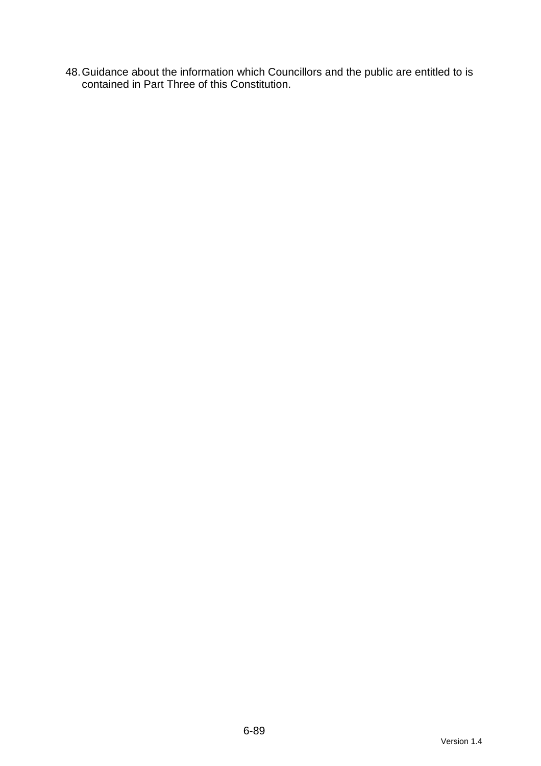48. Guidance about the information which Councillors and the public are entitled to is contained in Part Three of this Constitution.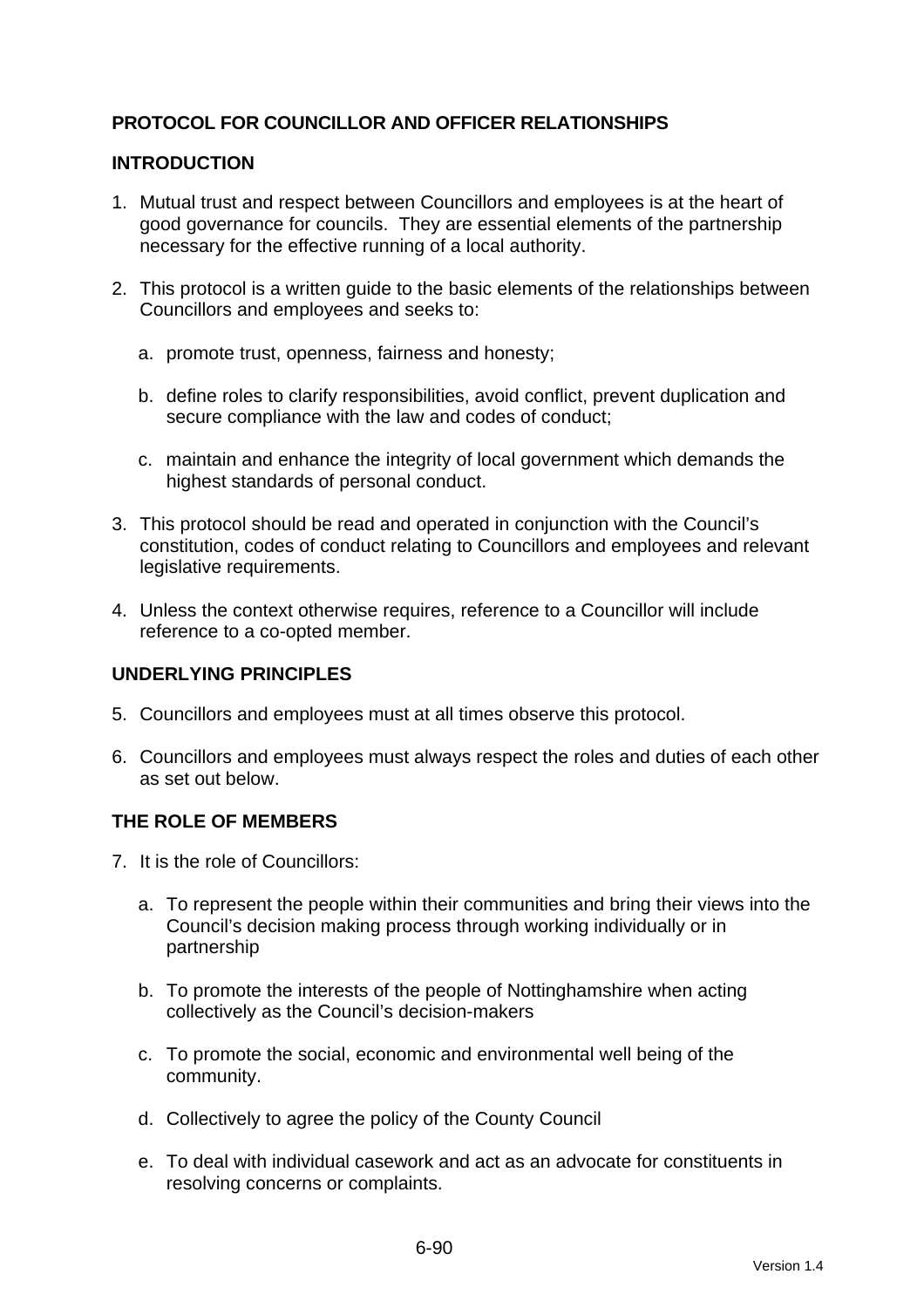**PROTOCOL FOR COUNCILLOR AND OFFICER RELATIONSHIPS**

**INTRODUCTION**

1. Mutual trust and respect between Councillors and employees is at the heart of good governance for councils. They are essential elements of the partnership necessary for the effective running of a local authority.

2. This protocol is a written guide to the basic elements of the relationships between Councillors and employees and seeks to:

   a. promote trust, openness, fairness and honesty;

   b. define roles to clarify responsibilities, avoid conflict, prevent duplication and secure compliance with the law and codes of conduct;

   c. maintain and enhance the integrity of local government which demands the highest standards of personal conduct.

3. This protocol should be read and operated in conjunction with the Council's constitution, codes of conduct relating to Councillors and employees and relevant legislative requirements.

4. Unless the context otherwise requires, reference to a Councillor will include reference to a co-opted member.

**UNDERLYING PRINCIPLES**

5. Councillors and employees must at all times observe this protocol.

6. Councillors and employees must always respect the roles and duties of each other as set out below.

**THE ROLE OF MEMBERS**

7. It is the role of Councillors:

   a. To represent the people within their communities and bring their views into the Council's decision making process through working individually or in partnership

   b. To promote the interests of the people of Nottinghamshire when acting collectively as the Council's decision-makers

   c. To promote the social, economic and environmental well being of the community.

   d. Collectively to agree the policy of the County Council

   e. To deal with individual casework and act as an advocate for constituents in resolving concerns or complaints.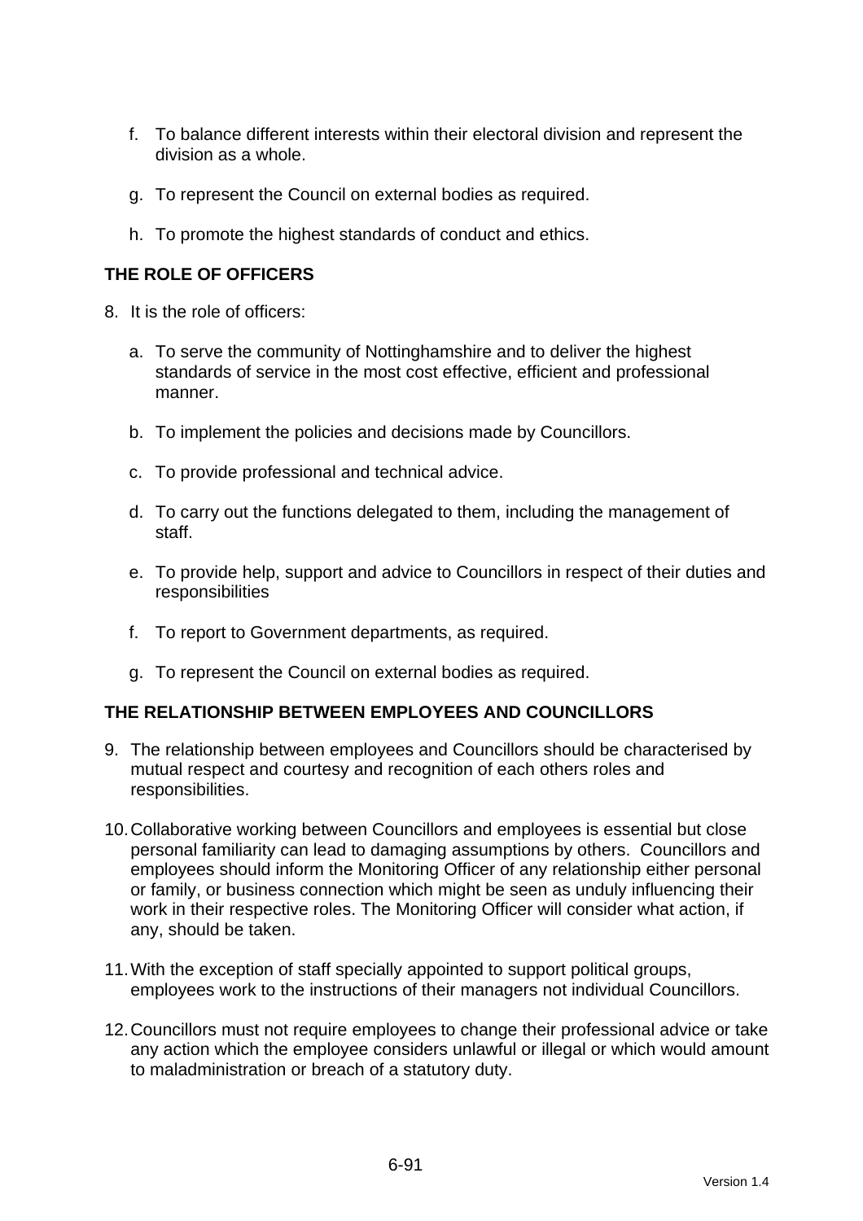f. To balance different interests within their electoral division and represent the division as a whole.

g. To represent the Council on external bodies as required.

h. To promote the highest standards of conduct and ethics.

## THE ROLE OF OFFICERS

8. It is the role of officers:

   a. To serve the community of Nottinghamshire and to deliver the highest standards of service in the most cost effective, efficient and professional manner.

   b. To implement the policies and decisions made by Councillors.

   c. To provide professional and technical advice.

   d. To carry out the functions delegated to them, including the management of staff.

   e. To provide help, support and advice to Councillors in respect of their duties and responsibilities

   f. To report to Government departments, as required.

   g. To represent the Council on external bodies as required.

## THE RELATIONSHIP BETWEEN EMPLOYEES AND COUNCILLORS

9. The relationship between employees and Councillors should be characterised by mutual respect and courtesy and recognition of each others roles and responsibilities.

10. Collaborative working between Councillors and employees is essential but close personal familiarity can lead to damaging assumptions by others. Councillors and employees should inform the Monitoring Officer of any relationship either personal or family, or business connection which might be seen as unduly influencing their work in their respective roles. The Monitoring Officer will consider what action, if any, should be taken.

11. With the exception of staff specially appointed to support political groups, employees work to the instructions of their managers not individual Councillors.

12. Councillors must not require employees to change their professional advice or take any action which the employee considers unlawful or illegal or which would amount to maladministration or breach of a statutory duty.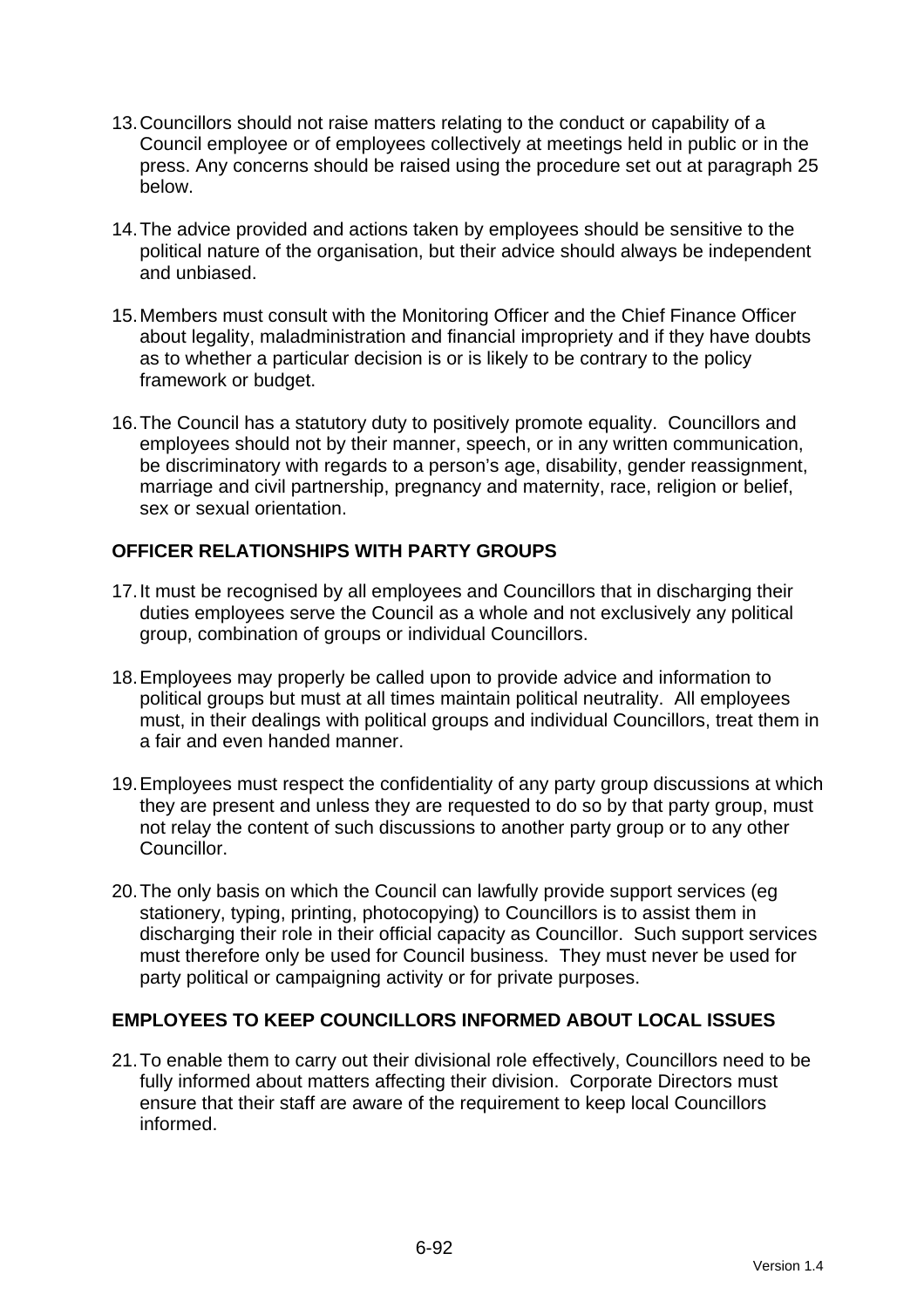13. Councillors should not raise matters relating to the conduct or capability of a Council employee or of employees collectively at meetings held in public or in the press. Any concerns should be raised using the procedure set out at paragraph 25 below.

14. The advice provided and actions taken by employees should be sensitive to the political nature of the organisation, but their advice should always be independent and unbiased.

15. Members must consult with the Monitoring Officer and the Chief Finance Officer about legality, maladministration and financial impropriety and if they have doubts as to whether a particular decision is or is likely to be contrary to the policy framework or budget.

16. The Council has a statutory duty to positively promote equality. Councillors and employees should not by their manner, speech, or in any written communication, be discriminatory with regards to a person's age, disability, gender reassignment, marriage and civil partnership, pregnancy and maternity, race, religion or belief, sex or sexual orientation.

**OFFICER RELATIONSHIPS WITH PARTY GROUPS**

17. It must be recognised by all employees and Councillors that in discharging their duties employees serve the Council as a whole and not exclusively any political group, combination of groups or individual Councillors.

18. Employees may properly be called upon to provide advice and information to political groups but must at all times maintain political neutrality. All employees must, in their dealings with political groups and individual Councillors, treat them in a fair and even handed manner.

19. Employees must respect the confidentiality of any party group discussions at which they are present and unless they are requested to do so by that party group, must not relay the content of such discussions to another party group or to any other Councillor.

20. The only basis on which the Council can lawfully provide support services (eg stationery, typing, printing, photocopying) to Councillors is to assist them in discharging their role in their official capacity as Councillor. Such support services must therefore only be used for Council business. They must never be used for party political or campaigning activity or for private purposes.

**EMPLOYEES TO KEEP COUNCILLORS INFORMED ABOUT LOCAL ISSUES**

21. To enable them to carry out their divisional role effectively, Councillors need to be fully informed about matters affecting their division. Corporate Directors must ensure that their staff are aware of the requirement to keep local Councillors informed.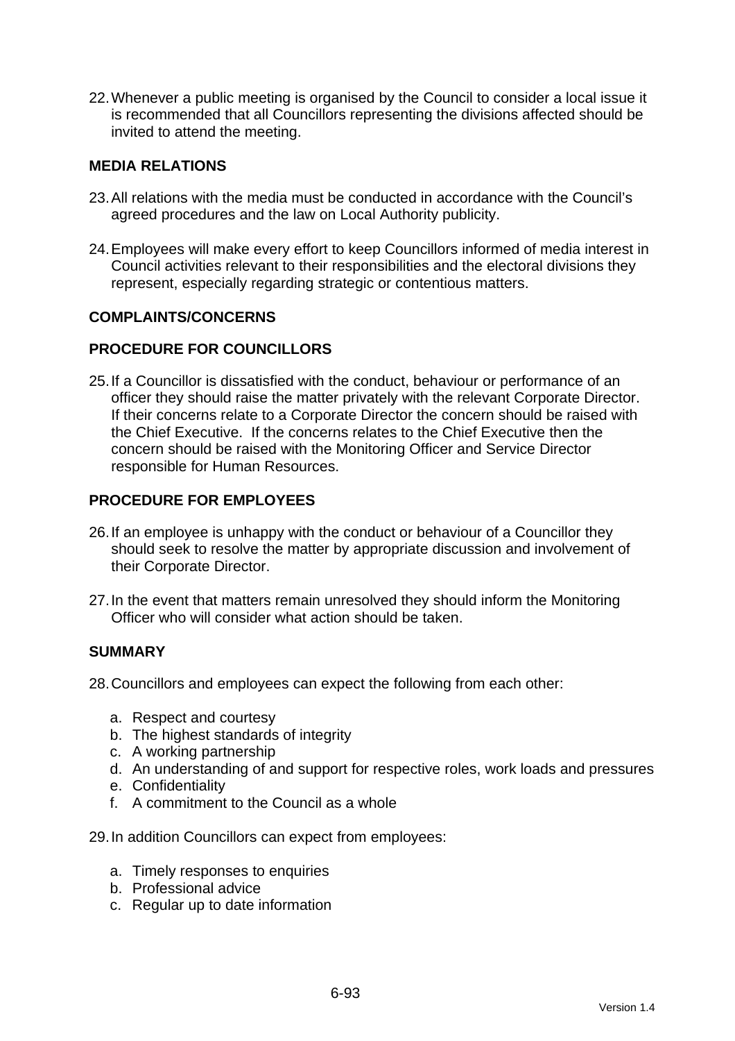22. Whenever a public meeting is organised by the Council to consider a local issue it is recommended that all Councillors representing the divisions affected should be invited to attend the meeting.

## MEDIA RELATIONS

23. All relations with the media must be conducted in accordance with the Council's agreed procedures and the law on Local Authority publicity.

24. Employees will make every effort to keep Councillors informed of media interest in Council activities relevant to their responsibilities and the electoral divisions they represent, especially regarding strategic or contentious matters.

## COMPLAINTS/CONCERNS

## PROCEDURE FOR COUNCILLORS

25. If a Councillor is dissatisfied with the conduct, behaviour or performance of an officer they should raise the matter privately with the relevant Corporate Director. If their concerns relate to a Corporate Director the concern should be raised with the Chief Executive. If the concerns relates to the Chief Executive then the concern should be raised with the Monitoring Officer and Service Director responsible for Human Resources.

## PROCEDURE FOR EMPLOYEES

26. If an employee is unhappy with the conduct or behaviour of a Councillor they should seek to resolve the matter by appropriate discussion and involvement of their Corporate Director.

27. In the event that matters remain unresolved they should inform the Monitoring Officer who will consider what action should be taken.

## SUMMARY

28. Councillors and employees can expect the following from each other:

   a. Respect and courtesy
   b. The highest standards of integrity
   c. A working partnership
   d. An understanding of and support for respective roles, work loads and pressures
   e. Confidentiality
   f. A commitment to the Council as a whole

29. In addition Councillors can expect from employees:

   a. Timely responses to enquiries
   b. Professional advice
   c. Regular up to date information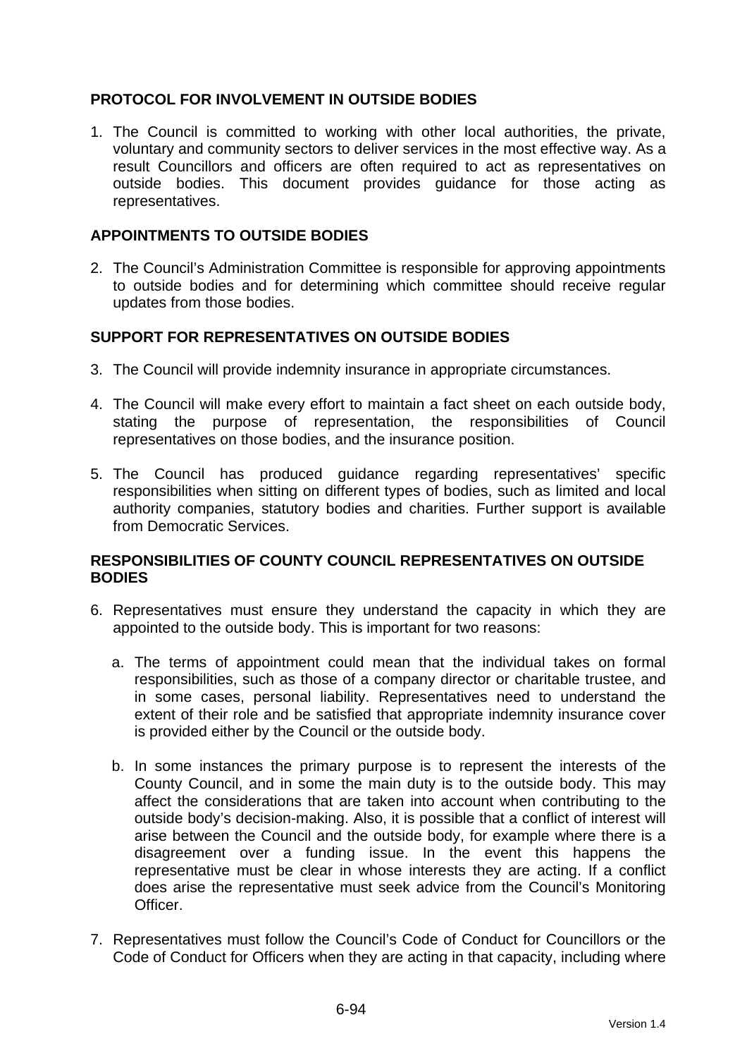## PROTOCOL FOR INVOLVEMENT IN OUTSIDE BODIES

1. The Council is committed to working with other local authorities, the private, voluntary and community sectors to deliver services in the most effective way. As a result Councillors and officers are often required to act as representatives on outside bodies. This document provides guidance for those acting as representatives.

## APPOINTMENTS TO OUTSIDE BODIES

2. The Council's Administration Committee is responsible for approving appointments to outside bodies and for determining which committee should receive regular updates from those bodies.

## SUPPORT FOR REPRESENTATIVES ON OUTSIDE BODIES

3. The Council will provide indemnity insurance in appropriate circumstances.

4. The Council will make every effort to maintain a fact sheet on each outside body, stating the purpose of representation, the responsibilities of Council representatives on those bodies, and the insurance position.

5. The Council has produced guidance regarding representatives' specific responsibilities when sitting on different types of bodies, such as limited and local authority companies, statutory bodies and charities. Further support is available from Democratic Services.

## RESPONSIBILITIES OF COUNTY COUNCIL REPRESENTATIVES ON OUTSIDE BODIES

6. Representatives must ensure they understand the capacity in which they are appointed to the outside body. This is important for two reasons:

   a. The terms of appointment could mean that the individual takes on formal responsibilities, such as those of a company director or charitable trustee, and in some cases, personal liability. Representatives need to understand the extent of their role and be satisfied that appropriate indemnity insurance cover is provided either by the Council or the outside body.

   b. In some instances the primary purpose is to represent the interests of the County Council, and in some the main duty is to the outside body. This may affect the considerations that are taken into account when contributing to the outside body's decision-making. Also, it is possible that a conflict of interest will arise between the Council and the outside body, for example where there is a disagreement over a funding issue. In the event this happens the representative must be clear in whose interests they are acting. If a conflict does arise the representative must seek advice from the Council's Monitoring Officer.

7. Representatives must follow the Council's Code of Conduct for Councillors or the Code of Conduct for Officers when they are acting in that capacity, including where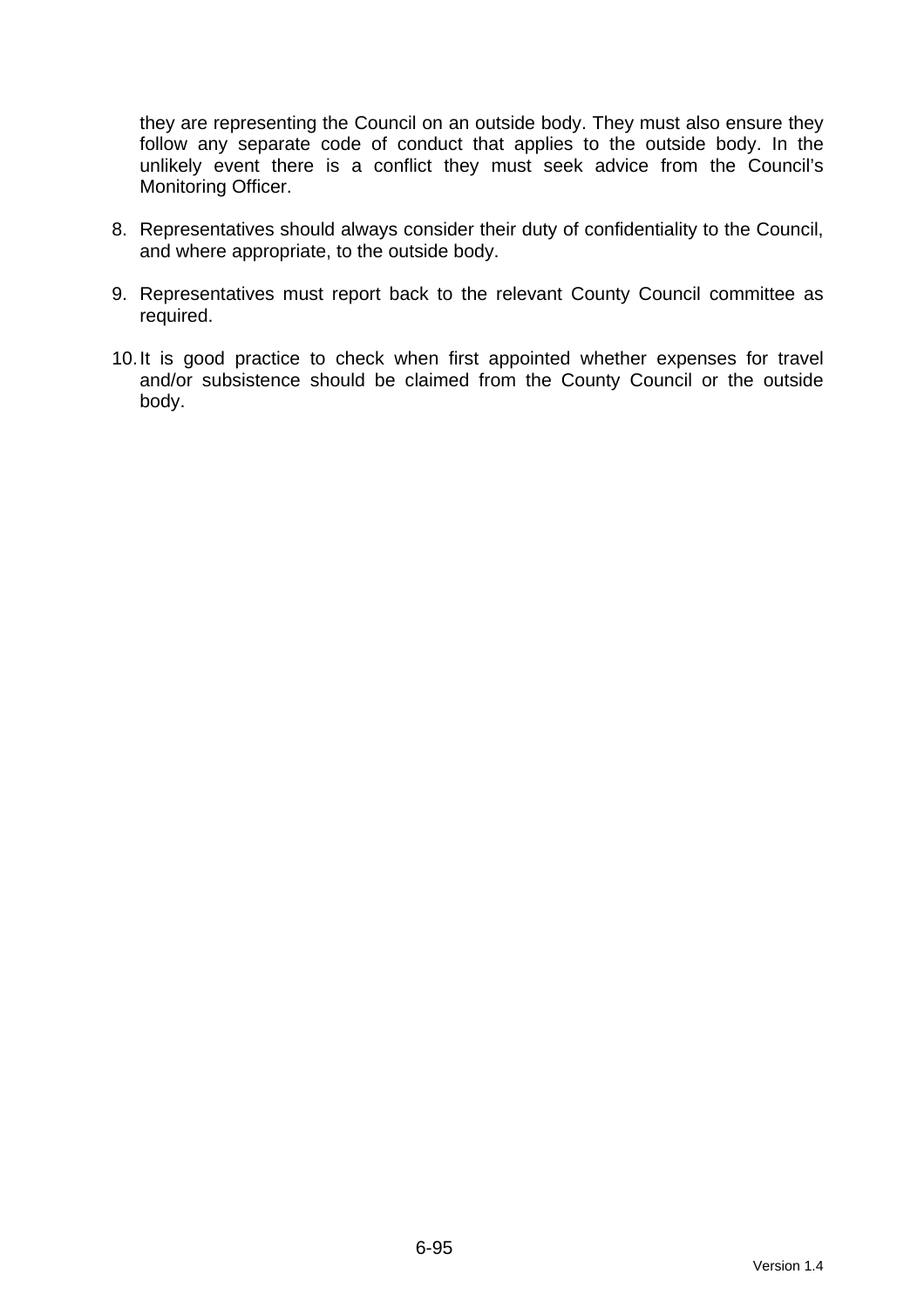they are representing the Council on an outside body. They must also ensure they follow any separate code of conduct that applies to the outside body. In the unlikely event there is a conflict they must seek advice from the Council's Monitoring Officer.

8. Representatives should always consider their duty of confidentiality to the Council, and where appropriate, to the outside body.

9. Representatives must report back to the relevant County Council committee as required.

10. It is good practice to check when first appointed whether expenses for travel and/or subsistence should be claimed from the County Council or the outside body.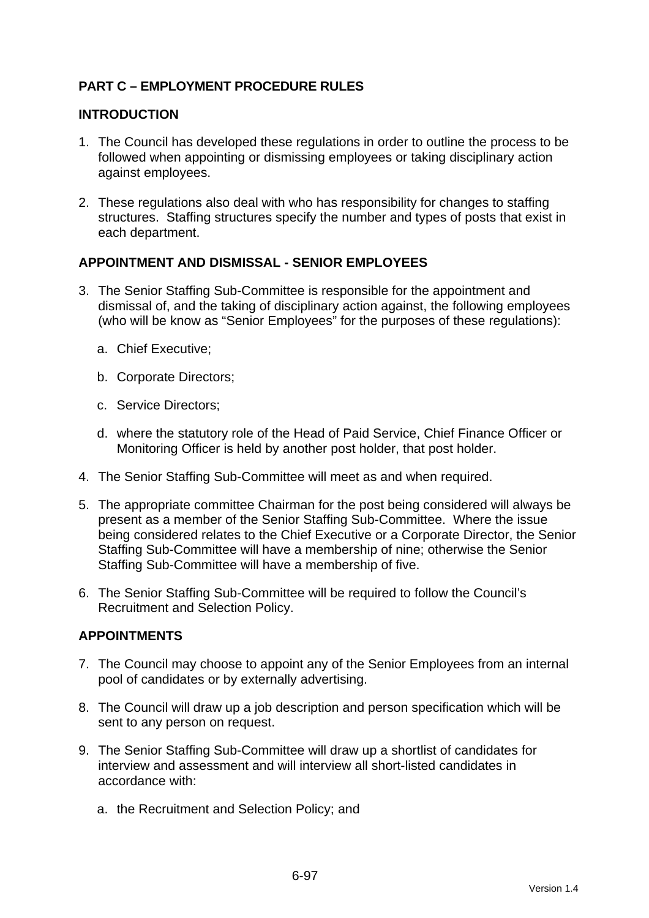## PART C – EMPLOYMENT PROCEDURE RULES

### INTRODUCTION

1. The Council has developed these regulations in order to outline the process to be followed when appointing or dismissing employees or taking disciplinary action against employees.

2. These regulations also deal with who has responsibility for changes to staffing structures. Staffing structures specify the number and types of posts that exist in each department.

### APPOINTMENT AND DISMISSAL - SENIOR EMPLOYEES

3. The Senior Staffing Sub-Committee is responsible for the appointment and dismissal of, and the taking of disciplinary action against, the following employees (who will be know as "Senior Employees" for the purposes of these regulations):

   a. Chief Executive;

   b. Corporate Directors;

   c. Service Directors;

   d. where the statutory role of the Head of Paid Service, Chief Finance Officer or Monitoring Officer is held by another post holder, that post holder.

4. The Senior Staffing Sub-Committee will meet as and when required.

5. The appropriate committee Chairman for the post being considered will always be present as a member of the Senior Staffing Sub-Committee. Where the issue being considered relates to the Chief Executive or a Corporate Director, the Senior Staffing Sub-Committee will have a membership of nine; otherwise the Senior Staffing Sub-Committee will have a membership of five.

6. The Senior Staffing Sub-Committee will be required to follow the Council's Recruitment and Selection Policy.

### APPOINTMENTS

7. The Council may choose to appoint any of the Senior Employees from an internal pool of candidates or by externally advertising.

8. The Council will draw up a job description and person specification which will be sent to any person on request.

9. The Senior Staffing Sub-Committee will draw up a shortlist of candidates for interview and assessment and will interview all short-listed candidates in accordance with:

   a. the Recruitment and Selection Policy; and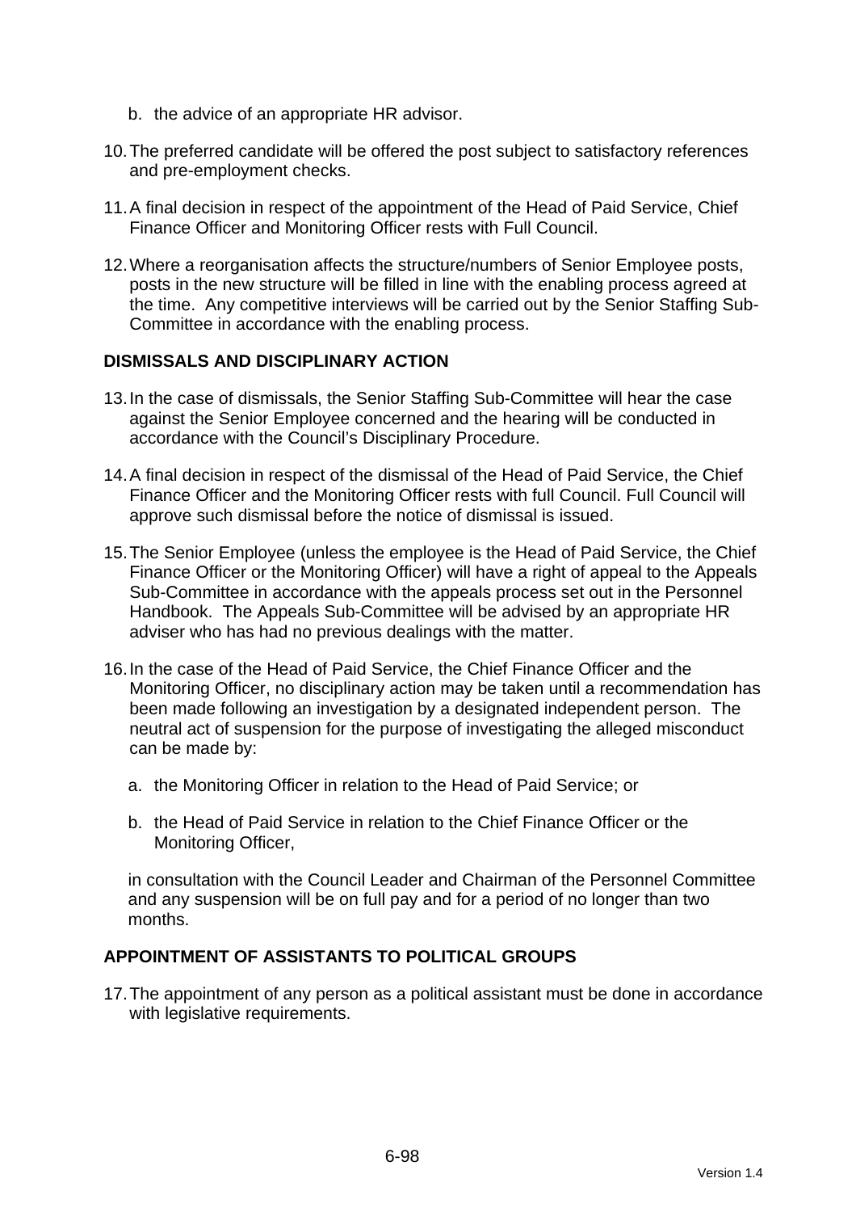b. the advice of an appropriate HR advisor.

10. The preferred candidate will be offered the post subject to satisfactory references and pre-employment checks.

11. A final decision in respect of the appointment of the Head of Paid Service, Chief Finance Officer and Monitoring Officer rests with Full Council.

12. Where a reorganisation affects the structure/numbers of Senior Employee posts, posts in the new structure will be filled in line with the enabling process agreed at the time. Any competitive interviews will be carried out by the Senior Staffing Sub-Committee in accordance with the enabling process.

## DISMISSALS AND DISCIPLINARY ACTION

13. In the case of dismissals, the Senior Staffing Sub-Committee will hear the case against the Senior Employee concerned and the hearing will be conducted in accordance with the Council's Disciplinary Procedure.

14. A final decision in respect of the dismissal of the Head of Paid Service, the Chief Finance Officer and the Monitoring Officer rests with full Council. Full Council will approve such dismissal before the notice of dismissal is issued.

15. The Senior Employee (unless the employee is the Head of Paid Service, the Chief Finance Officer or the Monitoring Officer) will have a right of appeal to the Appeals Sub-Committee in accordance with the appeals process set out in the Personnel Handbook. The Appeals Sub-Committee will be advised by an appropriate HR adviser who has had no previous dealings with the matter.

16. In the case of the Head of Paid Service, the Chief Finance Officer and the Monitoring Officer, no disciplinary action may be taken until a recommendation has been made following an investigation by a designated independent person. The neutral act of suspension for the purpose of investigating the alleged misconduct can be made by:

    a. the Monitoring Officer in relation to the Head of Paid Service; or

    b. the Head of Paid Service in relation to the Chief Finance Officer or the Monitoring Officer,

    in consultation with the Council Leader and Chairman of the Personnel Committee and any suspension will be on full pay and for a period of no longer than two months.

## APPOINTMENT OF ASSISTANTS TO POLITICAL GROUPS

17. The appointment of any person as a political assistant must be done in accordance with legislative requirements.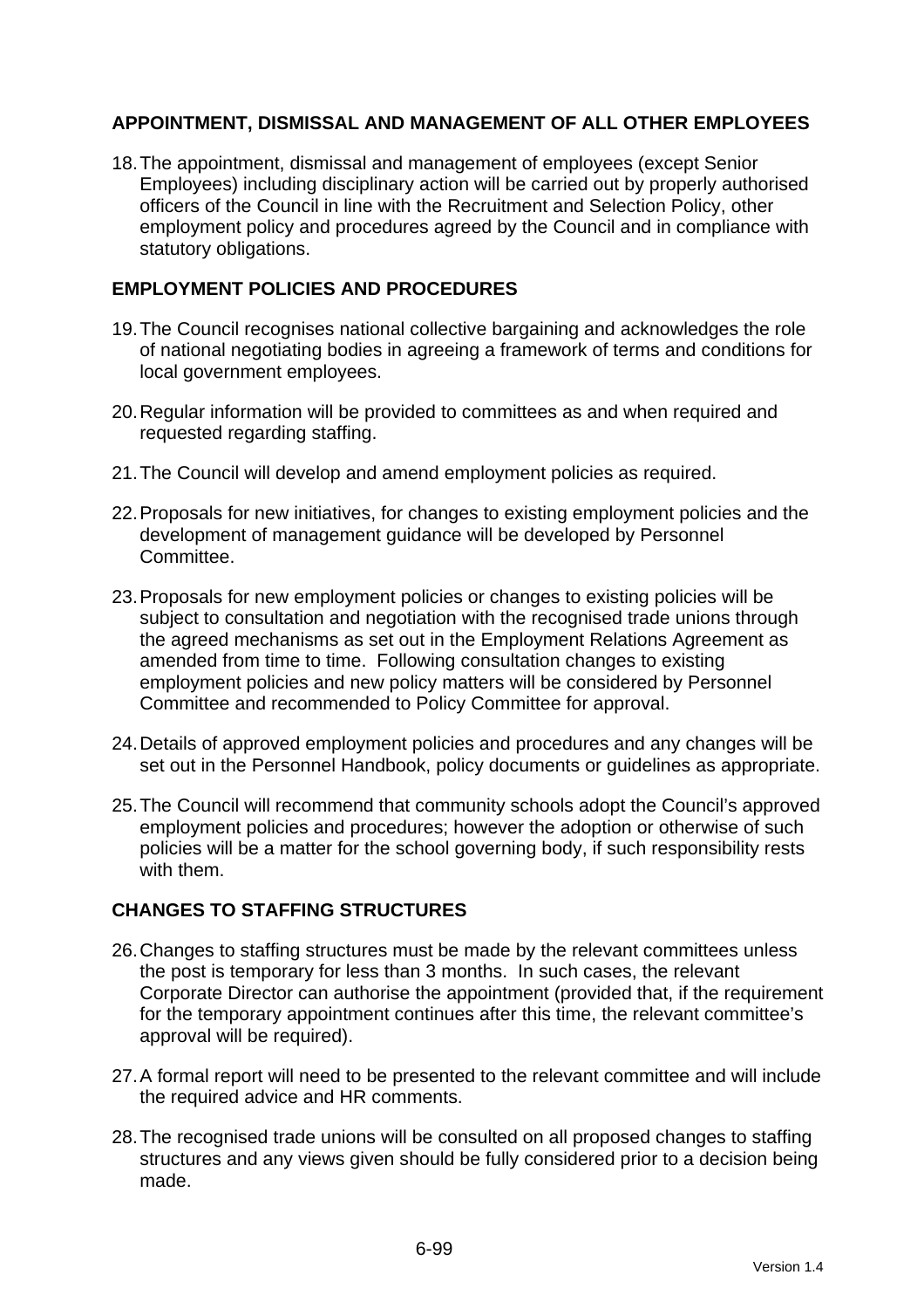## APPOINTMENT, DISMISSAL AND MANAGEMENT OF ALL OTHER EMPLOYEES

18. The appointment, dismissal and management of employees (except Senior Employees) including disciplinary action will be carried out by properly authorised officers of the Council in line with the Recruitment and Selection Policy, other employment policy and procedures agreed by the Council and in compliance with statutory obligations.

## EMPLOYMENT POLICIES AND PROCEDURES

19. The Council recognises national collective bargaining and acknowledges the role of national negotiating bodies in agreeing a framework of terms and conditions for local government employees.

20. Regular information will be provided to committees as and when required and requested regarding staffing.

21. The Council will develop and amend employment policies as required.

22. Proposals for new initiatives, for changes to existing employment policies and the development of management guidance will be developed by Personnel Committee.

23. Proposals for new employment policies or changes to existing policies will be subject to consultation and negotiation with the recognised trade unions through the agreed mechanisms as set out in the Employment Relations Agreement as amended from time to time. Following consultation changes to existing employment policies and new policy matters will be considered by Personnel Committee and recommended to Policy Committee for approval.

24. Details of approved employment policies and procedures and any changes will be set out in the Personnel Handbook, policy documents or guidelines as appropriate.

25. The Council will recommend that community schools adopt the Council's approved employment policies and procedures; however the adoption or otherwise of such policies will be a matter for the school governing body, if such responsibility rests with them.

## CHANGES TO STAFFING STRUCTURES

26. Changes to staffing structures must be made by the relevant committees unless the post is temporary for less than 3 months. In such cases, the relevant Corporate Director can authorise the appointment (provided that, if the requirement for the temporary appointment continues after this time, the relevant committee's approval will be required).

27. A formal report will need to be presented to the relevant committee and will include the required advice and HR comments.

28. The recognised trade unions will be consulted on all proposed changes to staffing structures and any views given should be fully considered prior to a decision being made.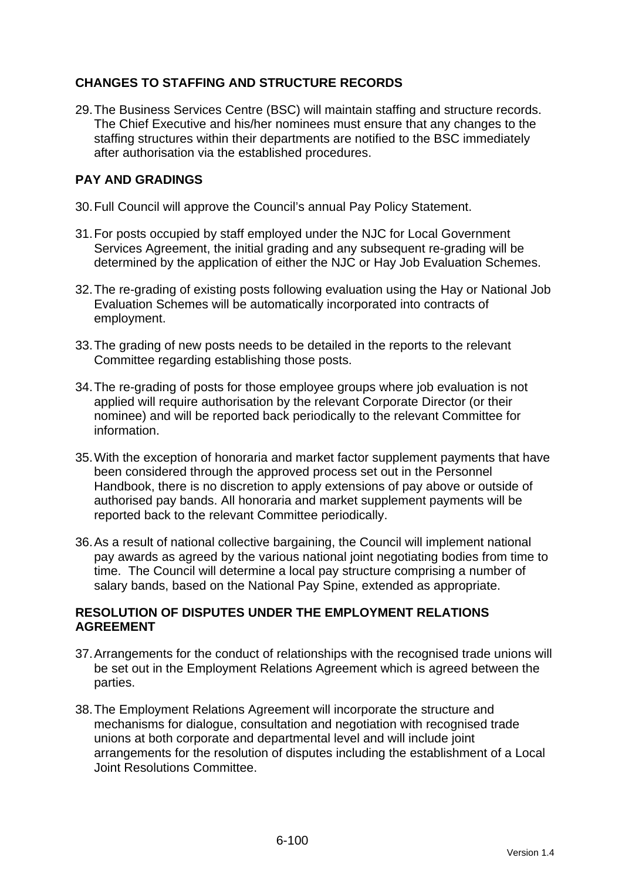## CHANGES TO STAFFING AND STRUCTURE RECORDS

29. The Business Services Centre (BSC) will maintain staffing and structure records. The Chief Executive and his/her nominees must ensure that any changes to the staffing structures within their departments are notified to the BSC immediately after authorisation via the established procedures.

## PAY AND GRADINGS

30. Full Council will approve the Council's annual Pay Policy Statement.

31. For posts occupied by staff employed under the NJC for Local Government Services Agreement, the initial grading and any subsequent re-grading will be determined by the application of either the NJC or Hay Job Evaluation Schemes.

32. The re-grading of existing posts following evaluation using the Hay or National Job Evaluation Schemes will be automatically incorporated into contracts of employment.

33. The grading of new posts needs to be detailed in the reports to the relevant Committee regarding establishing those posts.

34. The re-grading of posts for those employee groups where job evaluation is not applied will require authorisation by the relevant Corporate Director (or their nominee) and will be reported back periodically to the relevant Committee for information.

35. With the exception of honoraria and market factor supplement payments that have been considered through the approved process set out in the Personnel Handbook, there is no discretion to apply extensions of pay above or outside of authorised pay bands. All honoraria and market supplement payments will be reported back to the relevant Committee periodically.

36. As a result of national collective bargaining, the Council will implement national pay awards as agreed by the various national joint negotiating bodies from time to time. The Council will determine a local pay structure comprising a number of salary bands, based on the National Pay Spine, extended as appropriate.

## RESOLUTION OF DISPUTES UNDER THE EMPLOYMENT RELATIONS AGREEMENT

37. Arrangements for the conduct of relationships with the recognised trade unions will be set out in the Employment Relations Agreement which is agreed between the parties.

38. The Employment Relations Agreement will incorporate the structure and mechanisms for dialogue, consultation and negotiation with recognised trade unions at both corporate and departmental level and will include joint arrangements for the resolution of disputes including the establishment of a Local Joint Resolutions Committee.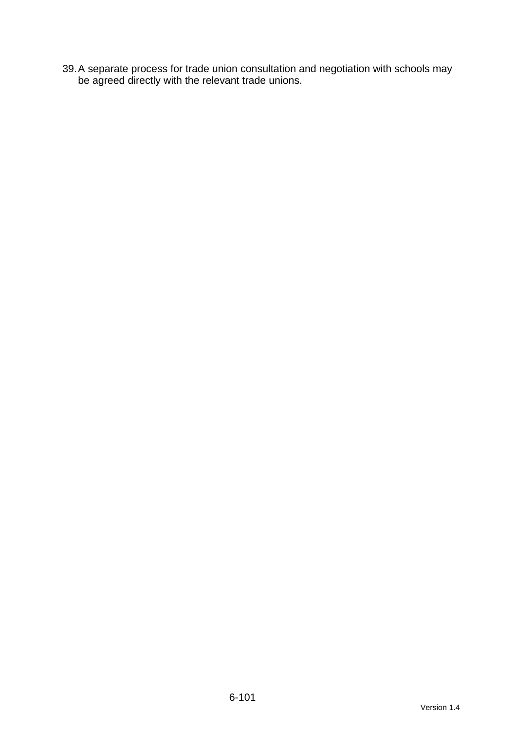39. A separate process for trade union consultation and negotiation with schools may be agreed directly with the relevant trade unions.